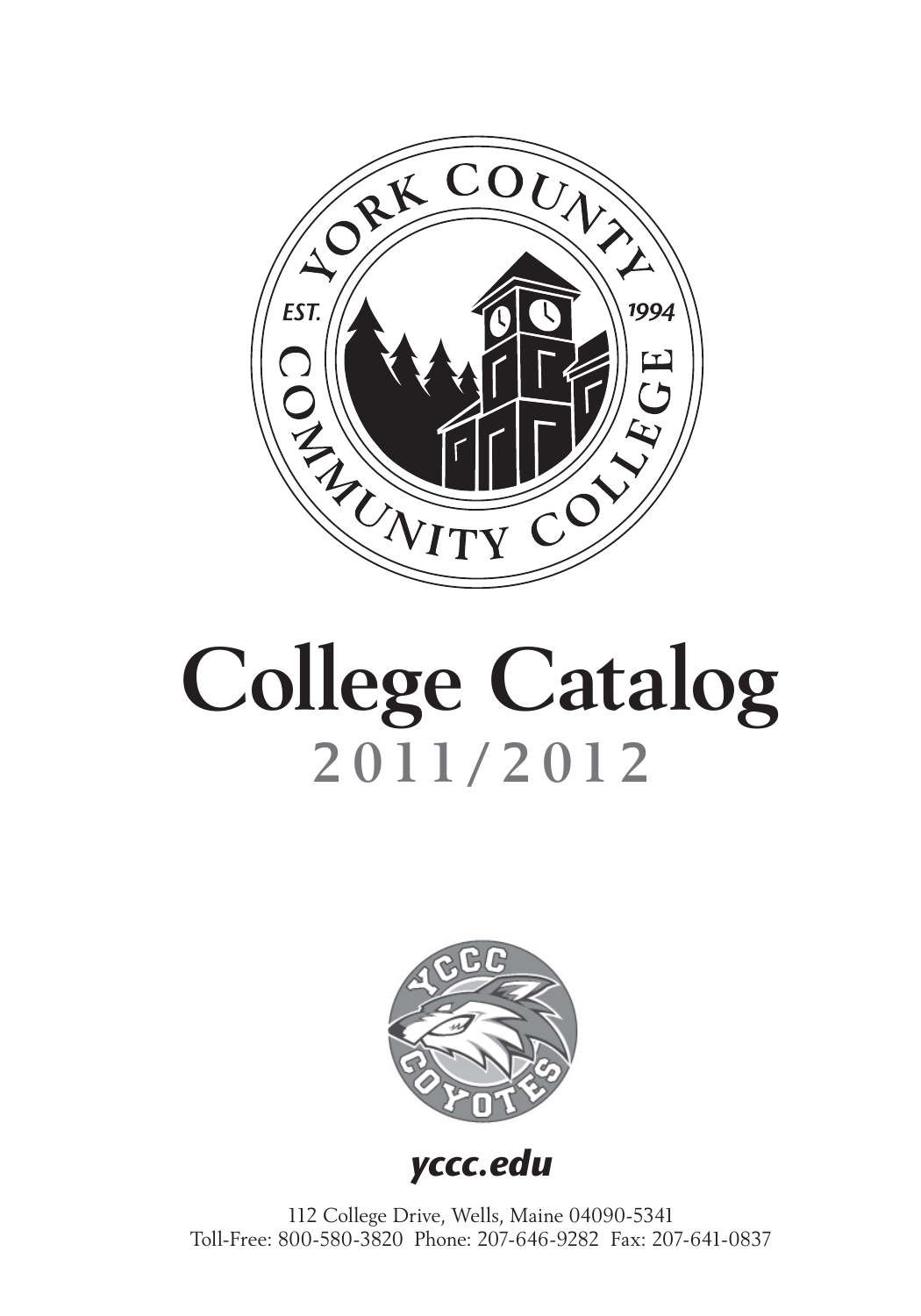# College Catalog

## 2011/2012

**yccc.edu**

112 College Drive, Wells, Maine 04090-5341
Toll-Free: 800-580-3820 Phone: 207-646-9282 Fax: 207-641-0837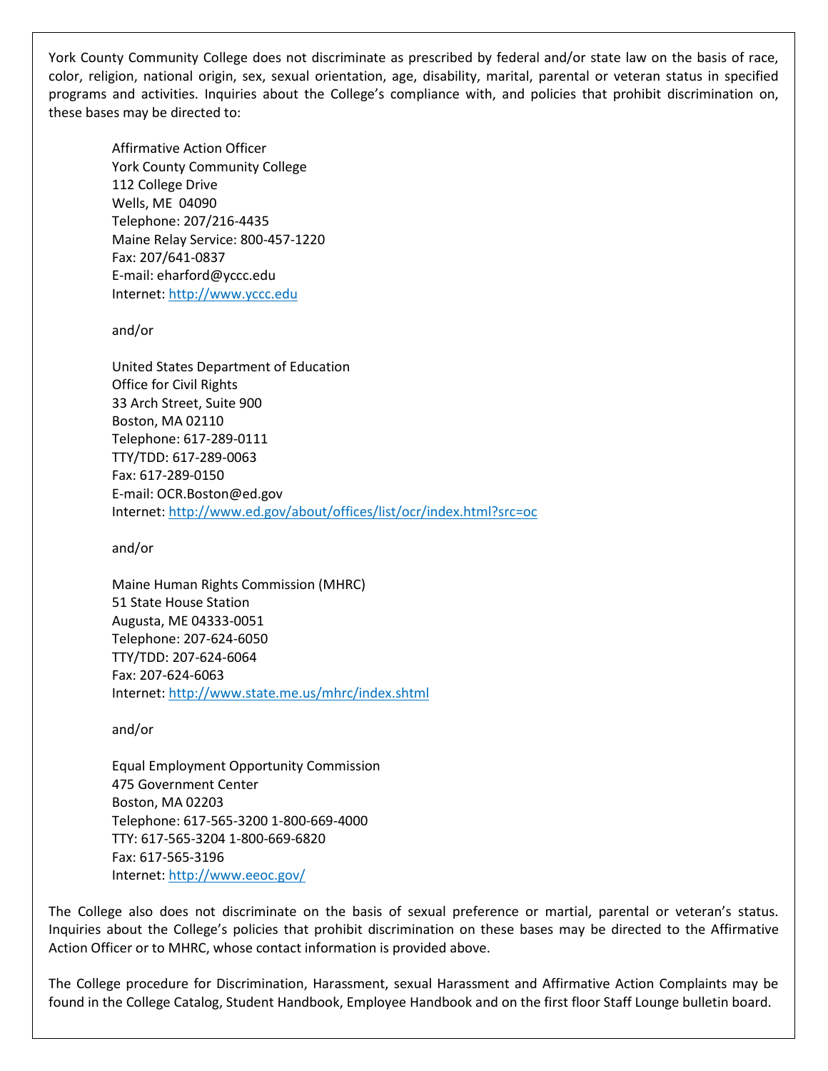York County Community College does not discriminate as prescribed by federal and/or state law on the basis of race, color, religion, national origin, sex, sexual orientation, age, disability, marital, parental or veteran status in specified programs and activities. Inquiries about the College's compliance with, and policies that prohibit discrimination on, these bases may be directed to:

Affirmative Action Officer
York County Community College
112 College Drive
Wells, ME 04090
Telephone: 207/216-4435
Maine Relay Service: 800-457-1220
Fax: 207/641-0837
E-mail: eharford@yccc.edu
Internet: http://www.yccc.edu

and/or

United States Department of Education
Office for Civil Rights
33 Arch Street, Suite 900
Boston, MA 02110
Telephone: 617-289-0111
TTY/TDD: 617-289-0063
Fax: 617-289-0150
E-mail: OCR.Boston@ed.gov
Internet: http://www.ed.gov/about/offices/list/ocr/index.html?src=oc

and/or

Maine Human Rights Commission (MHRC)
51 State House Station
Augusta, ME 04333-0051
Telephone: 207-624-6050
TTY/TDD: 207-624-6064
Fax: 207-624-6063
Internet: http://www.state.me.us/mhrc/index.shtml

and/or

Equal Employment Opportunity Commission
475 Government Center
Boston, MA 02203
Telephone: 617-565-3200 1-800-669-4000
TTY: 617-565-3204 1-800-669-6820
Fax: 617-565-3196
Internet: http://www.eeoc.gov/

The College also does not discriminate on the basis of sexual preference or martial, parental or veteran's status. Inquiries about the College's policies that prohibit discrimination on these bases may be directed to the Affirmative Action Officer or to MHRC, whose contact information is provided above.

The College procedure for Discrimination, Harassment, sexual Harassment and Affirmative Action Complaints may be found in the College Catalog, Student Handbook, Employee Handbook and on the first floor Staff Lounge bulletin board.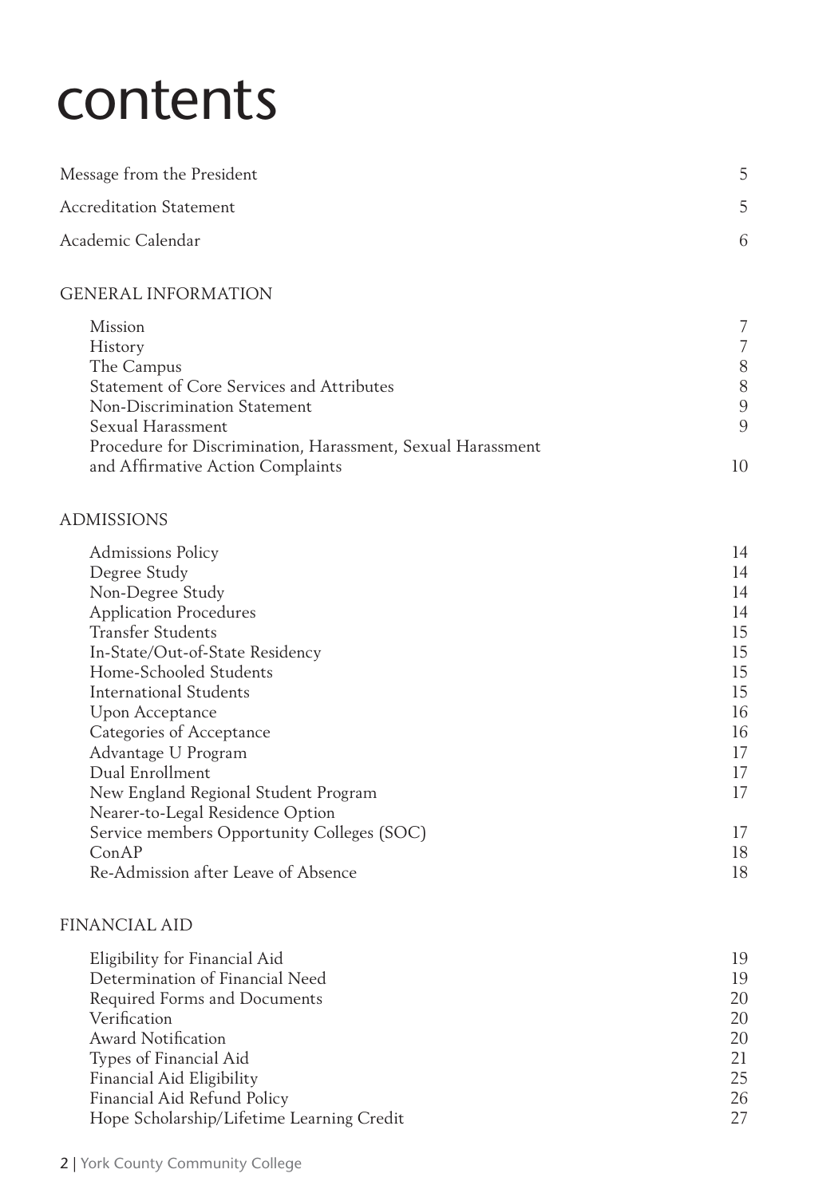# contents

| | |
|---|---|
| Message from the President | 5 |
| Accreditation Statement | 5 |
| Academic Calendar | 6 |

## GENERAL INFORMATION

| | |
|---|---|
| Mission | 7 |
| History | 7 |
| The Campus | 8 |
| Statement of Core Services and Attributes | 8 |
| Non-Discrimination Statement | 9 |
| Sexual Harassment | 9 |
| Procedure for Discrimination, Harassment, Sexual Harassment and Affirmative Action Complaints | 10 |

## ADMISSIONS

| | |
|---|---|
| Admissions Policy | 14 |
| Degree Study | 14 |
| Non-Degree Study | 14 |
| Application Procedures | 14 |
| Transfer Students | 15 |
| In-State/Out-of-State Residency | 15 |
| Home-Schooled Students | 15 |
| International Students | 15 |
| Upon Acceptance | 16 |
| Categories of Acceptance | 16 |
| Advantage U Program | 17 |
| Dual Enrollment | 17 |
| New England Regional Student Program | 17 |
| Nearer-to-Legal Residence Option | |
| Service members Opportunity Colleges (SOC) | 17 |
| ConAP | 18 |
| Re-Admission after Leave of Absence | 18 |

## FINANCIAL AID

| | |
|---|---|
| Eligibility for Financial Aid | 19 |
| Determination of Financial Need | 19 |
| Required Forms and Documents | 20 |
| Verification | 20 |
| Award Notification | 20 |
| Types of Financial Aid | 21 |
| Financial Aid Eligibility | 25 |
| Financial Aid Refund Policy | 26 |
| Hope Scholarship/Lifetime Learning Credit | 27 |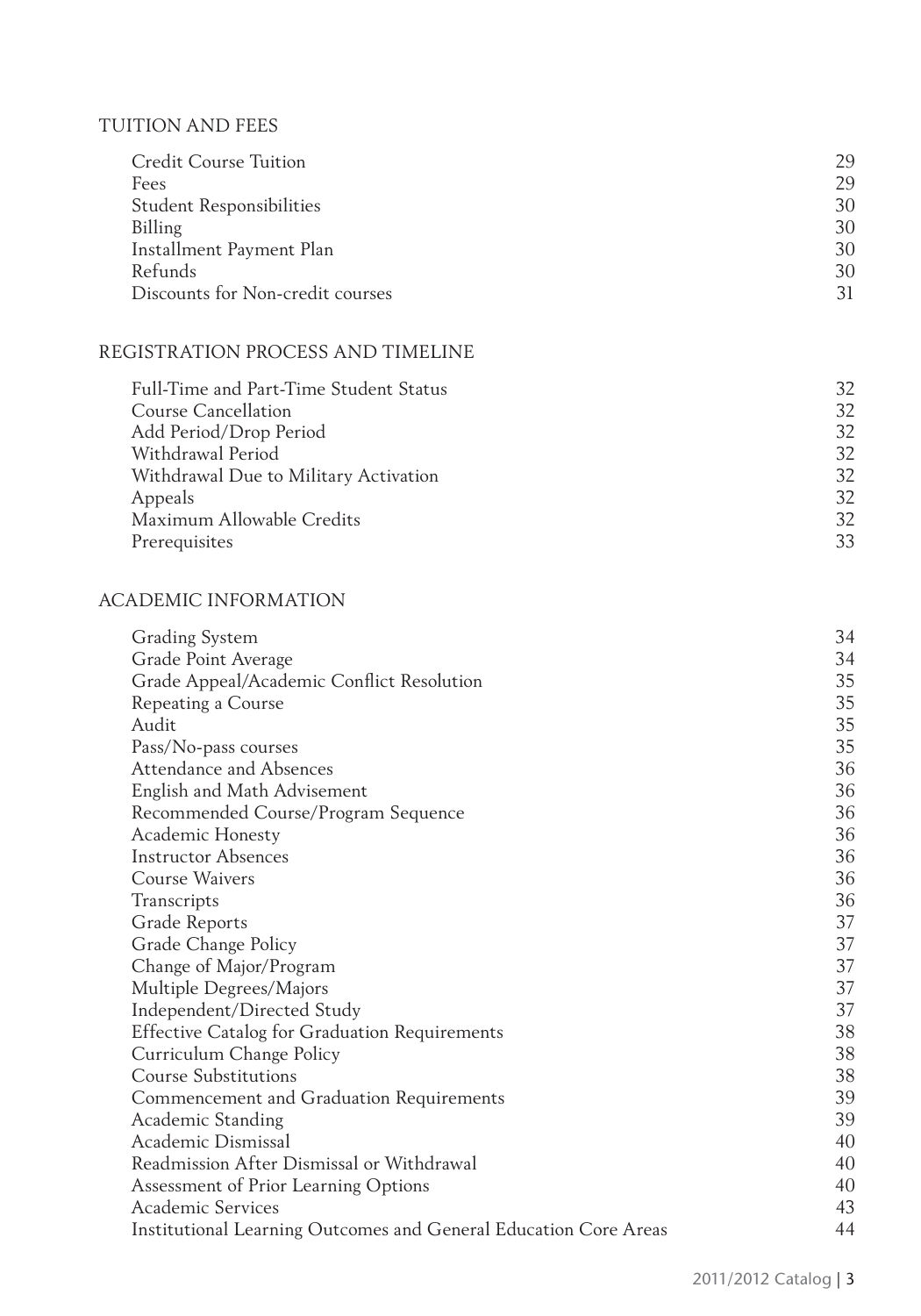## TUITION AND FEES

| | |
|---|---|
| Credit Course Tuition | 29 |
| Fees | 29 |
| Student Responsibilities | 30 |
| Billing | 30 |
| Installment Payment Plan | 30 |
| Refunds | 30 |
| Discounts for Non-credit courses | 31 |

## REGISTRATION PROCESS AND TIMELINE

| | |
|---|---|
| Full-Time and Part-Time Student Status | 32 |
| Course Cancellation | 32 |
| Add Period/Drop Period | 32 |
| Withdrawal Period | 32 |
| Withdrawal Due to Military Activation | 32 |
| Appeals | 32 |
| Maximum Allowable Credits | 32 |
| Prerequisites | 33 |

## ACADEMIC INFORMATION

| | |
|---|---|
| Grading System | 34 |
| Grade Point Average | 34 |
| Grade Appeal/Academic Conflict Resolution | 35 |
| Repeating a Course | 35 |
| Audit | 35 |
| Pass/No-pass courses | 35 |
| Attendance and Absences | 36 |
| English and Math Advisement | 36 |
| Recommended Course/Program Sequence | 36 |
| Academic Honesty | 36 |
| Instructor Absences | 36 |
| Course Waivers | 36 |
| Transcripts | 36 |
| Grade Reports | 37 |
| Grade Change Policy | 37 |
| Change of Major/Program | 37 |
| Multiple Degrees/Majors | 37 |
| Independent/Directed Study | 37 |
| Effective Catalog for Graduation Requirements | 38 |
| Curriculum Change Policy | 38 |
| Course Substitutions | 38 |
| Commencement and Graduation Requirements | 39 |
| Academic Standing | 39 |
| Academic Dismissal | 40 |
| Readmission After Dismissal or Withdrawal | 40 |
| Assessment of Prior Learning Options | 40 |
| Academic Services | 43 |
| Institutional Learning Outcomes and General Education Core Areas | 44 |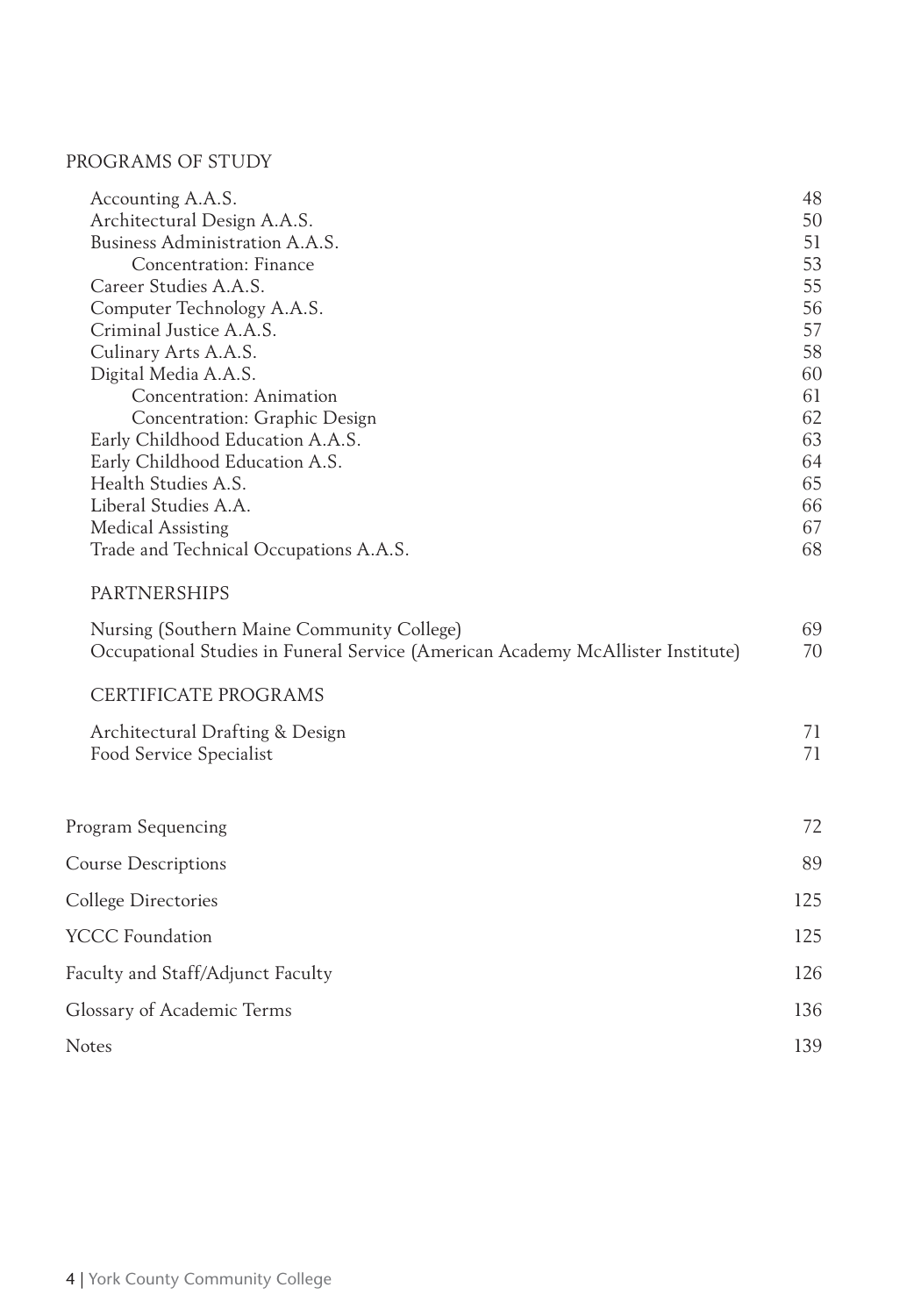## PROGRAMS OF STUDY

| | |
|---|---|
| Accounting A.A.S. | 48 |
| Architectural Design A.A.S. | 50 |
| Business Administration A.A.S. | 51 |
| Concentration: Finance | 53 |
| Career Studies A.A.S. | 55 |
| Computer Technology A.A.S. | 56 |
| Criminal Justice A.A.S. | 57 |
| Culinary Arts A.A.S. | 58 |
| Digital Media A.A.S. | 60 |
| Concentration: Animation | 61 |
| Concentration: Graphic Design | 62 |
| Early Childhood Education A.A.S. | 63 |
| Early Childhood Education A.S. | 64 |
| Health Studies A.S. | 65 |
| Liberal Studies A.A. | 66 |
| Medical Assisting | 67 |
| Trade and Technical Occupations A.A.S. | 68 |

### PARTNERSHIPS

| | |
|---|---|
| Nursing (Southern Maine Community College) | 69 |
| Occupational Studies in Funeral Service (American Academy McAllister Institute) | 70 |

### CERTIFICATE PROGRAMS

| | |
|---|---|
| Architectural Drafting & Design | 71 |
| Food Service Specialist | 71 |

| | |
|---|---|
| Program Sequencing | 72 |
| Course Descriptions | 89 |
| College Directories | 125 |
| YCCC Foundation | 125 |
| Faculty and Staff/Adjunct Faculty | 126 |
| Glossary of Academic Terms | 136 |
| Notes | 139 |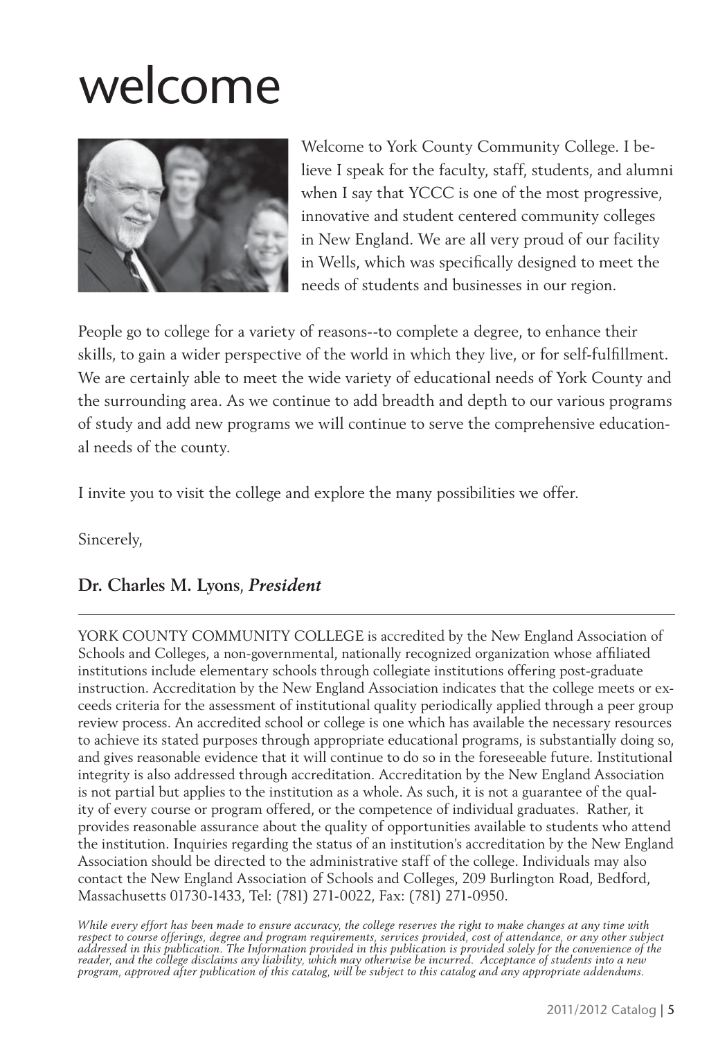# welcome

Welcome to York County Community College. I believe I speak for the faculty, staff, students, and alumni when I say that YCCC is one of the most progressive, innovative and student centered community colleges in New England. We are all very proud of our facility in Wells, which was specifically designed to meet the needs of students and businesses in our region.

People go to college for a variety of reasons--to complete a degree, to enhance their skills, to gain a wider perspective of the world in which they live, or for self-fulfillment. We are certainly able to meet the wide variety of educational needs of York County and the surrounding area. As we continue to add breadth and depth to our various programs of study and add new programs we will continue to serve the comprehensive educational needs of the county.

I invite you to visit the college and explore the many possibilities we offer.

Sincerely,

**Dr. Charles M. Lyons**, ***President***

---

YORK COUNTY COMMUNITY COLLEGE is accredited by the New England Association of Schools and Colleges, a non-governmental, nationally recognized organization whose affiliated institutions include elementary schools through collegiate institutions offering post-graduate instruction. Accreditation by the New England Association indicates that the college meets or exceeds criteria for the assessment of institutional quality periodically applied through a peer group review process. An accredited school or college is one which has available the necessary resources to achieve its stated purposes through appropriate educational programs, is substantially doing so, and gives reasonable evidence that it will continue to do so in the foreseeable future. Institutional integrity is also addressed through accreditation. Accreditation by the New England Association is not partial but applies to the institution as a whole. As such, it is not a guarantee of the quality of every course or program offered, or the competence of individual graduates. Rather, it provides reasonable assurance about the quality of opportunities available to students who attend the institution. Inquiries regarding the status of an institution's accreditation by the New England Association should be directed to the administrative staff of the college. Individuals may also contact the New England Association of Schools and Colleges, 209 Burlington Road, Bedford, Massachusetts 01730-1433, Tel: (781) 271-0022, Fax: (781) 271-0950.

*While every effort has been made to ensure accuracy, the college reserves the right to make changes at any time with respect to course offerings, degree and program requirements, services provided, cost of attendance, or any other subject addressed in this publication. The Information provided in this publication is provided solely for the convenience of the reader, and the college disclaims any liability, which may otherwise be incurred. Acceptance of students into a new program, approved after publication of this catalog, will be subject to this catalog and any appropriate addendums.*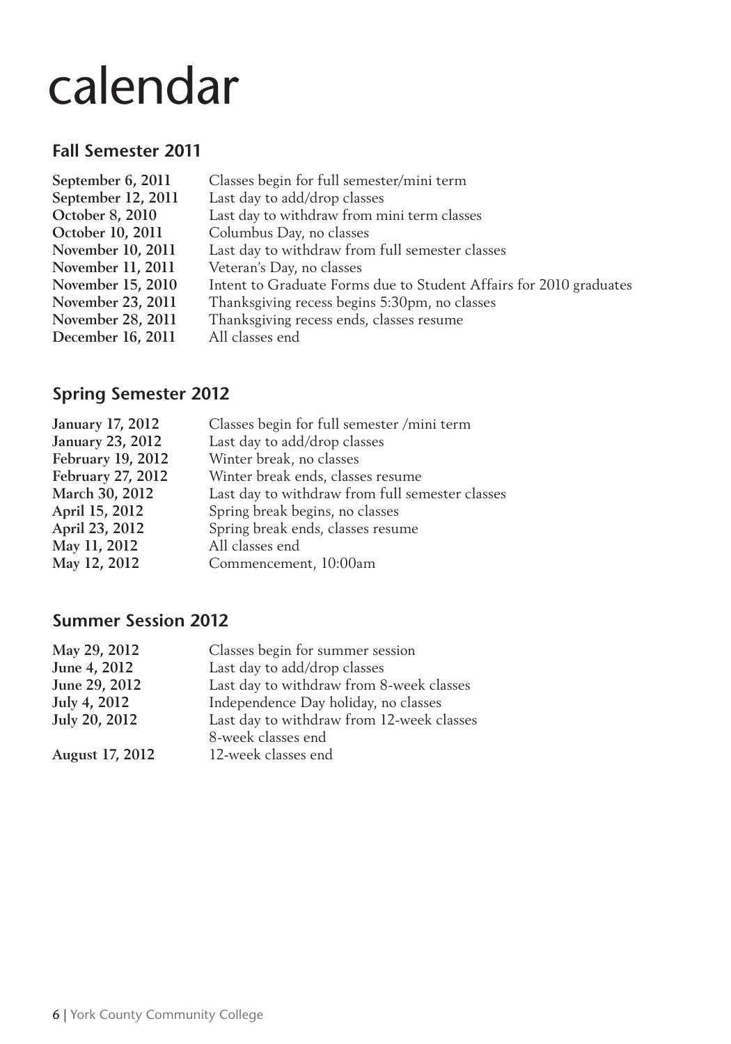# calendar

## Fall Semester 2011

| | |
|---|---|
| **September 6, 2011** | Classes begin for full semester/mini term |
| **September 12, 2011** | Last day to add/drop classes |
| **October 8, 2010** | Last day to withdraw from mini term classes |
| **October 10, 2011** | Columbus Day, no classes |
| **November 10, 2011** | Last day to withdraw from full semester classes |
| **November 11, 2011** | Veteran's Day, no classes |
| **November 15, 2010** | Intent to Graduate Forms due to Student Affairs for 2010 graduates |
| **November 23, 2011** | Thanksgiving recess begins 5:30pm, no classes |
| **November 28, 2011** | Thanksgiving recess ends, classes resume |
| **December 16, 2011** | All classes end |

## Spring Semester 2012

| | |
|---|---|
| **January 17, 2012** | Classes begin for full semester /mini term |
| **January 23, 2012** | Last day to add/drop classes |
| **February 19, 2012** | Winter break, no classes |
| **February 27, 2012** | Winter break ends, classes resume |
| **March 30, 2012** | Last day to withdraw from full semester classes |
| **April 15, 2012** | Spring break begins, no classes |
| **April 23, 2012** | Spring break ends, classes resume |
| **May 11, 2012** | All classes end |
| **May 12, 2012** | Commencement, 10:00am |

## Summer Session 2012

| | |
|---|---|
| **May 29, 2012** | Classes begin for summer session |
| **June 4, 2012** | Last day to add/drop classes |
| **June 29, 2012** | Last day to withdraw from 8-week classes |
| **July 4, 2012** | Independence Day holiday, no classes |
| **July 20, 2012** | Last day to withdraw from 12-week classes<br>8-week classes end |
| **August 17, 2012** | 12-week classes end |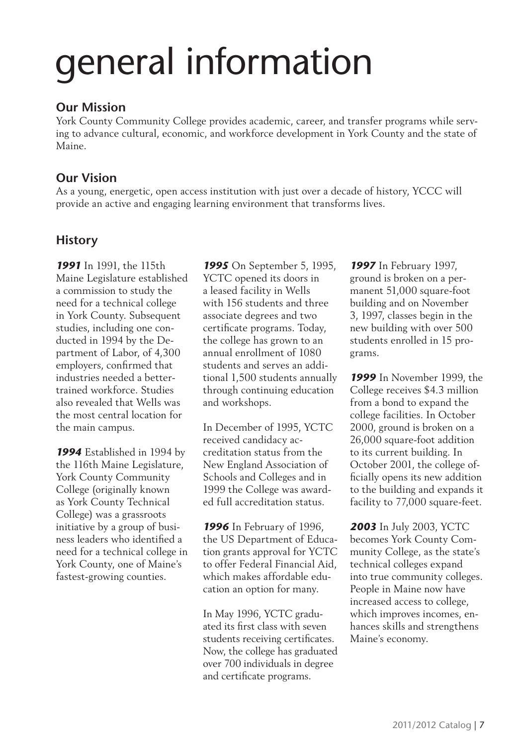# general information

## Our Mission

York County Community College provides academic, career, and transfer programs while serving to advance cultural, economic, and workforce development in York County and the state of Maine.

## Our Vision

As a young, energetic, open access institution with just over a decade of history, YCCC will provide an active and engaging learning environment that transforms lives.

## History

***1991*** In 1991, the 115th Maine Legislature established a commission to study the need for a technical college in York County. Subsequent studies, including one conducted in 1994 by the Department of Labor, of 4,300 employers, confirmed that industries needed a better-trained workforce. Studies also revealed that Wells was the most central location for the main campus.

***1994*** Established in 1994 by the 116th Maine Legislature, York County Community College (originally known as York County Technical College) was a grassroots initiative by a group of business leaders who identified a need for a technical college in York County, one of Maine's fastest-growing counties.

***1995*** On September 5, 1995, YCTC opened its doors in a leased facility in Wells with 156 students and three associate degrees and two certificate programs. Today, the college has grown to an annual enrollment of 1080 students and serves an additional 1,500 students annually through continuing education and workshops.

In December of 1995, YCTC received candidacy accreditation status from the New England Association of Schools and Colleges and in 1999 the College was awarded full accreditation status.

***1996*** In February of 1996, the US Department of Education grants approval for YCTC to offer Federal Financial Aid, which makes affordable education an option for many.

In May 1996, YCTC graduated its first class with seven students receiving certificates. Now, the college has graduated over 700 individuals in degree and certificate programs.

***1997*** In February 1997, ground is broken on a permanent 51,000 square-foot building and on November 3, 1997, classes begin in the new building with over 500 students enrolled in 15 programs.

***1999*** In November 1999, the College receives $4.3 million from a bond to expand the college facilities. In October 2000, ground is broken on a 26,000 square-foot addition to its current building. In October 2001, the college officially opens its new addition to the building and expands it facility to 77,000 square-feet.

***2003*** In July 2003, YCTC becomes York County Community College, as the state's technical colleges expand into true community colleges. People in Maine now have increased access to college, which improves incomes, enhances skills and strengthens Maine's economy.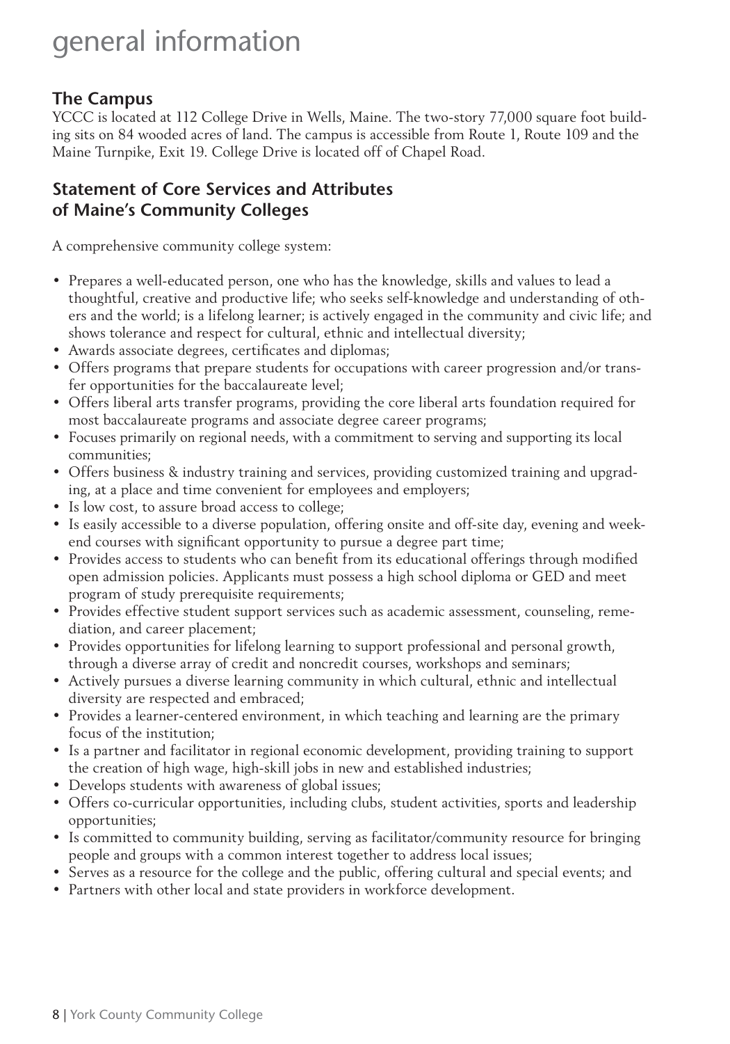# general information

## The Campus

YCCC is located at 112 College Drive in Wells, Maine. The two-story 77,000 square foot building sits on 84 wooded acres of land. The campus is accessible from Route 1, Route 109 and the Maine Turnpike, Exit 19. College Drive is located off of Chapel Road.

## Statement of Core Services and Attributes of Maine's Community Colleges

A comprehensive community college system:

- Prepares a well-educated person, one who has the knowledge, skills and values to lead a thoughtful, creative and productive life; who seeks self-knowledge and understanding of others and the world; is a lifelong learner; is actively engaged in the community and civic life; and shows tolerance and respect for cultural, ethnic and intellectual diversity;
- Awards associate degrees, certificates and diplomas;
- Offers programs that prepare students for occupations with career progression and/or transfer opportunities for the baccalaureate level;
- Offers liberal arts transfer programs, providing the core liberal arts foundation required for most baccalaureate programs and associate degree career programs;
- Focuses primarily on regional needs, with a commitment to serving and supporting its local communities;
- Offers business & industry training and services, providing customized training and upgrading, at a place and time convenient for employees and employers;
- Is low cost, to assure broad access to college;
- Is easily accessible to a diverse population, offering onsite and off-site day, evening and weekend courses with significant opportunity to pursue a degree part time;
- Provides access to students who can benefit from its educational offerings through modified open admission policies. Applicants must possess a high school diploma or GED and meet program of study prerequisite requirements;
- Provides effective student support services such as academic assessment, counseling, remediation, and career placement;
- Provides opportunities for lifelong learning to support professional and personal growth, through a diverse array of credit and noncredit courses, workshops and seminars;
- Actively pursues a diverse learning community in which cultural, ethnic and intellectual diversity are respected and embraced;
- Provides a learner-centered environment, in which teaching and learning are the primary focus of the institution;
- Is a partner and facilitator in regional economic development, providing training to support the creation of high wage, high-skill jobs in new and established industries;
- Develops students with awareness of global issues;
- Offers co-curricular opportunities, including clubs, student activities, sports and leadership opportunities;
- Is committed to community building, serving as facilitator/community resource for bringing people and groups with a common interest together to address local issues;
- Serves as a resource for the college and the public, offering cultural and special events; and
- Partners with other local and state providers in workforce development.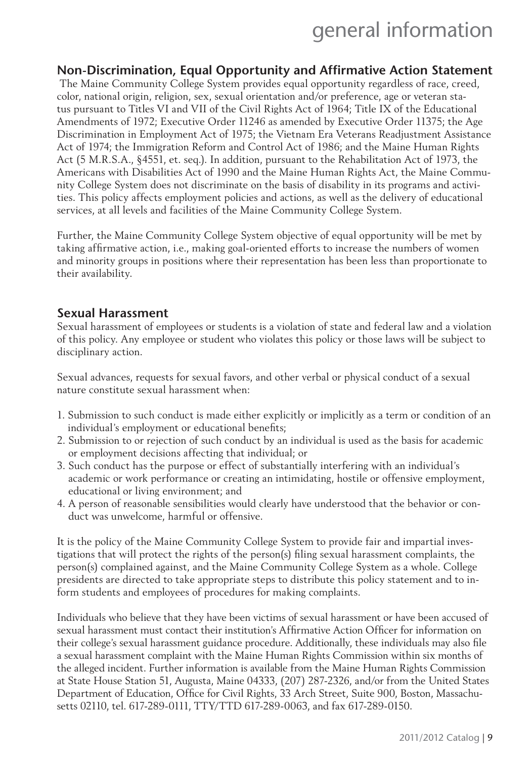## Non-Discrimination, Equal Opportunity and Affirmative Action Statement

The Maine Community College System provides equal opportunity regardless of race, creed, color, national origin, religion, sex, sexual orientation and/or preference, age or veteran status pursuant to Titles VI and VII of the Civil Rights Act of 1964; Title IX of the Educational Amendments of 1972; Executive Order 11246 as amended by Executive Order 11375; the Age Discrimination in Employment Act of 1975; the Vietnam Era Veterans Readjustment Assistance Act of 1974; the Immigration Reform and Control Act of 1986; and the Maine Human Rights Act (5 M.R.S.A., §4551, et. seq.). In addition, pursuant to the Rehabilitation Act of 1973, the Americans with Disabilities Act of 1990 and the Maine Human Rights Act, the Maine Community College System does not discriminate on the basis of disability in its programs and activities. This policy affects employment policies and actions, as well as the delivery of educational services, at all levels and facilities of the Maine Community College System.

Further, the Maine Community College System objective of equal opportunity will be met by taking affirmative action, i.e., making goal-oriented efforts to increase the numbers of women and minority groups in positions where their representation has been less than proportionate to their availability.

## Sexual Harassment

Sexual harassment of employees or students is a violation of state and federal law and a violation of this policy. Any employee or student who violates this policy or those laws will be subject to disciplinary action.

Sexual advances, requests for sexual favors, and other verbal or physical conduct of a sexual nature constitute sexual harassment when:

1. Submission to such conduct is made either explicitly or implicitly as a term or condition of an individual's employment or educational benefits;
2. Submission to or rejection of such conduct by an individual is used as the basis for academic or employment decisions affecting that individual; or
3. Such conduct has the purpose or effect of substantially interfering with an individual's academic or work performance or creating an intimidating, hostile or offensive employment, educational or living environment; and
4. A person of reasonable sensibilities would clearly have understood that the behavior or conduct was unwelcome, harmful or offensive.

It is the policy of the Maine Community College System to provide fair and impartial investigations that will protect the rights of the person(s) filing sexual harassment complaints, the person(s) complained against, and the Maine Community College System as a whole. College presidents are directed to take appropriate steps to distribute this policy statement and to inform students and employees of procedures for making complaints.

Individuals who believe that they have been victims of sexual harassment or have been accused of sexual harassment must contact their institution's Affirmative Action Officer for information on their college's sexual harassment guidance procedure. Additionally, these individuals may also file a sexual harassment complaint with the Maine Human Rights Commission within six months of the alleged incident. Further information is available from the Maine Human Rights Commission at State House Station 51, Augusta, Maine 04333, (207) 287-2326, and/or from the United States Department of Education, Office for Civil Rights, 33 Arch Street, Suite 900, Boston, Massachusetts 02110, tel. 617-289-0111, TTY/TTD 617-289-0063, and fax 617-289-0150.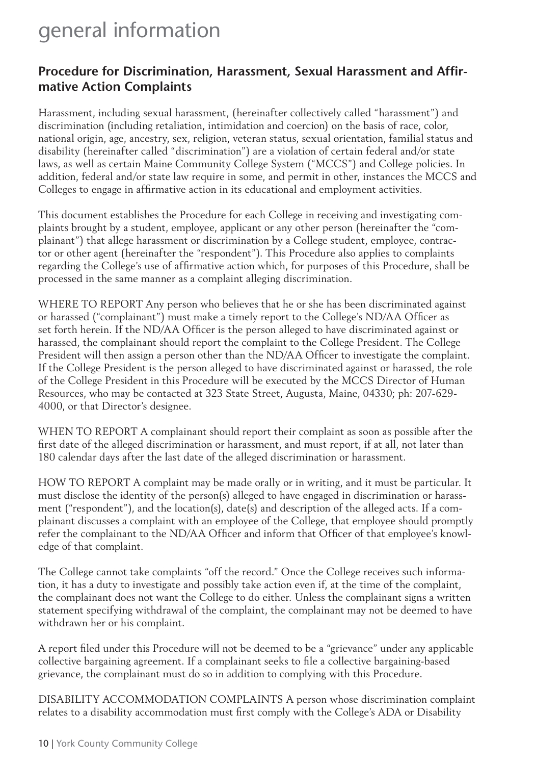# general information

## Procedure for Discrimination, Harassment, Sexual Harassment and Affirmative Action Complaints

Harassment, including sexual harassment, (hereinafter collectively called "harassment") and discrimination (including retaliation, intimidation and coercion) on the basis of race, color, national origin, age, ancestry, sex, religion, veteran status, sexual orientation, familial status and disability (hereinafter called "discrimination") are a violation of certain federal and/or state laws, as well as certain Maine Community College System ("MCCS") and College policies. In addition, federal and/or state law require in some, and permit in other, instances the MCCS and Colleges to engage in affirmative action in its educational and employment activities.

This document establishes the Procedure for each College in receiving and investigating complaints brought by a student, employee, applicant or any other person (hereinafter the "complainant") that allege harassment or discrimination by a College student, employee, contractor or other agent (hereinafter the "respondent"). This Procedure also applies to complaints regarding the College's use of affirmative action which, for purposes of this Procedure, shall be processed in the same manner as a complaint alleging discrimination.

WHERE TO REPORT Any person who believes that he or she has been discriminated against or harassed ("complainant") must make a timely report to the College's ND/AA Officer as set forth herein. If the ND/AA Officer is the person alleged to have discriminated against or harassed, the complainant should report the complaint to the College President. The College President will then assign a person other than the ND/AA Officer to investigate the complaint. If the College President is the person alleged to have discriminated against or harassed, the role of the College President in this Procedure will be executed by the MCCS Director of Human Resources, who may be contacted at 323 State Street, Augusta, Maine, 04330; ph: 207-629-4000, or that Director's designee.

WHEN TO REPORT A complainant should report their complaint as soon as possible after the first date of the alleged discrimination or harassment, and must report, if at all, not later than 180 calendar days after the last date of the alleged discrimination or harassment.

HOW TO REPORT A complaint may be made orally or in writing, and it must be particular. It must disclose the identity of the person(s) alleged to have engaged in discrimination or harassment ("respondent"), and the location(s), date(s) and description of the alleged acts. If a complainant discusses a complaint with an employee of the College, that employee should promptly refer the complainant to the ND/AA Officer and inform that Officer of that employee's knowledge of that complaint.

The College cannot take complaints "off the record." Once the College receives such information, it has a duty to investigate and possibly take action even if, at the time of the complaint, the complainant does not want the College to do either. Unless the complainant signs a written statement specifying withdrawal of the complaint, the complainant may not be deemed to have withdrawn her or his complaint.

A report filed under this Procedure will not be deemed to be a "grievance" under any applicable collective bargaining agreement. If a complainant seeks to file a collective bargaining-based grievance, the complainant must do so in addition to complying with this Procedure.

DISABILITY ACCOMMODATION COMPLAINTS A person whose discrimination complaint relates to a disability accommodation must first comply with the College's ADA or Disability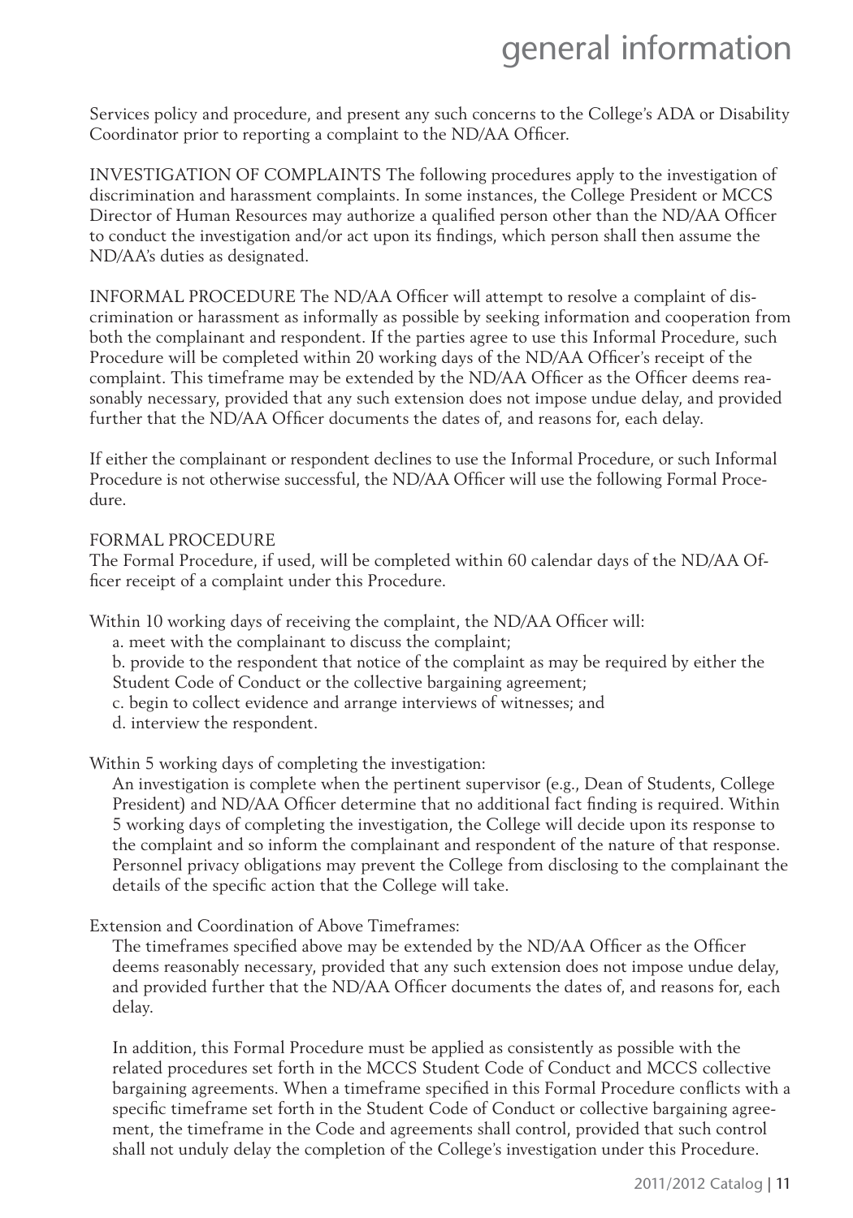Services policy and procedure, and present any such concerns to the College's ADA or Disability Coordinator prior to reporting a complaint to the ND/AA Officer.

INVESTIGATION OF COMPLAINTS The following procedures apply to the investigation of discrimination and harassment complaints. In some instances, the College President or MCCS Director of Human Resources may authorize a qualified person other than the ND/AA Officer to conduct the investigation and/or act upon its findings, which person shall then assume the ND/AA's duties as designated.

INFORMAL PROCEDURE The ND/AA Officer will attempt to resolve a complaint of discrimination or harassment as informally as possible by seeking information and cooperation from both the complainant and respondent. If the parties agree to use this Informal Procedure, such Procedure will be completed within 20 working days of the ND/AA Officer's receipt of the complaint. This timeframe may be extended by the ND/AA Officer as the Officer deems reasonably necessary, provided that any such extension does not impose undue delay, and provided further that the ND/AA Officer documents the dates of, and reasons for, each delay.

If either the complainant or respondent declines to use the Informal Procedure, or such Informal Procedure is not otherwise successful, the ND/AA Officer will use the following Formal Procedure.

FORMAL PROCEDURE

The Formal Procedure, if used, will be completed within 60 calendar days of the ND/AA Officer receipt of a complaint under this Procedure.

Within 10 working days of receiving the complaint, the ND/AA Officer will:

a. meet with the complainant to discuss the complaint;

b. provide to the respondent that notice of the complaint as may be required by either the Student Code of Conduct or the collective bargaining agreement;

c. begin to collect evidence and arrange interviews of witnesses; and

d. interview the respondent.

Within 5 working days of completing the investigation:

An investigation is complete when the pertinent supervisor (e.g., Dean of Students, College President) and ND/AA Officer determine that no additional fact finding is required. Within 5 working days of completing the investigation, the College will decide upon its response to the complaint and so inform the complainant and respondent of the nature of that response. Personnel privacy obligations may prevent the College from disclosing to the complainant the details of the specific action that the College will take.

Extension and Coordination of Above Timeframes:

The timeframes specified above may be extended by the ND/AA Officer as the Officer deems reasonably necessary, provided that any such extension does not impose undue delay, and provided further that the ND/AA Officer documents the dates of, and reasons for, each delay.

In addition, this Formal Procedure must be applied as consistently as possible with the related procedures set forth in the MCCS Student Code of Conduct and MCCS collective bargaining agreements. When a timeframe specified in this Formal Procedure conflicts with a specific timeframe set forth in the Student Code of Conduct or collective bargaining agreement, the timeframe in the Code and agreements shall control, provided that such control shall not unduly delay the completion of the College's investigation under this Procedure.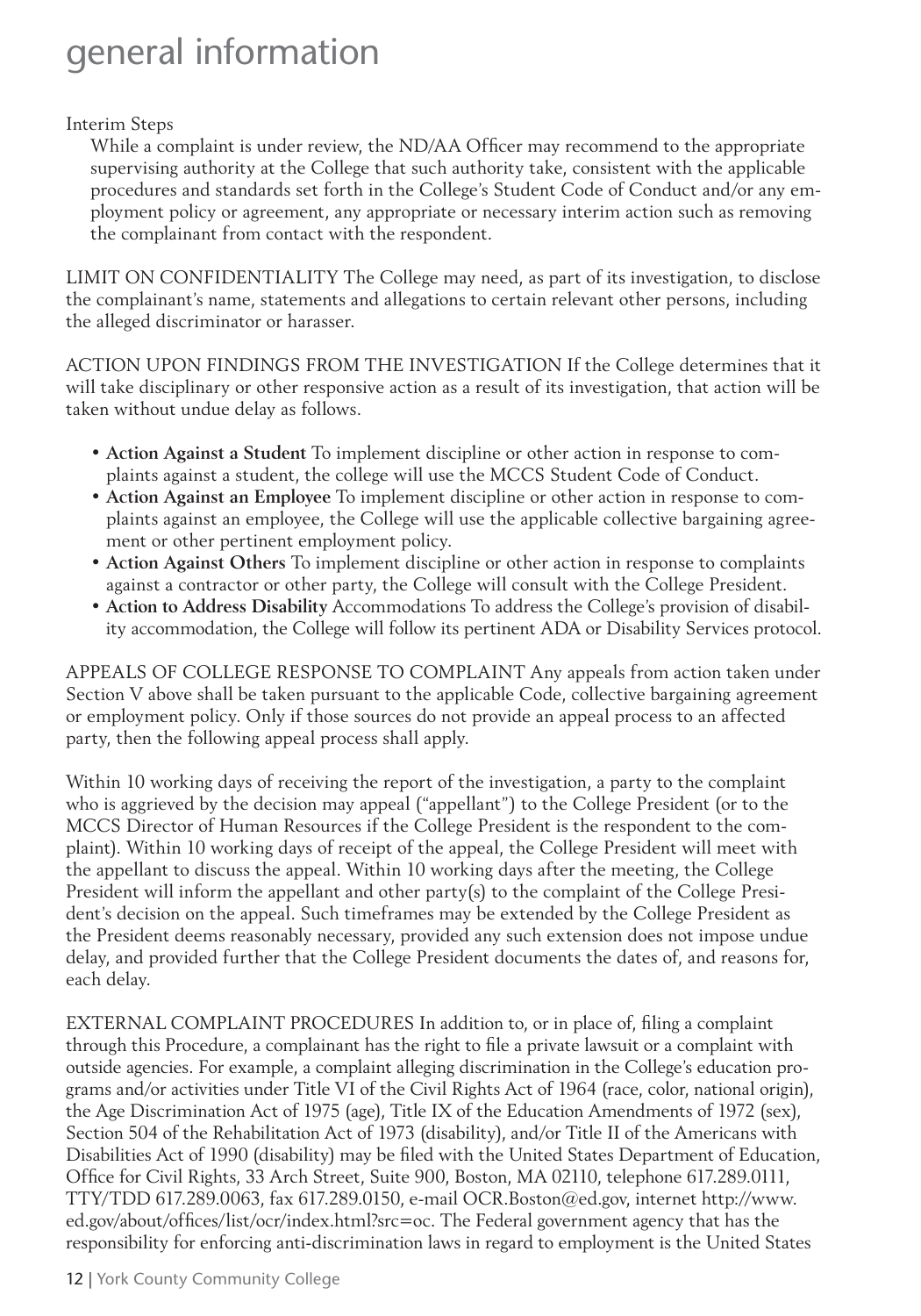# general information

Interim Steps

While a complaint is under review, the ND/AA Officer may recommend to the appropriate supervising authority at the College that such authority take, consistent with the applicable procedures and standards set forth in the College's Student Code of Conduct and/or any employment policy or agreement, any appropriate or necessary interim action such as removing the complainant from contact with the respondent.

LIMIT ON CONFIDENTIALITY The College may need, as part of its investigation, to disclose the complainant's name, statements and allegations to certain relevant other persons, including the alleged discriminator or harasser.

ACTION UPON FINDINGS FROM THE INVESTIGATION If the College determines that it will take disciplinary or other responsive action as a result of its investigation, that action will be taken without undue delay as follows.

- **Action Against a Student** To implement discipline or other action in response to complaints against a student, the college will use the MCCS Student Code of Conduct.
- **Action Against an Employee** To implement discipline or other action in response to complaints against an employee, the College will use the applicable collective bargaining agreement or other pertinent employment policy.
- **Action Against Others** To implement discipline or other action in response to complaints against a contractor or other party, the College will consult with the College President.
- **Action to Address Disability** Accommodations To address the College's provision of disability accommodation, the College will follow its pertinent ADA or Disability Services protocol.

APPEALS OF COLLEGE RESPONSE TO COMPLAINT Any appeals from action taken under Section V above shall be taken pursuant to the applicable Code, collective bargaining agreement or employment policy. Only if those sources do not provide an appeal process to an affected party, then the following appeal process shall apply.

Within 10 working days of receiving the report of the investigation, a party to the complaint who is aggrieved by the decision may appeal ("appellant") to the College President (or to the MCCS Director of Human Resources if the College President is the respondent to the complaint). Within 10 working days of receipt of the appeal, the College President will meet with the appellant to discuss the appeal. Within 10 working days after the meeting, the College President will inform the appellant and other party(s) to the complaint of the College President's decision on the appeal. Such timeframes may be extended by the College President as the President deems reasonably necessary, provided any such extension does not impose undue delay, and provided further that the College President documents the dates of, and reasons for, each delay.

EXTERNAL COMPLAINT PROCEDURES In addition to, or in place of, filing a complaint through this Procedure, a complainant has the right to file a private lawsuit or a complaint with outside agencies. For example, a complaint alleging discrimination in the College's education programs and/or activities under Title VI of the Civil Rights Act of 1964 (race, color, national origin), the Age Discrimination Act of 1975 (age), Title IX of the Education Amendments of 1972 (sex), Section 504 of the Rehabilitation Act of 1973 (disability), and/or Title II of the Americans with Disabilities Act of 1990 (disability) may be filed with the United States Department of Education, Office for Civil Rights, 33 Arch Street, Suite 900, Boston, MA 02110, telephone 617.289.0111, TTY/TDD 617.289.0063, fax 617.289.0150, e-mail OCR.Boston@ed.gov, internet http://www.ed.gov/about/offices/list/ocr/index.html?src=oc. The Federal government agency that has the responsibility for enforcing anti-discrimination laws in regard to employment is the United States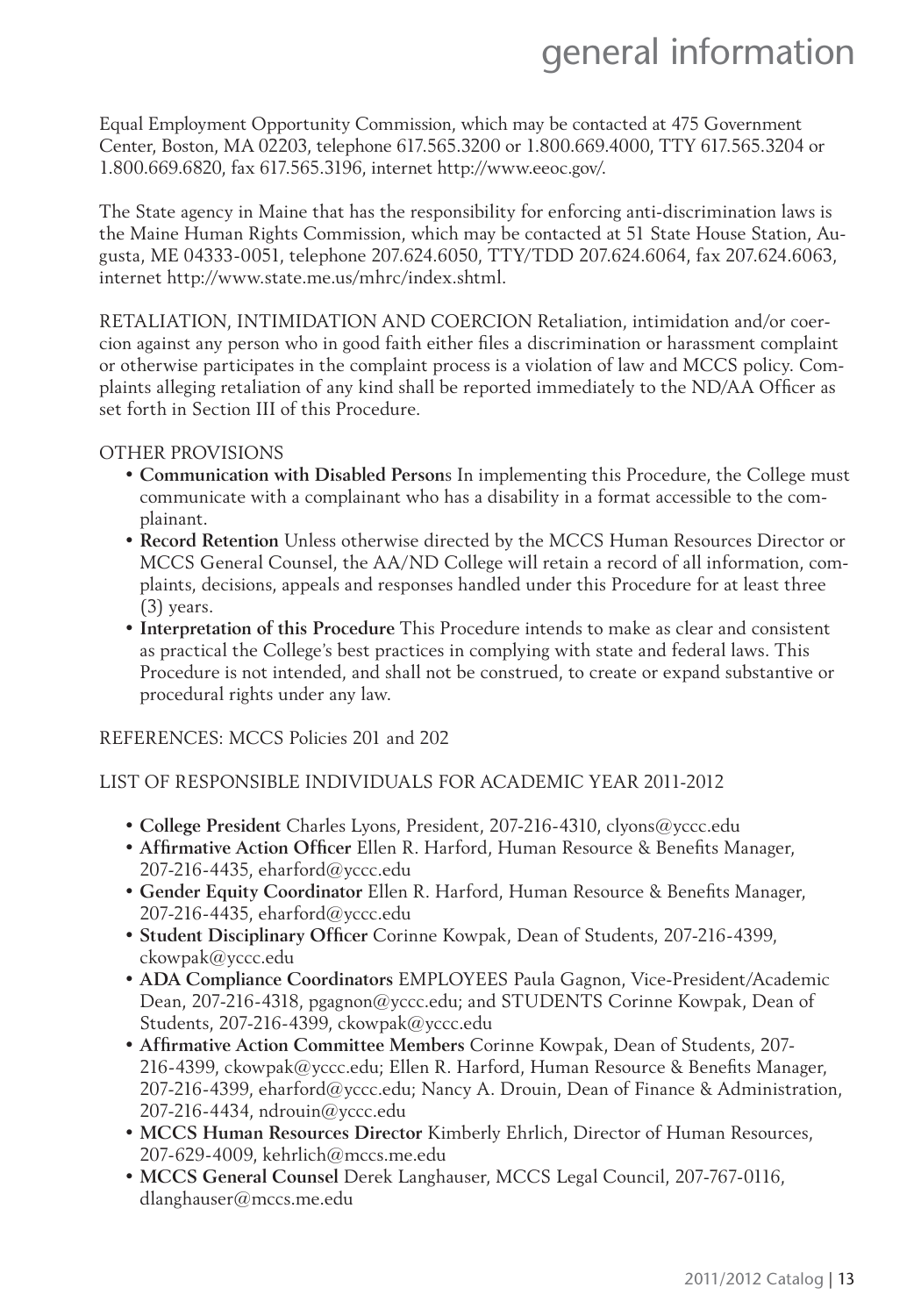Equal Employment Opportunity Commission, which may be contacted at 475 Government Center, Boston, MA 02203, telephone 617.565.3200 or 1.800.669.4000, TTY 617.565.3204 or 1.800.669.6820, fax 617.565.3196, internet http://www.eeoc.gov/.

The State agency in Maine that has the responsibility for enforcing anti-discrimination laws is the Maine Human Rights Commission, which may be contacted at 51 State House Station, Augusta, ME 04333-0051, telephone 207.624.6050, TTY/TDD 207.624.6064, fax 207.624.6063, internet http://www.state.me.us/mhrc/index.shtml.

RETALIATION, INTIMIDATION AND COERCION Retaliation, intimidation and/or coercion against any person who in good faith either files a discrimination or harassment complaint or otherwise participates in the complaint process is a violation of law and MCCS policy. Complaints alleging retaliation of any kind shall be reported immediately to the ND/AA Officer as set forth in Section III of this Procedure.

OTHER PROVISIONS

- **Communication with Disabled Person**s In implementing this Procedure, the College must communicate with a complainant who has a disability in a format accessible to the complainant.
- **Record Retention** Unless otherwise directed by the MCCS Human Resources Director or MCCS General Counsel, the AA/ND College will retain a record of all information, complaints, decisions, appeals and responses handled under this Procedure for at least three (3) years.
- **Interpretation of this Procedure** This Procedure intends to make as clear and consistent as practical the College's best practices in complying with state and federal laws. This Procedure is not intended, and shall not be construed, to create or expand substantive or procedural rights under any law.

REFERENCES: MCCS Policies 201 and 202

LIST OF RESPONSIBLE INDIVIDUALS FOR ACADEMIC YEAR 2011-2012

- **College President** Charles Lyons, President, 207-216-4310, clyons@yccc.edu
- **Affirmative Action Officer** Ellen R. Harford, Human Resource & Benefits Manager, 207-216-4435, eharford@yccc.edu
- **Gender Equity Coordinator** Ellen R. Harford, Human Resource & Benefits Manager, 207-216-4435, eharford@yccc.edu
- **Student Disciplinary Officer** Corinne Kowpak, Dean of Students, 207-216-4399, ckowpak@yccc.edu
- **ADA Compliance Coordinators** EMPLOYEES Paula Gagnon, Vice-President/Academic Dean, 207-216-4318, pgagnon@yccc.edu; and STUDENTS Corinne Kowpak, Dean of Students, 207-216-4399, ckowpak@yccc.edu
- **Affirmative Action Committee Members** Corinne Kowpak, Dean of Students, 207-216-4399, ckowpak@yccc.edu; Ellen R. Harford, Human Resource & Benefits Manager, 207-216-4399, eharford@yccc.edu; Nancy A. Drouin, Dean of Finance & Administration, 207-216-4434, ndrouin@yccc.edu
- **MCCS Human Resources Director** Kimberly Ehrlich, Director of Human Resources, 207-629-4009, kehrlich@mccs.me.edu
- **MCCS General Counsel** Derek Langhauser, MCCS Legal Council, 207-767-0116, dlanghauser@mccs.me.edu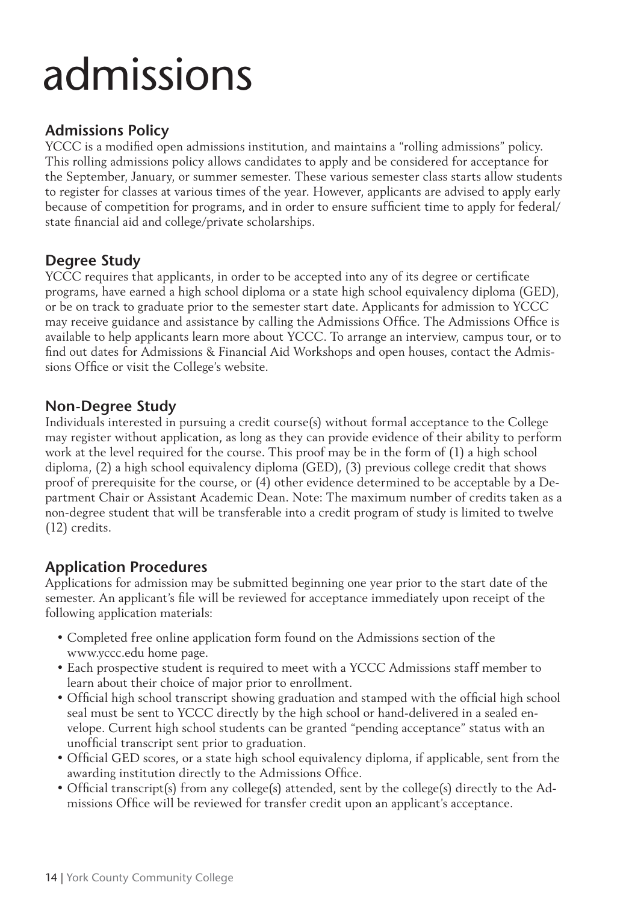# admissions

## Admissions Policy

YCCC is a modified open admissions institution, and maintains a "rolling admissions" policy. This rolling admissions policy allows candidates to apply and be considered for acceptance for the September, January, or summer semester. These various semester class starts allow students to register for classes at various times of the year. However, applicants are advised to apply early because of competition for programs, and in order to ensure sufficient time to apply for federal/ state financial aid and college/private scholarships.

## Degree Study

YCCC requires that applicants, in order to be accepted into any of its degree or certificate programs, have earned a high school diploma or a state high school equivalency diploma (GED), or be on track to graduate prior to the semester start date. Applicants for admission to YCCC may receive guidance and assistance by calling the Admissions Office. The Admissions Office is available to help applicants learn more about YCCC. To arrange an interview, campus tour, or to find out dates for Admissions & Financial Aid Workshops and open houses, contact the Admissions Office or visit the College's website.

## Non-Degree Study

Individuals interested in pursuing a credit course(s) without formal acceptance to the College may register without application, as long as they can provide evidence of their ability to perform work at the level required for the course. This proof may be in the form of (1) a high school diploma, (2) a high school equivalency diploma (GED), (3) previous college credit that shows proof of prerequisite for the course, or (4) other evidence determined to be acceptable by a Department Chair or Assistant Academic Dean. Note: The maximum number of credits taken as a non-degree student that will be transferable into a credit program of study is limited to twelve (12) credits.

## Application Procedures

Applications for admission may be submitted beginning one year prior to the start date of the semester. An applicant's file will be reviewed for acceptance immediately upon receipt of the following application materials:

- Completed free online application form found on the Admissions section of the www.yccc.edu home page.
- Each prospective student is required to meet with a YCCC Admissions staff member to learn about their choice of major prior to enrollment.
- Official high school transcript showing graduation and stamped with the official high school seal must be sent to YCCC directly by the high school or hand-delivered in a sealed envelope. Current high school students can be granted "pending acceptance" status with an unofficial transcript sent prior to graduation.
- Official GED scores, or a state high school equivalency diploma, if applicable, sent from the awarding institution directly to the Admissions Office.
- Official transcript(s) from any college(s) attended, sent by the college(s) directly to the Admissions Office will be reviewed for transfer credit upon an applicant's acceptance.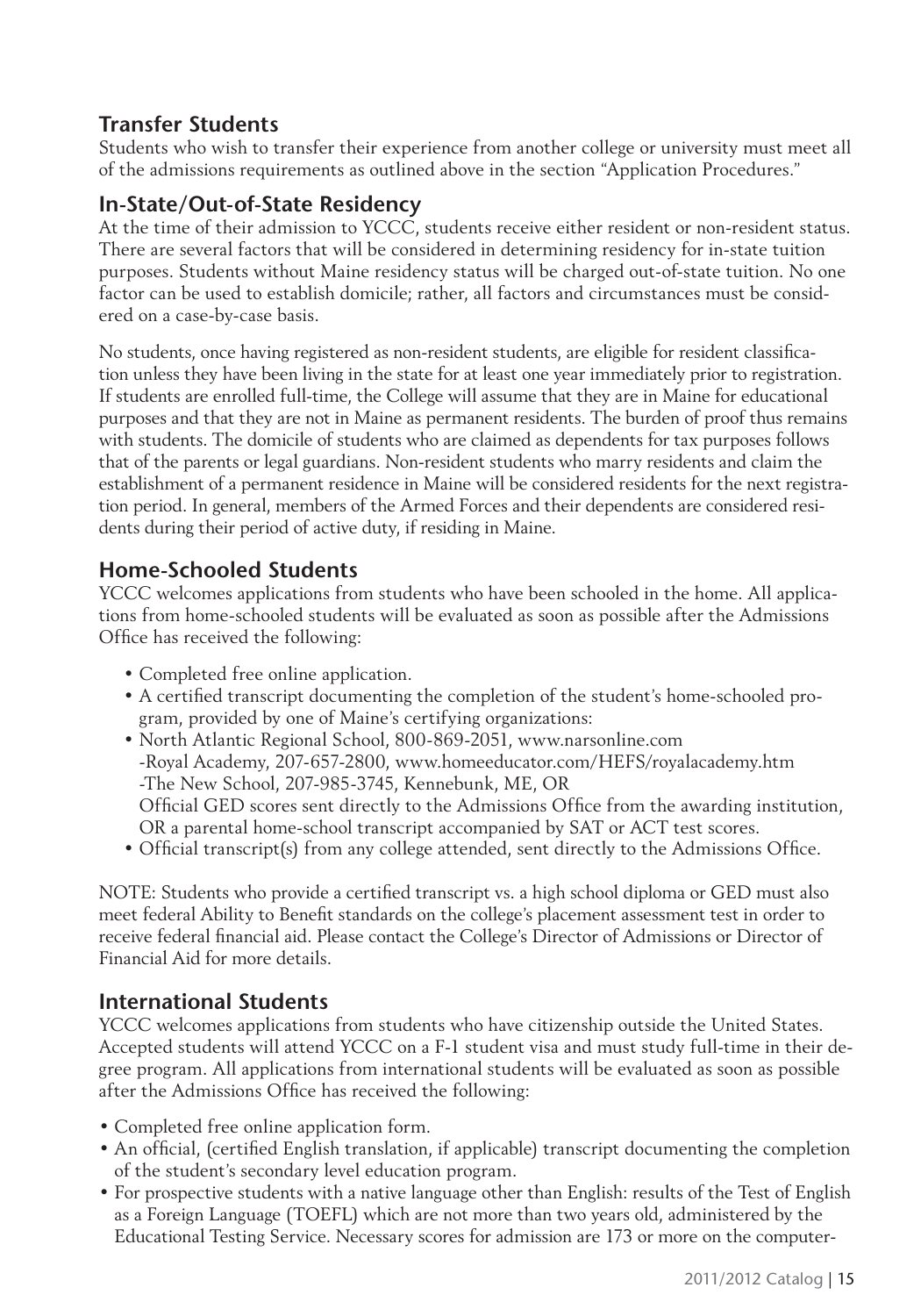## Transfer Students

Students who wish to transfer their experience from another college or university must meet all of the admissions requirements as outlined above in the section "Application Procedures."

## In-State/Out-of-State Residency

At the time of their admission to YCCC, students receive either resident or non-resident status. There are several factors that will be considered in determining residency for in-state tuition purposes. Students without Maine residency status will be charged out-of-state tuition. No one factor can be used to establish domicile; rather, all factors and circumstances must be considered on a case-by-case basis.

No students, once having registered as non-resident students, are eligible for resident classification unless they have been living in the state for at least one year immediately prior to registration. If students are enrolled full-time, the College will assume that they are in Maine for educational purposes and that they are not in Maine as permanent residents. The burden of proof thus remains with students. The domicile of students who are claimed as dependents for tax purposes follows that of the parents or legal guardians. Non-resident students who marry residents and claim the establishment of a permanent residence in Maine will be considered residents for the next registration period. In general, members of the Armed Forces and their dependents are considered residents during their period of active duty, if residing in Maine.

## Home-Schooled Students

YCCC welcomes applications from students who have been schooled in the home. All applications from home-schooled students will be evaluated as soon as possible after the Admissions Office has received the following:

- Completed free online application.
- A certified transcript documenting the completion of the student's home-schooled program, provided by one of Maine's certifying organizations:
- North Atlantic Regional School, 800-869-2051, www.narsonline.com
  -Royal Academy, 207-657-2800, www.homeeducator.com/HEFS/royalacademy.htm
  -The New School, 207-985-3745, Kennebunk, ME, OR
  Official GED scores sent directly to the Admissions Office from the awarding institution, OR a parental home-school transcript accompanied by SAT or ACT test scores.
- Official transcript(s) from any college attended, sent directly to the Admissions Office.

NOTE: Students who provide a certified transcript vs. a high school diploma or GED must also meet federal Ability to Benefit standards on the college's placement assessment test in order to receive federal financial aid. Please contact the College's Director of Admissions or Director of Financial Aid for more details.

## International Students

YCCC welcomes applications from students who have citizenship outside the United States. Accepted students will attend YCCC on a F-1 student visa and must study full-time in their degree program. All applications from international students will be evaluated as soon as possible after the Admissions Office has received the following:

- Completed free online application form.
- An official, (certified English translation, if applicable) transcript documenting the completion of the student's secondary level education program.
- For prospective students with a native language other than English: results of the Test of English as a Foreign Language (TOEFL) which are not more than two years old, administered by the Educational Testing Service. Necessary scores for admission are 173 or more on the computer-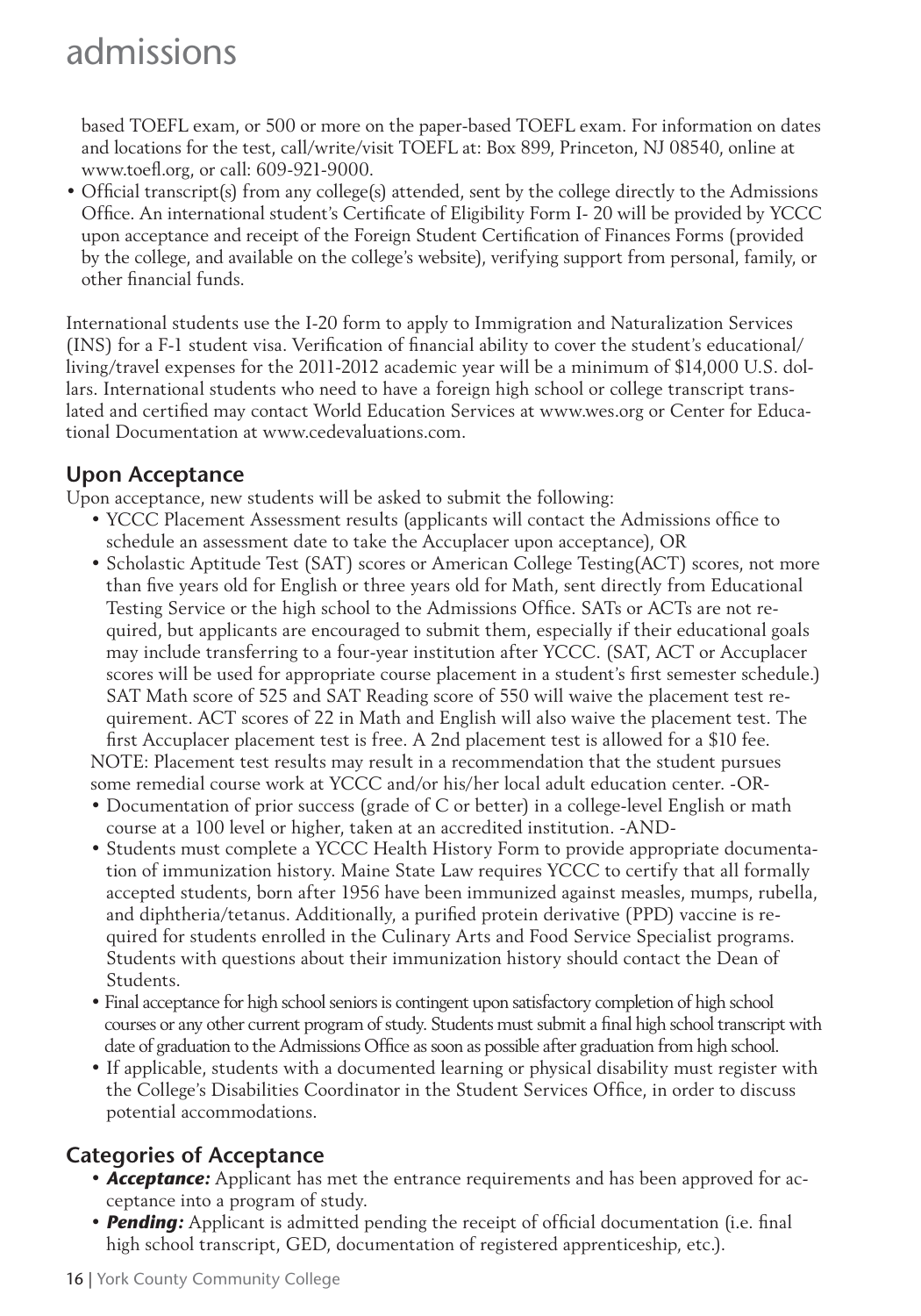based TOEFL exam, or 500 or more on the paper-based TOEFL exam. For information on dates and locations for the test, call/write/visit TOEFL at: Box 899, Princeton, NJ 08540, online at www.toefl.org, or call: 609-921-9000.

- Official transcript(s) from any college(s) attended, sent by the college directly to the Admissions Office. An international student's Certificate of Eligibility Form I- 20 will be provided by YCCC upon acceptance and receipt of the Foreign Student Certification of Finances Forms (provided by the college, and available on the college's website), verifying support from personal, family, or other financial funds.

International students use the I-20 form to apply to Immigration and Naturalization Services (INS) for a F-1 student visa. Verification of financial ability to cover the student's educational/living/travel expenses for the 2011-2012 academic year will be a minimum of $14,000 U.S. dollars. International students who need to have a foreign high school or college transcript translated and certified may contact World Education Services at www.wes.org or Center for Educational Documentation at www.cedevaluations.com.

## Upon Acceptance

Upon acceptance, new students will be asked to submit the following:

- YCCC Placement Assessment results (applicants will contact the Admissions office to schedule an assessment date to take the Accuplacer upon acceptance), OR
- Scholastic Aptitude Test (SAT) scores or American College Testing(ACT) scores, not more than five years old for English or three years old for Math, sent directly from Educational Testing Service or the high school to the Admissions Office. SATs or ACTs are not required, but applicants are encouraged to submit them, especially if their educational goals may include transferring to a four-year institution after YCCC. (SAT, ACT or Accuplacer scores will be used for appropriate course placement in a student's first semester schedule.) SAT Math score of 525 and SAT Reading score of 550 will waive the placement test requirement. ACT scores of 22 in Math and English will also waive the placement test. The first Accuplacer placement test is free. A 2nd placement test is allowed for a $10 fee.

  NOTE: Placement test results may result in a recommendation that the student pursues some remedial course work at YCCC and/or his/her local adult education center. -OR-
- Documentation of prior success (grade of C or better) in a college-level English or math course at a 100 level or higher, taken at an accredited institution. -AND-
- Students must complete a YCCC Health History Form to provide appropriate documentation of immunization history. Maine State Law requires YCCC to certify that all formally accepted students, born after 1956 have been immunized against measles, mumps, rubella, and diphtheria/tetanus. Additionally, a purified protein derivative (PPD) vaccine is required for students enrolled in the Culinary Arts and Food Service Specialist programs. Students with questions about their immunization history should contact the Dean of Students.
- Final acceptance for high school seniors is contingent upon satisfactory completion of high school courses or any other current program of study. Students must submit a final high school transcript with date of graduation to the Admissions Office as soon as possible after graduation from high school.
- If applicable, students with a documented learning or physical disability must register with the College's Disabilities Coordinator in the Student Services Office, in order to discuss potential accommodations.

## Categories of Acceptance

- ***Acceptance:*** Applicant has met the entrance requirements and has been approved for acceptance into a program of study.
- ***Pending:*** Applicant is admitted pending the receipt of official documentation (i.e. final high school transcript, GED, documentation of registered apprenticeship, etc.).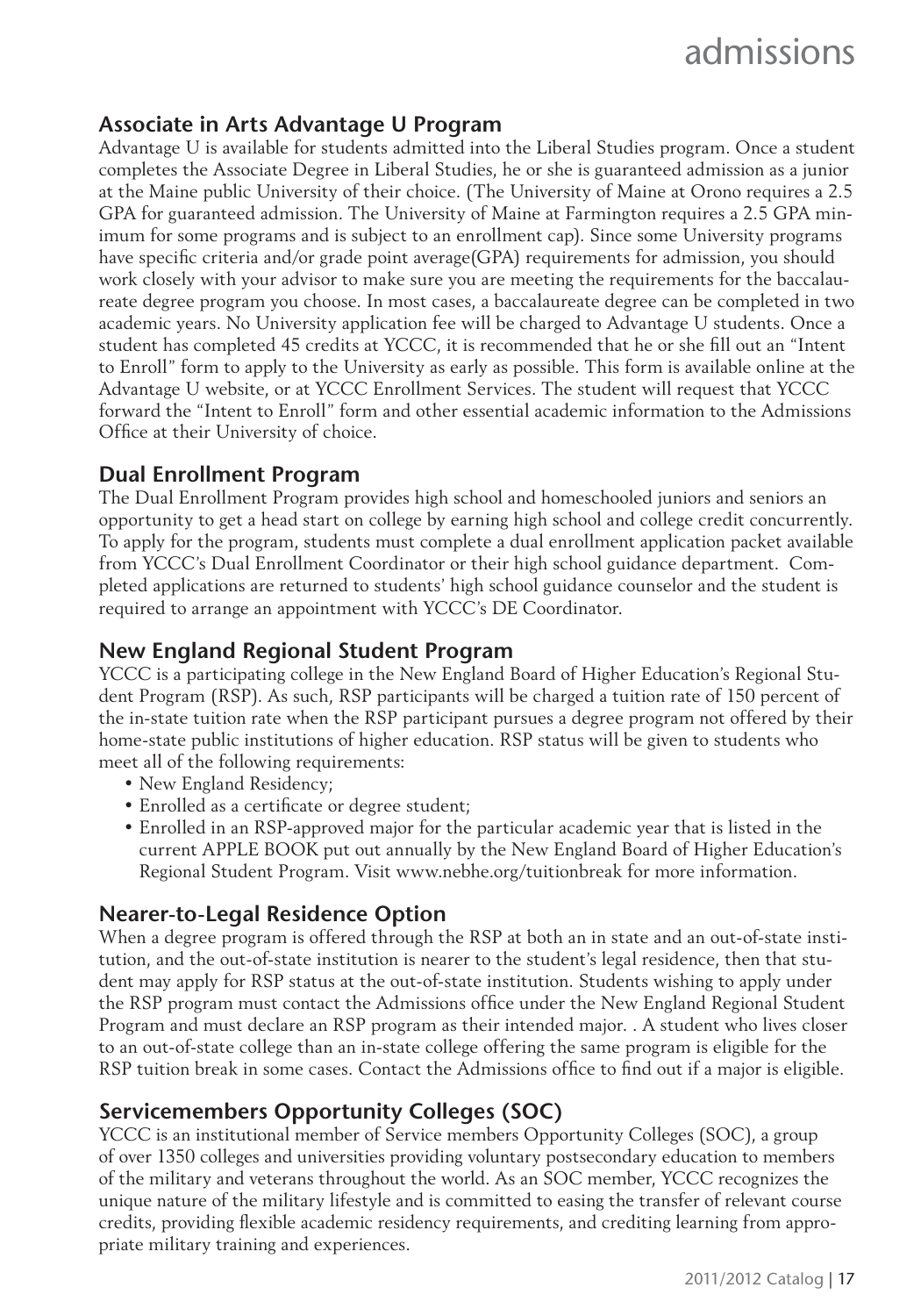## Associate in Arts Advantage U Program

Advantage U is available for students admitted into the Liberal Studies program. Once a student completes the Associate Degree in Liberal Studies, he or she is guaranteed admission as a junior at the Maine public University of their choice. (The University of Maine at Orono requires a 2.5 GPA for guaranteed admission. The University of Maine at Farmington requires a 2.5 GPA minimum for some programs and is subject to an enrollment cap). Since some University programs have specific criteria and/or grade point average(GPA) requirements for admission, you should work closely with your advisor to make sure you are meeting the requirements for the baccalaureate degree program you choose. In most cases, a baccalaureate degree can be completed in two academic years. No University application fee will be charged to Advantage U students. Once a student has completed 45 credits at YCCC, it is recommended that he or she fill out an "Intent to Enroll" form to apply to the University as early as possible. This form is available online at the Advantage U website, or at YCCC Enrollment Services. The student will request that YCCC forward the "Intent to Enroll" form and other essential academic information to the Admissions Office at their University of choice.

## Dual Enrollment Program

The Dual Enrollment Program provides high school and homeschooled juniors and seniors an opportunity to get a head start on college by earning high school and college credit concurrently. To apply for the program, students must complete a dual enrollment application packet available from YCCC's Dual Enrollment Coordinator or their high school guidance department. Completed applications are returned to students' high school guidance counselor and the student is required to arrange an appointment with YCCC's DE Coordinator.

## New England Regional Student Program

YCCC is a participating college in the New England Board of Higher Education's Regional Student Program (RSP). As such, RSP participants will be charged a tuition rate of 150 percent of the in-state tuition rate when the RSP participant pursues a degree program not offered by their home-state public institutions of higher education. RSP status will be given to students who meet all of the following requirements:

- New England Residency;
- Enrolled as a certificate or degree student;
- Enrolled in an RSP-approved major for the particular academic year that is listed in the current APPLE BOOK put out annually by the New England Board of Higher Education's Regional Student Program. Visit www.nebhe.org/tuitionbreak for more information.

## Nearer-to-Legal Residence Option

When a degree program is offered through the RSP at both an in state and an out-of-state institution, and the out-of-state institution is nearer to the student's legal residence, then that student may apply for RSP status at the out-of-state institution. Students wishing to apply under the RSP program must contact the Admissions office under the New England Regional Student Program and must declare an RSP program as their intended major. . A student who lives closer to an out-of-state college than an in-state college offering the same program is eligible for the RSP tuition break in some cases. Contact the Admissions office to find out if a major is eligible.

## Servicemembers Opportunity Colleges (SOC)

YCCC is an institutional member of Service members Opportunity Colleges (SOC), a group of over 1350 colleges and universities providing voluntary postsecondary education to members of the military and veterans throughout the world. As an SOC member, YCCC recognizes the unique nature of the military lifestyle and is committed to easing the transfer of relevant course credits, providing flexible academic residency requirements, and crediting learning from appropriate military training and experiences.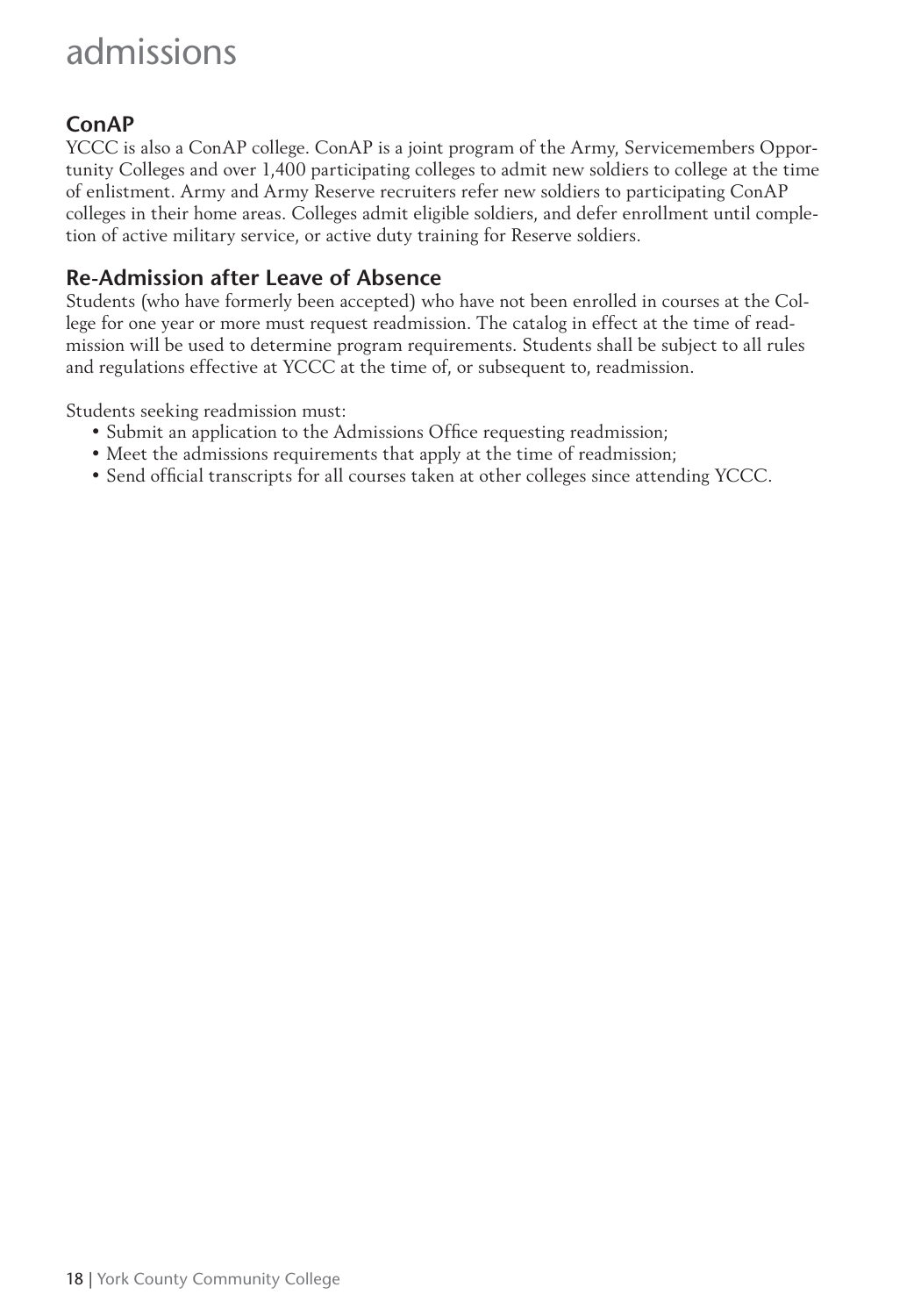# admissions

## ConAP

YCCC is also a ConAP college. ConAP is a joint program of the Army, Servicemembers Opportunity Colleges and over 1,400 participating colleges to admit new soldiers to college at the time of enlistment. Army and Army Reserve recruiters refer new soldiers to participating ConAP colleges in their home areas. Colleges admit eligible soldiers, and defer enrollment until completion of active military service, or active duty training for Reserve soldiers.

## Re-Admission after Leave of Absence

Students (who have formerly been accepted) who have not been enrolled in courses at the College for one year or more must request readmission. The catalog in effect at the time of readmission will be used to determine program requirements. Students shall be subject to all rules and regulations effective at YCCC at the time of, or subsequent to, readmission.

Students seeking readmission must:

- Submit an application to the Admissions Office requesting readmission;
- Meet the admissions requirements that apply at the time of readmission;
- Send official transcripts for all courses taken at other colleges since attending YCCC.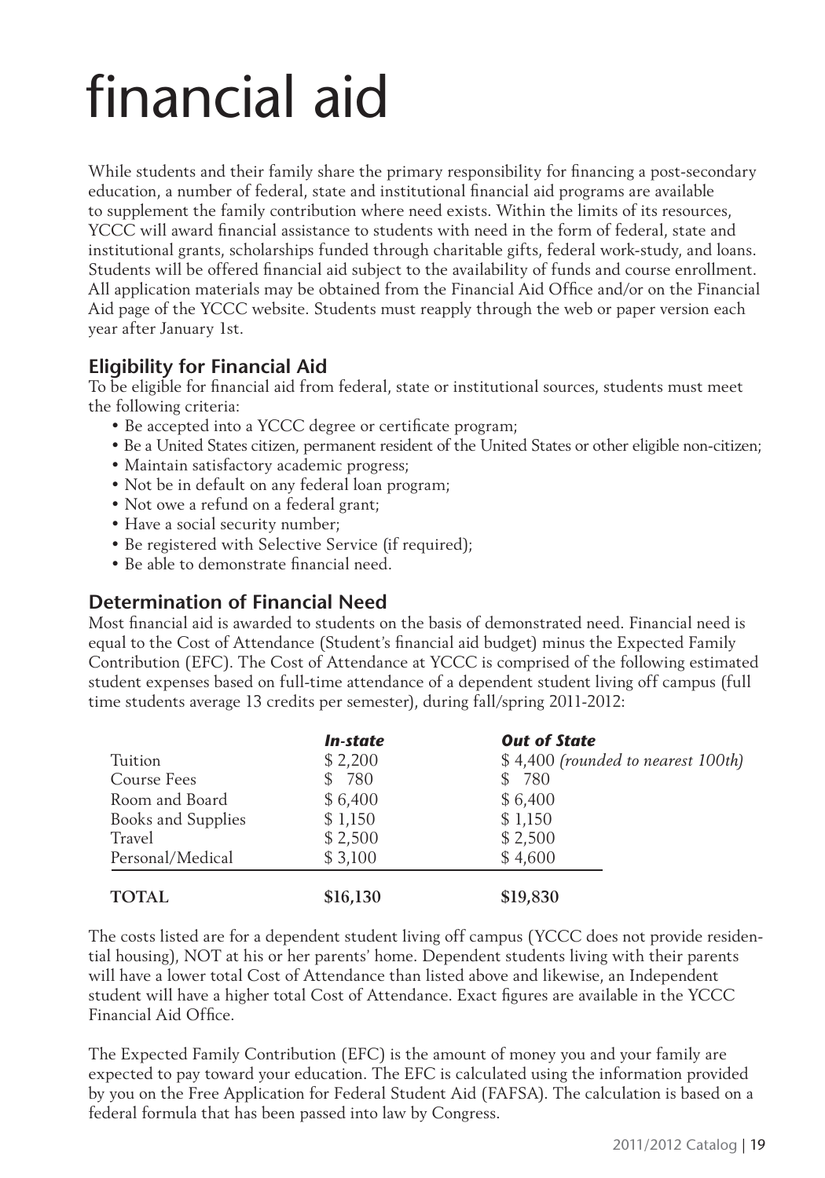# financial aid

While students and their family share the primary responsibility for financing a post-secondary education, a number of federal, state and institutional financial aid programs are available to supplement the family contribution where need exists. Within the limits of its resources, YCCC will award financial assistance to students with need in the form of federal, state and institutional grants, scholarships funded through charitable gifts, federal work-study, and loans. Students will be offered financial aid subject to the availability of funds and course enrollment. All application materials may be obtained from the Financial Aid Office and/or on the Financial Aid page of the YCCC website. Students must reapply through the web or paper version each year after January 1st.

## Eligibility for Financial Aid

To be eligible for financial aid from federal, state or institutional sources, students must meet the following criteria:

- Be accepted into a YCCC degree or certificate program;
- Be a United States citizen, permanent resident of the United States or other eligible non-citizen;
- Maintain satisfactory academic progress;
- Not be in default on any federal loan program;
- Not owe a refund on a federal grant;
- Have a social security number;
- Be registered with Selective Service (if required);
- Be able to demonstrate financial need.

## Determination of Financial Need

Most financial aid is awarded to students on the basis of demonstrated need. Financial need is equal to the Cost of Attendance (Student's financial aid budget) minus the Expected Family Contribution (EFC). The Cost of Attendance at YCCC is comprised of the following estimated student expenses based on full-time attendance of a dependent student living off campus (full time students average 13 credits per semester), during fall/spring 2011-2012:

| | ***In-state*** | ***Out of State*** |
|---|---|---|
| Tuition | $ 2,200 | $ 4,400 *(rounded to nearest 100th)* |
| Course Fees | $ 780 | $ 780 |
| Room and Board | $ 6,400 | $ 6,400 |
| Books and Supplies | $ 1,150 | $ 1,150 |
| Travel | $ 2,500 | $ 2,500 |
| Personal/Medical | $ 3,100 | $ 4,600 |
| **TOTAL** | **$16,130** | **$19,830** |

The costs listed are for a dependent student living off campus (YCCC does not provide residential housing), NOT at his or her parents' home. Dependent students living with their parents will have a lower total Cost of Attendance than listed above and likewise, an Independent student will have a higher total Cost of Attendance. Exact figures are available in the YCCC Financial Aid Office.

The Expected Family Contribution (EFC) is the amount of money you and your family are expected to pay toward your education. The EFC is calculated using the information provided by you on the Free Application for Federal Student Aid (FAFSA). The calculation is based on a federal formula that has been passed into law by Congress.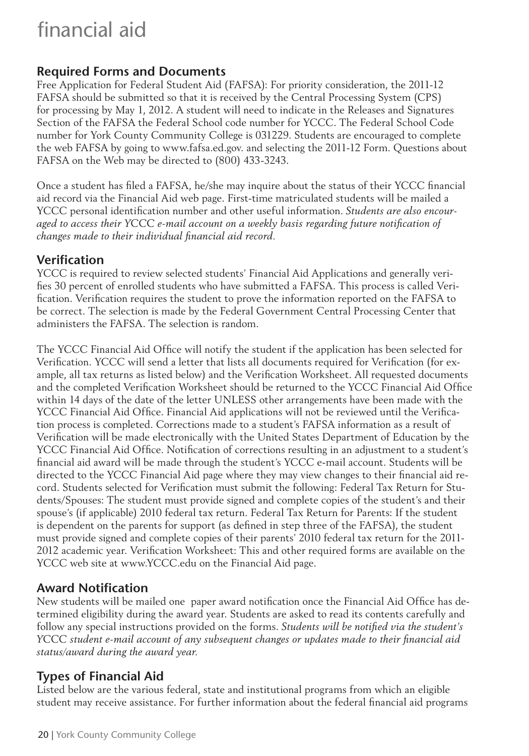# financial aid

## Required Forms and Documents

Free Application for Federal Student Aid (FAFSA): For priority consideration, the 2011-12 FAFSA should be submitted so that it is received by the Central Processing System (CPS) for processing by May 1, 2012. A student will need to indicate in the Releases and Signatures Section of the FAFSA the Federal School code number for YCCC. The Federal School Code number for York County Community College is 031229. Students are encouraged to complete the web FAFSA by going to www.fafsa.ed.gov. and selecting the 2011-12 Form. Questions about FAFSA on the Web may be directed to (800) 433-3243.

Once a student has filed a FAFSA, he/she may inquire about the status of their YCCC financial aid record via the Financial Aid web page. First-time matriculated students will be mailed a YCCC personal identification number and other useful information. *Students are also encouraged to access their YCCC e-mail account on a weekly basis regarding future notification of changes made to their individual financial aid record.*

## Verification

YCCC is required to review selected students' Financial Aid Applications and generally verifies 30 percent of enrolled students who have submitted a FAFSA. This process is called Verification. Verification requires the student to prove the information reported on the FAFSA to be correct. The selection is made by the Federal Government Central Processing Center that administers the FAFSA. The selection is random.

The YCCC Financial Aid Office will notify the student if the application has been selected for Verification. YCCC will send a letter that lists all documents required for Verification (for example, all tax returns as listed below) and the Verification Worksheet. All requested documents and the completed Verification Worksheet should be returned to the YCCC Financial Aid Office within 14 days of the date of the letter UNLESS other arrangements have been made with the YCCC Financial Aid Office. Financial Aid applications will not be reviewed until the Verification process is completed. Corrections made to a student's FAFSA information as a result of Verification will be made electronically with the United States Department of Education by the YCCC Financial Aid Office. Notification of corrections resulting in an adjustment to a student's financial aid award will be made through the student's YCCC e-mail account. Students will be directed to the YCCC Financial Aid page where they may view changes to their financial aid record. Students selected for Verification must submit the following: Federal Tax Return for Students/Spouses: The student must provide signed and complete copies of the student's and their spouse's (if applicable) 2010 federal tax return. Federal Tax Return for Parents: If the student is dependent on the parents for support (as defined in step three of the FAFSA), the student must provide signed and complete copies of their parents' 2010 federal tax return for the 2011-2012 academic year. Verification Worksheet: This and other required forms are available on the YCCC web site at www.YCCC.edu on the Financial Aid page.

## Award Notification

New students will be mailed one paper award notification once the Financial Aid Office has determined eligibility during the award year. Students are asked to read its contents carefully and follow any special instructions provided on the forms. *Students will be notified via the student's YCCC student e-mail account of any subsequent changes or updates made to their financial aid status/award during the award year.*

## Types of Financial Aid

Listed below are the various federal, state and institutional programs from which an eligible student may receive assistance. For further information about the federal financial aid programs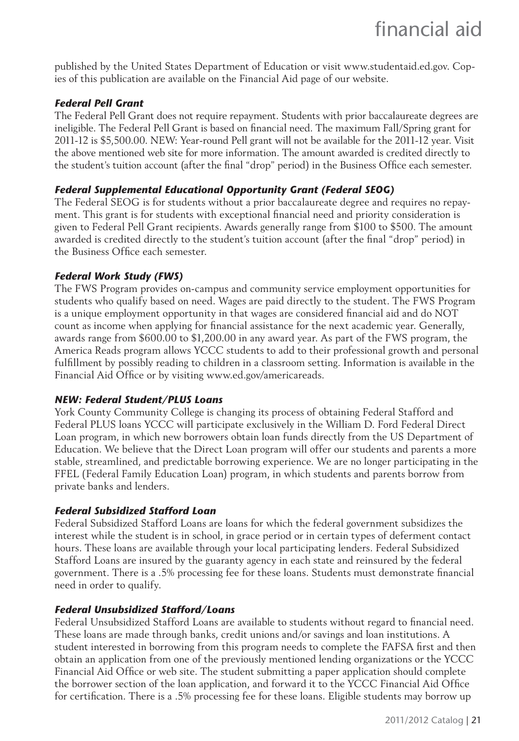published by the United States Department of Education or visit www.studentaid.ed.gov. Copies of this publication are available on the Financial Aid page of our website.

### *Federal Pell Grant*

The Federal Pell Grant does not require repayment. Students with prior baccalaureate degrees are ineligible. The Federal Pell Grant is based on financial need. The maximum Fall/Spring grant for 2011-12 is $5,500.00. NEW: Year-round Pell grant will not be available for the 2011-12 year. Visit the above mentioned web site for more information. The amount awarded is credited directly to the student's tuition account (after the final "drop" period) in the Business Office each semester.

### *Federal Supplemental Educational Opportunity Grant (Federal SEOG)*

The Federal SEOG is for students without a prior baccalaureate degree and requires no repayment. This grant is for students with exceptional financial need and priority consideration is given to Federal Pell Grant recipients. Awards generally range from $100 to $500. The amount awarded is credited directly to the student's tuition account (after the final "drop" period) in the Business Office each semester.

### *Federal Work Study (FWS)*

The FWS Program provides on-campus and community service employment opportunities for students who qualify based on need. Wages are paid directly to the student. The FWS Program is a unique employment opportunity in that wages are considered financial aid and do NOT count as income when applying for financial assistance for the next academic year. Generally, awards range from $600.00 to $1,200.00 in any award year. As part of the FWS program, the America Reads program allows YCCC students to add to their professional growth and personal fulfillment by possibly reading to children in a classroom setting. Information is available in the Financial Aid Office or by visiting www.ed.gov/americareads.

### *NEW: Federal Student/PLUS Loans*

York County Community College is changing its process of obtaining Federal Stafford and Federal PLUS loans YCCC will participate exclusively in the William D. Ford Federal Direct Loan program, in which new borrowers obtain loan funds directly from the US Department of Education. We believe that the Direct Loan program will offer our students and parents a more stable, streamlined, and predictable borrowing experience. We are no longer participating in the FFEL (Federal Family Education Loan) program, in which students and parents borrow from private banks and lenders.

### *Federal Subsidized Stafford Loan*

Federal Subsidized Stafford Loans are loans for which the federal government subsidizes the interest while the student is in school, in grace period or in certain types of deferment contact hours. These loans are available through your local participating lenders. Federal Subsidized Stafford Loans are insured by the guaranty agency in each state and reinsured by the federal government. There is a .5% processing fee for these loans. Students must demonstrate financial need in order to qualify.

### *Federal Unsubsidized Stafford/Loans*

Federal Unsubsidized Stafford Loans are available to students without regard to financial need. These loans are made through banks, credit unions and/or savings and loan institutions. A student interested in borrowing from this program needs to complete the FAFSA first and then obtain an application from one of the previously mentioned lending organizations or the YCCC Financial Aid Office or web site. The student submitting a paper application should complete the borrower section of the loan application, and forward it to the YCCC Financial Aid Office for certification. There is a .5% processing fee for these loans. Eligible students may borrow up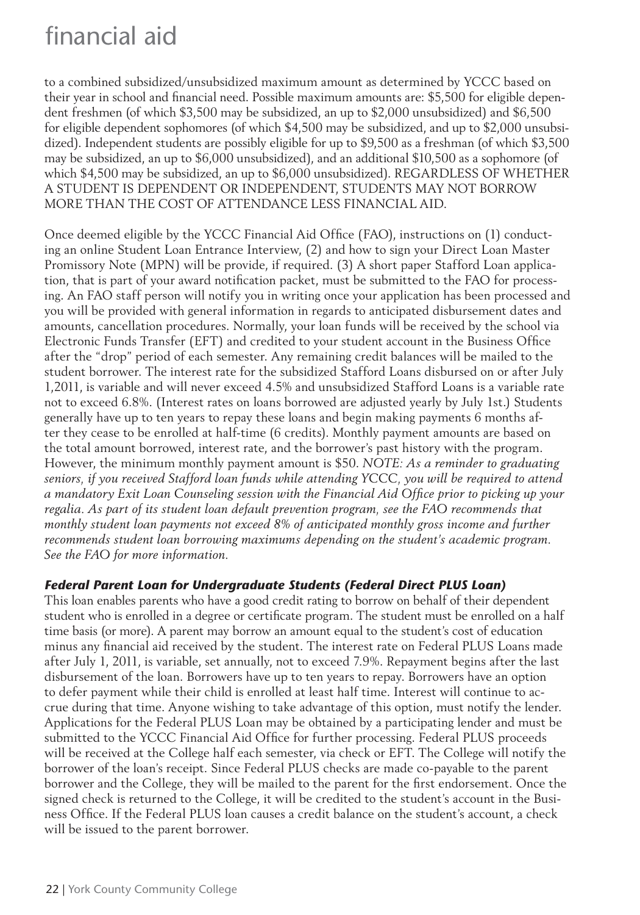to a combined subsidized/unsubsidized maximum amount as determined by YCCC based on their year in school and financial need. Possible maximum amounts are: $5,500 for eligible dependent freshmen (of which $3,500 may be subsidized, an up to $2,000 unsubsidized) and $6,500 for eligible dependent sophomores (of which $4,500 may be subsidized, and up to $2,000 unsubsidized). Independent students are possibly eligible for up to $9,500 as a freshman (of which $3,500 may be subsidized, an up to $6,000 unsubsidized), and an additional $10,500 as a sophomore (of which $4,500 may be subsidized, an up to $6,000 unsubsidized). REGARDLESS OF WHETHER A STUDENT IS DEPENDENT OR INDEPENDENT, STUDENTS MAY NOT BORROW MORE THAN THE COST OF ATTENDANCE LESS FINANCIAL AID.

Once deemed eligible by the YCCC Financial Aid Office (FAO), instructions on (1) conducting an online Student Loan Entrance Interview, (2) and how to sign your Direct Loan Master Promissory Note (MPN) will be provide, if required. (3) A short paper Stafford Loan application, that is part of your award notification packet, must be submitted to the FAO for processing. An FAO staff person will notify you in writing once your application has been processed and you will be provided with general information in regards to anticipated disbursement dates and amounts, cancellation procedures. Normally, your loan funds will be received by the school via Electronic Funds Transfer (EFT) and credited to your student account in the Business Office after the "drop" period of each semester. Any remaining credit balances will be mailed to the student borrower. The interest rate for the subsidized Stafford Loans disbursed on or after July 1,2011, is variable and will never exceed 4.5% and unsubsidized Stafford Loans is a variable rate not to exceed 6.8%. (Interest rates on loans borrowed are adjusted yearly by July 1st.) Students generally have up to ten years to repay these loans and begin making payments 6 months after they cease to be enrolled at half-time (6 credits). Monthly payment amounts are based on the total amount borrowed, interest rate, and the borrower's past history with the program. However, the minimum monthly payment amount is $50. *NOTE: As a reminder to graduating seniors, if you received Stafford loan funds while attending YCCC, you will be required to attend a mandatory Exit Loan Counseling session with the Financial Aid Office prior to picking up your regalia. As part of its student loan default prevention program, see the FAO recommends that monthly student loan payments not exceed 8% of anticipated monthly gross income and further recommends student loan borrowing maximums depending on the student's academic program. See the FAO for more information.*

### *Federal Parent Loan for Undergraduate Students (Federal Direct PLUS Loan)*

This loan enables parents who have a good credit rating to borrow on behalf of their dependent student who is enrolled in a degree or certificate program. The student must be enrolled on a half time basis (or more). A parent may borrow an amount equal to the student's cost of education minus any financial aid received by the student. The interest rate on Federal PLUS Loans made after July 1, 2011, is variable, set annually, not to exceed 7.9%. Repayment begins after the last disbursement of the loan. Borrowers have up to ten years to repay. Borrowers have an option to defer payment while their child is enrolled at least half time. Interest will continue to accrue during that time. Anyone wishing to take advantage of this option, must notify the lender. Applications for the Federal PLUS Loan may be obtained by a participating lender and must be submitted to the YCCC Financial Aid Office for further processing. Federal PLUS proceeds will be received at the College half each semester, via check or EFT. The College will notify the borrower of the loan's receipt. Since Federal PLUS checks are made co-payable to the parent borrower and the College, they will be mailed to the parent for the first endorsement. Once the signed check is returned to the College, it will be credited to the student's account in the Business Office. If the Federal PLUS loan causes a credit balance on the student's account, a check will be issued to the parent borrower.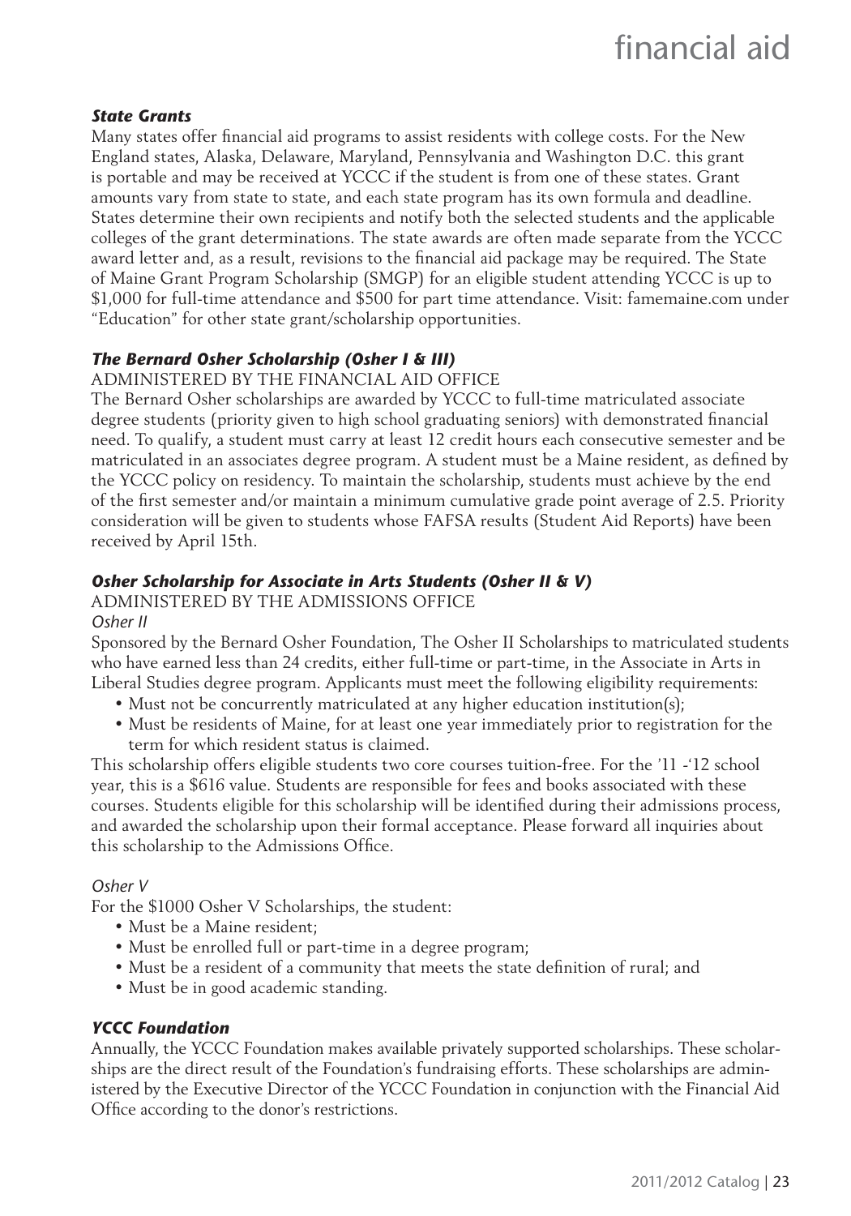### *State Grants*

Many states offer financial aid programs to assist residents with college costs. For the New England states, Alaska, Delaware, Maryland, Pennsylvania and Washington D.C. this grant is portable and may be received at YCCC if the student is from one of these states. Grant amounts vary from state to state, and each state program has its own formula and deadline. States determine their own recipients and notify both the selected students and the applicable colleges of the grant determinations. The state awards are often made separate from the YCCC award letter and, as a result, revisions to the financial aid package may be required. The State of Maine Grant Program Scholarship (SMGP) for an eligible student attending YCCC is up to $1,000 for full-time attendance and $500 for part time attendance. Visit: famemaine.com under "Education" for other state grant/scholarship opportunities.

### *The Bernard Osher Scholarship (Osher I & III)*

ADMINISTERED BY THE FINANCIAL AID OFFICE

The Bernard Osher scholarships are awarded by YCCC to full-time matriculated associate degree students (priority given to high school graduating seniors) with demonstrated financial need. To qualify, a student must carry at least 12 credit hours each consecutive semester and be matriculated in an associates degree program. A student must be a Maine resident, as defined by the YCCC policy on residency. To maintain the scholarship, students must achieve by the end of the first semester and/or maintain a minimum cumulative grade point average of 2.5. Priority consideration will be given to students whose FAFSA results (Student Aid Reports) have been received by April 15th.

### *Osher Scholarship for Associate in Arts Students (Osher II & V)*

ADMINISTERED BY THE ADMISSIONS OFFICE

*Osher II*

Sponsored by the Bernard Osher Foundation, The Osher II Scholarships to matriculated students who have earned less than 24 credits, either full-time or part-time, in the Associate in Arts in Liberal Studies degree program. Applicants must meet the following eligibility requirements:

- Must not be concurrently matriculated at any higher education institution(s);
- Must be residents of Maine, for at least one year immediately prior to registration for the term for which resident status is claimed.

This scholarship offers eligible students two core courses tuition-free. For the '11 -'12 school year, this is a $616 value. Students are responsible for fees and books associated with these courses. Students eligible for this scholarship will be identified during their admissions process, and awarded the scholarship upon their formal acceptance. Please forward all inquiries about this scholarship to the Admissions Office.

*Osher V*

For the $1000 Osher V Scholarships, the student:

- Must be a Maine resident;
- Must be enrolled full or part-time in a degree program;
- Must be a resident of a community that meets the state definition of rural; and
- Must be in good academic standing.

### *YCCC Foundation*

Annually, the YCCC Foundation makes available privately supported scholarships. These scholarships are the direct result of the Foundation's fundraising efforts. These scholarships are administered by the Executive Director of the YCCC Foundation in conjunction with the Financial Aid Office according to the donor's restrictions.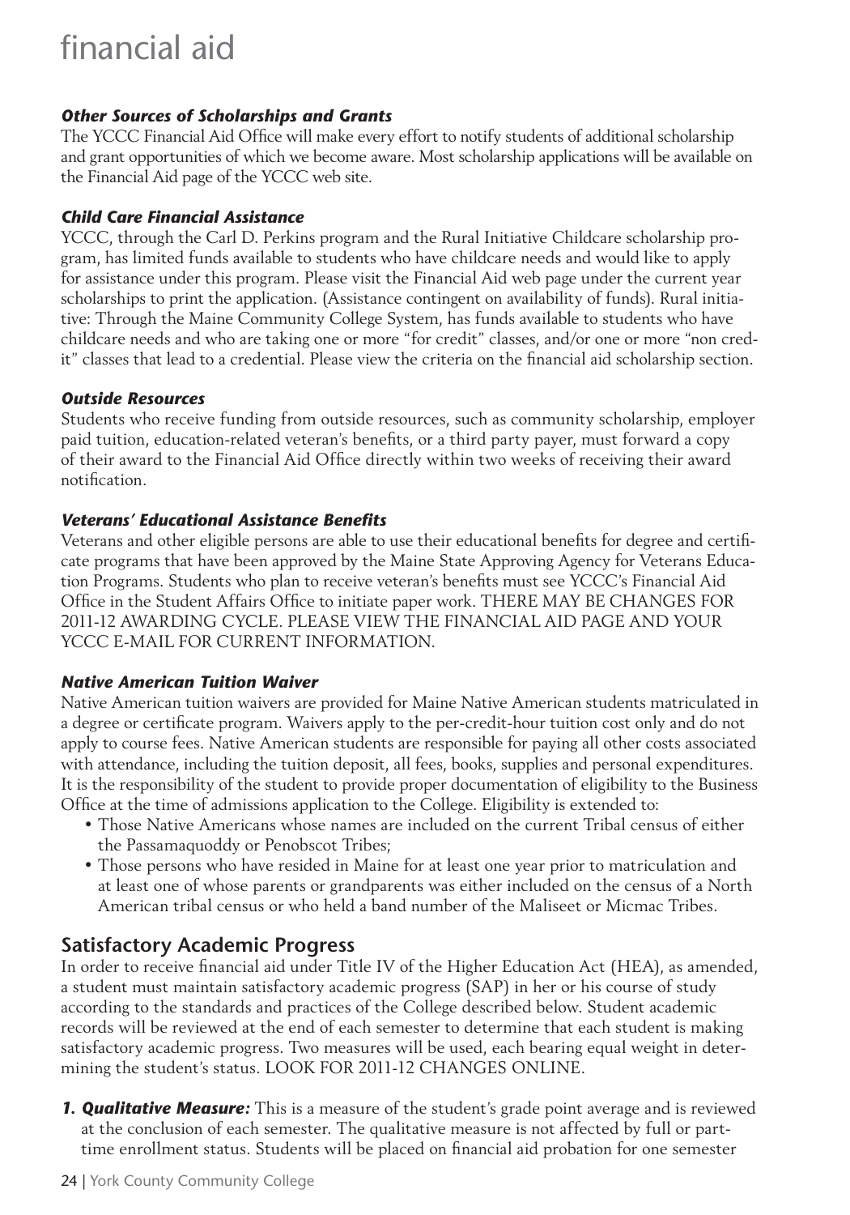# financial aid

***Other Sources of Scholarships and Grants***

The YCCC Financial Aid Office will make every effort to notify students of additional scholarship and grant opportunities of which we become aware. Most scholarship applications will be available on the Financial Aid page of the YCCC web site.

***Child Care Financial Assistance***

YCCC, through the Carl D. Perkins program and the Rural Initiative Childcare scholarship program, has limited funds available to students who have childcare needs and would like to apply for assistance under this program. Please visit the Financial Aid web page under the current year scholarships to print the application. (Assistance contingent on availability of funds). Rural initiative: Through the Maine Community College System, has funds available to students who have childcare needs and who are taking one or more "for credit" classes, and/or one or more "non credit" classes that lead to a credential. Please view the criteria on the financial aid scholarship section.

***Outside Resources***

Students who receive funding from outside resources, such as community scholarship, employer paid tuition, education-related veteran's benefits, or a third party payer, must forward a copy of their award to the Financial Aid Office directly within two weeks of receiving their award notification.

***Veterans' Educational Assistance Benefits***

Veterans and other eligible persons are able to use their educational benefits for degree and certificate programs that have been approved by the Maine State Approving Agency for Veterans Education Programs. Students who plan to receive veteran's benefits must see YCCC's Financial Aid Office in the Student Affairs Office to initiate paper work. THERE MAY BE CHANGES FOR 2011-12 AWARDING CYCLE. PLEASE VIEW THE FINANCIAL AID PAGE AND YOUR YCCC E-MAIL FOR CURRENT INFORMATION.

***Native American Tuition Waiver***

Native American tuition waivers are provided for Maine Native American students matriculated in a degree or certificate program. Waivers apply to the per-credit-hour tuition cost only and do not apply to course fees. Native American students are responsible for paying all other costs associated with attendance, including the tuition deposit, all fees, books, supplies and personal expenditures. It is the responsibility of the student to provide proper documentation of eligibility to the Business Office at the time of admissions application to the College. Eligibility is extended to:

- Those Native Americans whose names are included on the current Tribal census of either the Passamaquoddy or Penobscot Tribes;
- Those persons who have resided in Maine for at least one year prior to matriculation and at least one of whose parents or grandparents was either included on the census of a North American tribal census or who held a band number of the Maliseet or Micmac Tribes.

## Satisfactory Academic Progress

In order to receive financial aid under Title IV of the Higher Education Act (HEA), as amended, a student must maintain satisfactory academic progress (SAP) in her or his course of study according to the standards and practices of the College described below. Student academic records will be reviewed at the end of each semester to determine that each student is making satisfactory academic progress. Two measures will be used, each bearing equal weight in determining the student's status. LOOK FOR 2011-12 CHANGES ONLINE.

1. ***Qualitative Measure:*** This is a measure of the student's grade point average and is reviewed at the conclusion of each semester. The qualitative measure is not affected by full or part-time enrollment status. Students will be placed on financial aid probation for one semester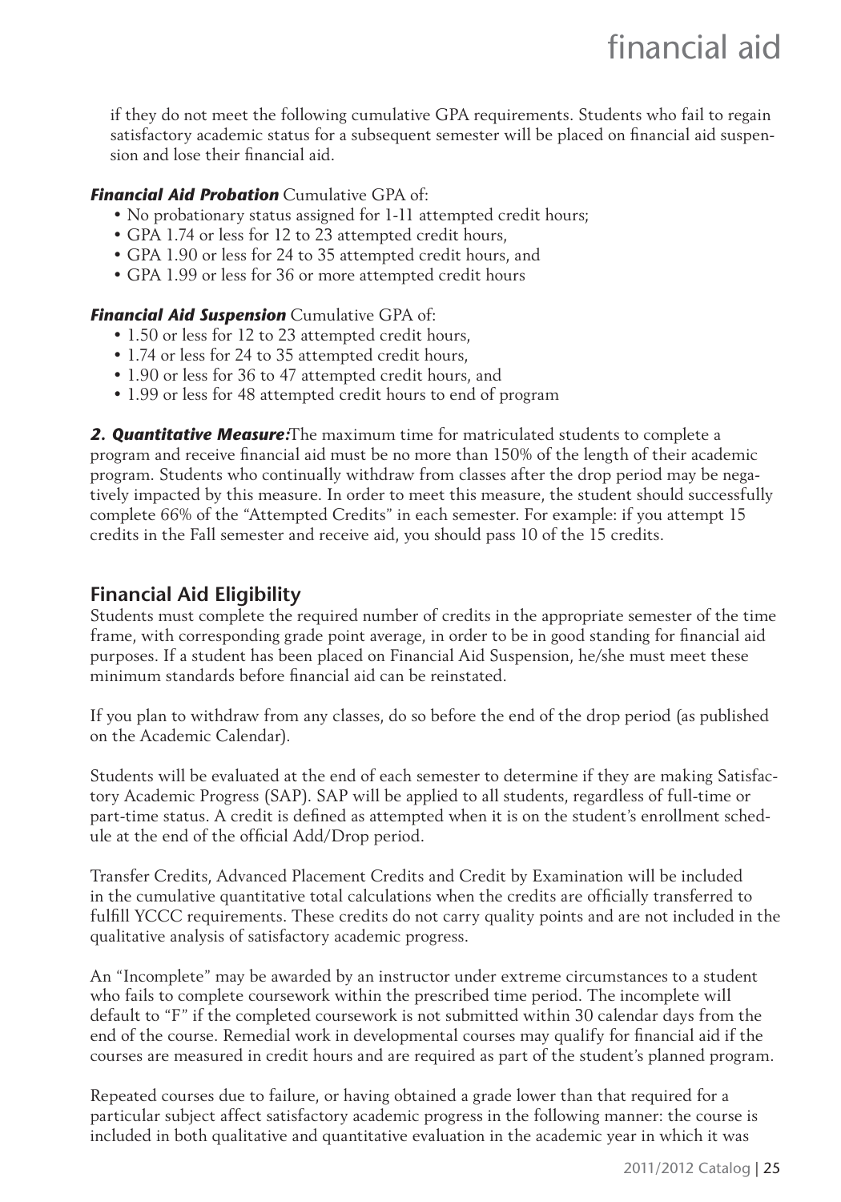if they do not meet the following cumulative GPA requirements. Students who fail to regain satisfactory academic status for a subsequent semester will be placed on financial aid suspension and lose their financial aid.

***Financial Aid Probation*** Cumulative GPA of:

- No probationary status assigned for 1-11 attempted credit hours;
- GPA 1.74 or less for 12 to 23 attempted credit hours,
- GPA 1.90 or less for 24 to 35 attempted credit hours, and
- GPA 1.99 or less for 36 or more attempted credit hours

***Financial Aid Suspension*** Cumulative GPA of:

- 1.50 or less for 12 to 23 attempted credit hours,
- 1.74 or less for 24 to 35 attempted credit hours,
- 1.90 or less for 36 to 47 attempted credit hours, and
- 1.99 or less for 48 attempted credit hours to end of program

***2. Quantitative Measure:*** The maximum time for matriculated students to complete a program and receive financial aid must be no more than 150% of the length of their academic program. Students who continually withdraw from classes after the drop period may be negatively impacted by this measure. In order to meet this measure, the student should successfully complete 66% of the "Attempted Credits" in each semester. For example: if you attempt 15 credits in the Fall semester and receive aid, you should pass 10 of the 15 credits.

## Financial Aid Eligibility

Students must complete the required number of credits in the appropriate semester of the time frame, with corresponding grade point average, in order to be in good standing for financial aid purposes. If a student has been placed on Financial Aid Suspension, he/she must meet these minimum standards before financial aid can be reinstated.

If you plan to withdraw from any classes, do so before the end of the drop period (as published on the Academic Calendar).

Students will be evaluated at the end of each semester to determine if they are making Satisfactory Academic Progress (SAP). SAP will be applied to all students, regardless of full-time or part-time status. A credit is defined as attempted when it is on the student's enrollment schedule at the end of the official Add/Drop period.

Transfer Credits, Advanced Placement Credits and Credit by Examination will be included in the cumulative quantitative total calculations when the credits are officially transferred to fulfill YCCC requirements. These credits do not carry quality points and are not included in the qualitative analysis of satisfactory academic progress.

An "Incomplete" may be awarded by an instructor under extreme circumstances to a student who fails to complete coursework within the prescribed time period. The incomplete will default to "F" if the completed coursework is not submitted within 30 calendar days from the end of the course. Remedial work in developmental courses may qualify for financial aid if the courses are measured in credit hours and are required as part of the student's planned program.

Repeated courses due to failure, or having obtained a grade lower than that required for a particular subject affect satisfactory academic progress in the following manner: the course is included in both qualitative and quantitative evaluation in the academic year in which it was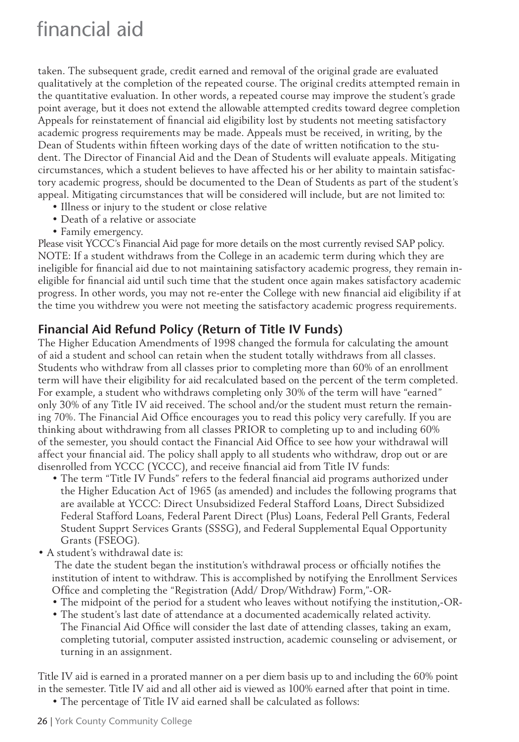taken. The subsequent grade, credit earned and removal of the original grade are evaluated qualitatively at the completion of the repeated course. The original credits attempted remain in the quantitative evaluation. In other words, a repeated course may improve the student's grade point average, but it does not extend the allowable attempted credits toward degree completion Appeals for reinstatement of financial aid eligibility lost by students not meeting satisfactory academic progress requirements may be made. Appeals must be received, in writing, by the Dean of Students within fifteen working days of the date of written notification to the student. The Director of Financial Aid and the Dean of Students will evaluate appeals. Mitigating circumstances, which a student believes to have affected his or her ability to maintain satisfactory academic progress, should be documented to the Dean of Students as part of the student's appeal. Mitigating circumstances that will be considered will include, but are not limited to:

- Illness or injury to the student or close relative
- Death of a relative or associate
- Family emergency.

Please visit YCCC's Financial Aid page for more details on the most currently revised SAP policy.
NOTE: If a student withdraws from the College in an academic term during which they are ineligible for financial aid due to not maintaining satisfactory academic progress, they remain ineligible for financial aid until such time that the student once again makes satisfactory academic progress. In other words, you may not re-enter the College with new financial aid eligibility if at the time you withdrew you were not meeting the satisfactory academic progress requirements.

## Financial Aid Refund Policy (Return of Title IV Funds)

The Higher Education Amendments of 1998 changed the formula for calculating the amount of aid a student and school can retain when the student totally withdraws from all classes. Students who withdraw from all classes prior to completing more than 60% of an enrollment term will have their eligibility for aid recalculated based on the percent of the term completed. For example, a student who withdraws completing only 30% of the term will have "earned" only 30% of any Title IV aid received. The school and/or the student must return the remaining 70%. The Financial Aid Office encourages you to read this policy very carefully. If you are thinking about withdrawing from all classes PRIOR to completing up to and including 60% of the semester, you should contact the Financial Aid Office to see how your withdrawal will affect your financial aid. The policy shall apply to all students who withdraw, drop out or are disenrolled from YCCC (YCCC), and receive financial aid from Title IV funds:

- The term "Title IV Funds" refers to the federal financial aid programs authorized under the Higher Education Act of 1965 (as amended) and includes the following programs that are available at YCCC: Direct Unsubsidized Federal Stafford Loans, Direct Subsidized Federal Stafford Loans, Federal Parent Direct (Plus) Loans, Federal Pell Grants, Federal Student Supprt Services Grants (SSSG), and Federal Supplemental Equal Opportunity Grants (FSEOG).
- A student's withdrawal date is:
  The date the student began the institution's withdrawal process or officially notifies the institution of intent to withdraw. This is accomplished by notifying the Enrollment Services Office and completing the "Registration (Add/ Drop/Withdraw) Form,"-OR-
  - The midpoint of the period for a student who leaves without notifying the institution,-OR-
  - The student's last date of attendance at a documented academically related activity. The Financial Aid Office will consider the last date of attending classes, taking an exam, completing tutorial, computer assisted instruction, academic counseling or advisement, or turning in an assignment.

Title IV aid is earned in a prorated manner on a per diem basis up to and including the 60% point in the semester. Title IV aid and all other aid is viewed as 100% earned after that point in time.

- The percentage of Title IV aid earned shall be calculated as follows: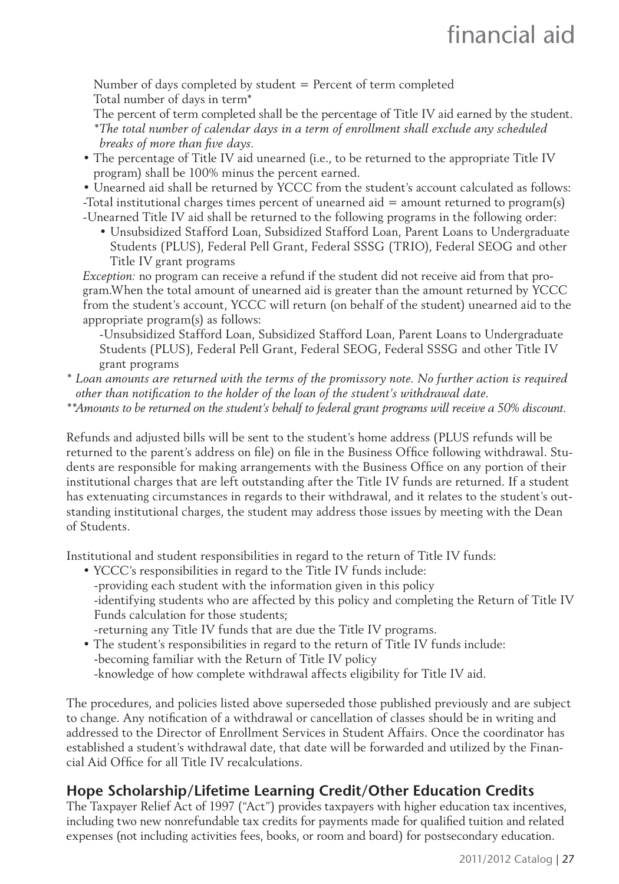Number of days completed by student = Percent of term completed
Total number of days in term*

The percent of term completed shall be the percentage of Title IV aid earned by the student.
*\*The total number of calendar days in a term of enrollment shall exclude any scheduled breaks of more than five days.*

- The percentage of Title IV aid unearned (i.e., to be returned to the appropriate Title IV program) shall be 100% minus the percent earned.
- Unearned aid shall be returned by YCCC from the student's account calculated as follows:

-Total institutional charges times percent of unearned aid = amount returned to program(s)
-Unearned Title IV aid shall be returned to the following programs in the following order:

- Unsubsidized Stafford Loan, Subsidized Stafford Loan, Parent Loans to Undergraduate Students (PLUS), Federal Pell Grant, Federal SSSG (TRIO), Federal SEOG and other Title IV grant programs

*Exception:* no program can receive a refund if the student did not receive aid from that program.When the total amount of unearned aid is greater than the amount returned by YCCC from the student's account, YCCC will return (on behalf of the student) unearned aid to the appropriate program(s) as follows:

-Unsubsidized Stafford Loan, Subsidized Stafford Loan, Parent Loans to Undergraduate Students (PLUS), Federal Pell Grant, Federal SEOG, Federal SSSG and other Title IV grant programs

*\* Loan amounts are returned with the terms of the promissory note. No further action is required other than notification to the holder of the loan of the student's withdrawal date.*
*\*\*Amounts to be returned on the student's behalf to federal grant programs will receive a 50% discount.*

Refunds and adjusted bills will be sent to the student's home address (PLUS refunds will be returned to the parent's address on file) on file in the Business Office following withdrawal. Students are responsible for making arrangements with the Business Office on any portion of their institutional charges that are left outstanding after the Title IV funds are returned. If a student has extenuating circumstances in regards to their withdrawal, and it relates to the student's outstanding institutional charges, the student may address those issues by meeting with the Dean of Students.

Institutional and student responsibilities in regard to the return of Title IV funds:

- YCCC's responsibilities in regard to the Title IV funds include:
  -providing each student with the information given in this policy
  -identifying students who are affected by this policy and completing the Return of Title IV Funds calculation for those students;
  -returning any Title IV funds that are due the Title IV programs.
- The student's responsibilities in regard to the return of Title IV funds include:
  -becoming familiar with the Return of Title IV policy
  -knowledge of how complete withdrawal affects eligibility for Title IV aid.

The procedures, and policies listed above superseded those published previously and are subject to change. Any notification of a withdrawal or cancellation of classes should be in writing and addressed to the Director of Enrollment Services in Student Affairs. Once the coordinator has established a student's withdrawal date, that date will be forwarded and utilized by the Financial Aid Office for all Title IV recalculations.

## Hope Scholarship/Lifetime Learning Credit/Other Education Credits

The Taxpayer Relief Act of 1997 ("Act") provides taxpayers with higher education tax incentives, including two new nonrefundable tax credits for payments made for qualified tuition and related expenses (not including activities fees, books, or room and board) for postsecondary education.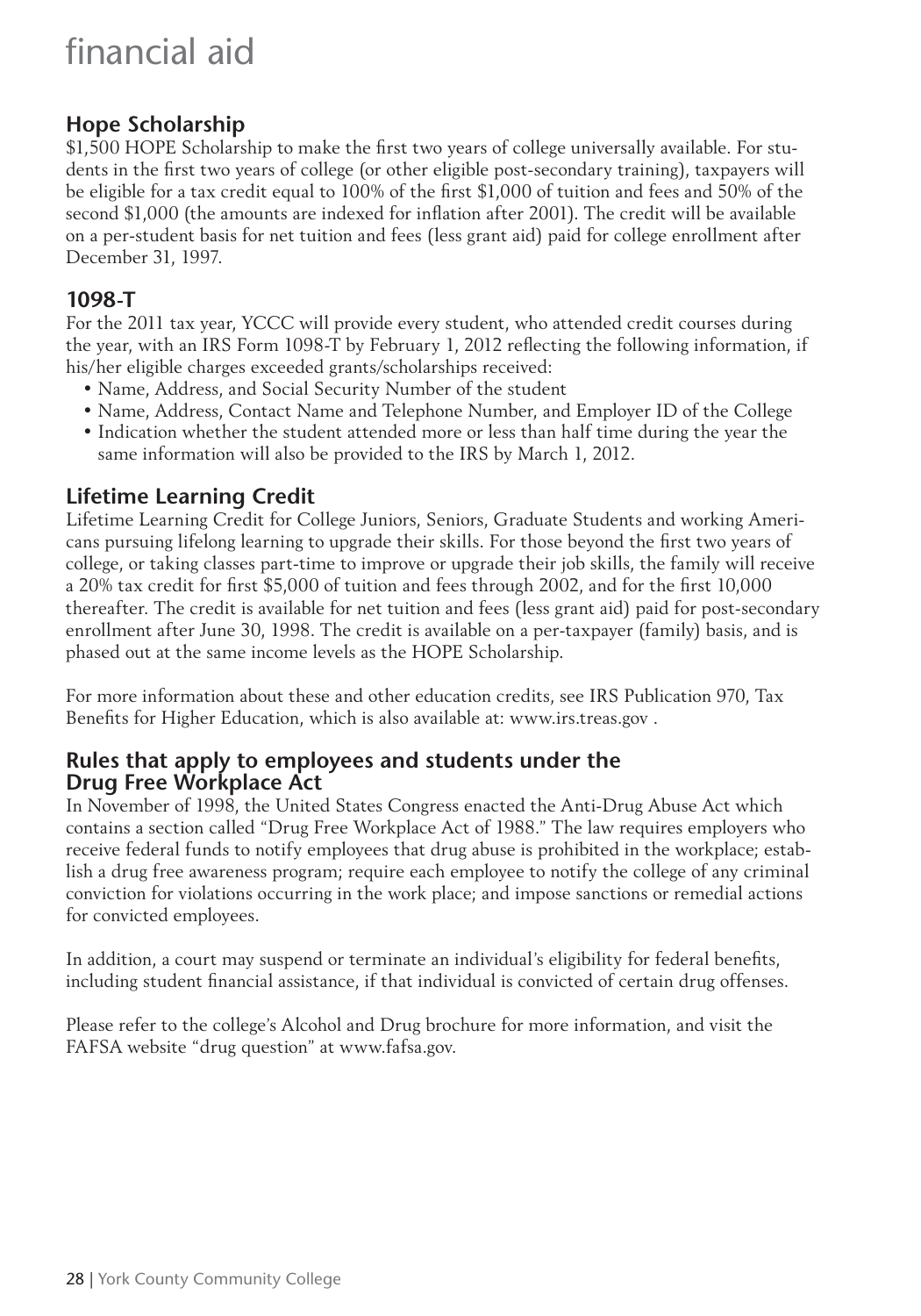# financial aid

## Hope Scholarship

$1,500 HOPE Scholarship to make the first two years of college universally available. For students in the first two years of college (or other eligible post-secondary training), taxpayers will be eligible for a tax credit equal to 100% of the first $1,000 of tuition and fees and 50% of the second $1,000 (the amounts are indexed for inflation after 2001). The credit will be available on a per-student basis for net tuition and fees (less grant aid) paid for college enrollment after December 31, 1997.

## 1098-T

For the 2011 tax year, YCCC will provide every student, who attended credit courses during the year, with an IRS Form 1098-T by February 1, 2012 reflecting the following information, if his/her eligible charges exceeded grants/scholarships received:

- Name, Address, and Social Security Number of the student
- Name, Address, Contact Name and Telephone Number, and Employer ID of the College
- Indication whether the student attended more or less than half time during the year the same information will also be provided to the IRS by March 1, 2012.

## Lifetime Learning Credit

Lifetime Learning Credit for College Juniors, Seniors, Graduate Students and working Americans pursuing lifelong learning to upgrade their skills. For those beyond the first two years of college, or taking classes part-time to improve or upgrade their job skills, the family will receive a 20% tax credit for first $5,000 of tuition and fees through 2002, and for the first 10,000 thereafter. The credit is available for net tuition and fees (less grant aid) paid for post-secondary enrollment after June 30, 1998. The credit is available on a per-taxpayer (family) basis, and is phased out at the same income levels as the HOPE Scholarship.

For more information about these and other education credits, see IRS Publication 970, Tax Benefits for Higher Education, which is also available at: www.irs.treas.gov .

## Rules that apply to employees and students under the Drug Free Workplace Act

In November of 1998, the United States Congress enacted the Anti-Drug Abuse Act which contains a section called "Drug Free Workplace Act of 1988." The law requires employers who receive federal funds to notify employees that drug abuse is prohibited in the workplace; establish a drug free awareness program; require each employee to notify the college of any criminal conviction for violations occurring in the work place; and impose sanctions or remedial actions for convicted employees.

In addition, a court may suspend or terminate an individual's eligibility for federal benefits, including student financial assistance, if that individual is convicted of certain drug offenses.

Please refer to the college's Alcohol and Drug brochure for more information, and visit the FAFSA website "drug question" at www.fafsa.gov.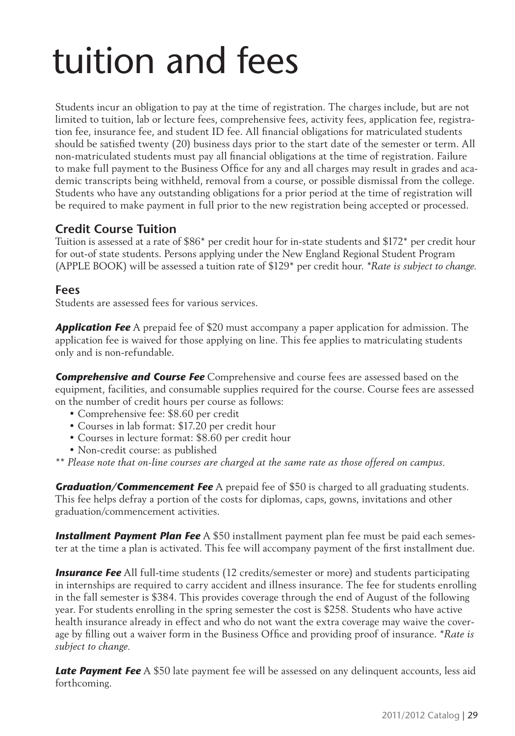# tuition and fees

Students incur an obligation to pay at the time of registration. The charges include, but are not limited to tuition, lab or lecture fees, comprehensive fees, activity fees, application fee, registration fee, insurance fee, and student ID fee. All financial obligations for matriculated students should be satisfied twenty (20) business days prior to the start date of the semester or term. All non-matriculated students must pay all financial obligations at the time of registration. Failure to make full payment to the Business Office for any and all charges may result in grades and academic transcripts being withheld, removal from a course, or possible dismissal from the college. Students who have any outstanding obligations for a prior period at the time of registration will be required to make payment in full prior to the new registration being accepted or processed.

## Credit Course Tuition

Tuition is assessed at a rate of $86* per credit hour for in-state students and $172* per credit hour for out-of state students. Persons applying under the New England Regional Student Program (APPLE BOOK) will be assessed a tuition rate of $129* per credit hour. *\*Rate is subject to change.*

## Fees

Students are assessed fees for various services.

***Application Fee*** A prepaid fee of $20 must accompany a paper application for admission. The application fee is waived for those applying on line. This fee applies to matriculating students only and is non-refundable.

***Comprehensive and Course Fee*** Comprehensive and course fees are assessed based on the equipment, facilities, and consumable supplies required for the course. Course fees are assessed on the number of credit hours per course as follows:

- Comprehensive fee: $8.60 per credit
- Courses in lab format: $17.20 per credit hour
- Courses in lecture format: $8.60 per credit hour
- Non-credit course: as published

*\*\* Please note that on-line courses are charged at the same rate as those offered on campus.*

***Graduation/Commencement Fee*** A prepaid fee of $50 is charged to all graduating students. This fee helps defray a portion of the costs for diplomas, caps, gowns, invitations and other graduation/commencement activities.

***Installment Payment Plan Fee*** A $50 installment payment plan fee must be paid each semester at the time a plan is activated. This fee will accompany payment of the first installment due.

***Insurance Fee*** All full-time students (12 credits/semester or more) and students participating in internships are required to carry accident and illness insurance. The fee for students enrolling in the fall semester is $384. This provides coverage through the end of August of the following year. For students enrolling in the spring semester the cost is $258. Students who have active health insurance already in effect and who do not want the extra coverage may waive the coverage by filling out a waiver form in the Business Office and providing proof of insurance. *\*Rate is subject to change.*

***Late Payment Fee*** A $50 late payment fee will be assessed on any delinquent accounts, less aid forthcoming.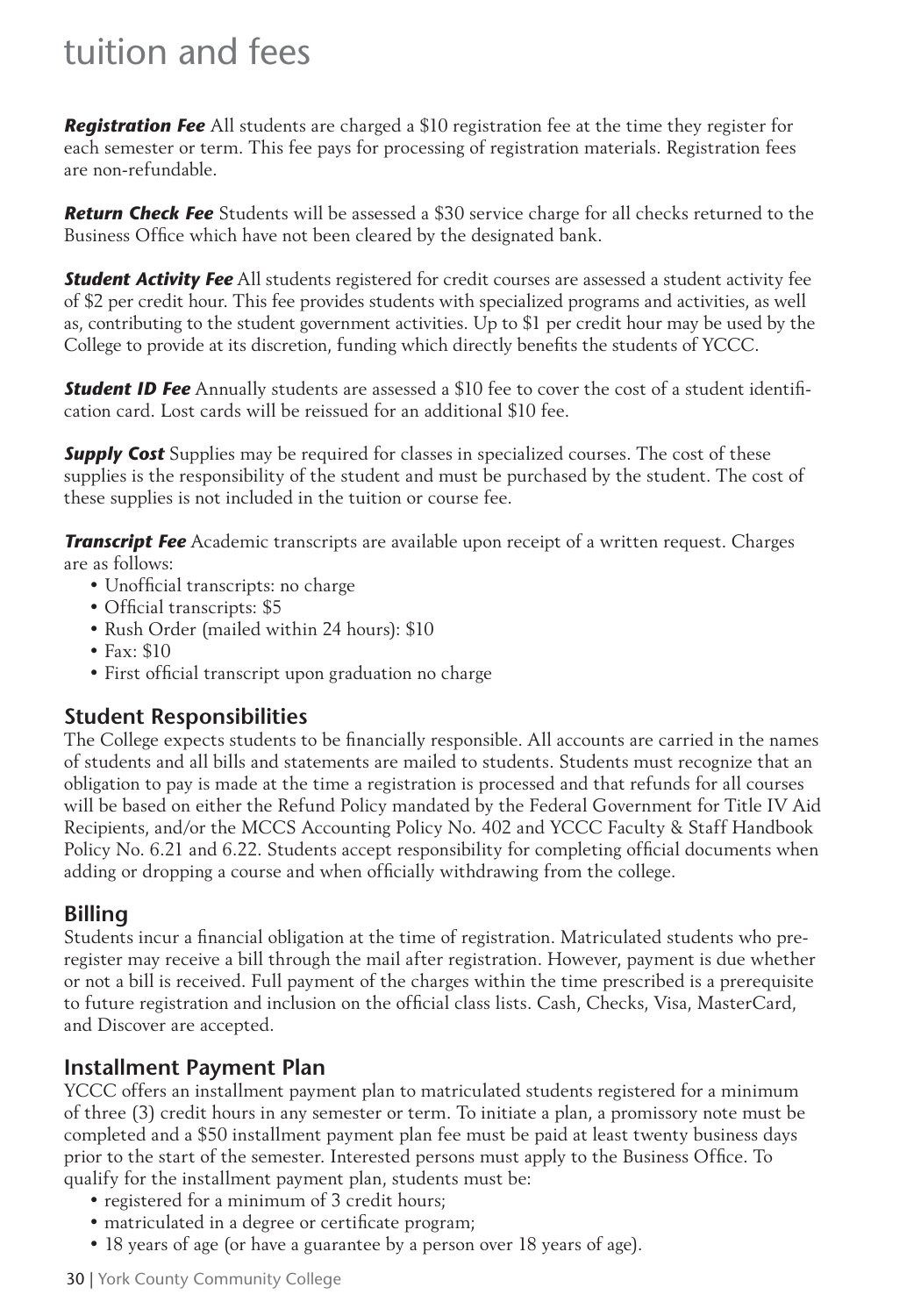# tuition and fees

***Registration Fee*** All students are charged a $10 registration fee at the time they register for each semester or term. This fee pays for processing of registration materials. Registration fees are non-refundable.

***Return Check Fee*** Students will be assessed a $30 service charge for all checks returned to the Business Office which have not been cleared by the designated bank.

***Student Activity Fee*** All students registered for credit courses are assessed a student activity fee of $2 per credit hour. This fee provides students with specialized programs and activities, as well as, contributing to the student government activities. Up to $1 per credit hour may be used by the College to provide at its discretion, funding which directly benefits the students of YCCC.

***Student ID Fee*** Annually students are assessed a $10 fee to cover the cost of a student identification card. Lost cards will be reissued for an additional $10 fee.

***Supply Cost*** Supplies may be required for classes in specialized courses. The cost of these supplies is the responsibility of the student and must be purchased by the student. The cost of these supplies is not included in the tuition or course fee.

***Transcript Fee*** Academic transcripts are available upon receipt of a written request. Charges are as follows:

- Unofficial transcripts: no charge
- Official transcripts: $5
- Rush Order (mailed within 24 hours): $10
- Fax: $10
- First official transcript upon graduation no charge

## Student Responsibilities

The College expects students to be financially responsible. All accounts are carried in the names of students and all bills and statements are mailed to students. Students must recognize that an obligation to pay is made at the time a registration is processed and that refunds for all courses will be based on either the Refund Policy mandated by the Federal Government for Title IV Aid Recipients, and/or the MCCS Accounting Policy No. 402 and YCCC Faculty & Staff Handbook Policy No. 6.21 and 6.22. Students accept responsibility for completing official documents when adding or dropping a course and when officially withdrawing from the college.

## Billing

Students incur a financial obligation at the time of registration. Matriculated students who preregister may receive a bill through the mail after registration. However, payment is due whether or not a bill is received. Full payment of the charges within the time prescribed is a prerequisite to future registration and inclusion on the official class lists. Cash, Checks, Visa, MasterCard, and Discover are accepted.

## Installment Payment Plan

YCCC offers an installment payment plan to matriculated students registered for a minimum of three (3) credit hours in any semester or term. To initiate a plan, a promissory note must be completed and a $50 installment payment plan fee must be paid at least twenty business days prior to the start of the semester. Interested persons must apply to the Business Office. To qualify for the installment payment plan, students must be:

- registered for a minimum of 3 credit hours;
- matriculated in a degree or certificate program;
- 18 years of age (or have a guarantee by a person over 18 years of age).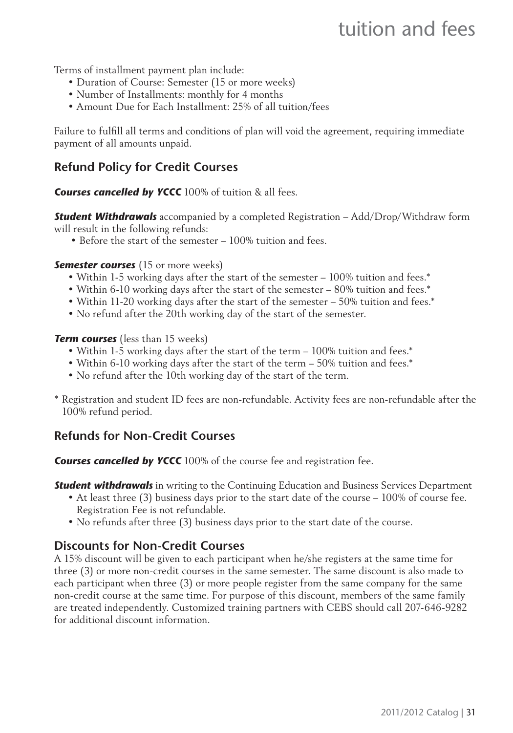Terms of installment payment plan include:

- Duration of Course: Semester (15 or more weeks)
- Number of Installments: monthly for 4 months
- Amount Due for Each Installment: 25% of all tuition/fees

Failure to fulfill all terms and conditions of plan will void the agreement, requiring immediate payment of all amounts unpaid.

## Refund Policy for Credit Courses

***Courses cancelled by YCCC*** 100% of tuition & all fees.

***Student Withdrawals*** accompanied by a completed Registration – Add/Drop/Withdraw form will result in the following refunds:

- Before the start of the semester – 100% tuition and fees.

***Semester courses*** (15 or more weeks)

- Within 1-5 working days after the start of the semester – 100% tuition and fees.*
- Within 6-10 working days after the start of the semester – 80% tuition and fees.*
- Within 11-20 working days after the start of the semester – 50% tuition and fees.*
- No refund after the 20th working day of the start of the semester.

***Term courses*** (less than 15 weeks)

- Within 1-5 working days after the start of the term – 100% tuition and fees.*
- Within 6-10 working days after the start of the term – 50% tuition and fees.*
- No refund after the 10th working day of the start of the term.

\* Registration and student ID fees are non-refundable. Activity fees are non-refundable after the 100% refund period.

## Refunds for Non-Credit Courses

***Courses cancelled by YCCC*** 100% of the course fee and registration fee.

***Student withdrawals*** in writing to the Continuing Education and Business Services Department

- At least three (3) business days prior to the start date of the course – 100% of course fee. Registration Fee is not refundable.
- No refunds after three (3) business days prior to the start date of the course.

## Discounts for Non-Credit Courses

A 15% discount will be given to each participant when he/she registers at the same time for three (3) or more non-credit courses in the same semester. The same discount is also made to each participant when three (3) or more people register from the same company for the same non-credit course at the same time. For purpose of this discount, members of the same family are treated independently. Customized training partners with CEBS should call 207-646-9282 for additional discount information.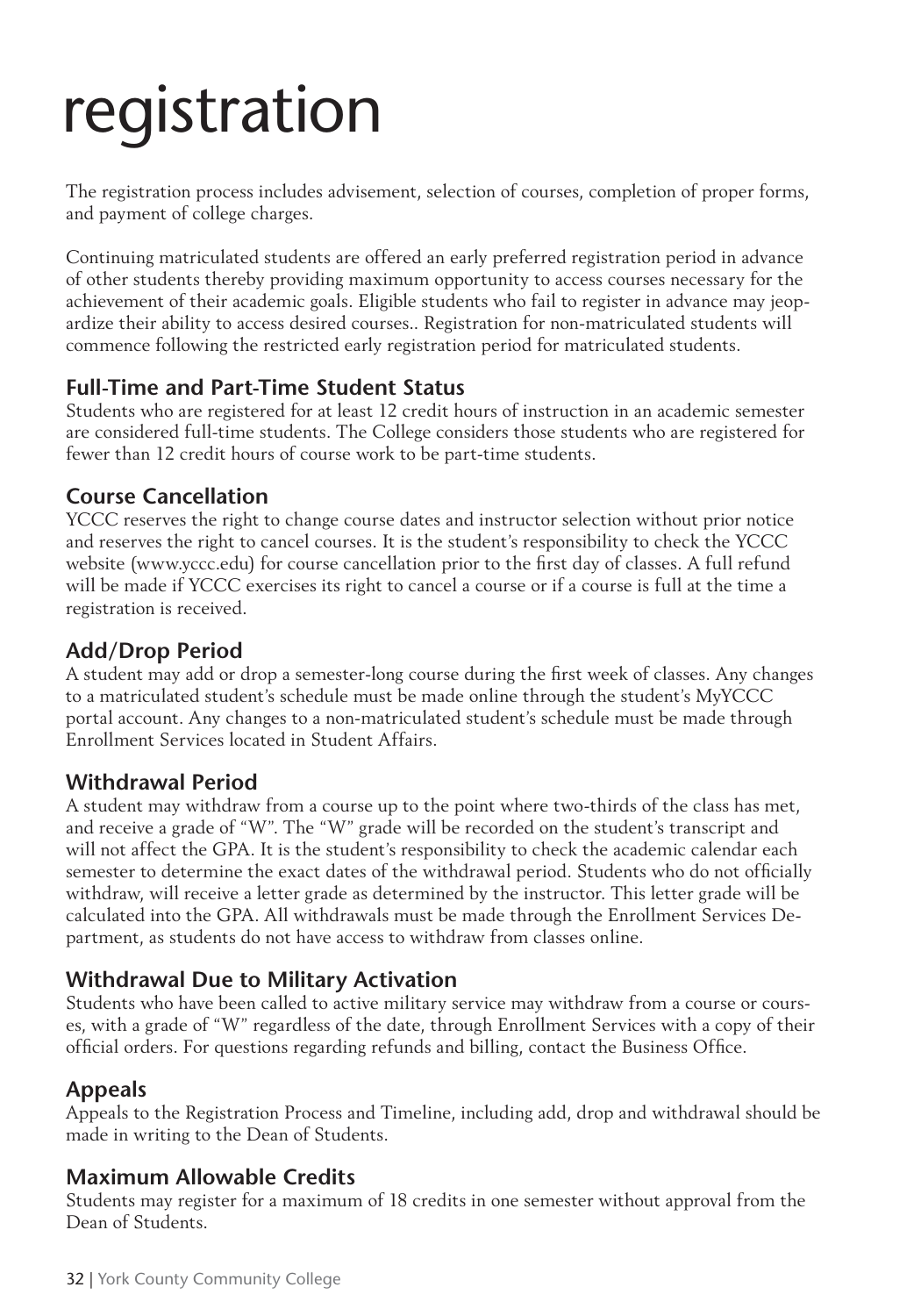# registration

The registration process includes advisement, selection of courses, completion of proper forms, and payment of college charges.

Continuing matriculated students are offered an early preferred registration period in advance of other students thereby providing maximum opportunity to access courses necessary for the achievement of their academic goals. Eligible students who fail to register in advance may jeopardize their ability to access desired courses.. Registration for non-matriculated students will commence following the restricted early registration period for matriculated students.

## Full-Time and Part-Time Student Status

Students who are registered for at least 12 credit hours of instruction in an academic semester are considered full-time students. The College considers those students who are registered for fewer than 12 credit hours of course work to be part-time students.

## Course Cancellation

YCCC reserves the right to change course dates and instructor selection without prior notice and reserves the right to cancel courses. It is the student's responsibility to check the YCCC website (www.yccc.edu) for course cancellation prior to the first day of classes. A full refund will be made if YCCC exercises its right to cancel a course or if a course is full at the time a registration is received.

## Add/Drop Period

A student may add or drop a semester-long course during the first week of classes. Any changes to a matriculated student's schedule must be made online through the student's MyYCCC portal account. Any changes to a non-matriculated student's schedule must be made through Enrollment Services located in Student Affairs.

## Withdrawal Period

A student may withdraw from a course up to the point where two-thirds of the class has met, and receive a grade of "W". The "W" grade will be recorded on the student's transcript and will not affect the GPA. It is the student's responsibility to check the academic calendar each semester to determine the exact dates of the withdrawal period. Students who do not officially withdraw, will receive a letter grade as determined by the instructor. This letter grade will be calculated into the GPA. All withdrawals must be made through the Enrollment Services Department, as students do not have access to withdraw from classes online.

## Withdrawal Due to Military Activation

Students who have been called to active military service may withdraw from a course or courses, with a grade of "W" regardless of the date, through Enrollment Services with a copy of their official orders. For questions regarding refunds and billing, contact the Business Office.

## Appeals

Appeals to the Registration Process and Timeline, including add, drop and withdrawal should be made in writing to the Dean of Students.

## Maximum Allowable Credits

Students may register for a maximum of 18 credits in one semester without approval from the Dean of Students.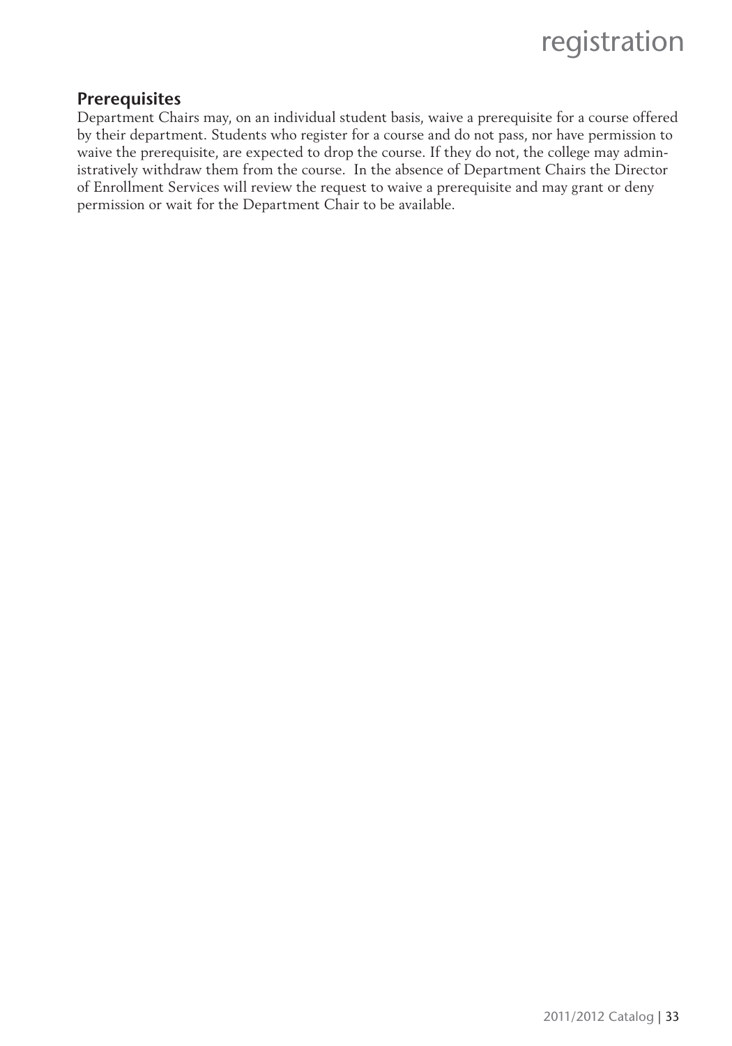## Prerequisites

Department Chairs may, on an individual student basis, waive a prerequisite for a course offered by their department. Students who register for a course and do not pass, nor have permission to waive the prerequisite, are expected to drop the course. If they do not, the college may administratively withdraw them from the course. In the absence of Department Chairs the Director of Enrollment Services will review the request to waive a prerequisite and may grant or deny permission or wait for the Department Chair to be available.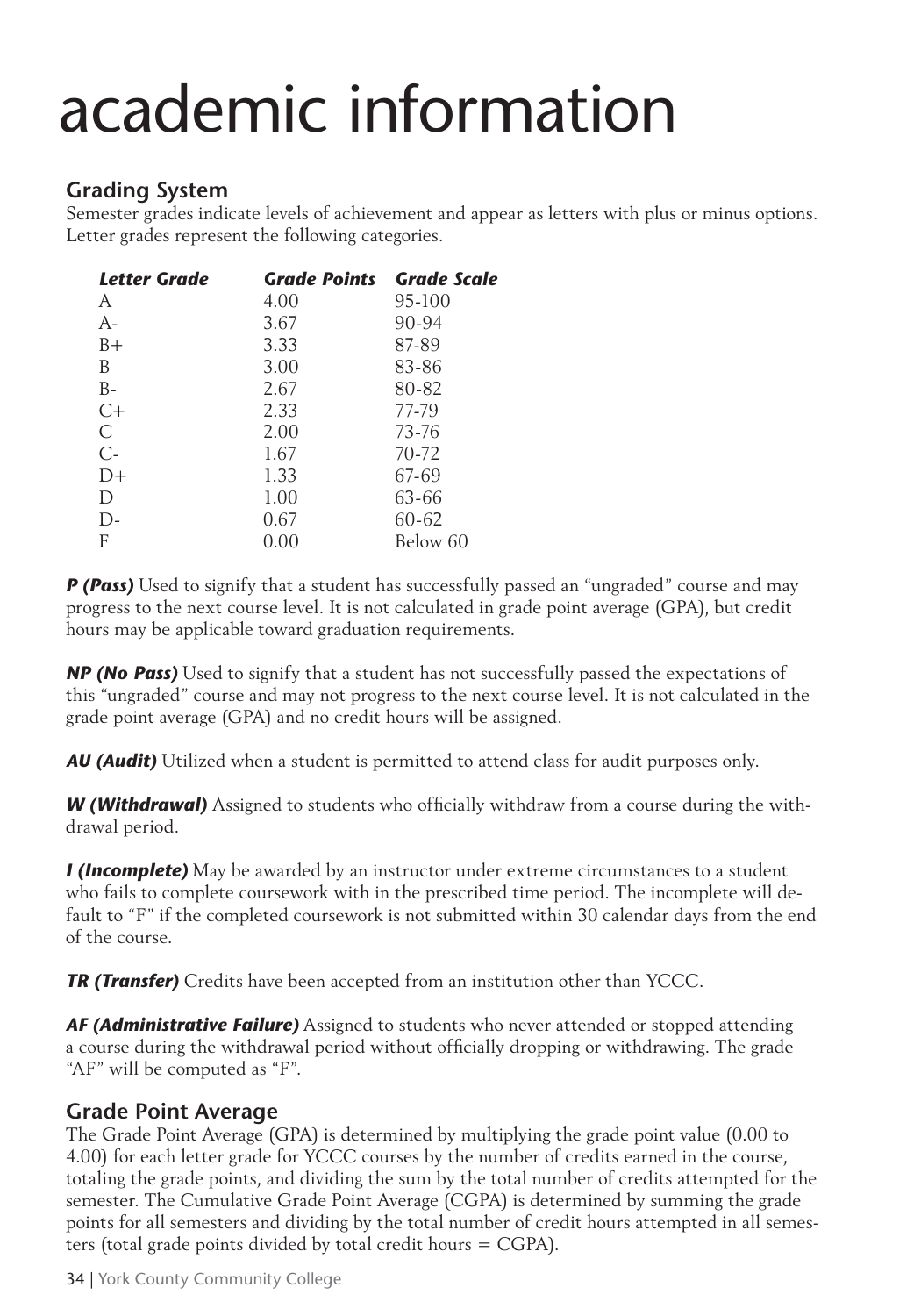# academic information

## Grading System

Semester grades indicate levels of achievement and appear as letters with plus or minus options. Letter grades represent the following categories.

| ***Letter Grade*** | ***Grade Points*** | ***Grade Scale*** |
|---|---|---|
| A | 4.00 | 95-100 |
| A- | 3.67 | 90-94 |
| B+ | 3.33 | 87-89 |
| B | 3.00 | 83-86 |
| B- | 2.67 | 80-82 |
| C+ | 2.33 | 77-79 |
| C | 2.00 | 73-76 |
| C- | 1.67 | 70-72 |
| D+ | 1.33 | 67-69 |
| D | 1.00 | 63-66 |
| D- | 0.67 | 60-62 |
| F | 0.00 | Below 60 |

***P (Pass)*** Used to signify that a student has successfully passed an "ungraded" course and may progress to the next course level. It is not calculated in grade point average (GPA), but credit hours may be applicable toward graduation requirements.

***NP (No Pass)*** Used to signify that a student has not successfully passed the expectations of this "ungraded" course and may not progress to the next course level. It is not calculated in the grade point average (GPA) and no credit hours will be assigned.

***AU (Audit)*** Utilized when a student is permitted to attend class for audit purposes only.

***W (Withdrawal)*** Assigned to students who officially withdraw from a course during the withdrawal period.

***I (Incomplete)*** May be awarded by an instructor under extreme circumstances to a student who fails to complete coursework with in the prescribed time period. The incomplete will default to "F" if the completed coursework is not submitted within 30 calendar days from the end of the course.

***TR (Transfer)*** Credits have been accepted from an institution other than YCCC.

***AF (Administrative Failure)*** Assigned to students who never attended or stopped attending a course during the withdrawal period without officially dropping or withdrawing. The grade "AF" will be computed as "F".

## Grade Point Average

The Grade Point Average (GPA) is determined by multiplying the grade point value (0.00 to 4.00) for each letter grade for YCCC courses by the number of credits earned in the course, totaling the grade points, and dividing the sum by the total number of credits attempted for the semester. The Cumulative Grade Point Average (CGPA) is determined by summing the grade points for all semesters and dividing by the total number of credit hours attempted in all semesters (total grade points divided by total credit hours = CGPA).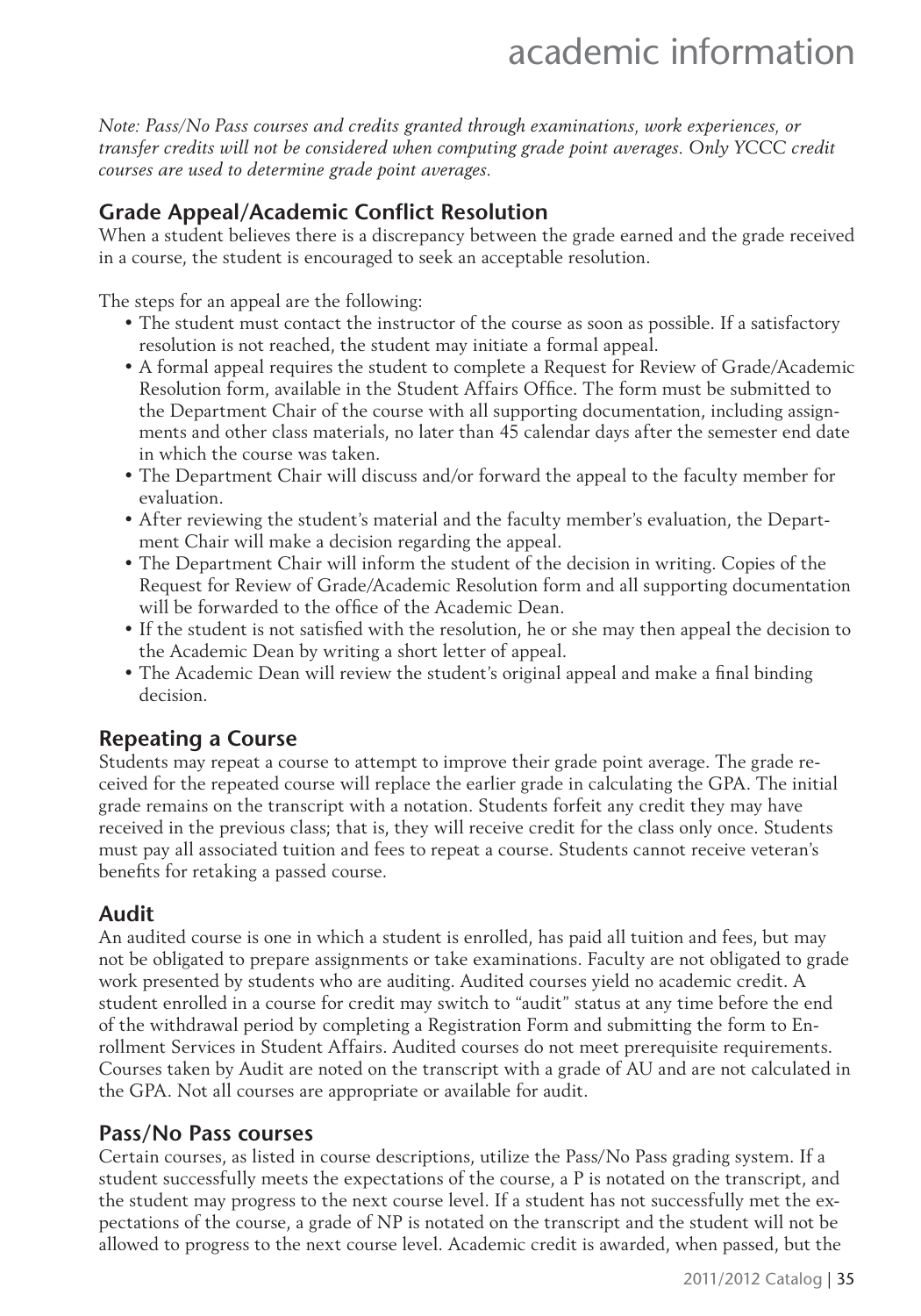*Note: Pass/No Pass courses and credits granted through examinations, work experiences, or transfer credits will not be considered when computing grade point averages. Only YCCC credit courses are used to determine grade point averages.*

## Grade Appeal/Academic Conflict Resolution

When a student believes there is a discrepancy between the grade earned and the grade received in a course, the student is encouraged to seek an acceptable resolution.

The steps for an appeal are the following:

- The student must contact the instructor of the course as soon as possible. If a satisfactory resolution is not reached, the student may initiate a formal appeal.
- A formal appeal requires the student to complete a Request for Review of Grade/Academic Resolution form, available in the Student Affairs Office. The form must be submitted to the Department Chair of the course with all supporting documentation, including assignments and other class materials, no later than 45 calendar days after the semester end date in which the course was taken.
- The Department Chair will discuss and/or forward the appeal to the faculty member for evaluation.
- After reviewing the student's material and the faculty member's evaluation, the Department Chair will make a decision regarding the appeal.
- The Department Chair will inform the student of the decision in writing. Copies of the Request for Review of Grade/Academic Resolution form and all supporting documentation will be forwarded to the office of the Academic Dean.
- If the student is not satisfied with the resolution, he or she may then appeal the decision to the Academic Dean by writing a short letter of appeal.
- The Academic Dean will review the student's original appeal and make a final binding decision.

## Repeating a Course

Students may repeat a course to attempt to improve their grade point average. The grade received for the repeated course will replace the earlier grade in calculating the GPA. The initial grade remains on the transcript with a notation. Students forfeit any credit they may have received in the previous class; that is, they will receive credit for the class only once. Students must pay all associated tuition and fees to repeat a course. Students cannot receive veteran's benefits for retaking a passed course.

## Audit

An audited course is one in which a student is enrolled, has paid all tuition and fees, but may not be obligated to prepare assignments or take examinations. Faculty are not obligated to grade work presented by students who are auditing. Audited courses yield no academic credit. A student enrolled in a course for credit may switch to "audit" status at any time before the end of the withdrawal period by completing a Registration Form and submitting the form to Enrollment Services in Student Affairs. Audited courses do not meet prerequisite requirements. Courses taken by Audit are noted on the transcript with a grade of AU and are not calculated in the GPA. Not all courses are appropriate or available for audit.

## Pass/No Pass courses

Certain courses, as listed in course descriptions, utilize the Pass/No Pass grading system. If a student successfully meets the expectations of the course, a P is notated on the transcript, and the student may progress to the next course level. If a student has not successfully met the expectations of the course, a grade of NP is notated on the transcript and the student will not be allowed to progress to the next course level. Academic credit is awarded, when passed, but the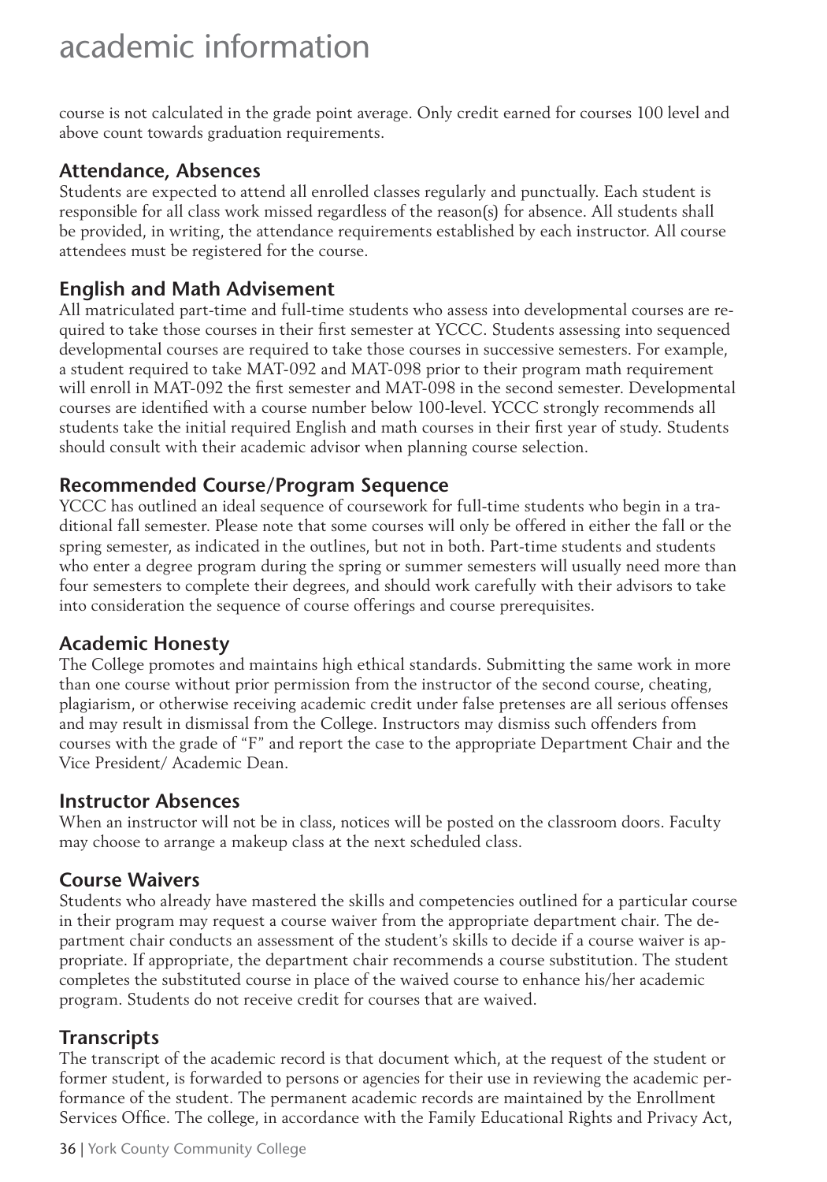course is not calculated in the grade point average. Only credit earned for courses 100 level and above count towards graduation requirements.

## Attendance, Absences

Students are expected to attend all enrolled classes regularly and punctually. Each student is responsible for all class work missed regardless of the reason(s) for absence. All students shall be provided, in writing, the attendance requirements established by each instructor. All course attendees must be registered for the course.

## English and Math Advisement

All matriculated part-time and full-time students who assess into developmental courses are required to take those courses in their first semester at YCCC. Students assessing into sequenced developmental courses are required to take those courses in successive semesters. For example, a student required to take MAT-092 and MAT-098 prior to their program math requirement will enroll in MAT-092 the first semester and MAT-098 in the second semester. Developmental courses are identified with a course number below 100-level. YCCC strongly recommends all students take the initial required English and math courses in their first year of study. Students should consult with their academic advisor when planning course selection.

## Recommended Course/Program Sequence

YCCC has outlined an ideal sequence of coursework for full-time students who begin in a traditional fall semester. Please note that some courses will only be offered in either the fall or the spring semester, as indicated in the outlines, but not in both. Part-time students and students who enter a degree program during the spring or summer semesters will usually need more than four semesters to complete their degrees, and should work carefully with their advisors to take into consideration the sequence of course offerings and course prerequisites.

## Academic Honesty

The College promotes and maintains high ethical standards. Submitting the same work in more than one course without prior permission from the instructor of the second course, cheating, plagiarism, or otherwise receiving academic credit under false pretenses are all serious offenses and may result in dismissal from the College. Instructors may dismiss such offenders from courses with the grade of "F" and report the case to the appropriate Department Chair and the Vice President/ Academic Dean.

## Instructor Absences

When an instructor will not be in class, notices will be posted on the classroom doors. Faculty may choose to arrange a makeup class at the next scheduled class.

## Course Waivers

Students who already have mastered the skills and competencies outlined for a particular course in their program may request a course waiver from the appropriate department chair. The department chair conducts an assessment of the student's skills to decide if a course waiver is appropriate. If appropriate, the department chair recommends a course substitution. The student completes the substituted course in place of the waived course to enhance his/her academic program. Students do not receive credit for courses that are waived.

## Transcripts

The transcript of the academic record is that document which, at the request of the student or former student, is forwarded to persons or agencies for their use in reviewing the academic performance of the student. The permanent academic records are maintained by the Enrollment Services Office. The college, in accordance with the Family Educational Rights and Privacy Act,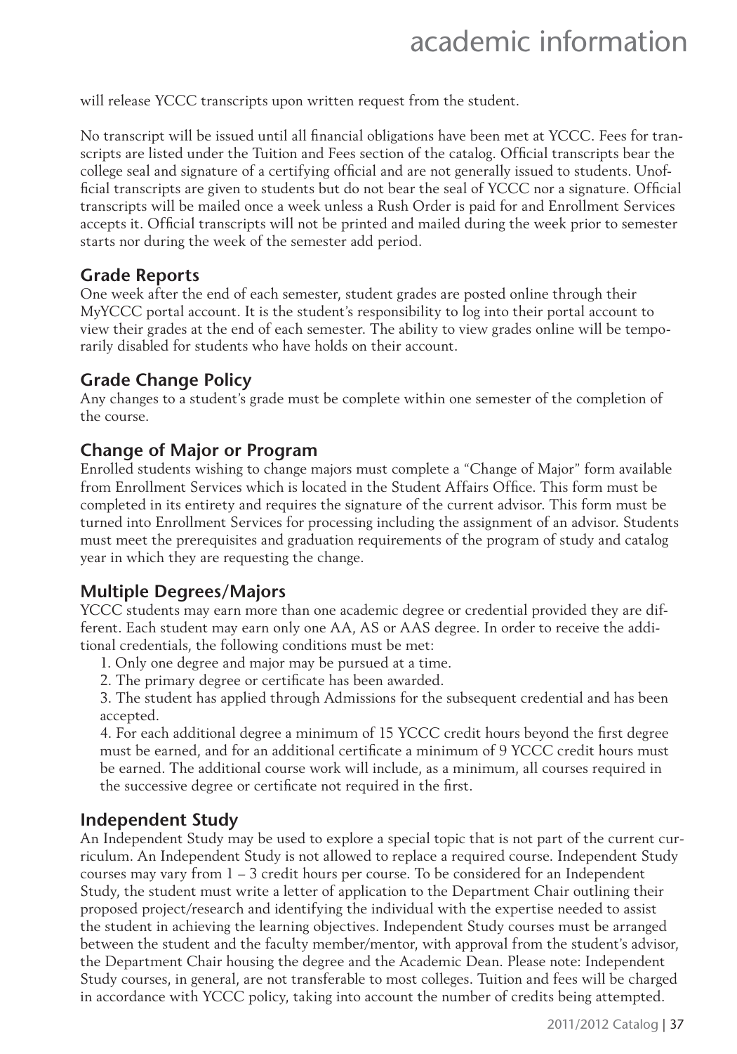will release YCCC transcripts upon written request from the student.

No transcript will be issued until all financial obligations have been met at YCCC. Fees for transcripts are listed under the Tuition and Fees section of the catalog. Official transcripts bear the college seal and signature of a certifying official and are not generally issued to students. Unofficial transcripts are given to students but do not bear the seal of YCCC nor a signature. Official transcripts will be mailed once a week unless a Rush Order is paid for and Enrollment Services accepts it. Official transcripts will not be printed and mailed during the week prior to semester starts nor during the week of the semester add period.

## Grade Reports

One week after the end of each semester, student grades are posted online through their MyYCCC portal account. It is the student's responsibility to log into their portal account to view their grades at the end of each semester. The ability to view grades online will be temporarily disabled for students who have holds on their account.

## Grade Change Policy

Any changes to a student's grade must be complete within one semester of the completion of the course.

## Change of Major or Program

Enrolled students wishing to change majors must complete a "Change of Major" form available from Enrollment Services which is located in the Student Affairs Office. This form must be completed in its entirety and requires the signature of the current advisor. This form must be turned into Enrollment Services for processing including the assignment of an advisor. Students must meet the prerequisites and graduation requirements of the program of study and catalog year in which they are requesting the change.

## Multiple Degrees/Majors

YCCC students may earn more than one academic degree or credential provided they are different. Each student may earn only one AA, AS or AAS degree. In order to receive the additional credentials, the following conditions must be met:

1. Only one degree and major may be pursued at a time.
2. The primary degree or certificate has been awarded.
3. The student has applied through Admissions for the subsequent credential and has been accepted.
4. For each additional degree a minimum of 15 YCCC credit hours beyond the first degree must be earned, and for an additional certificate a minimum of 9 YCCC credit hours must be earned. The additional course work will include, as a minimum, all courses required in the successive degree or certificate not required in the first.

## Independent Study

An Independent Study may be used to explore a special topic that is not part of the current curriculum. An Independent Study is not allowed to replace a required course. Independent Study courses may vary from 1 – 3 credit hours per course. To be considered for an Independent Study, the student must write a letter of application to the Department Chair outlining their proposed project/research and identifying the individual with the expertise needed to assist the student in achieving the learning objectives. Independent Study courses must be arranged between the student and the faculty member/mentor, with approval from the student's advisor, the Department Chair housing the degree and the Academic Dean. Please note: Independent Study courses, in general, are not transferable to most colleges. Tuition and fees will be charged in accordance with YCCC policy, taking into account the number of credits being attempted.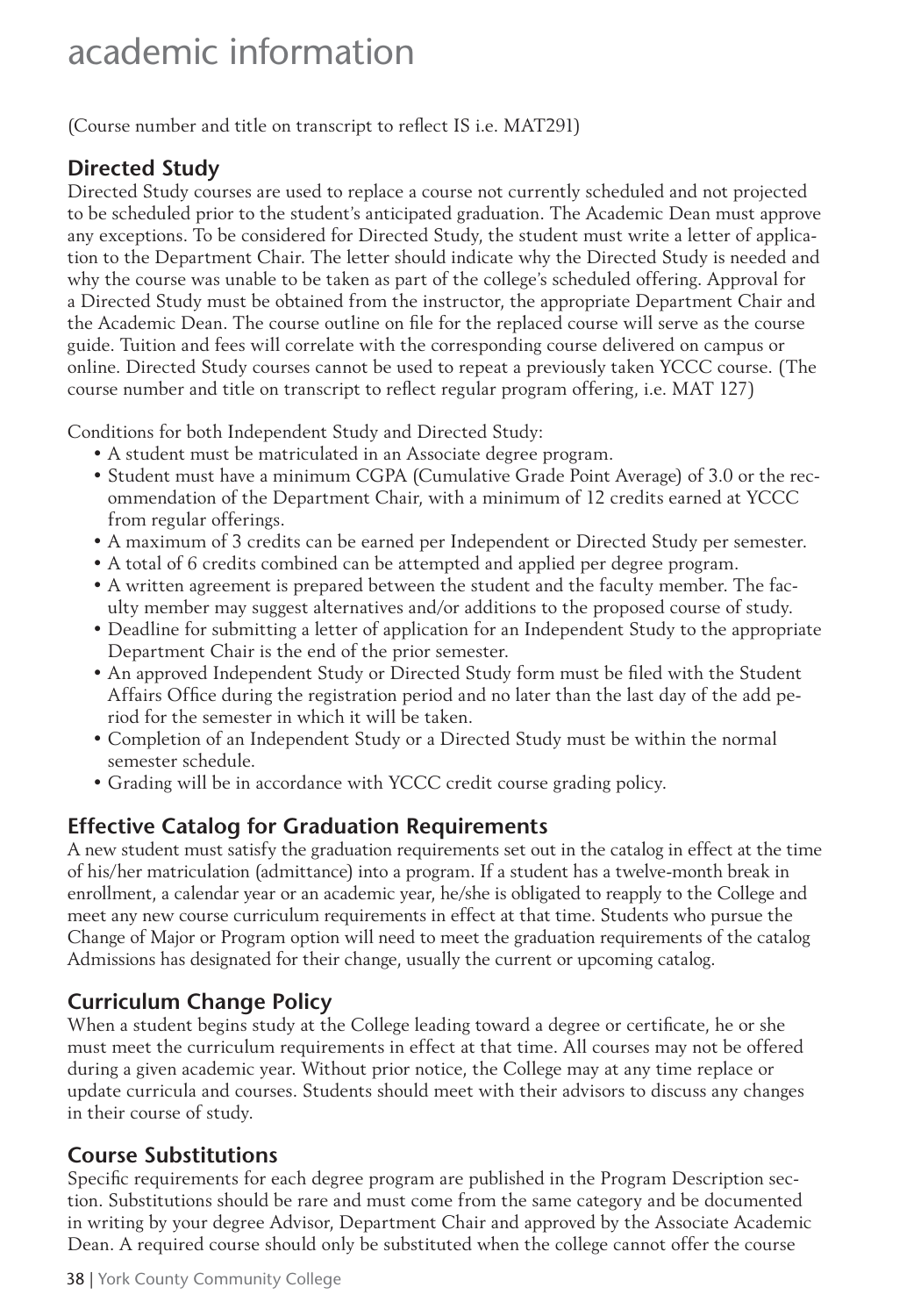(Course number and title on transcript to reflect IS i.e. MAT291)

## Directed Study

Directed Study courses are used to replace a course not currently scheduled and not projected to be scheduled prior to the student's anticipated graduation. The Academic Dean must approve any exceptions. To be considered for Directed Study, the student must write a letter of application to the Department Chair. The letter should indicate why the Directed Study is needed and why the course was unable to be taken as part of the college's scheduled offering. Approval for a Directed Study must be obtained from the instructor, the appropriate Department Chair and the Academic Dean. The course outline on file for the replaced course will serve as the course guide. Tuition and fees will correlate with the corresponding course delivered on campus or online. Directed Study courses cannot be used to repeat a previously taken YCCC course. (The course number and title on transcript to reflect regular program offering, i.e. MAT 127)

Conditions for both Independent Study and Directed Study:

- A student must be matriculated in an Associate degree program.
- Student must have a minimum CGPA (Cumulative Grade Point Average) of 3.0 or the recommendation of the Department Chair, with a minimum of 12 credits earned at YCCC from regular offerings.
- A maximum of 3 credits can be earned per Independent or Directed Study per semester.
- A total of 6 credits combined can be attempted and applied per degree program.
- A written agreement is prepared between the student and the faculty member. The faculty member may suggest alternatives and/or additions to the proposed course of study.
- Deadline for submitting a letter of application for an Independent Study to the appropriate Department Chair is the end of the prior semester.
- An approved Independent Study or Directed Study form must be filed with the Student Affairs Office during the registration period and no later than the last day of the add period for the semester in which it will be taken.
- Completion of an Independent Study or a Directed Study must be within the normal semester schedule.
- Grading will be in accordance with YCCC credit course grading policy.

## Effective Catalog for Graduation Requirements

A new student must satisfy the graduation requirements set out in the catalog in effect at the time of his/her matriculation (admittance) into a program. If a student has a twelve-month break in enrollment, a calendar year or an academic year, he/she is obligated to reapply to the College and meet any new course curriculum requirements in effect at that time. Students who pursue the Change of Major or Program option will need to meet the graduation requirements of the catalog Admissions has designated for their change, usually the current or upcoming catalog.

## Curriculum Change Policy

When a student begins study at the College leading toward a degree or certificate, he or she must meet the curriculum requirements in effect at that time. All courses may not be offered during a given academic year. Without prior notice, the College may at any time replace or update curricula and courses. Students should meet with their advisors to discuss any changes in their course of study.

## Course Substitutions

Specific requirements for each degree program are published in the Program Description section. Substitutions should be rare and must come from the same category and be documented in writing by your degree Advisor, Department Chair and approved by the Associate Academic Dean. A required course should only be substituted when the college cannot offer the course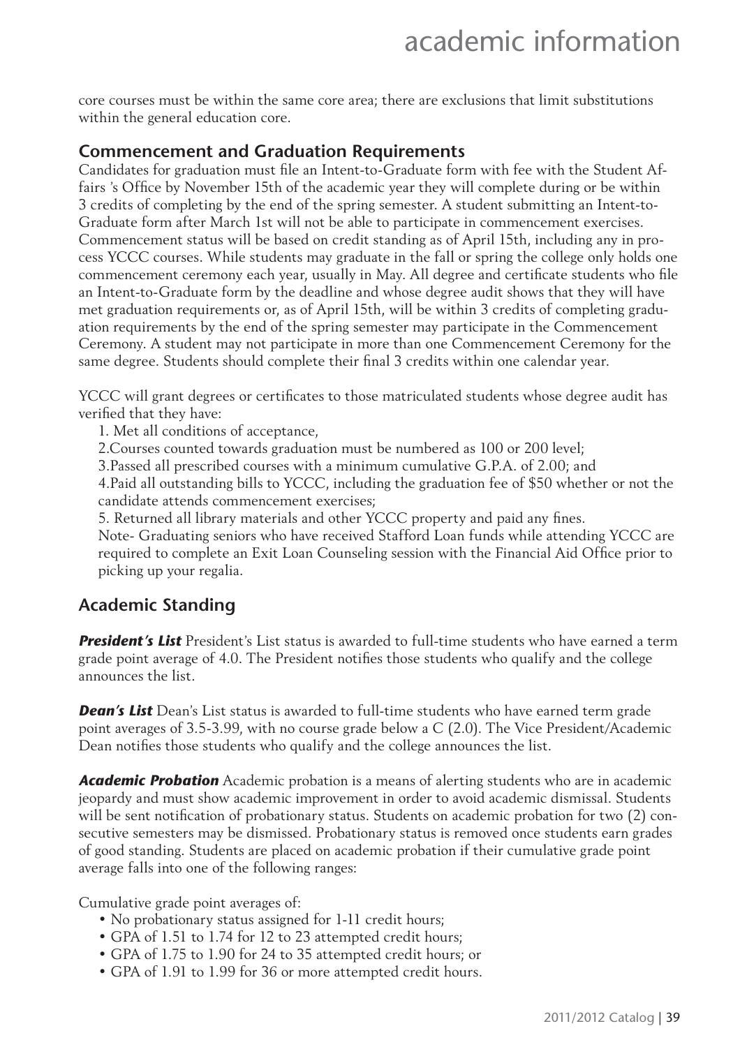core courses must be within the same core area; there are exclusions that limit substitutions within the general education core.

### Commencement and Graduation Requirements

Candidates for graduation must file an Intent-to-Graduate form with fee with the Student Affairs 's Office by November 15th of the academic year they will complete during or be within 3 credits of completing by the end of the spring semester. A student submitting an Intent-to-Graduate form after March 1st will not be able to participate in commencement exercises. Commencement status will be based on credit standing as of April 15th, including any in process YCCC courses. While students may graduate in the fall or spring the college only holds one commencement ceremony each year, usually in May. All degree and certificate students who file an Intent-to-Graduate form by the deadline and whose degree audit shows that they will have met graduation requirements or, as of April 15th, will be within 3 credits of completing graduation requirements by the end of the spring semester may participate in the Commencement Ceremony. A student may not participate in more than one Commencement Ceremony for the same degree. Students should complete their final 3 credits within one calendar year.

YCCC will grant degrees or certificates to those matriculated students whose degree audit has verified that they have:

1. Met all conditions of acceptance,
2. Courses counted towards graduation must be numbered as 100 or 200 level;
3. Passed all prescribed courses with a minimum cumulative G.P.A. of 2.00; and
4. Paid all outstanding bills to YCCC, including the graduation fee of $50 whether or not the candidate attends commencement exercises;
5. Returned all library materials and other YCCC property and paid any fines.

Note- Graduating seniors who have received Stafford Loan funds while attending YCCC are required to complete an Exit Loan Counseling session with the Financial Aid Office prior to picking up your regalia.

## Academic Standing

***President's List*** President's List status is awarded to full-time students who have earned a term grade point average of 4.0. The President notifies those students who qualify and the college announces the list.

***Dean's List*** Dean's List status is awarded to full-time students who have earned term grade point averages of 3.5-3.99, with no course grade below a C (2.0). The Vice President/Academic Dean notifies those students who qualify and the college announces the list.

***Academic Probation*** Academic probation is a means of alerting students who are in academic jeopardy and must show academic improvement in order to avoid academic dismissal. Students will be sent notification of probationary status. Students on academic probation for two (2) consecutive semesters may be dismissed. Probationary status is removed once students earn grades of good standing. Students are placed on academic probation if their cumulative grade point average falls into one of the following ranges:

Cumulative grade point averages of:

- No probationary status assigned for 1-11 credit hours;
- GPA of 1.51 to 1.74 for 12 to 23 attempted credit hours;
- GPA of 1.75 to 1.90 for 24 to 35 attempted credit hours; or
- GPA of 1.91 to 1.99 for 36 or more attempted credit hours.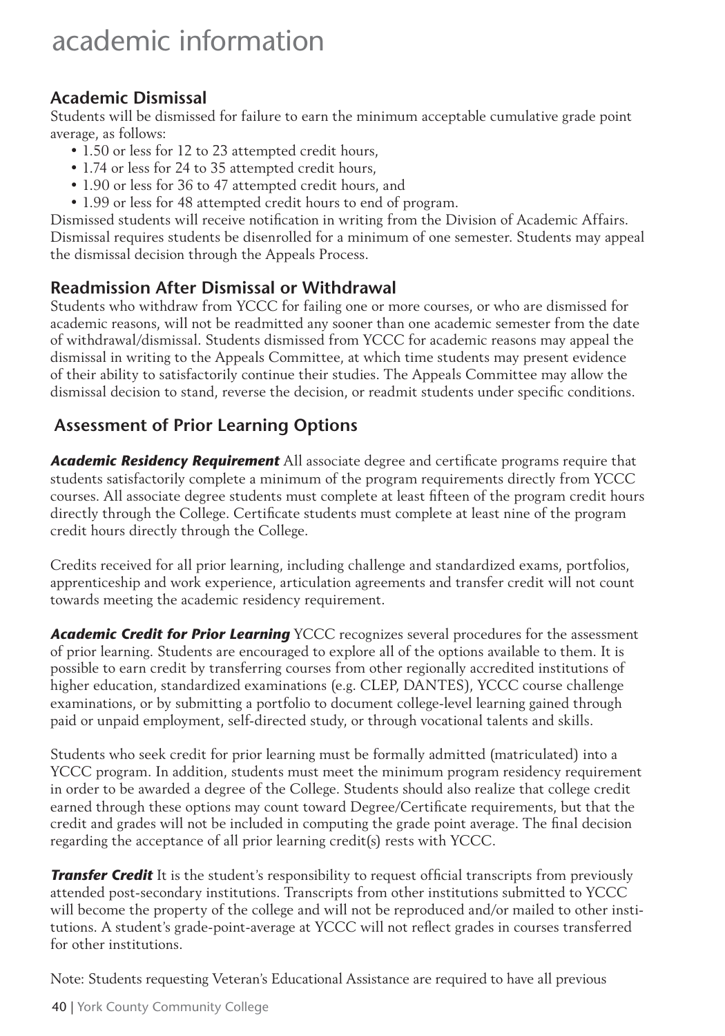# academic information

## Academic Dismissal

Students will be dismissed for failure to earn the minimum acceptable cumulative grade point average, as follows:

- 1.50 or less for 12 to 23 attempted credit hours,
- 1.74 or less for 24 to 35 attempted credit hours,
- 1.90 or less for 36 to 47 attempted credit hours, and
- 1.99 or less for 48 attempted credit hours to end of program.

Dismissed students will receive notification in writing from the Division of Academic Affairs. Dismissal requires students be disenrolled for a minimum of one semester. Students may appeal the dismissal decision through the Appeals Process.

## Readmission After Dismissal or Withdrawal

Students who withdraw from YCCC for failing one or more courses, or who are dismissed for academic reasons, will not be readmitted any sooner than one academic semester from the date of withdrawal/dismissal. Students dismissed from YCCC for academic reasons may appeal the dismissal in writing to the Appeals Committee, at which time students may present evidence of their ability to satisfactorily continue their studies. The Appeals Committee may allow the dismissal decision to stand, reverse the decision, or readmit students under specific conditions.

## Assessment of Prior Learning Options

***Academic Residency Requirement*** All associate degree and certificate programs require that students satisfactorily complete a minimum of the program requirements directly from YCCC courses. All associate degree students must complete at least fifteen of the program credit hours directly through the College. Certificate students must complete at least nine of the program credit hours directly through the College.

Credits received for all prior learning, including challenge and standardized exams, portfolios, apprenticeship and work experience, articulation agreements and transfer credit will not count towards meeting the academic residency requirement.

***Academic Credit for Prior Learning*** YCCC recognizes several procedures for the assessment of prior learning. Students are encouraged to explore all of the options available to them. It is possible to earn credit by transferring courses from other regionally accredited institutions of higher education, standardized examinations (e.g. CLEP, DANTES), YCCC course challenge examinations, or by submitting a portfolio to document college-level learning gained through paid or unpaid employment, self-directed study, or through vocational talents and skills.

Students who seek credit for prior learning must be formally admitted (matriculated) into a YCCC program. In addition, students must meet the minimum program residency requirement in order to be awarded a degree of the College. Students should also realize that college credit earned through these options may count toward Degree/Certificate requirements, but that the credit and grades will not be included in computing the grade point average. The final decision regarding the acceptance of all prior learning credit(s) rests with YCCC.

***Transfer Credit*** It is the student's responsibility to request official transcripts from previously attended post-secondary institutions. Transcripts from other institutions submitted to YCCC will become the property of the college and will not be reproduced and/or mailed to other institutions. A student's grade-point-average at YCCC will not reflect grades in courses transferred for other institutions.

Note: Students requesting Veteran's Educational Assistance are required to have all previous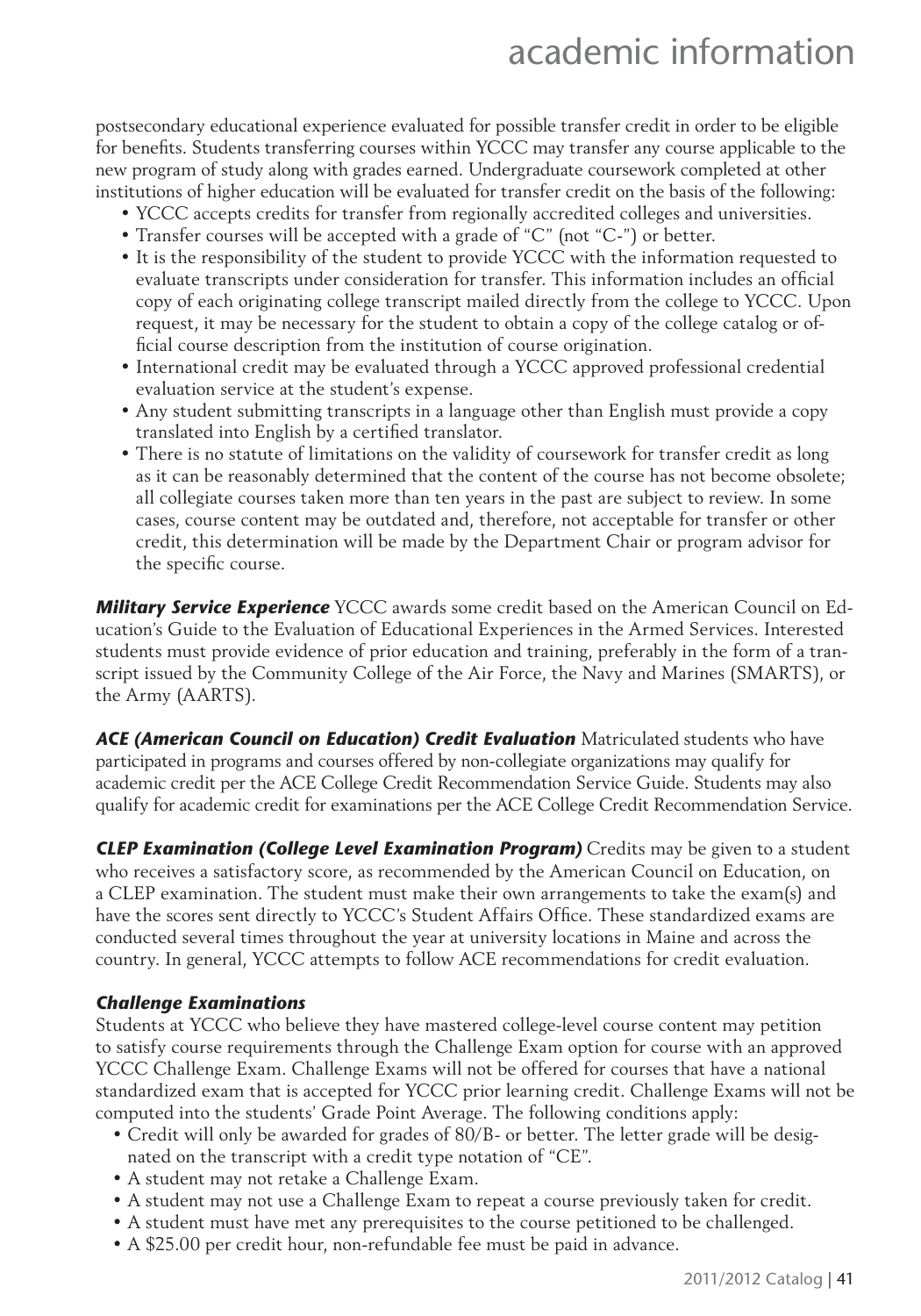postsecondary educational experience evaluated for possible transfer credit in order to be eligible for benefits. Students transferring courses within YCCC may transfer any course applicable to the new program of study along with grades earned. Undergraduate coursework completed at other institutions of higher education will be evaluated for transfer credit on the basis of the following:

- YCCC accepts credits for transfer from regionally accredited colleges and universities.
- Transfer courses will be accepted with a grade of "C" (not "C-") or better.
- It is the responsibility of the student to provide YCCC with the information requested to evaluate transcripts under consideration for transfer. This information includes an official copy of each originating college transcript mailed directly from the college to YCCC. Upon request, it may be necessary for the student to obtain a copy of the college catalog or official course description from the institution of course origination.
- International credit may be evaluated through a YCCC approved professional credential evaluation service at the student's expense.
- Any student submitting transcripts in a language other than English must provide a copy translated into English by a certified translator.
- There is no statute of limitations on the validity of coursework for transfer credit as long as it can be reasonably determined that the content of the course has not become obsolete; all collegiate courses taken more than ten years in the past are subject to review. In some cases, course content may be outdated and, therefore, not acceptable for transfer or other credit, this determination will be made by the Department Chair or program advisor for the specific course.

***Military Service Experience*** YCCC awards some credit based on the American Council on Education's Guide to the Evaluation of Educational Experiences in the Armed Services. Interested students must provide evidence of prior education and training, preferably in the form of a transcript issued by the Community College of the Air Force, the Navy and Marines (SMARTS), or the Army (AARTS).

***ACE (American Council on Education) Credit Evaluation*** Matriculated students who have participated in programs and courses offered by non-collegiate organizations may qualify for academic credit per the ACE College Credit Recommendation Service Guide. Students may also qualify for academic credit for examinations per the ACE College Credit Recommendation Service.

***CLEP Examination (College Level Examination Program)*** Credits may be given to a student who receives a satisfactory score, as recommended by the American Council on Education, on a CLEP examination. The student must make their own arrangements to take the exam(s) and have the scores sent directly to YCCC's Student Affairs Office. These standardized exams are conducted several times throughout the year at university locations in Maine and across the country. In general, YCCC attempts to follow ACE recommendations for credit evaluation.

***Challenge Examinations***

Students at YCCC who believe they have mastered college-level course content may petition to satisfy course requirements through the Challenge Exam option for course with an approved YCCC Challenge Exam. Challenge Exams will not be offered for courses that have a national standardized exam that is accepted for YCCC prior learning credit. Challenge Exams will not be computed into the students' Grade Point Average. The following conditions apply:

- Credit will only be awarded for grades of 80/B- or better. The letter grade will be designated on the transcript with a credit type notation of "CE".
- A student may not retake a Challenge Exam.
- A student may not use a Challenge Exam to repeat a course previously taken for credit.
- A student must have met any prerequisites to the course petitioned to be challenged.
- A $25.00 per credit hour, non-refundable fee must be paid in advance.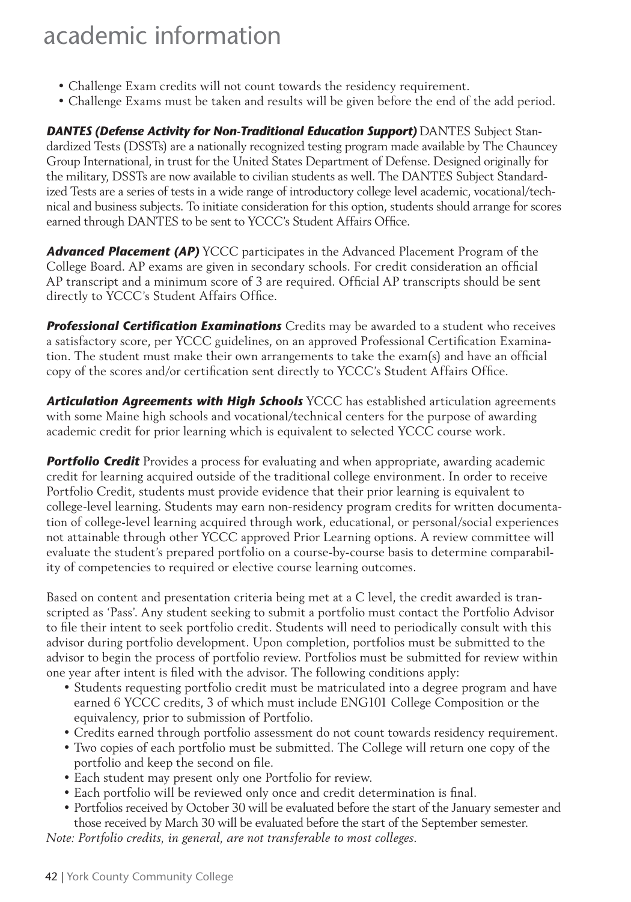- Challenge Exam credits will not count towards the residency requirement.
- Challenge Exams must be taken and results will be given before the end of the add period.

***DANTES (Defense Activity for Non-Traditional Education Support)*** DANTES Subject Standardized Tests (DSSTs) are a nationally recognized testing program made available by The Chauncey Group International, in trust for the United States Department of Defense. Designed originally for the military, DSSTs are now available to civilian students as well. The DANTES Subject Standardized Tests are a series of tests in a wide range of introductory college level academic, vocational/technical and business subjects. To initiate consideration for this option, students should arrange for scores earned through DANTES to be sent to YCCC's Student Affairs Office.

***Advanced Placement (AP)*** YCCC participates in the Advanced Placement Program of the College Board. AP exams are given in secondary schools. For credit consideration an official AP transcript and a minimum score of 3 are required. Official AP transcripts should be sent directly to YCCC's Student Affairs Office.

***Professional Certification Examinations*** Credits may be awarded to a student who receives a satisfactory score, per YCCC guidelines, on an approved Professional Certification Examination. The student must make their own arrangements to take the exam(s) and have an official copy of the scores and/or certification sent directly to YCCC's Student Affairs Office.

***Articulation Agreements with High Schools*** YCCC has established articulation agreements with some Maine high schools and vocational/technical centers for the purpose of awarding academic credit for prior learning which is equivalent to selected YCCC course work.

***Portfolio Credit*** Provides a process for evaluating and when appropriate, awarding academic credit for learning acquired outside of the traditional college environment. In order to receive Portfolio Credit, students must provide evidence that their prior learning is equivalent to college-level learning. Students may earn non-residency program credits for written documentation of college-level learning acquired through work, educational, or personal/social experiences not attainable through other YCCC approved Prior Learning options. A review committee will evaluate the student's prepared portfolio on a course-by-course basis to determine comparability of competencies to required or elective course learning outcomes.

Based on content and presentation criteria being met at a C level, the credit awarded is transcripted as 'Pass'. Any student seeking to submit a portfolio must contact the Portfolio Advisor to file their intent to seek portfolio credit. Students will need to periodically consult with this advisor during portfolio development. Upon completion, portfolios must be submitted to the advisor to begin the process of portfolio review. Portfolios must be submitted for review within one year after intent is filed with the advisor. The following conditions apply:

- Students requesting portfolio credit must be matriculated into a degree program and have earned 6 YCCC credits, 3 of which must include ENG101 College Composition or the equivalency, prior to submission of Portfolio.
- Credits earned through portfolio assessment do not count towards residency requirement.
- Two copies of each portfolio must be submitted. The College will return one copy of the portfolio and keep the second on file.
- Each student may present only one Portfolio for review.
- Each portfolio will be reviewed only once and credit determination is final.
- Portfolios received by October 30 will be evaluated before the start of the January semester and those received by March 30 will be evaluated before the start of the September semester.

*Note: Portfolio credits, in general, are not transferable to most colleges.*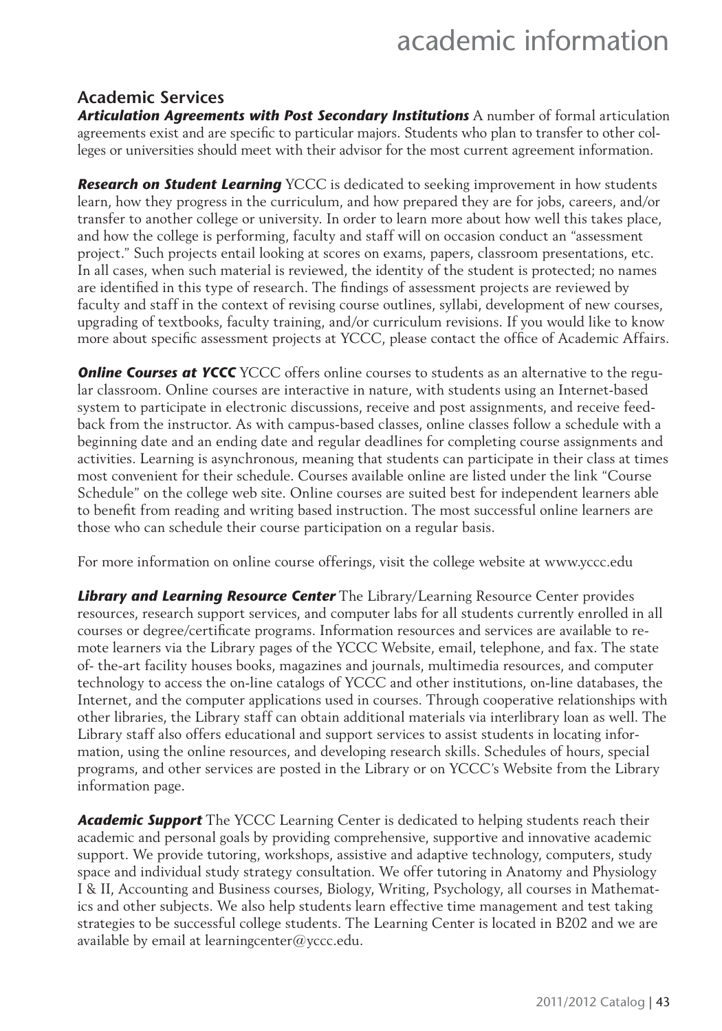## Academic Services

***Articulation Agreements with Post Secondary Institutions*** A number of formal articulation agreements exist and are specific to particular majors. Students who plan to transfer to other colleges or universities should meet with their advisor for the most current agreement information.

***Research on Student Learning*** YCCC is dedicated to seeking improvement in how students learn, how they progress in the curriculum, and how prepared they are for jobs, careers, and/or transfer to another college or university. In order to learn more about how well this takes place, and how the college is performing, faculty and staff will on occasion conduct an "assessment project." Such projects entail looking at scores on exams, papers, classroom presentations, etc. In all cases, when such material is reviewed, the identity of the student is protected; no names are identified in this type of research. The findings of assessment projects are reviewed by faculty and staff in the context of revising course outlines, syllabi, development of new courses, upgrading of textbooks, faculty training, and/or curriculum revisions. If you would like to know more about specific assessment projects at YCCC, please contact the office of Academic Affairs.

***Online Courses at YCCC*** YCCC offers online courses to students as an alternative to the regular classroom. Online courses are interactive in nature, with students using an Internet-based system to participate in electronic discussions, receive and post assignments, and receive feedback from the instructor. As with campus-based classes, online classes follow a schedule with a beginning date and an ending date and regular deadlines for completing course assignments and activities. Learning is asynchronous, meaning that students can participate in their class at times most convenient for their schedule. Courses available online are listed under the link "Course Schedule" on the college web site. Online courses are suited best for independent learners able to benefit from reading and writing based instruction. The most successful online learners are those who can schedule their course participation on a regular basis.

For more information on online course offerings, visit the college website at www.yccc.edu

***Library and Learning Resource Center*** The Library/Learning Resource Center provides resources, research support services, and computer labs for all students currently enrolled in all courses or degree/certificate programs. Information resources and services are available to remote learners via the Library pages of the YCCC Website, email, telephone, and fax. The state of- the-art facility houses books, magazines and journals, multimedia resources, and computer technology to access the on-line catalogs of YCCC and other institutions, on-line databases, the Internet, and the computer applications used in courses. Through cooperative relationships with other libraries, the Library staff can obtain additional materials via interlibrary loan as well. The Library staff also offers educational and support services to assist students in locating information, using the online resources, and developing research skills. Schedules of hours, special programs, and other services are posted in the Library or on YCCC's Website from the Library information page.

***Academic Support*** The YCCC Learning Center is dedicated to helping students reach their academic and personal goals by providing comprehensive, supportive and innovative academic support. We provide tutoring, workshops, assistive and adaptive technology, computers, study space and individual study strategy consultation. We offer tutoring in Anatomy and Physiology I & II, Accounting and Business courses, Biology, Writing, Psychology, all courses in Mathematics and other subjects. We also help students learn effective time management and test taking strategies to be successful college students. The Learning Center is located in B202 and we are available by email at learningcenter@yccc.edu.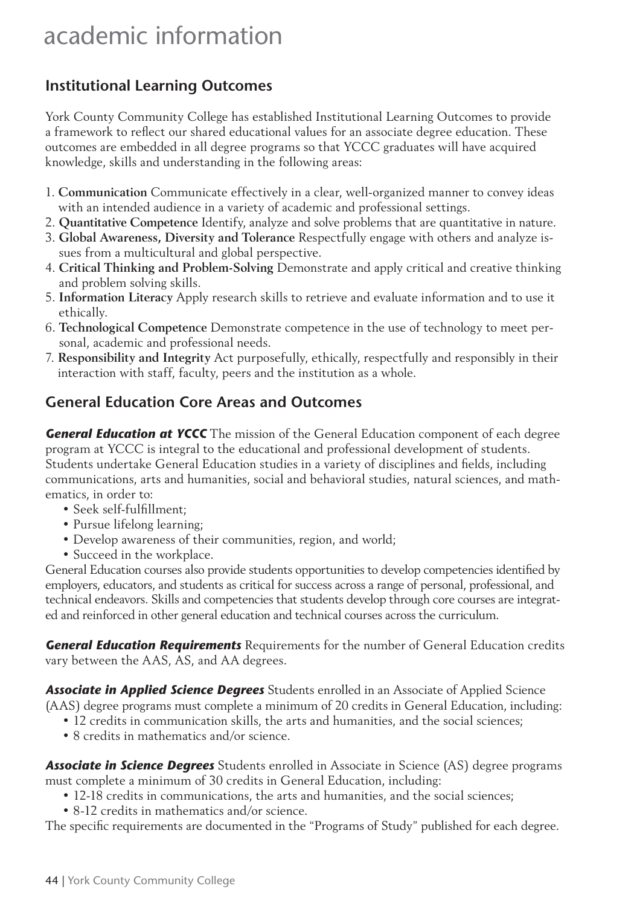# academic information

## Institutional Learning Outcomes

York County Community College has established Institutional Learning Outcomes to provide a framework to reflect our shared educational values for an associate degree education. These outcomes are embedded in all degree programs so that YCCC graduates will have acquired knowledge, skills and understanding in the following areas:

1. **Communication** Communicate effectively in a clear, well-organized manner to convey ideas with an intended audience in a variety of academic and professional settings.
2. **Quantitative Competence** Identify, analyze and solve problems that are quantitative in nature.
3. **Global Awareness, Diversity and Tolerance** Respectfully engage with others and analyze issues from a multicultural and global perspective.
4. **Critical Thinking and Problem-Solving** Demonstrate and apply critical and creative thinking and problem solving skills.
5. **Information Literacy** Apply research skills to retrieve and evaluate information and to use it ethically.
6. **Technological Competence** Demonstrate competence in the use of technology to meet personal, academic and professional needs.
7. **Responsibility and Integrity** Act purposefully, ethically, respectfully and responsibly in their interaction with staff, faculty, peers and the institution as a whole.

## General Education Core Areas and Outcomes

***General Education at YCCC*** The mission of the General Education component of each degree program at YCCC is integral to the educational and professional development of students. Students undertake General Education studies in a variety of disciplines and fields, including communications, arts and humanities, social and behavioral studies, natural sciences, and mathematics, in order to:

- Seek self-fulfillment;
- Pursue lifelong learning;
- Develop awareness of their communities, region, and world;
- Succeed in the workplace.

General Education courses also provide students opportunities to develop competencies identified by employers, educators, and students as critical for success across a range of personal, professional, and technical endeavors. Skills and competencies that students develop through core courses are integrated and reinforced in other general education and technical courses across the curriculum.

***General Education Requirements*** Requirements for the number of General Education credits vary between the AAS, AS, and AA degrees.

***Associate in Applied Science Degrees*** Students enrolled in an Associate of Applied Science (AAS) degree programs must complete a minimum of 20 credits in General Education, including:

- 12 credits in communication skills, the arts and humanities, and the social sciences;
- 8 credits in mathematics and/or science.

***Associate in Science Degrees*** Students enrolled in Associate in Science (AS) degree programs must complete a minimum of 30 credits in General Education, including:

- 12-18 credits in communications, the arts and humanities, and the social sciences;
- 8-12 credits in mathematics and/or science.

The specific requirements are documented in the "Programs of Study" published for each degree.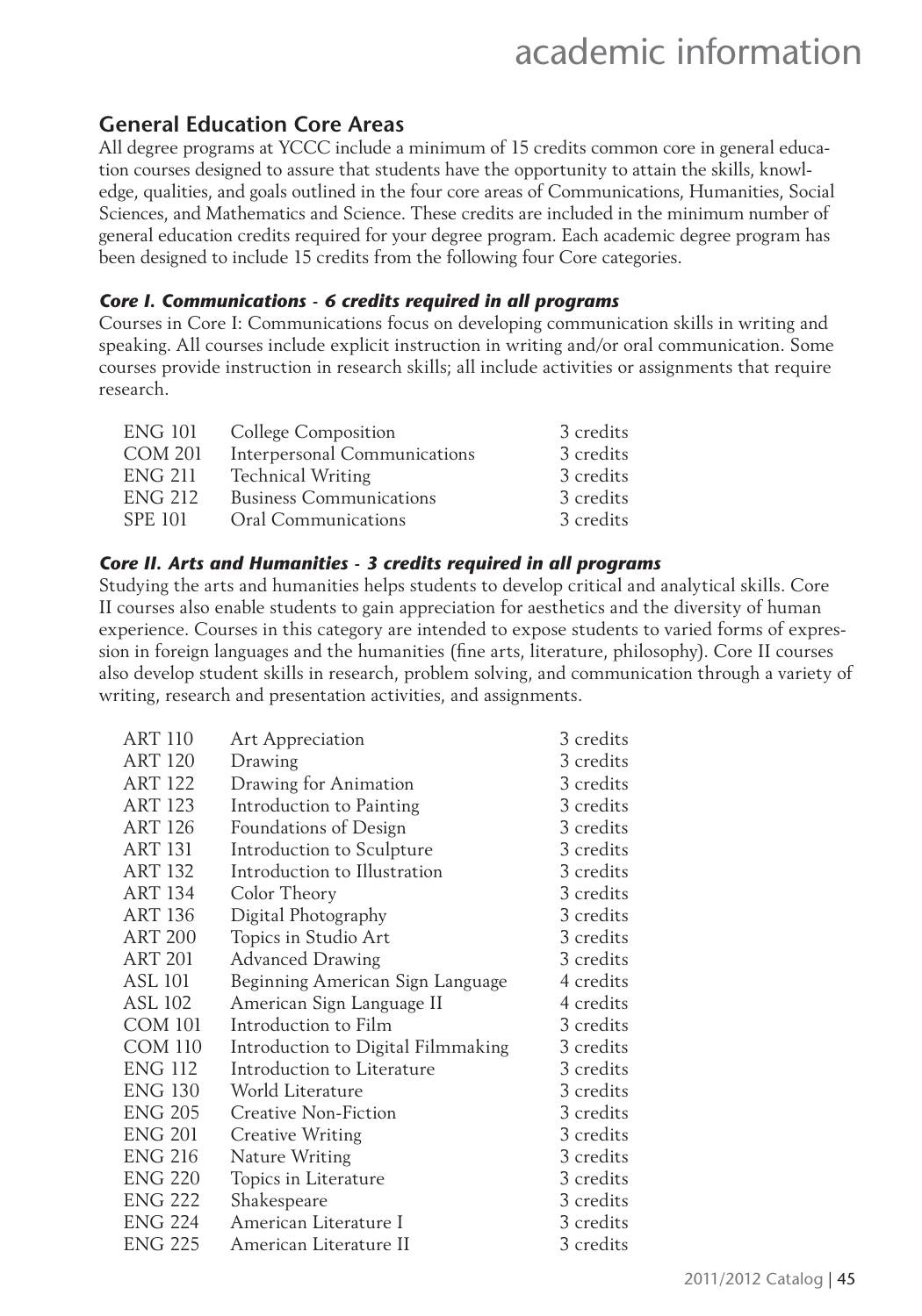## General Education Core Areas

All degree programs at YCCC include a minimum of 15 credits common core in general education courses designed to assure that students have the opportunity to attain the skills, knowledge, qualities, and goals outlined in the four core areas of Communications, Humanities, Social Sciences, and Mathematics and Science. These credits are included in the minimum number of general education credits required for your degree program. Each academic degree program has been designed to include 15 credits from the following four Core categories.

### *Core I. Communications - 6 credits required in all programs*

Courses in Core I: Communications focus on developing communication skills in writing and speaking. All courses include explicit instruction in writing and/or oral communication. Some courses provide instruction in research skills; all include activities or assignments that require research.

| | | |
|---|---|---|
| ENG 101 | College Composition | 3 credits |
| COM 201 | Interpersonal Communications | 3 credits |
| ENG 211 | Technical Writing | 3 credits |
| ENG 212 | Business Communications | 3 credits |
| SPE 101 | Oral Communications | 3 credits |

### *Core II. Arts and Humanities - 3 credits required in all programs*

Studying the arts and humanities helps students to develop critical and analytical skills. Core II courses also enable students to gain appreciation for aesthetics and the diversity of human experience. Courses in this category are intended to expose students to varied forms of expression in foreign languages and the humanities (fine arts, literature, philosophy). Core II courses also develop student skills in research, problem solving, and communication through a variety of writing, research and presentation activities, and assignments.

| | | |
|---|---|---|
| ART 110 | Art Appreciation | 3 credits |
| ART 120 | Drawing | 3 credits |
| ART 122 | Drawing for Animation | 3 credits |
| ART 123 | Introduction to Painting | 3 credits |
| ART 126 | Foundations of Design | 3 credits |
| ART 131 | Introduction to Sculpture | 3 credits |
| ART 132 | Introduction to Illustration | 3 credits |
| ART 134 | Color Theory | 3 credits |
| ART 136 | Digital Photography | 3 credits |
| ART 200 | Topics in Studio Art | 3 credits |
| ART 201 | Advanced Drawing | 3 credits |
| ASL 101 | Beginning American Sign Language | 4 credits |
| ASL 102 | American Sign Language II | 4 credits |
| COM 101 | Introduction to Film | 3 credits |
| COM 110 | Introduction to Digital Filmmaking | 3 credits |
| ENG 112 | Introduction to Literature | 3 credits |
| ENG 130 | World Literature | 3 credits |
| ENG 205 | Creative Non-Fiction | 3 credits |
| ENG 201 | Creative Writing | 3 credits |
| ENG 216 | Nature Writing | 3 credits |
| ENG 220 | Topics in Literature | 3 credits |
| ENG 222 | Shakespeare | 3 credits |
| ENG 224 | American Literature I | 3 credits |
| ENG 225 | American Literature II | 3 credits |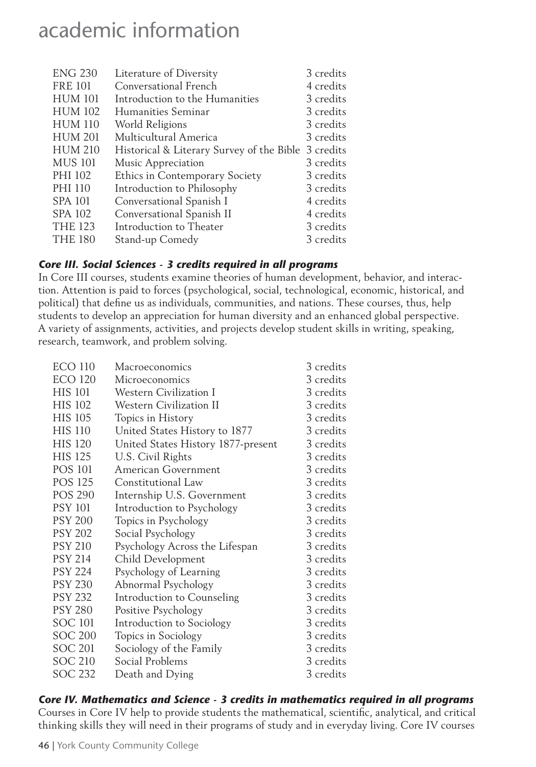| | | |
|---|---|---|
| ENG 230 | Literature of Diversity | 3 credits |
| FRE 101 | Conversational French | 4 credits |
| HUM 101 | Introduction to the Humanities | 3 credits |
| HUM 102 | Humanities Seminar | 3 credits |
| HUM 110 | World Religions | 3 credits |
| HUM 201 | Multicultural America | 3 credits |
| HUM 210 | Historical & Literary Survey of the Bible | 3 credits |
| MUS 101 | Music Appreciation | 3 credits |
| PHI 102 | Ethics in Contemporary Society | 3 credits |
| PHI 110 | Introduction to Philosophy | 3 credits |
| SPA 101 | Conversational Spanish I | 4 credits |
| SPA 102 | Conversational Spanish II | 4 credits |
| THE 123 | Introduction to Theater | 3 credits |
| THE 180 | Stand-up Comedy | 3 credits |

### *Core III. Social Sciences - 3 credits required in all programs*

In Core III courses, students examine theories of human development, behavior, and interaction. Attention is paid to forces (psychological, social, technological, economic, historical, and political) that define us as individuals, communities, and nations. These courses, thus, help students to develop an appreciation for human diversity and an enhanced global perspective. A variety of assignments, activities, and projects develop student skills in writing, speaking, research, teamwork, and problem solving.

| | | |
|---|---|---|
| ECO 110 | Macroeconomics | 3 credits |
| ECO 120 | Microeconomics | 3 credits |
| HIS 101 | Western Civilization I | 3 credits |
| HIS 102 | Western Civilization II | 3 credits |
| HIS 105 | Topics in History | 3 credits |
| HIS 110 | United States History to 1877 | 3 credits |
| HIS 120 | United States History 1877-present | 3 credits |
| HIS 125 | U.S. Civil Rights | 3 credits |
| POS 101 | American Government | 3 credits |
| POS 125 | Constitutional Law | 3 credits |
| POS 290 | Internship U.S. Government | 3 credits |
| PSY 101 | Introduction to Psychology | 3 credits |
| PSY 200 | Topics in Psychology | 3 credits |
| PSY 202 | Social Psychology | 3 credits |
| PSY 210 | Psychology Across the Lifespan | 3 credits |
| PSY 214 | Child Development | 3 credits |
| PSY 224 | Psychology of Learning | 3 credits |
| PSY 230 | Abnormal Psychology | 3 credits |
| PSY 232 | Introduction to Counseling | 3 credits |
| PSY 280 | Positive Psychology | 3 credits |
| SOC 101 | Introduction to Sociology | 3 credits |
| SOC 200 | Topics in Sociology | 3 credits |
| SOC 201 | Sociology of the Family | 3 credits |
| SOC 210 | Social Problems | 3 credits |
| SOC 232 | Death and Dying | 3 credits |

### *Core IV. Mathematics and Science - 3 credits in mathematics required in all programs*

Courses in Core IV help to provide students the mathematical, scientific, analytical, and critical thinking skills they will need in their programs of study and in everyday living. Core IV courses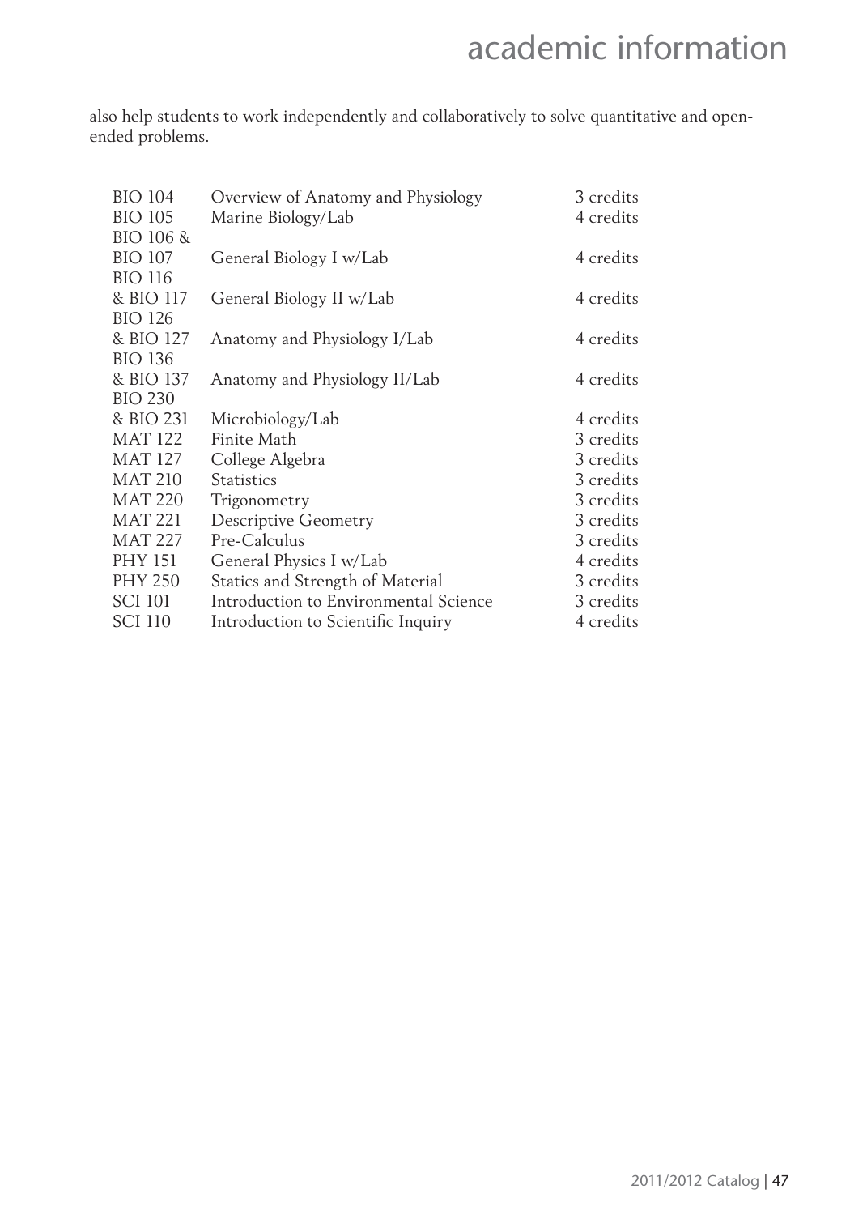also help students to work independently and collaboratively to solve quantitative and open-ended problems.

| | | |
|---|---|---|
| BIO 104 | Overview of Anatomy and Physiology | 3 credits |
| BIO 105 | Marine Biology/Lab | 4 credits |
| BIO 106 & BIO 107 | General Biology I w/Lab | 4 credits |
| BIO 116 & BIO 117 | General Biology II w/Lab | 4 credits |
| BIO 126 & BIO 127 | Anatomy and Physiology I/Lab | 4 credits |
| BIO 136 & BIO 137 | Anatomy and Physiology II/Lab | 4 credits |
| BIO 230 & BIO 231 | Microbiology/Lab | 4 credits |
| MAT 122 | Finite Math | 3 credits |
| MAT 127 | College Algebra | 3 credits |
| MAT 210 | Statistics | 3 credits |
| MAT 220 | Trigonometry | 3 credits |
| MAT 221 | Descriptive Geometry | 3 credits |
| MAT 227 | Pre-Calculus | 3 credits |
| PHY 151 | General Physics I w/Lab | 4 credits |
| PHY 250 | Statics and Strength of Material | 3 credits |
| SCI 101 | Introduction to Environmental Science | 3 credits |
| SCI 110 | Introduction to Scientific Inquiry | 4 credits |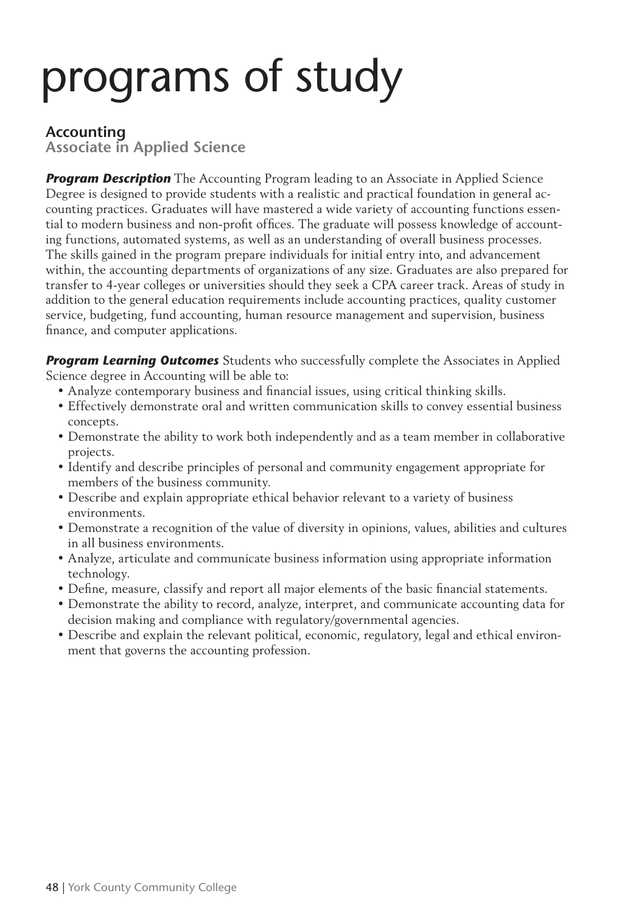# programs of study

## Accounting

### Associate in Applied Science

***Program Description*** The Accounting Program leading to an Associate in Applied Science Degree is designed to provide students with a realistic and practical foundation in general accounting practices. Graduates will have mastered a wide variety of accounting functions essential to modern business and non-profit offices. The graduate will possess knowledge of accounting functions, automated systems, as well as an understanding of overall business processes. The skills gained in the program prepare individuals for initial entry into, and advancement within, the accounting departments of organizations of any size. Graduates are also prepared for transfer to 4-year colleges or universities should they seek a CPA career track. Areas of study in addition to the general education requirements include accounting practices, quality customer service, budgeting, fund accounting, human resource management and supervision, business finance, and computer applications.

***Program Learning Outcomes*** Students who successfully complete the Associates in Applied Science degree in Accounting will be able to:

- Analyze contemporary business and financial issues, using critical thinking skills.
- Effectively demonstrate oral and written communication skills to convey essential business concepts.
- Demonstrate the ability to work both independently and as a team member in collaborative projects.
- Identify and describe principles of personal and community engagement appropriate for members of the business community.
- Describe and explain appropriate ethical behavior relevant to a variety of business environments.
- Demonstrate a recognition of the value of diversity in opinions, values, abilities and cultures in all business environments.
- Analyze, articulate and communicate business information using appropriate information technology.
- Define, measure, classify and report all major elements of the basic financial statements.
- Demonstrate the ability to record, analyze, interpret, and communicate accounting data for decision making and compliance with regulatory/governmental agencies.
- Describe and explain the relevant political, economic, regulatory, legal and ethical environment that governs the accounting profession.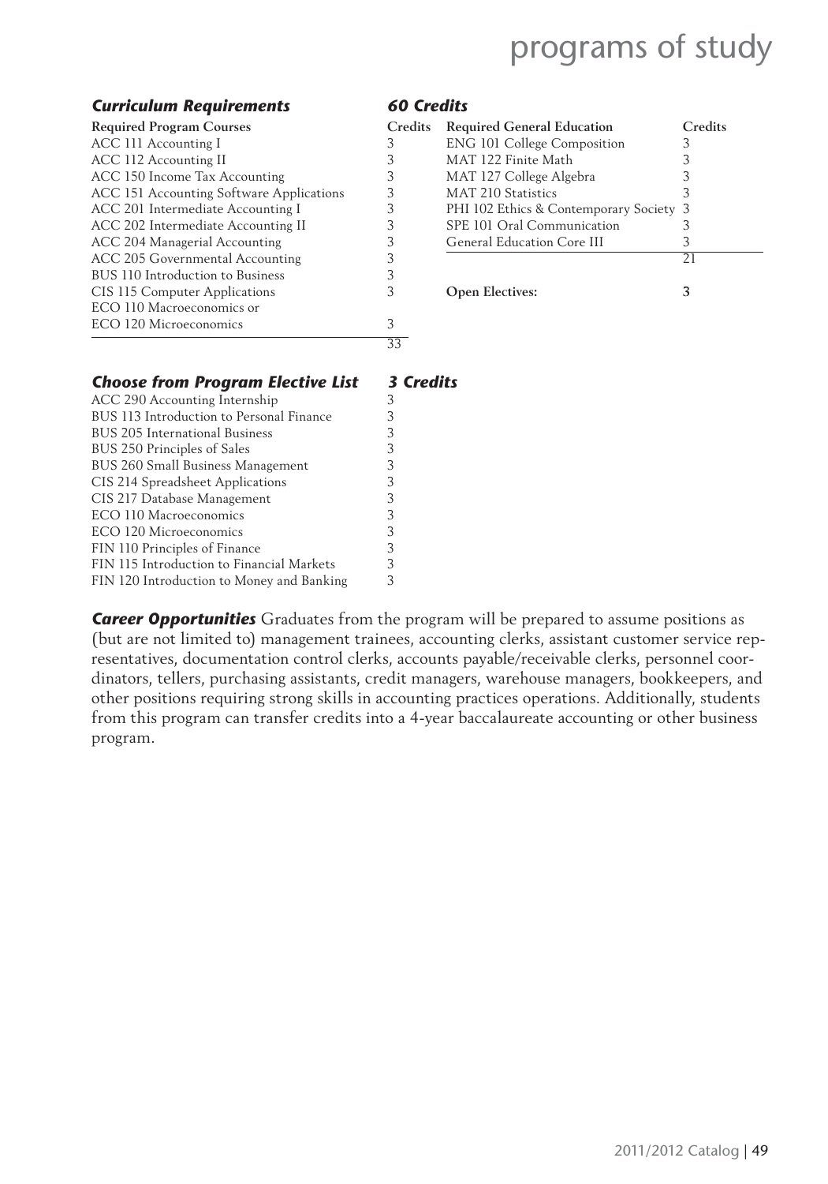## *Curriculum Requirements* *60 Credits*

| Required Program Courses | Credits |
| --- | --- |
| ACC 111 Accounting I | 3 |
| ACC 112 Accounting II | 3 |
| ACC 150 Income Tax Accounting | 3 |
| ACC 151 Accounting Software Applications | 3 |
| ACC 201 Intermediate Accounting I | 3 |
| ACC 202 Intermediate Accounting II | 3 |
| ACC 204 Managerial Accounting | 3 |
| ACC 205 Governmental Accounting | 3 |
| BUS 110 Introduction to Business | 3 |
| CIS 115 Computer Applications | 3 |
| ECO 110 Macroeconomics or ECO 120 Microeconomics | 3 |
| | 33 |

| Required General Education | Credits |
| --- | --- |
| ENG 101 College Composition | 3 |
| MAT 122 Finite Math | 3 |
| MAT 127 College Algebra | 3 |
| MAT 210 Statistics | 3 |
| PHI 102 Ethics & Contemporary Society | 3 |
| SPE 101 Oral Communication | 3 |
| General Education Core III | 3 |
| | 21 |

**Open Electives: 3**

## *Choose from Program Elective List* *3 Credits*

| Course | Credits |
| --- | --- |
| ACC 290 Accounting Internship | 3 |
| BUS 113 Introduction to Personal Finance | 3 |
| BUS 205 International Business | 3 |
| BUS 250 Principles of Sales | 3 |
| BUS 260 Small Business Management | 3 |
| CIS 214 Spreadsheet Applications | 3 |
| CIS 217 Database Management | 3 |
| ECO 110 Macroeconomics | 3 |
| ECO 120 Microeconomics | 3 |
| FIN 110 Principles of Finance | 3 |
| FIN 115 Introduction to Financial Markets | 3 |
| FIN 120 Introduction to Money and Banking | 3 |

***Career Opportunities*** Graduates from the program will be prepared to assume positions as (but are not limited to) management trainees, accounting clerks, assistant customer service representatives, documentation control clerks, accounts payable/receivable clerks, personnel coordinators, tellers, purchasing assistants, credit managers, warehouse managers, bookkeepers, and other positions requiring strong skills in accounting practices operations. Additionally, students from this program can transfer credits into a 4-year baccalaureate accounting or other business program.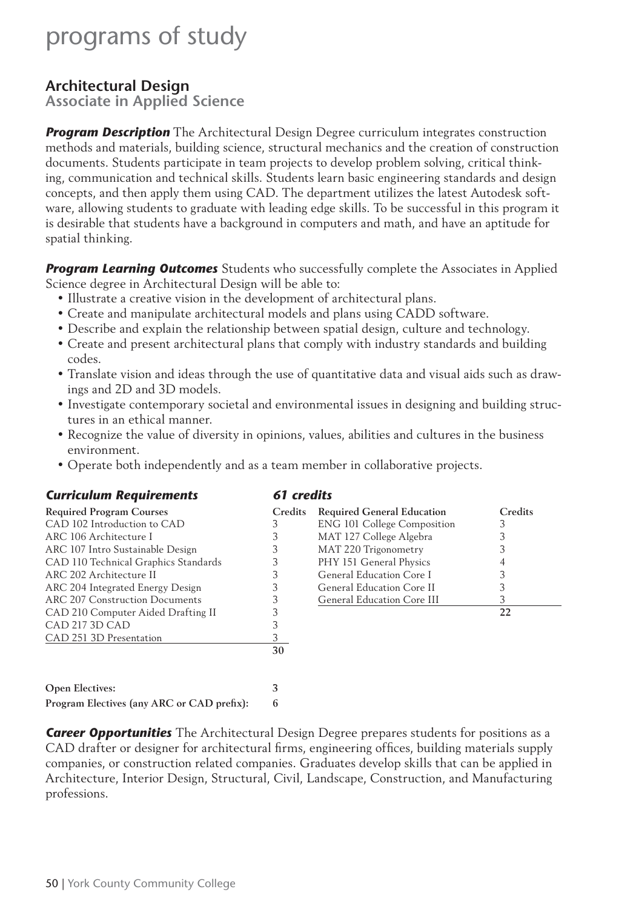# programs of study

## Architectural Design

### Associate in Applied Science

***Program Description*** The Architectural Design Degree curriculum integrates construction methods and materials, building science, structural mechanics and the creation of construction documents. Students participate in team projects to develop problem solving, critical thinking, communication and technical skills. Students learn basic engineering standards and design concepts, and then apply them using CAD. The department utilizes the latest Autodesk software, allowing students to graduate with leading edge skills. To be successful in this program it is desirable that students have a background in computers and math, and have an aptitude for spatial thinking.

***Program Learning Outcomes*** Students who successfully complete the Associates in Applied Science degree in Architectural Design will be able to:

- Illustrate a creative vision in the development of architectural plans.
- Create and manipulate architectural models and plans using CADD software.
- Describe and explain the relationship between spatial design, culture and technology.
- Create and present architectural plans that comply with industry standards and building codes.
- Translate vision and ideas through the use of quantitative data and visual aids such as drawings and 2D and 3D models.
- Investigate contemporary societal and environmental issues in designing and building structures in an ethical manner.
- Recognize the value of diversity in opinions, values, abilities and cultures in the business environment.
- Operate both independently and as a team member in collaborative projects.

***Curriculum Requirements*** ***61 credits***

| Required Program Courses | Credits |
|---|---|
| CAD 102 Introduction to CAD | 3 |
| ARC 106 Architecture I | 3 |
| ARC 107 Intro Sustainable Design | 3 |
| CAD 110 Technical Graphics Standards | 3 |
| ARC 202 Architecture II | 3 |
| ARC 204 Integrated Energy Design | 3 |
| ARC 207 Construction Documents | 3 |
| CAD 210 Computer Aided Drafting II | 3 |
| CAD 217 3D CAD | 3 |
| CAD 251 3D Presentation | 3 |
| | **30** |

| Required General Education | Credits |
|---|---|
| ENG 101 College Composition | 3 |
| MAT 127 College Algebra | 3 |
| MAT 220 Trigonometry | 3 |
| PHY 151 General Physics | 4 |
| General Education Core I | 3 |
| General Education Core II | 3 |
| General Education Core III | 3 |
| | **22** |

**Open Electives:** 3

**Program Electives (any ARC or CAD prefix):** 6

***Career Opportunities*** The Architectural Design Degree prepares students for positions as a CAD drafter or designer for architectural firms, engineering offices, building materials supply companies, or construction related companies. Graduates develop skills that can be applied in Architecture, Interior Design, Structural, Civil, Landscape, Construction, and Manufacturing professions.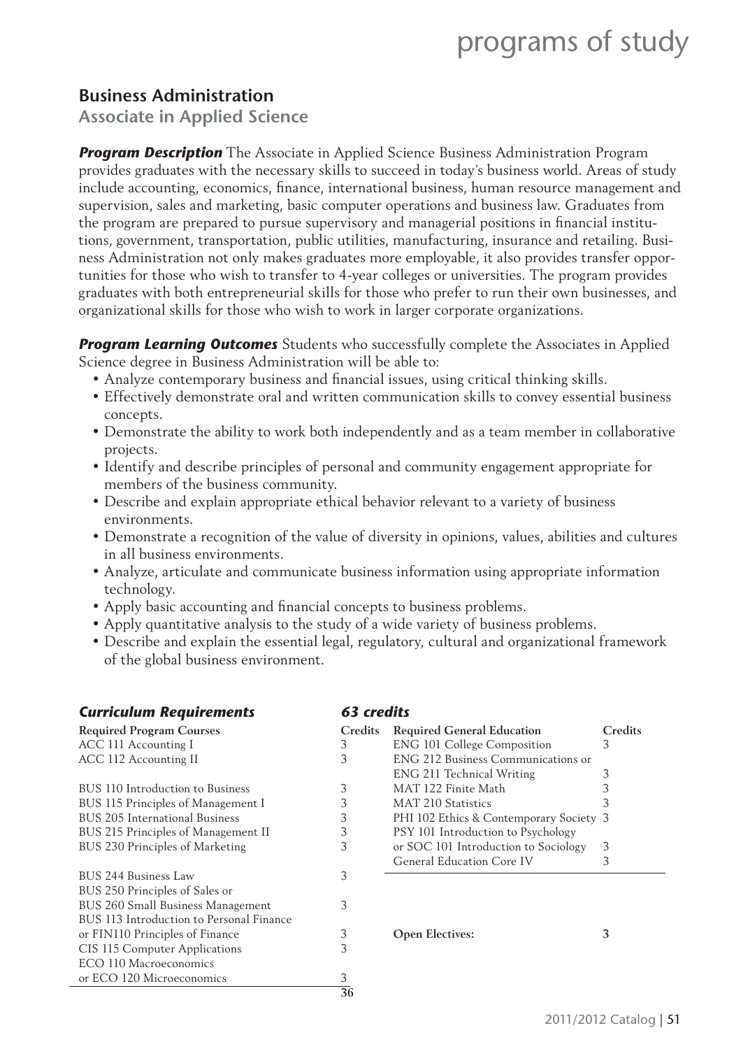## Business Administration

### Associate in Applied Science

***Program Description*** The Associate in Applied Science Business Administration Program provides graduates with the necessary skills to succeed in today's business world. Areas of study include accounting, economics, finance, international business, human resource management and supervision, sales and marketing, basic computer operations and business law. Graduates from the program are prepared to pursue supervisory and managerial positions in financial institutions, government, transportation, public utilities, manufacturing, insurance and retailing. Business Administration not only makes graduates more employable, it also provides transfer opportunities for those who wish to transfer to 4-year colleges or universities. The program provides graduates with both entrepreneurial skills for those who prefer to run their own businesses, and organizational skills for those who wish to work in larger corporate organizations.

***Program Learning Outcomes*** Students who successfully complete the Associates in Applied Science degree in Business Administration will be able to:

- Analyze contemporary business and financial issues, using critical thinking skills.
- Effectively demonstrate oral and written communication skills to convey essential business concepts.
- Demonstrate the ability to work both independently and as a team member in collaborative projects.
- Identify and describe principles of personal and community engagement appropriate for members of the business community.
- Describe and explain appropriate ethical behavior relevant to a variety of business environments.
- Demonstrate a recognition of the value of diversity in opinions, values, abilities and cultures in all business environments.
- Analyze, articulate and communicate business information using appropriate information technology.
- Apply basic accounting and financial concepts to business problems.
- Apply quantitative analysis to the study of a wide variety of business problems.
- Describe and explain the essential legal, regulatory, cultural and organizational framework of the global business environment.

***Curriculum Requirements*** ***63 credits***

| Required Program Courses | Credits |
|---|---|
| ACC 111 Accounting I | 3 |
| ACC 112 Accounting II | 3 |
| BUS 110 Introduction to Business | 3 |
| BUS 115 Principles of Management I | 3 |
| BUS 205 International Business | 3 |
| BUS 215 Principles of Management II | 3 |
| BUS 230 Principles of Marketing | 3 |
| BUS 244 Business Law | 3 |
| BUS 250 Principles of Sales or BUS 260 Small Business Management | 3 |
| BUS 113 Introduction to Personal Finance or FIN110 Principles of Finance | 3 |
| CIS 115 Computer Applications | 3 |
| ECO 110 Macroeconomics or ECO 120 Microeconomics | 3 |
| | 36 |

| Required General Education | Credits |
|---|---|
| ENG 101 College Composition | 3 |
| ENG 212 Business Communications or ENG 211 Technical Writing | 3 |
| MAT 122 Finite Math | 3 |
| MAT 210 Statistics | 3 |
| PHI 102 Ethics & Contemporary Society | 3 |
| PSY 101 Introduction to Psychology or SOC 101 Introduction to Sociology | 3 |
| General Education Core IV | 3 |

**Open Electives: 3**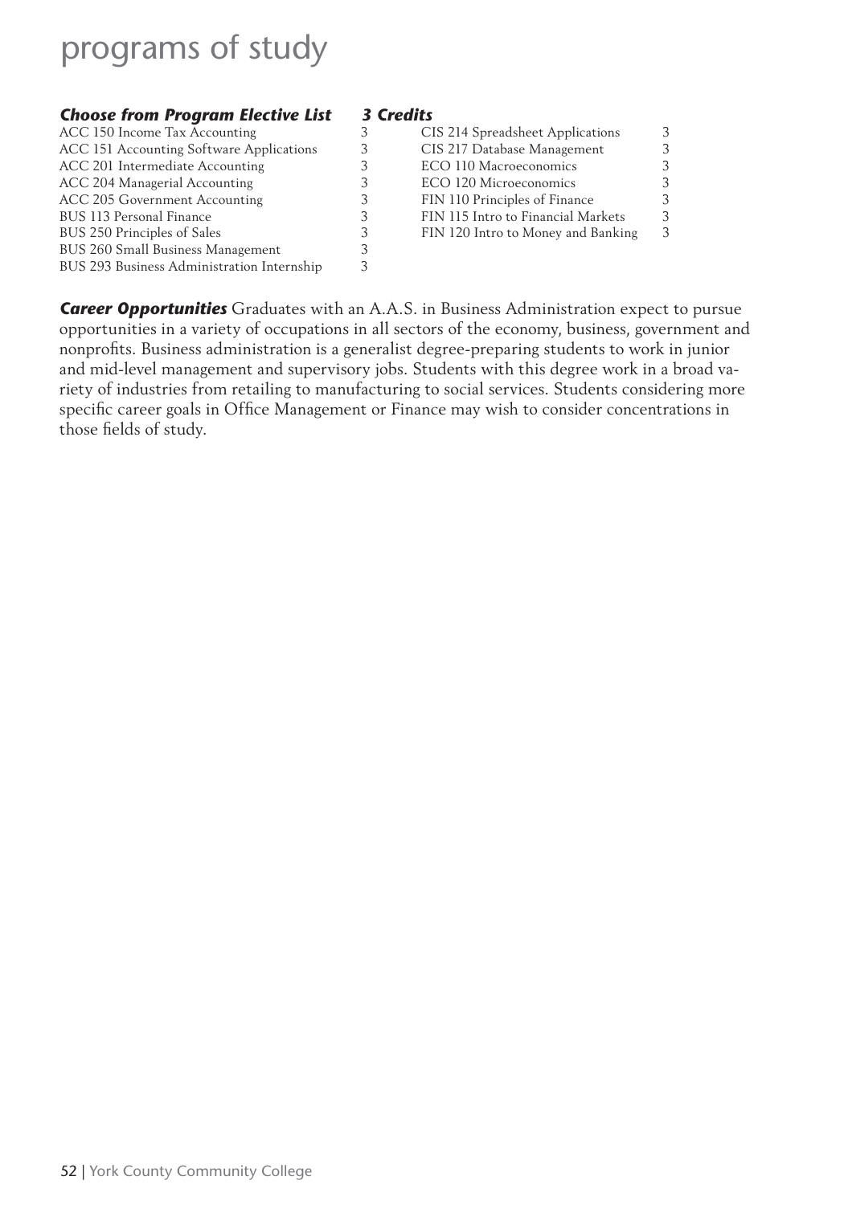# programs of study

***Choose from Program Elective List*** ***3 Credits***

| Course | Credits | Course | Credits |
|---|---|---|---|
| ACC 150 Income Tax Accounting | 3 | CIS 214 Spreadsheet Applications | 3 |
| ACC 151 Accounting Software Applications | 3 | CIS 217 Database Management | 3 |
| ACC 201 Intermediate Accounting | 3 | ECO 110 Macroeconomics | 3 |
| ACC 204 Managerial Accounting | 3 | ECO 120 Microeconomics | 3 |
| ACC 205 Government Accounting | 3 | FIN 110 Principles of Finance | 3 |
| BUS 113 Personal Finance | 3 | FIN 115 Intro to Financial Markets | 3 |
| BUS 250 Principles of Sales | 3 | FIN 120 Intro to Money and Banking | 3 |
| BUS 260 Small Business Management | 3 | | |
| BUS 293 Business Administration Internship | 3 | | |

***Career Opportunities*** Graduates with an A.A.S. in Business Administration expect to pursue opportunities in a variety of occupations in all sectors of the economy, business, government and nonprofits. Business administration is a generalist degree-preparing students to work in junior and mid-level management and supervisory jobs. Students with this degree work in a broad variety of industries from retailing to manufacturing to social services. Students considering more specific career goals in Office Management or Finance may wish to consider concentrations in those fields of study.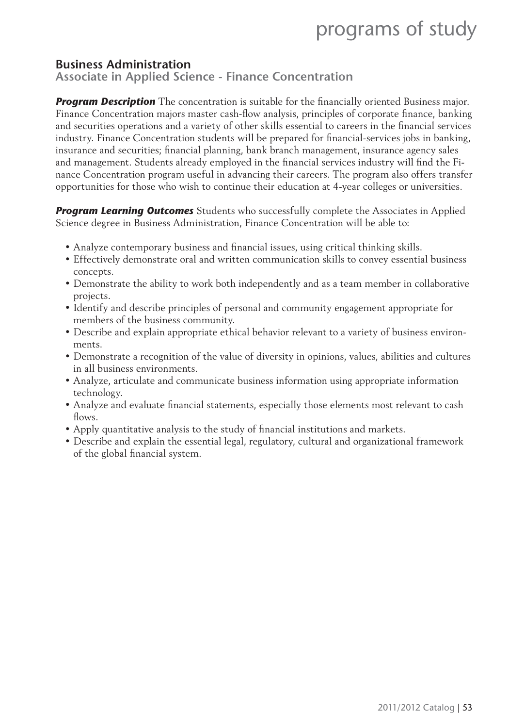## Business Administration

### Associate in Applied Science - Finance Concentration

***Program Description*** The concentration is suitable for the financially oriented Business major. Finance Concentration majors master cash-flow analysis, principles of corporate finance, banking and securities operations and a variety of other skills essential to careers in the financial services industry. Finance Concentration students will be prepared for financial-services jobs in banking, insurance and securities; financial planning, bank branch management, insurance agency sales and management. Students already employed in the financial services industry will find the Finance Concentration program useful in advancing their careers. The program also offers transfer opportunities for those who wish to continue their education at 4-year colleges or universities.

***Program Learning Outcomes*** Students who successfully complete the Associates in Applied Science degree in Business Administration, Finance Concentration will be able to:

- Analyze contemporary business and financial issues, using critical thinking skills.
- Effectively demonstrate oral and written communication skills to convey essential business concepts.
- Demonstrate the ability to work both independently and as a team member in collaborative projects.
- Identify and describe principles of personal and community engagement appropriate for members of the business community.
- Describe and explain appropriate ethical behavior relevant to a variety of business environments.
- Demonstrate a recognition of the value of diversity in opinions, values, abilities and cultures in all business environments.
- Analyze, articulate and communicate business information using appropriate information technology.
- Analyze and evaluate financial statements, especially those elements most relevant to cash flows.
- Apply quantitative analysis to the study of financial institutions and markets.
- Describe and explain the essential legal, regulatory, cultural and organizational framework of the global financial system.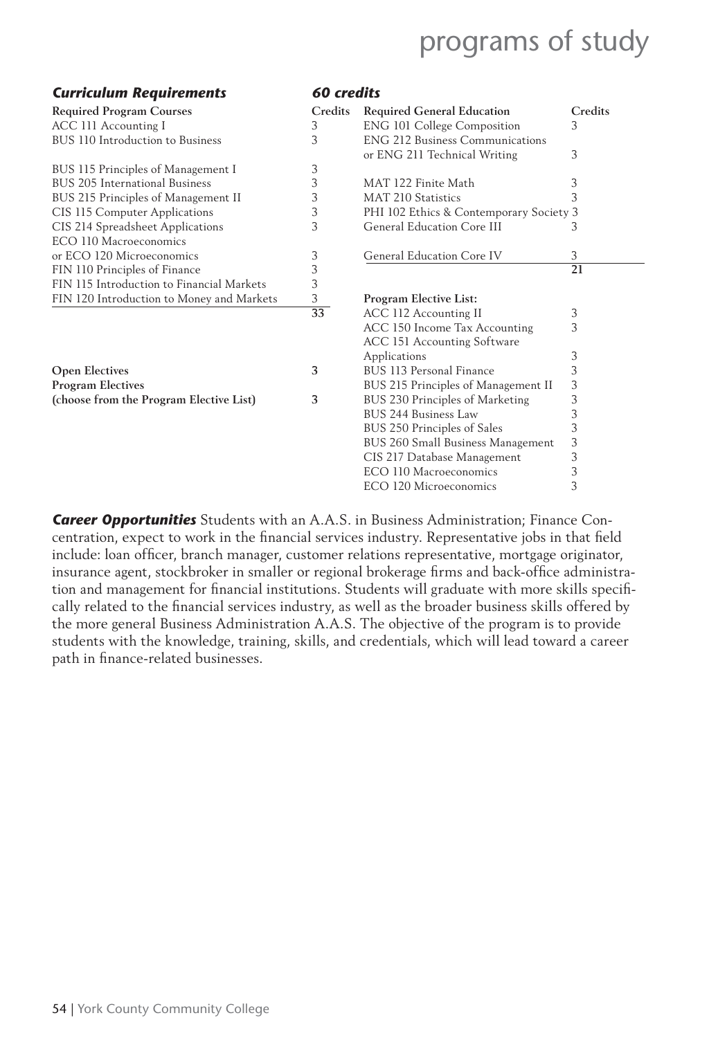### *Curriculum Requirements* — *60 credits*

| Required Program Courses | Credits |
|---|---|
| ACC 111 Accounting I | 3 |
| BUS 110 Introduction to Business | 3 |
| BUS 115 Principles of Management I | 3 |
| BUS 205 International Business | 3 |
| BUS 215 Principles of Management II | 3 |
| CIS 115 Computer Applications | 3 |
| CIS 214 Spreadsheet Applications | 3 |
| ECO 110 Macroeconomics or ECO 120 Microeconomics | 3 |
| FIN 110 Principles of Finance | 3 |
| FIN 115 Introduction to Financial Markets | 3 |
| FIN 120 Introduction to Money and Markets | 3 |
| | 33 |

| | |
|---|---|
| **Open Electives** | **3** |
| **Program Electives (choose from the Program Elective List)** | **3** |

| Required General Education | Credits |
|---|---|
| ENG 101 College Composition | 3 |
| ENG 212 Business Communications or ENG 211 Technical Writing | 3 |
| MAT 122 Finite Math | 3 |
| MAT 210 Statistics | 3 |
| PHI 102 Ethics & Contemporary Society | 3 |
| General Education Core III | 3 |
| General Education Core IV | 3 |
| | 21 |

| Program Elective List: | |
|---|---|
| ACC 112 Accounting II | 3 |
| ACC 150 Income Tax Accounting | 3 |
| ACC 151 Accounting Software Applications | 3 |
| BUS 113 Personal Finance | 3 |
| BUS 215 Principles of Management II | 3 |
| BUS 230 Principles of Marketing | 3 |
| BUS 244 Business Law | 3 |
| BUS 250 Principles of Sales | 3 |
| BUS 260 Small Business Management | 3 |
| CIS 217 Database Management | 3 |
| ECO 110 Macroeconomics | 3 |
| ECO 120 Microeconomics | 3 |

***Career Opportunities*** Students with an A.A.S. in Business Administration; Finance Concentration, expect to work in the financial services industry. Representative jobs in that field include: loan officer, branch manager, customer relations representative, mortgage originator, insurance agent, stockbroker in smaller or regional brokerage firms and back-office administration and management for financial institutions. Students will graduate with more skills specifically related to the financial services industry, as well as the broader business skills offered by the more general Business Administration A.A.S. The objective of the program is to provide students with the knowledge, training, skills, and credentials, which will lead toward a career path in finance-related businesses.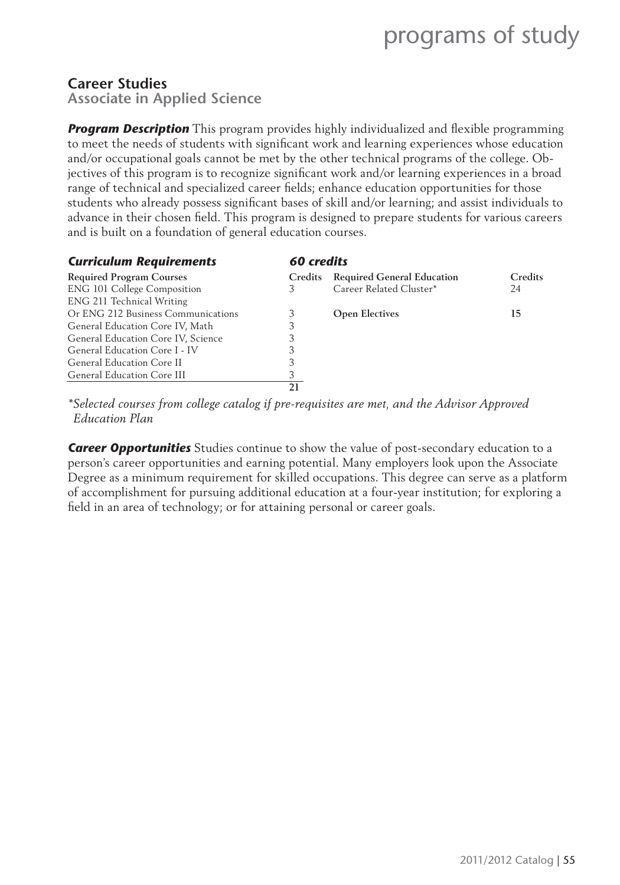## Career Studies

### Associate in Applied Science

***Program Description*** This program provides highly individualized and flexible programming to meet the needs of students with significant work and learning experiences whose education and/or occupational goals cannot be met by the other technical programs of the college. Objectives of this program is to recognize significant work and/or learning experiences in a broad range of technical and specialized career fields; enhance education opportunities for those students who already possess significant bases of skill and/or learning; and assist individuals to advance in their chosen field. This program is designed to prepare students for various careers and is built on a foundation of general education courses.

***Curriculum Requirements*** ***60 credits***

| Required Program Courses | Credits | Required General Education | Credits |
|---|---|---|---|
| ENG 101 College Composition | 3 | Career Related Cluster* | 24 |
| ENG 211 Technical Writing | | | |
| Or ENG 212 Business Communications | 3 | **Open Electives** | **15** |
| General Education Core IV, Math | 3 | | |
| General Education Core IV, Science | 3 | | |
| General Education Core I - IV | 3 | | |
| General Education Core II | 3 | | |
| General Education Core III | 3 | | |
| | **21** | | |

**Selected courses from college catalog if pre-requisites are met, and the Advisor Approved Education Plan*

***Career Opportunities*** Studies continue to show the value of post-secondary education to a person's career opportunities and earning potential. Many employers look upon the Associate Degree as a minimum requirement for skilled occupations. This degree can serve as a platform of accomplishment for pursuing additional education at a four-year institution; for exploring a field in an area of technology; or for attaining personal or career goals.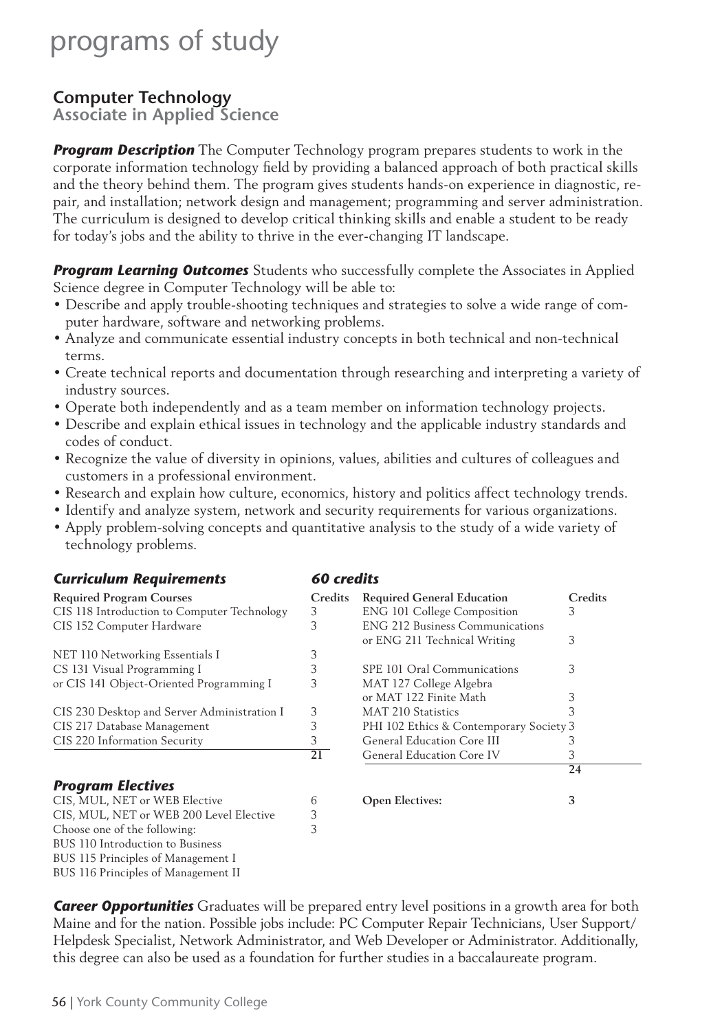# programs of study

## Computer Technology
### Associate in Applied Science

***Program Description*** The Computer Technology program prepares students to work in the corporate information technology field by providing a balanced approach of both practical skills and the theory behind them. The program gives students hands-on experience in diagnostic, repair, and installation; network design and management; programming and server administration. The curriculum is designed to develop critical thinking skills and enable a student to be ready for today's jobs and the ability to thrive in the ever-changing IT landscape.

***Program Learning Outcomes*** Students who successfully complete the Associates in Applied Science degree in Computer Technology will be able to:

- Describe and apply trouble-shooting techniques and strategies to solve a wide range of computer hardware, software and networking problems.
- Analyze and communicate essential industry concepts in both technical and non-technical terms.
- Create technical reports and documentation through researching and interpreting a variety of industry sources.
- Operate both independently and as a team member on information technology projects.
- Describe and explain ethical issues in technology and the applicable industry standards and codes of conduct.
- Recognize the value of diversity in opinions, values, abilities and cultures of colleagues and customers in a professional environment.
- Research and explain how culture, economics, history and politics affect technology trends.
- Identify and analyze system, network and security requirements for various organizations.
- Apply problem-solving concepts and quantitative analysis to the study of a wide variety of technology problems.

***Curriculum Requirements*** ***60 credits***

| Required Program Courses | Credits |
|---|---|
| CIS 118 Introduction to Computer Technology | 3 |
| CIS 152 Computer Hardware | 3 |
| NET 110 Networking Essentials I | 3 |
| CS 131 Visual Programming I | 3 |
| or CIS 141 Object-Oriented Programming I | 3 |
| CIS 230 Desktop and Server Administration I | 3 |
| CIS 217 Database Management | 3 |
| CIS 220 Information Security | 3 |
| | **21** |

| Required General Education | Credits |
|---|---|
| ENG 101 College Composition | 3 |
| ENG 212 Business Communications or ENG 211 Technical Writing | 3 |
| SPE 101 Oral Communications | 3 |
| MAT 127 College Algebra or MAT 122 Finite Math | 3 |
| MAT 210 Statistics | 3 |
| PHI 102 Ethics & Contemporary Society | 3 |
| General Education Core III | 3 |
| General Education Core IV | 3 |
| | **24** |

***Program Electives***

| | |
|---|---|
| CIS, MUL, NET or WEB Elective | 6 |
| CIS, MUL, NET or WEB 200 Level Elective | 3 |
| Choose one of the following: | 3 |
| BUS 110 Introduction to Business | |
| BUS 115 Principles of Management I | |
| BUS 116 Principles of Management II | |

**Open Electives:** **3**

***Career Opportunities*** Graduates will be prepared entry level positions in a growth area for both Maine and for the nation. Possible jobs include: PC Computer Repair Technicians, User Support/ Helpdesk Specialist, Network Administrator, and Web Developer or Administrator. Additionally, this degree can also be used as a foundation for further studies in a baccalaureate program.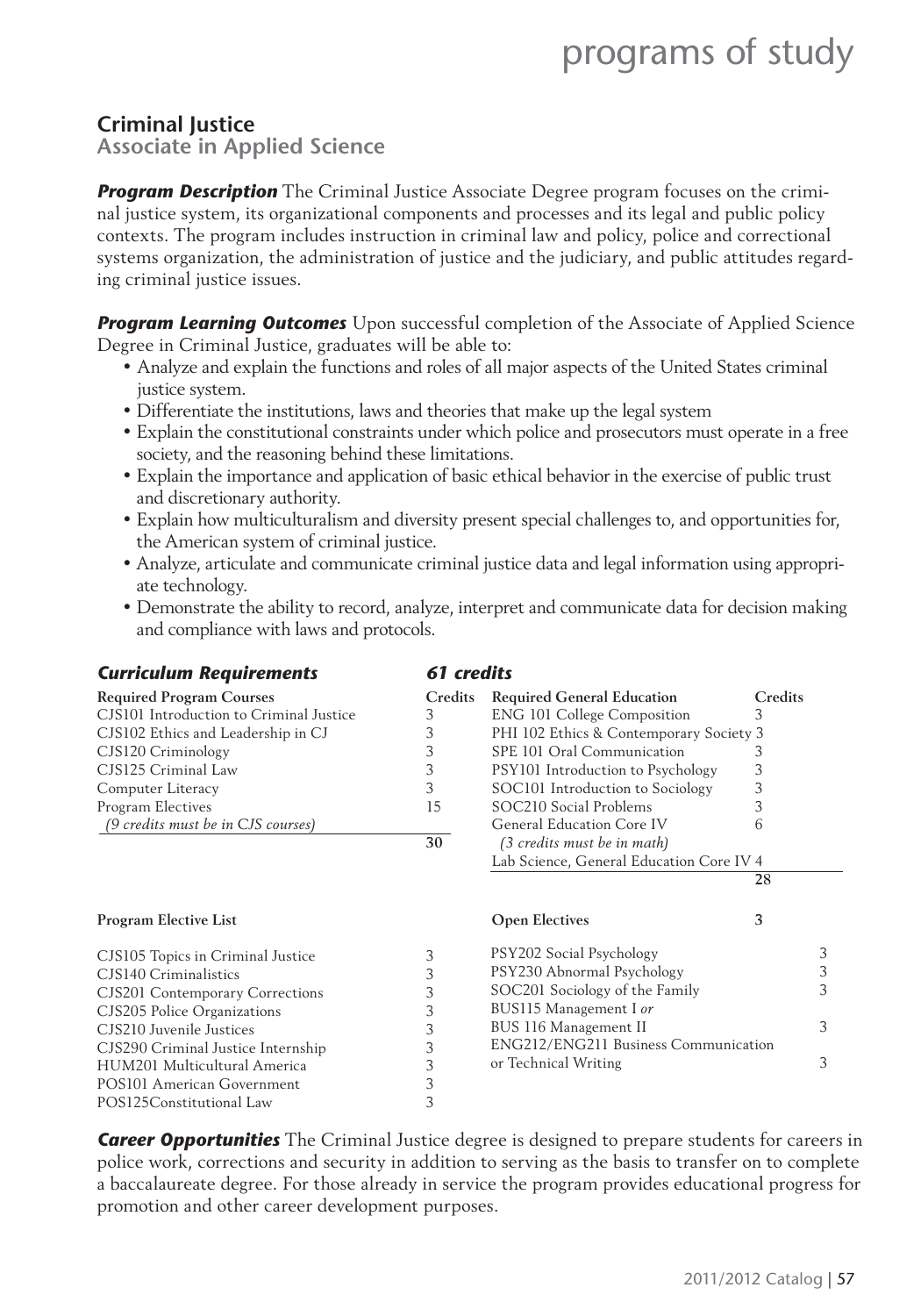## Criminal Justice

### Associate in Applied Science

***Program Description*** The Criminal Justice Associate Degree program focuses on the criminal justice system, its organizational components and processes and its legal and public policy contexts. The program includes instruction in criminal law and policy, police and correctional systems organization, the administration of justice and the judiciary, and public attitudes regarding criminal justice issues.

***Program Learning Outcomes*** Upon successful completion of the Associate of Applied Science Degree in Criminal Justice, graduates will be able to:

- Analyze and explain the functions and roles of all major aspects of the United States criminal justice system.
- Differentiate the institutions, laws and theories that make up the legal system
- Explain the constitutional constraints under which police and prosecutors must operate in a free society, and the reasoning behind these limitations.
- Explain the importance and application of basic ethical behavior in the exercise of public trust and discretionary authority.
- Explain how multiculturalism and diversity present special challenges to, and opportunities for, the American system of criminal justice.
- Analyze, articulate and communicate criminal justice data and legal information using appropriate technology.
- Demonstrate the ability to record, analyze, interpret and communicate data for decision making and compliance with laws and protocols.

***Curriculum Requirements*** ***61 credits***

| Required Program Courses | Credits |
|---|---|
| CJS101 Introduction to Criminal Justice | 3 |
| CJS102 Ethics and Leadership in CJ | 3 |
| CJS120 Criminology | 3 |
| CJS125 Criminal Law | 3 |
| Computer Literacy | 3 |
| Program Electives | 15 |
| *(9 credits must be in CJS courses)* | |
| | **30** |

| Required General Education | Credits |
|---|---|
| ENG 101 College Composition | 3 |
| PHI 102 Ethics & Contemporary Society | 3 |
| SPE 101 Oral Communication | 3 |
| PSY101 Introduction to Psychology | 3 |
| SOC101 Introduction to Sociology | 3 |
| SOC210 Social Problems | 3 |
| General Education Core IV | 6 |
| *(3 credits must be in math)* | |
| Lab Science, General Education Core IV | 4 |
| | **28** |

| Program Elective List | |
|---|---|
| CJS105 Topics in Criminal Justice | 3 |
| CJS140 Criminalistics | 3 |
| CJS201 Contemporary Corrections | 3 |
| CJS205 Police Organizations | 3 |
| CJS210 Juvenile Justices | 3 |
| CJS290 Criminal Justice Internship | 3 |
| HUM201 Multicultural America | 3 |
| POS101 American Government | 3 |
| POS125Constitutional Law | 3 |

| Open Electives | 3 |
|---|---|
| PSY202 Social Psychology | 3 |
| PSY230 Abnormal Psychology | 3 |
| SOC201 Sociology of the Family | 3 |
| BUS115 Management I *or* BUS 116 Management II | 3 |
| ENG212/ENG211 Business Communication or Technical Writing | 3 |

***Career Opportunities*** The Criminal Justice degree is designed to prepare students for careers in police work, corrections and security in addition to serving as the basis to transfer on to complete a baccalaureate degree. For those already in service the program provides educational progress for promotion and other career development purposes.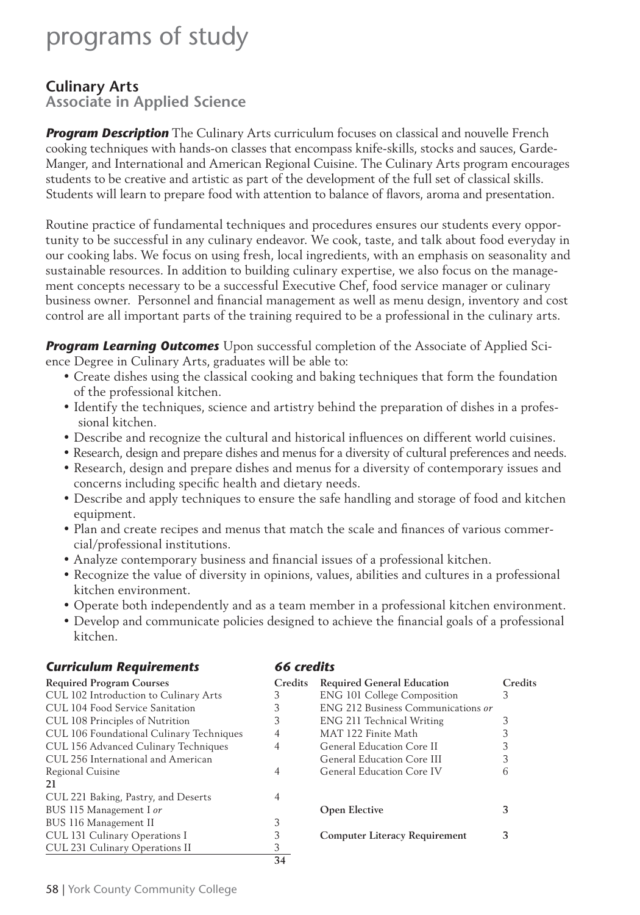# programs of study

## Culinary Arts

### Associate in Applied Science

***Program Description*** The Culinary Arts curriculum focuses on classical and nouvelle French cooking techniques with hands-on classes that encompass knife-skills, stocks and sauces, Garde-Manger, and International and American Regional Cuisine. The Culinary Arts program encourages students to be creative and artistic as part of the development of the full set of classical skills. Students will learn to prepare food with attention to balance of flavors, aroma and presentation.

Routine practice of fundamental techniques and procedures ensures our students every opportunity to be successful in any culinary endeavor. We cook, taste, and talk about food everyday in our cooking labs. We focus on using fresh, local ingredients, with an emphasis on seasonality and sustainable resources. In addition to building culinary expertise, we also focus on the management concepts necessary to be a successful Executive Chef, food service manager or culinary business owner. Personnel and financial management as well as menu design, inventory and cost control are all important parts of the training required to be a professional in the culinary arts.

***Program Learning Outcomes*** Upon successful completion of the Associate of Applied Science Degree in Culinary Arts, graduates will be able to:

- Create dishes using the classical cooking and baking techniques that form the foundation of the professional kitchen.
- Identify the techniques, science and artistry behind the preparation of dishes in a professional kitchen.
- Describe and recognize the cultural and historical influences on different world cuisines.
- Research, design and prepare dishes and menus for a diversity of cultural preferences and needs.
- Research, design and prepare dishes and menus for a diversity of contemporary issues and concerns including specific health and dietary needs.
- Describe and apply techniques to ensure the safe handling and storage of food and kitchen equipment.
- Plan and create recipes and menus that match the scale and finances of various commercial/professional institutions.
- Analyze contemporary business and financial issues of a professional kitchen.
- Recognize the value of diversity in opinions, values, abilities and cultures in a professional kitchen environment.
- Operate both independently and as a team member in a professional kitchen environment.
- Develop and communicate policies designed to achieve the financial goals of a professional kitchen.

***Curriculum Requirements*** ***66 credits***

| Required Program Courses | Credits |
|---|---|
| CUL 102 Introduction to Culinary Arts | 3 |
| CUL 104 Food Service Sanitation | 3 |
| CUL 108 Principles of Nutrition | 3 |
| CUL 106 Foundational Culinary Techniques | 4 |
| CUL 156 Advanced Culinary Techniques | 4 |
| CUL 256 International and American Regional Cuisine | 4 |
| **21** | |
| CUL 221 Baking, Pastry, and Deserts | 4 |
| BUS 115 Management I *or* | |
| BUS 116 Management II | 3 |
| CUL 131 Culinary Operations I | 3 |
| CUL 231 Culinary Operations II | 3 |
| | **34** |

| Required General Education | Credits |
|---|---|
| ENG 101 College Composition | 3 |
| ENG 212 Business Communications *or* | |
| ENG 211 Technical Writing | 3 |
| MAT 122 Finite Math | 3 |
| General Education Core II | 3 |
| General Education Core III | 3 |
| General Education Core IV | 6 |
| **Open Elective** | **3** |
| **Computer Literacy Requirement** | **3** |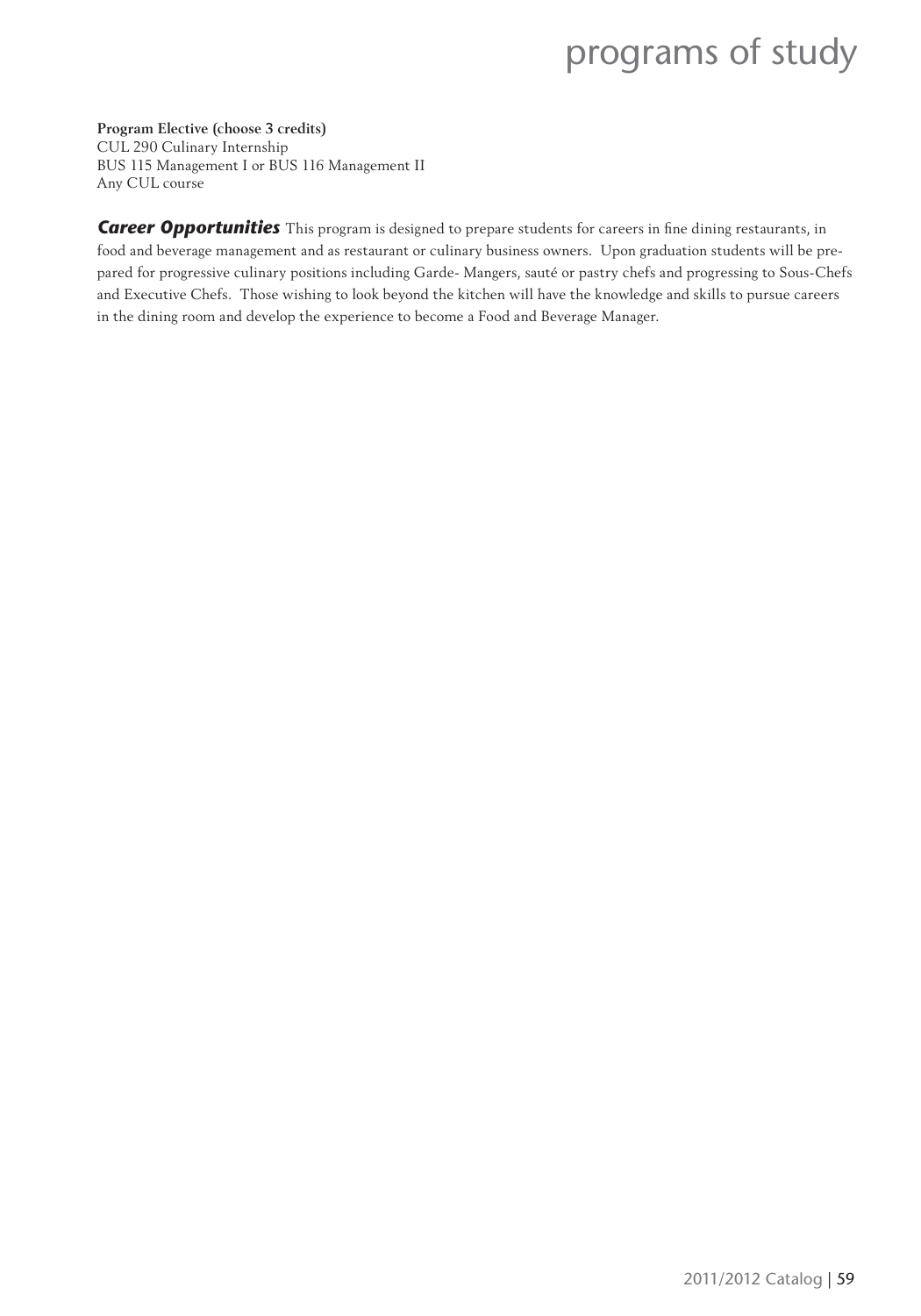**Program Elective (choose 3 credits)**
CUL 290 Culinary Internship
BUS 115 Management I or BUS 116 Management II
Any CUL course

***Career Opportunities*** This program is designed to prepare students for careers in fine dining restaurants, in food and beverage management and as restaurant or culinary business owners. Upon graduation students will be prepared for progressive culinary positions including Garde- Mangers, sauté or pastry chefs and progressing to Sous-Chefs and Executive Chefs. Those wishing to look beyond the kitchen will have the knowledge and skills to pursue careers in the dining room and develop the experience to become a Food and Beverage Manager.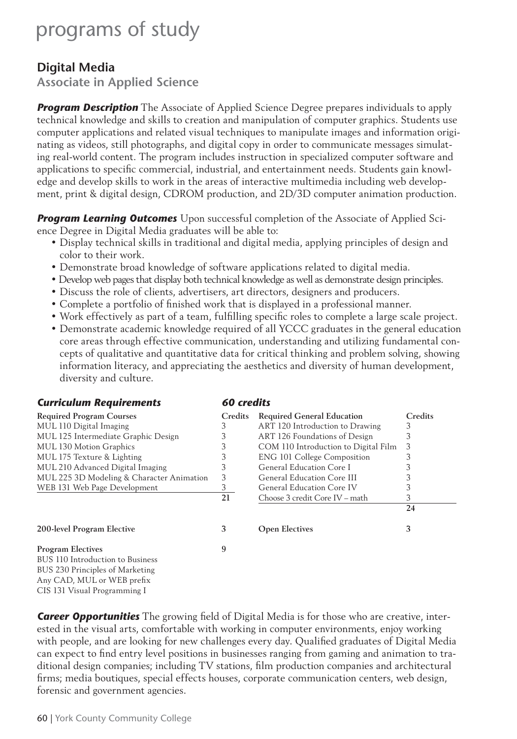# programs of study

## Digital Media

### Associate in Applied Science

***Program Description*** The Associate of Applied Science Degree prepares individuals to apply technical knowledge and skills to creation and manipulation of computer graphics. Students use computer applications and related visual techniques to manipulate images and information originating as videos, still photographs, and digital copy in order to communicate messages simulating real-world content. The program includes instruction in specialized computer software and applications to specific commercial, industrial, and entertainment needs. Students gain knowledge and develop skills to work in the areas of interactive multimedia including web development, print & digital design, CDROM production, and 2D/3D computer animation production.

***Program Learning Outcomes*** Upon successful completion of the Associate of Applied Science Degree in Digital Media graduates will be able to:

- Display technical skills in traditional and digital media, applying principles of design and color to their work.
- Demonstrate broad knowledge of software applications related to digital media.
- Develop web pages that display both technical knowledge as well as demonstrate design principles.
- Discuss the role of clients, advertisers, art directors, designers and producers.
- Complete a portfolio of finished work that is displayed in a professional manner.
- Work effectively as part of a team, fulfilling specific roles to complete a large scale project.
- Demonstrate academic knowledge required of all YCCC graduates in the general education core areas through effective communication, understanding and utilizing fundamental concepts of qualitative and quantitative data for critical thinking and problem solving, showing information literacy, and appreciating the aesthetics and diversity of human development, diversity and culture.

***Curriculum Requirements*** ***60 credits***

| Required Program Courses | Credits | Required General Education | Credits |
|---|---|---|---|
| MUL 110 Digital Imaging | 3 | ART 120 Introduction to Drawing | 3 |
| MUL 125 Intermediate Graphic Design | 3 | ART 126 Foundations of Design | 3 |
| MUL 130 Motion Graphics | 3 | COM 110 Introduction to Digital Film | 3 |
| MUL 175 Texture & Lighting | 3 | ENG 101 College Composition | 3 |
| MUL 210 Advanced Digital Imaging | 3 | General Education Core I | 3 |
| MUL 225 3D Modeling & Character Animation | 3 | General Education Core III | 3 |
| WEB 131 Web Page Development | 3 | General Education Core IV | 3 |
| | **21** | Choose 3 credit Core IV – math | 3 |
| | | | **24** |
| **200-level Program Elective** | **3** | **Open Electives** | **3** |
| **Program Electives** | **9** | | |
| BUS 110 Introduction to Business | | | |
| BUS 230 Principles of Marketing | | | |
| Any CAD, MUL or WEB prefix | | | |
| CIS 131 Visual Programming I | | | |

***Career Opportunities*** The growing field of Digital Media is for those who are creative, interested in the visual arts, comfortable with working in computer environments, enjoy working with people, and are looking for new challenges every day. Qualified graduates of Digital Media can expect to find entry level positions in businesses ranging from gaming and animation to traditional design companies; including TV stations, film production companies and architectural firms; media boutiques, special effects houses, corporate communication centers, web design, forensic and government agencies.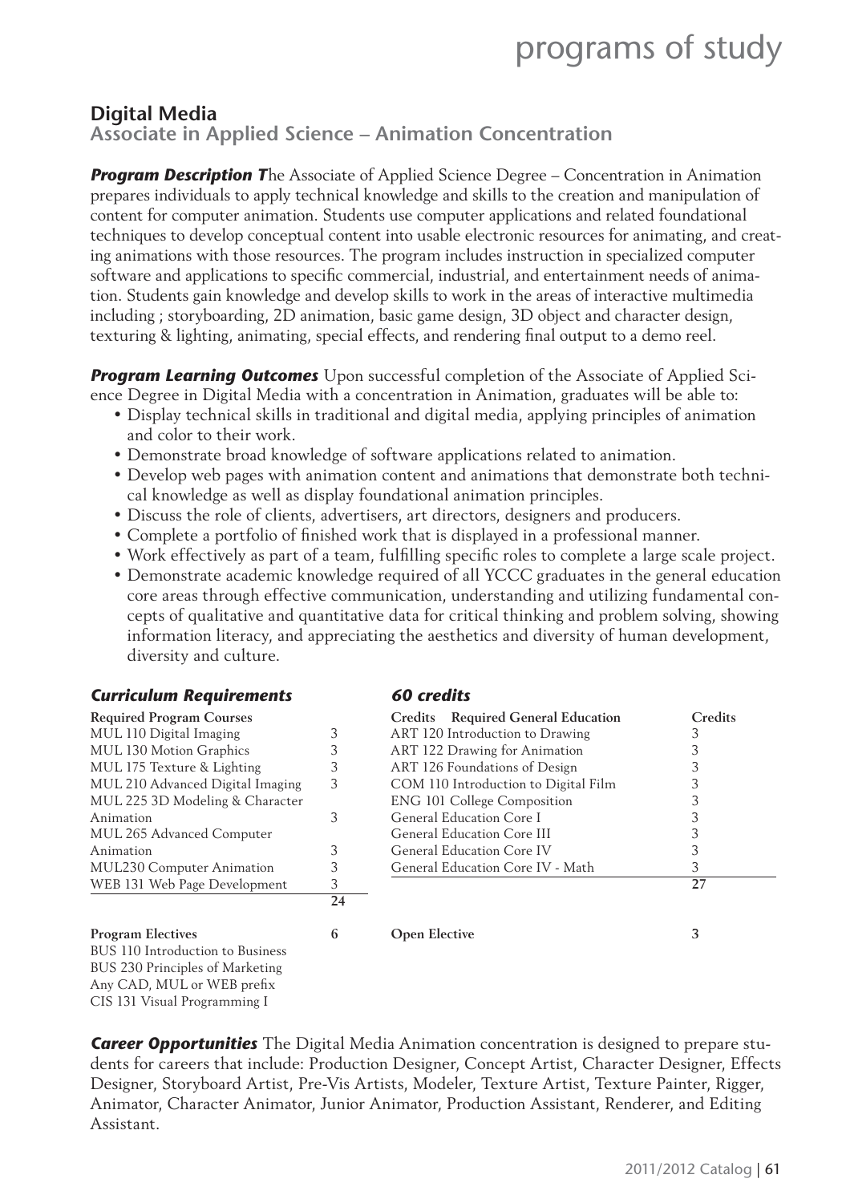## Digital Media

### Associate in Applied Science – Animation Concentration

***Program Description*** The Associate of Applied Science Degree – Concentration in Animation prepares individuals to apply technical knowledge and skills to the creation and manipulation of content for computer animation. Students use computer applications and related foundational techniques to develop conceptual content into usable electronic resources for animating, and creating animations with those resources. The program includes instruction in specialized computer software and applications to specific commercial, industrial, and entertainment needs of animation. Students gain knowledge and develop skills to work in the areas of interactive multimedia including ; storyboarding, 2D animation, basic game design, 3D object and character design, texturing & lighting, animating, special effects, and rendering final output to a demo reel.

***Program Learning Outcomes*** Upon successful completion of the Associate of Applied Science Degree in Digital Media with a concentration in Animation, graduates will be able to:

- Display technical skills in traditional and digital media, applying principles of animation and color to their work.
- Demonstrate broad knowledge of software applications related to animation.
- Develop web pages with animation content and animations that demonstrate both technical knowledge as well as display foundational animation principles.
- Discuss the role of clients, advertisers, art directors, designers and producers.
- Complete a portfolio of finished work that is displayed in a professional manner.
- Work effectively as part of a team, fulfilling specific roles to complete a large scale project.
- Demonstrate academic knowledge required of all YCCC graduates in the general education core areas through effective communication, understanding and utilizing fundamental concepts of qualitative and quantitative data for critical thinking and problem solving, showing information literacy, and appreciating the aesthetics and diversity of human development, diversity and culture.

***Curriculum Requirements*** ***60 credits***

| Required Program Courses | |
|---|---|
| MUL 110 Digital Imaging | 3 |
| MUL 130 Motion Graphics | 3 |
| MUL 175 Texture & Lighting | 3 |
| MUL 210 Advanced Digital Imaging | 3 |
| MUL 225 3D Modeling & Character Animation | 3 |
| MUL 265 Advanced Computer Animation | 3 |
| MUL230 Computer Animation | 3 |
| WEB 131 Web Page Development | 3 |
| | **24** |

| Credits Required General Education | Credits |
|---|---|
| ART 120 Introduction to Drawing | 3 |
| ART 122 Drawing for Animation | 3 |
| ART 126 Foundations of Design | 3 |
| COM 110 Introduction to Digital Film | 3 |
| ENG 101 College Composition | 3 |
| General Education Core I | 3 |
| General Education Core III | 3 |
| General Education Core IV | 3 |
| General Education Core IV - Math | 3 |
| | **27** |

**Program Electives** **6**

BUS 110 Introduction to Business
BUS 230 Principles of Marketing
Any CAD, MUL or WEB prefix
CIS 131 Visual Programming I

**Open Elective** **3**

***Career Opportunities*** The Digital Media Animation concentration is designed to prepare students for careers that include: Production Designer, Concept Artist, Character Designer, Effects Designer, Storyboard Artist, Pre-Vis Artists, Modeler, Texture Artist, Texture Painter, Rigger, Animator, Character Animator, Junior Animator, Production Assistant, Renderer, and Editing Assistant.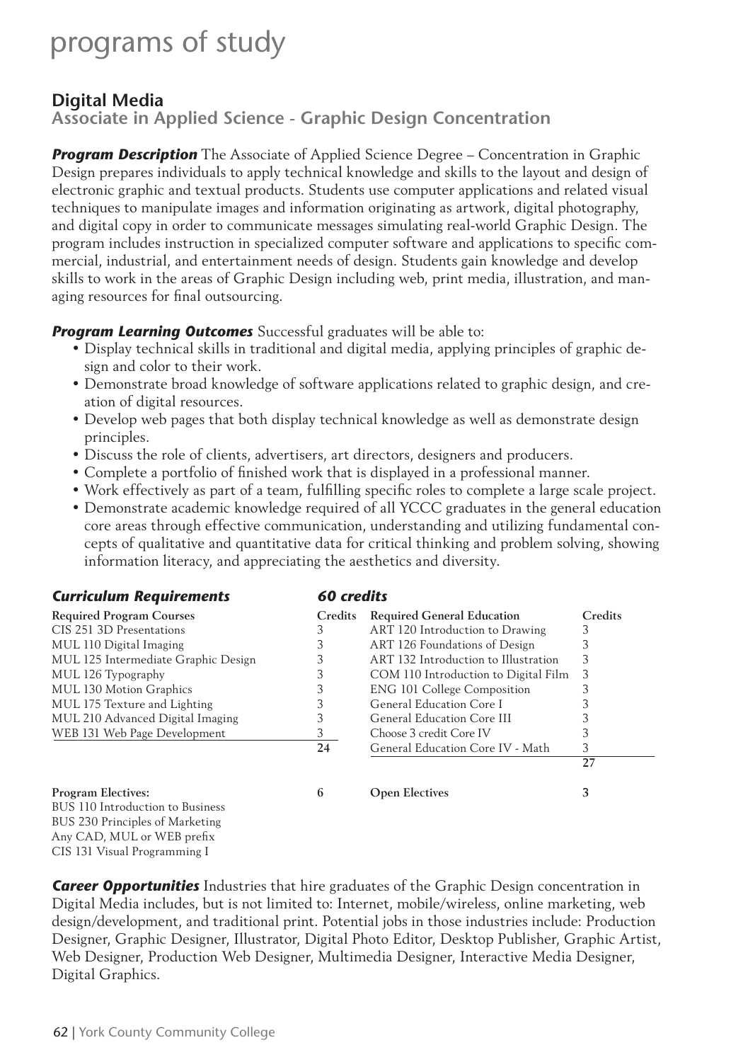# programs of study

## Digital Media

### Associate in Applied Science - Graphic Design Concentration

***Program Description*** The Associate of Applied Science Degree – Concentration in Graphic Design prepares individuals to apply technical knowledge and skills to the layout and design of electronic graphic and textual products. Students use computer applications and related visual techniques to manipulate images and information originating as artwork, digital photography, and digital copy in order to communicate messages simulating real-world Graphic Design. The program includes instruction in specialized computer software and applications to specific commercial, industrial, and entertainment needs of design. Students gain knowledge and develop skills to work in the areas of Graphic Design including web, print media, illustration, and managing resources for final outsourcing.

***Program Learning Outcomes*** Successful graduates will be able to:

- Display technical skills in traditional and digital media, applying principles of graphic design and color to their work.
- Demonstrate broad knowledge of software applications related to graphic design, and creation of digital resources.
- Develop web pages that both display technical knowledge as well as demonstrate design principles.
- Discuss the role of clients, advertisers, art directors, designers and producers.
- Complete a portfolio of finished work that is displayed in a professional manner.
- Work effectively as part of a team, fulfilling specific roles to complete a large scale project.
- Demonstrate academic knowledge required of all YCCC graduates in the general education core areas through effective communication, understanding and utilizing fundamental concepts of qualitative and quantitative data for critical thinking and problem solving, showing information literacy, and appreciating the aesthetics and diversity.

***Curriculum Requirements*** ***60 credits***

| Required Program Courses | Credits | Required General Education | Credits |
|---|---|---|---|
| CIS 251 3D Presentations | 3 | ART 120 Introduction to Drawing | 3 |
| MUL 110 Digital Imaging | 3 | ART 126 Foundations of Design | 3 |
| MUL 125 Intermediate Graphic Design | 3 | ART 132 Introduction to Illustration | 3 |
| MUL 126 Typography | 3 | COM 110 Introduction to Digital Film | 3 |
| MUL 130 Motion Graphics | 3 | ENG 101 College Composition | 3 |
| MUL 175 Texture and Lighting | 3 | General Education Core I | 3 |
| MUL 210 Advanced Digital Imaging | 3 | General Education Core III | 3 |
| WEB 131 Web Page Development | 3 | Choose 3 credit Core IV | 3 |
| | **24** | General Education Core IV - Math | 3 |
| | | | **27** |
| **Program Electives:** | **6** | **Open Electives** | **3** |
| BUS 110 Introduction to Business | | | |
| BUS 230 Principles of Marketing | | | |
| Any CAD, MUL or WEB prefix | | | |
| CIS 131 Visual Programming I | | | |

***Career Opportunities*** Industries that hire graduates of the Graphic Design concentration in Digital Media includes, but is not limited to: Internet, mobile/wireless, online marketing, web design/development, and traditional print. Potential jobs in those industries include: Production Designer, Graphic Designer, Illustrator, Digital Photo Editor, Desktop Publisher, Graphic Artist, Web Designer, Production Web Designer, Multimedia Designer, Interactive Media Designer, Digital Graphics.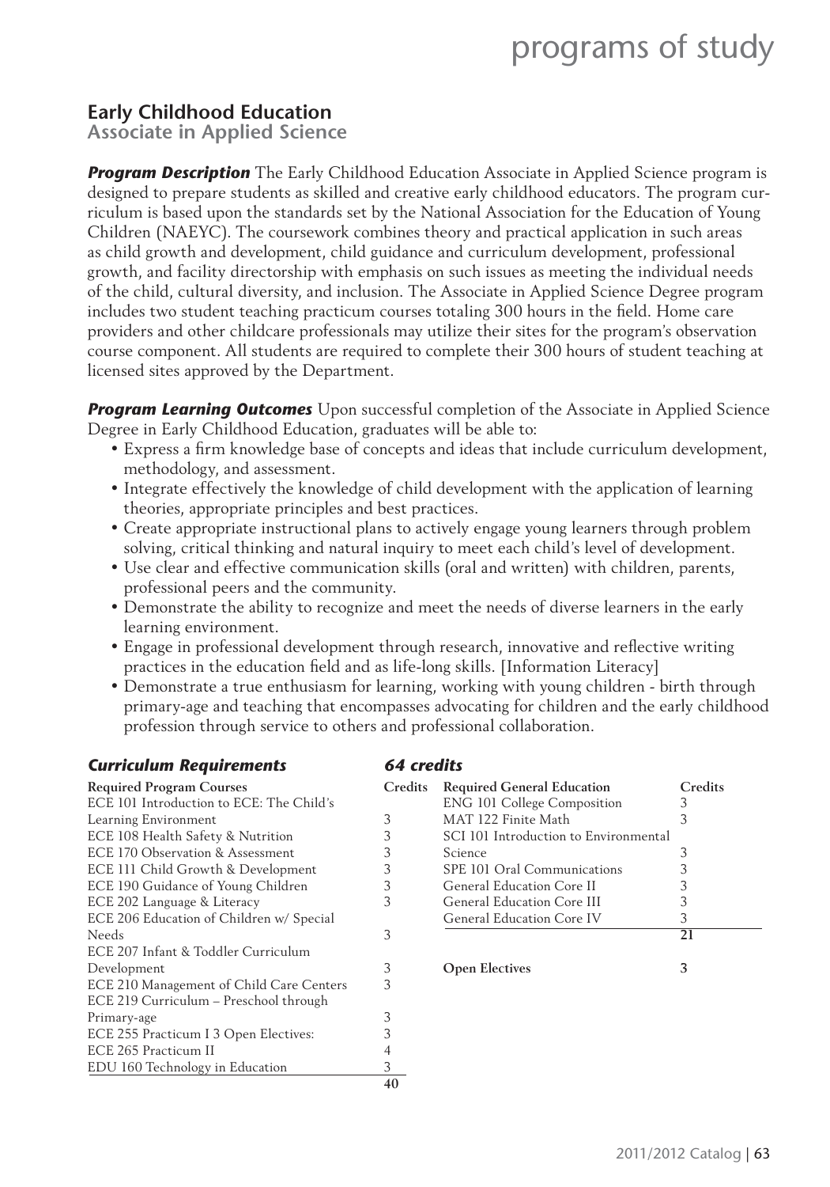## Early Childhood Education

### Associate in Applied Science

***Program Description*** The Early Childhood Education Associate in Applied Science program is designed to prepare students as skilled and creative early childhood educators. The program curriculum is based upon the standards set by the National Association for the Education of Young Children (NAEYC). The coursework combines theory and practical application in such areas as child growth and development, child guidance and curriculum development, professional growth, and facility directorship with emphasis on such issues as meeting the individual needs of the child, cultural diversity, and inclusion. The Associate in Applied Science Degree program includes two student teaching practicum courses totaling 300 hours in the field. Home care providers and other childcare professionals may utilize their sites for the program's observation course component. All students are required to complete their 300 hours of student teaching at licensed sites approved by the Department.

***Program Learning Outcomes*** Upon successful completion of the Associate in Applied Science Degree in Early Childhood Education, graduates will be able to:

- Express a firm knowledge base of concepts and ideas that include curriculum development, methodology, and assessment.
- Integrate effectively the knowledge of child development with the application of learning theories, appropriate principles and best practices.
- Create appropriate instructional plans to actively engage young learners through problem solving, critical thinking and natural inquiry to meet each child's level of development.
- Use clear and effective communication skills (oral and written) with children, parents, professional peers and the community.
- Demonstrate the ability to recognize and meet the needs of diverse learners in the early learning environment.
- Engage in professional development through research, innovative and reflective writing practices in the education field and as life-long skills. [Information Literacy]
- Demonstrate a true enthusiasm for learning, working with young children - birth through primary-age and teaching that encompasses advocating for children and the early childhood profession through service to others and professional collaboration.

***Curriculum Requirements*** ***64 credits***

| Required Program Courses | Credits |
|---|---|
| ECE 101 Introduction to ECE: The Child's Learning Environment | 3 |
| ECE 108 Health Safety & Nutrition | 3 |
| ECE 170 Observation & Assessment | 3 |
| ECE 111 Child Growth & Development | 3 |
| ECE 190 Guidance of Young Children | 3 |
| ECE 202 Language & Literacy | 3 |
| ECE 206 Education of Children w/ Special Needs | 3 |
| ECE 207 Infant & Toddler Curriculum Development | 3 |
| ECE 210 Management of Child Care Centers | 3 |
| ECE 219 Curriculum – Preschool through Primary-age | 3 |
| ECE 255 Practicum I 3 Open Electives: | 3 |
| ECE 265 Practicum II | 4 |
| EDU 160 Technology in Education | 3 |
| | **40** |

| Required General Education | Credits |
|---|---|
| ENG 101 College Composition | 3 |
| MAT 122 Finite Math | 3 |
| SCI 101 Introduction to Environmental Science | 3 |
| SPE 101 Oral Communications | 3 |
| General Education Core II | 3 |
| General Education Core III | 3 |
| General Education Core IV | 3 |
| | **21** |
| **Open Electives** | **3** |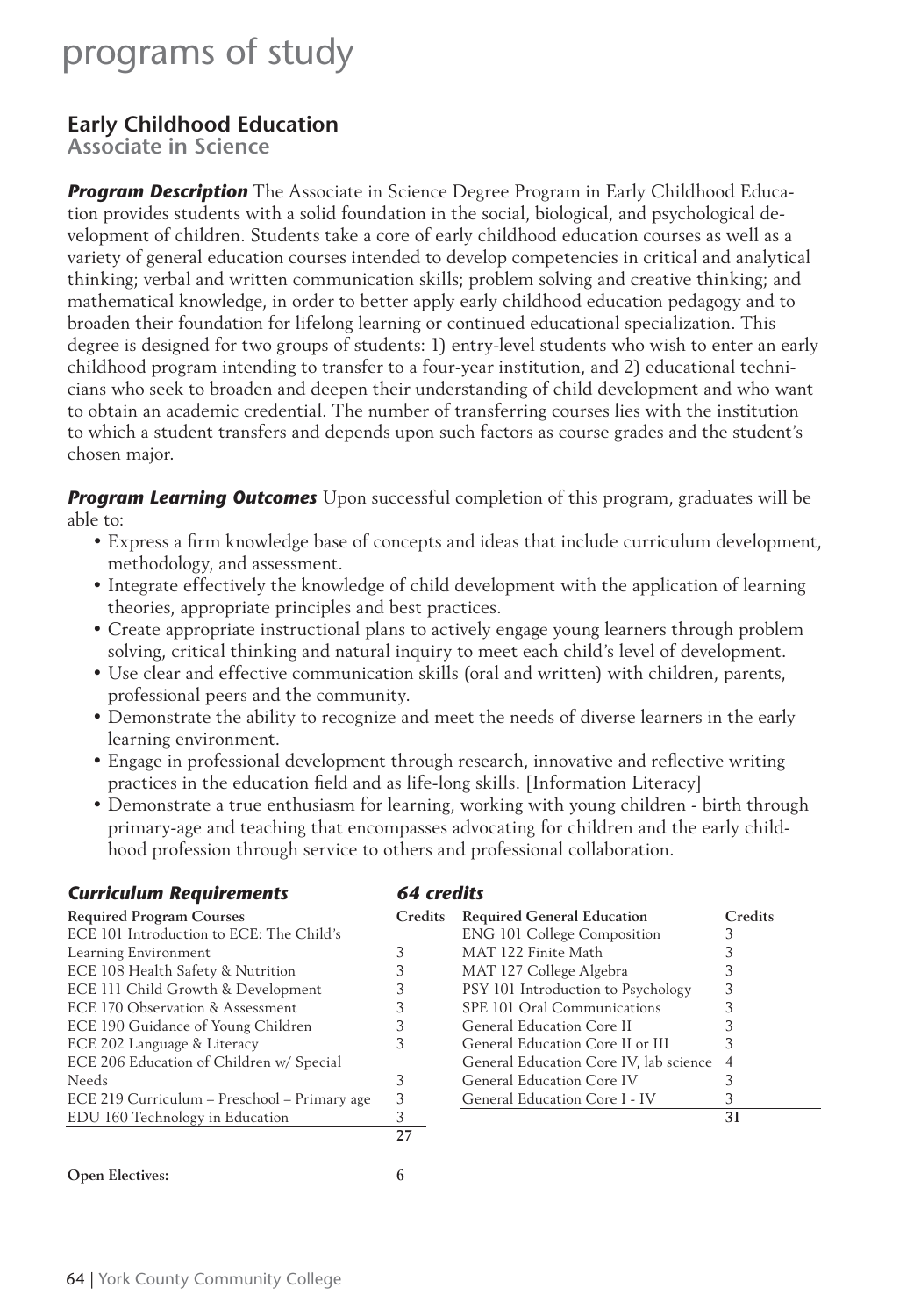# programs of study

## Early Childhood Education

### Associate in Science

***Program Description*** The Associate in Science Degree Program in Early Childhood Education provides students with a solid foundation in the social, biological, and psychological development of children. Students take a core of early childhood education courses as well as a variety of general education courses intended to develop competencies in critical and analytical thinking; verbal and written communication skills; problem solving and creative thinking; and mathematical knowledge, in order to better apply early childhood education pedagogy and to broaden their foundation for lifelong learning or continued educational specialization. This degree is designed for two groups of students: 1) entry-level students who wish to enter an early childhood program intending to transfer to a four-year institution, and 2) educational technicians who seek to broaden and deepen their understanding of child development and who want to obtain an academic credential. The number of transferring courses lies with the institution to which a student transfers and depends upon such factors as course grades and the student's chosen major.

***Program Learning Outcomes*** Upon successful completion of this program, graduates will be able to:

- Express a firm knowledge base of concepts and ideas that include curriculum development, methodology, and assessment.
- Integrate effectively the knowledge of child development with the application of learning theories, appropriate principles and best practices.
- Create appropriate instructional plans to actively engage young learners through problem solving, critical thinking and natural inquiry to meet each child's level of development.
- Use clear and effective communication skills (oral and written) with children, parents, professional peers and the community.
- Demonstrate the ability to recognize and meet the needs of diverse learners in the early learning environment.
- Engage in professional development through research, innovative and reflective writing practices in the education field and as life-long skills. [Information Literacy]
- Demonstrate a true enthusiasm for learning, working with young children - birth through primary-age and teaching that encompasses advocating for children and the early childhood profession through service to others and professional collaboration.

***Curriculum Requirements*** ***64 credits***

| Required Program Courses | Credits |
|---|---|
| ECE 101 Introduction to ECE: The Child's Learning Environment | 3 |
| ECE 108 Health Safety & Nutrition | 3 |
| ECE 111 Child Growth & Development | 3 |
| ECE 170 Observation & Assessment | 3 |
| ECE 190 Guidance of Young Children | 3 |
| ECE 202 Language & Literacy | 3 |
| ECE 206 Education of Children w/ Special Needs | 3 |
| ECE 219 Curriculum – Preschool – Primary age | 3 |
| EDU 160 Technology in Education | 3 |
| | **27** |
| **Open Electives:** | **6** |

| Required General Education | Credits |
|---|---|
| ENG 101 College Composition | 3 |
| MAT 122 Finite Math | 3 |
| MAT 127 College Algebra | 3 |
| PSY 101 Introduction to Psychology | 3 |
| SPE 101 Oral Communications | 3 |
| General Education Core II | 3 |
| General Education Core II or III | 3 |
| General Education Core IV, lab science | 4 |
| General Education Core IV | 3 |
| General Education Core I - IV | 3 |
| | **31** |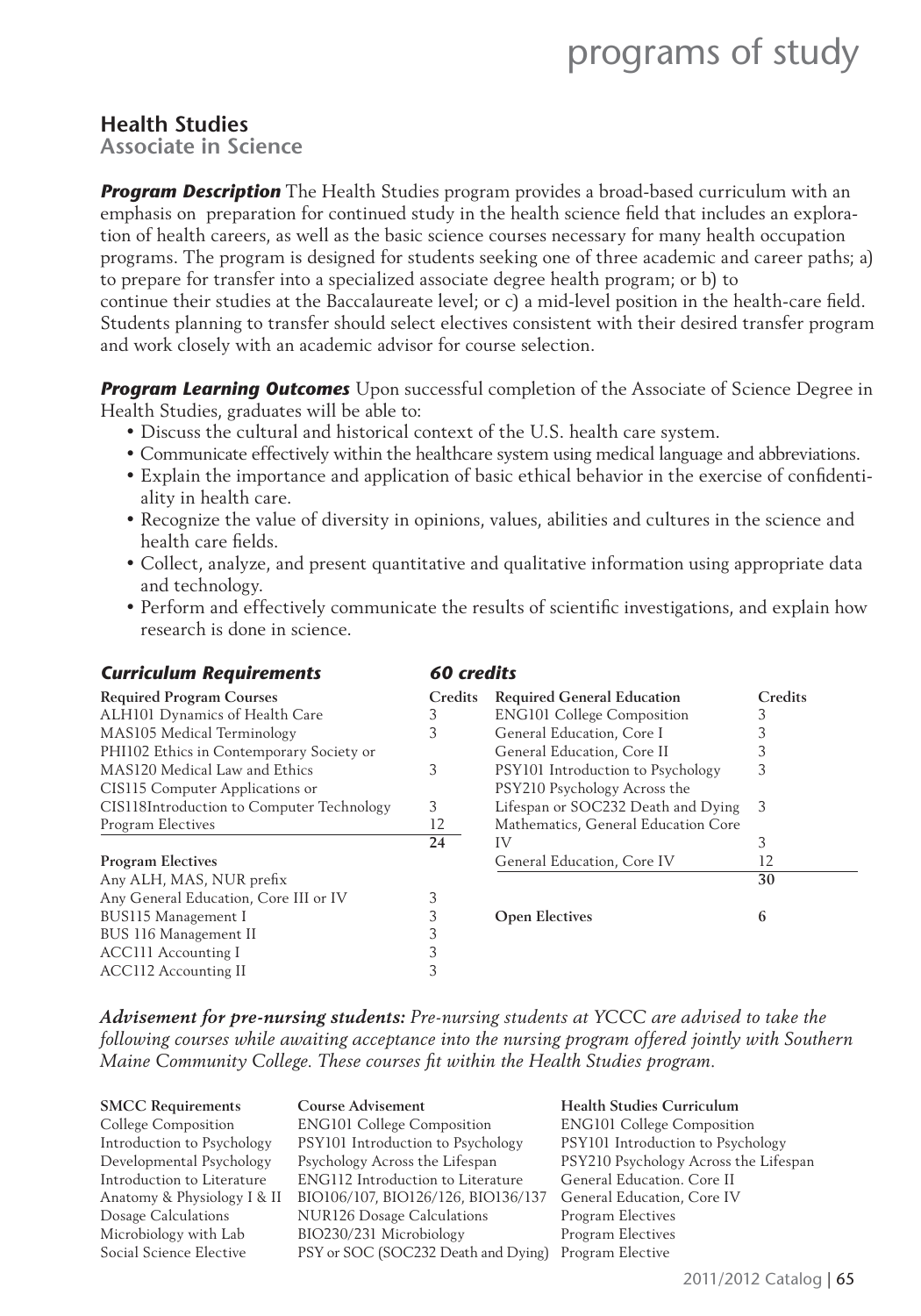## Health Studies

### Associate in Science

***Program Description*** The Health Studies program provides a broad-based curriculum with an emphasis on preparation for continued study in the health science field that includes an exploration of health careers, as well as the basic science courses necessary for many health occupation programs. The program is designed for students seeking one of three academic and career paths; a) to prepare for transfer into a specialized associate degree health program; or b) to continue their studies at the Baccalaureate level; or c) a mid-level position in the health-care field. Students planning to transfer should select electives consistent with their desired transfer program and work closely with an academic advisor for course selection.

***Program Learning Outcomes*** Upon successful completion of the Associate of Science Degree in Health Studies, graduates will be able to:

- Discuss the cultural and historical context of the U.S. health care system.
- Communicate effectively within the healthcare system using medical language and abbreviations.
- Explain the importance and application of basic ethical behavior in the exercise of confidentiality in health care.
- Recognize the value of diversity in opinions, values, abilities and cultures in the science and health care fields.
- Collect, analyze, and present quantitative and qualitative information using appropriate data and technology.
- Perform and effectively communicate the results of scientific investigations, and explain how research is done in science.

### *Curriculum Requirements* — *60 credits*

| Required Program Courses | Credits |
|---|---|
| ALH101 Dynamics of Health Care | 3 |
| MAS105 Medical Terminology | 3 |
| PHI102 Ethics in Contemporary Society or MAS120 Medical Law and Ethics | 3 |
| CIS115 Computer Applications or CIS118Introduction to Computer Technology | 3 |
| Program Electives | 12 |
| | **24** |

| Program Electives | |
|---|---|
| Any ALH, MAS, NUR prefix | |
| Any General Education, Core III or IV | 3 |
| BUS115 Management I | 3 |
| BUS 116 Management II | 3 |
| ACC111 Accounting I | 3 |
| ACC112 Accounting II | 3 |

| Required General Education | Credits |
|---|---|
| ENG101 College Composition | 3 |
| General Education, Core I | 3 |
| General Education, Core II | 3 |
| PSY101 Introduction to Psychology | 3 |
| PSY210 Psychology Across the Lifespan or SOC232 Death and Dying | 3 |
| Mathematics, General Education Core IV | 3 |
| General Education, Core IV | 12 |
| | **30** |

| | |
|---|---|
| **Open Electives** | **6** |

***Advisement for pre-nursing students:*** *Pre-nursing students at YCCC are advised to take the following courses while awaiting acceptance into the nursing program offered jointly with Southern Maine Community College. These courses fit within the Health Studies program.*

| SMCC Requirements | Course Advisement | Health Studies Curriculum |
|---|---|---|
| College Composition | ENG101 College Composition | ENG101 College Composition |
| Introduction to Psychology | PSY101 Introduction to Psychology | PSY101 Introduction to Psychology |
| Developmental Psychology | Psychology Across the Lifespan | PSY210 Psychology Across the Lifespan |
| Introduction to Literature | ENG112 Introduction to Literature | General Education. Core II |
| Anatomy & Physiology I & II | BIO106/107, BIO126/126, BIO136/137 | General Education, Core IV |
| Dosage Calculations | NUR126 Dosage Calculations | Program Electives |
| Microbiology with Lab | BIO230/231 Microbiology | Program Electives |
| Social Science Elective | PSY or SOC (SOC232 Death and Dying) | Program Elective |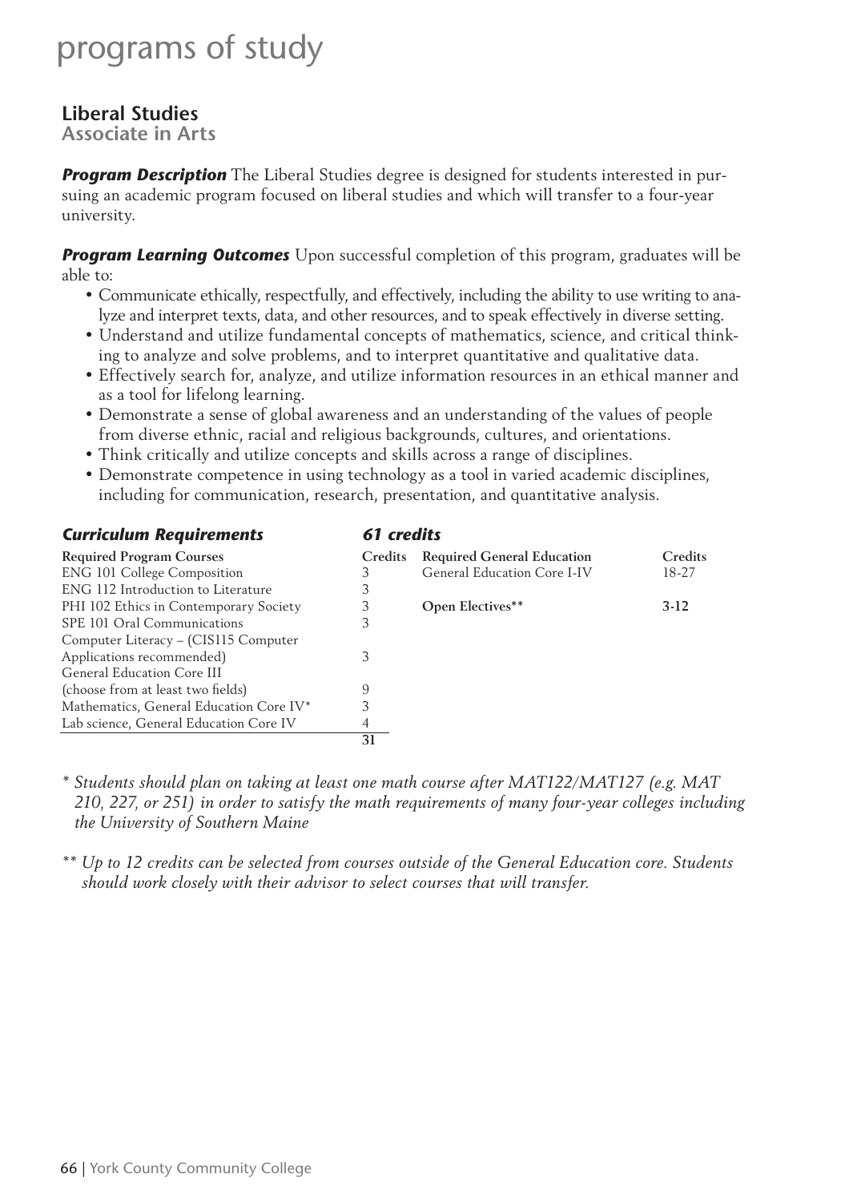# programs of study

## Liberal Studies

### Associate in Arts

***Program Description*** The Liberal Studies degree is designed for students interested in pursuing an academic program focused on liberal studies and which will transfer to a four-year university.

***Program Learning Outcomes*** Upon successful completion of this program, graduates will be able to:

- Communicate ethically, respectfully, and effectively, including the ability to use writing to analyze and interpret texts, data, and other resources, and to speak effectively in diverse setting.
- Understand and utilize fundamental concepts of mathematics, science, and critical thinking to analyze and solve problems, and to interpret quantitative and qualitative data.
- Effectively search for, analyze, and utilize information resources in an ethical manner and as a tool for lifelong learning.
- Demonstrate a sense of global awareness and an understanding of the values of people from diverse ethnic, racial and religious backgrounds, cultures, and orientations.
- Think critically and utilize concepts and skills across a range of disciplines.
- Demonstrate competence in using technology as a tool in varied academic disciplines, including for communication, research, presentation, and quantitative analysis.

***Curriculum Requirements*** ***61 credits***

| Required Program Courses | Credits |
|---|---|
| ENG 101 College Composition | 3 |
| ENG 112 Introduction to Literature | 3 |
| PHI 102 Ethics in Contemporary Society | 3 |
| SPE 101 Oral Communications | 3 |
| Computer Literacy – (CIS115 Computer Applications recommended) | 3 |
| General Education Core III (choose from at least two fields) | 9 |
| Mathematics, General Education Core IV* | 3 |
| Lab science, General Education Core IV | 4 |
| | **31** |

| Required General Education | Credits |
|---|---|
| General Education Core I-IV | 18-27 |
| **Open Electives**** | **3-12** |

*\* Students should plan on taking at least one math course after MAT122/MAT127 (e.g. MAT 210, 227, or 251) in order to satisfy the math requirements of many four-year colleges including the University of Southern Maine*

*\*\* Up to 12 credits can be selected from courses outside of the General Education core. Students should work closely with their advisor to select courses that will transfer.*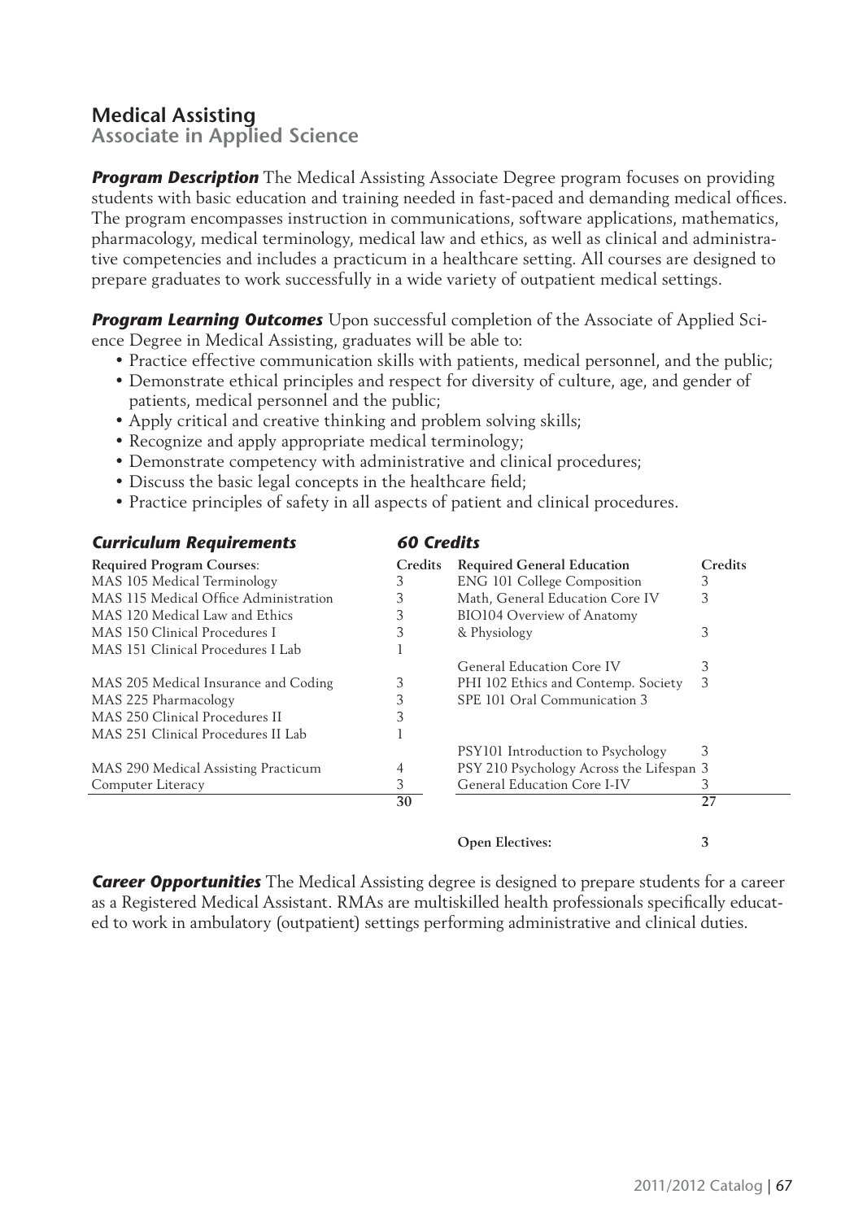## Medical Assisting

### Associate in Applied Science

***Program Description*** The Medical Assisting Associate Degree program focuses on providing students with basic education and training needed in fast-paced and demanding medical offices. The program encompasses instruction in communications, software applications, mathematics, pharmacology, medical terminology, medical law and ethics, as well as clinical and administrative competencies and includes a practicum in a healthcare setting. All courses are designed to prepare graduates to work successfully in a wide variety of outpatient medical settings.

***Program Learning Outcomes*** Upon successful completion of the Associate of Applied Science Degree in Medical Assisting, graduates will be able to:

- Practice effective communication skills with patients, medical personnel, and the public;
- Demonstrate ethical principles and respect for diversity of culture, age, and gender of patients, medical personnel and the public;
- Apply critical and creative thinking and problem solving skills;
- Recognize and apply appropriate medical terminology;
- Demonstrate competency with administrative and clinical procedures;
- Discuss the basic legal concepts in the healthcare field;
- Practice principles of safety in all aspects of patient and clinical procedures.

***Curriculum Requirements*** ***60 Credits***

| Required Program Courses: | Credits | Required General Education | Credits |
|---|---|---|---|
| MAS 105 Medical Terminology | 3 | ENG 101 College Composition | 3 |
| MAS 115 Medical Office Administration | 3 | Math, General Education Core IV | 3 |
| MAS 120 Medical Law and Ethics | 3 | BIO104 Overview of Anatomy | |
| MAS 150 Clinical Procedures I | 3 | & Physiology | 3 |
| MAS 151 Clinical Procedures I Lab | 1 | | |
| | | General Education Core IV | 3 |
| MAS 205 Medical Insurance and Coding | 3 | PHI 102 Ethics and Contemp. Society | 3 |
| MAS 225 Pharmacology | 3 | SPE 101 Oral Communication 3 | |
| MAS 250 Clinical Procedures II | 3 | | |
| MAS 251 Clinical Procedures II Lab | 1 | | |
| | | PSY101 Introduction to Psychology | 3 |
| MAS 290 Medical Assisting Practicum | 4 | PSY 210 Psychology Across the Lifespan 3 | |
| Computer Literacy | 3 | General Education Core I-IV | 3 |
| | 30 | | 27 |
| | | **Open Electives:** | 3 |

***Career Opportunities*** The Medical Assisting degree is designed to prepare students for a career as a Registered Medical Assistant. RMAs are multiskilled health professionals specifically educated to work in ambulatory (outpatient) settings performing administrative and clinical duties.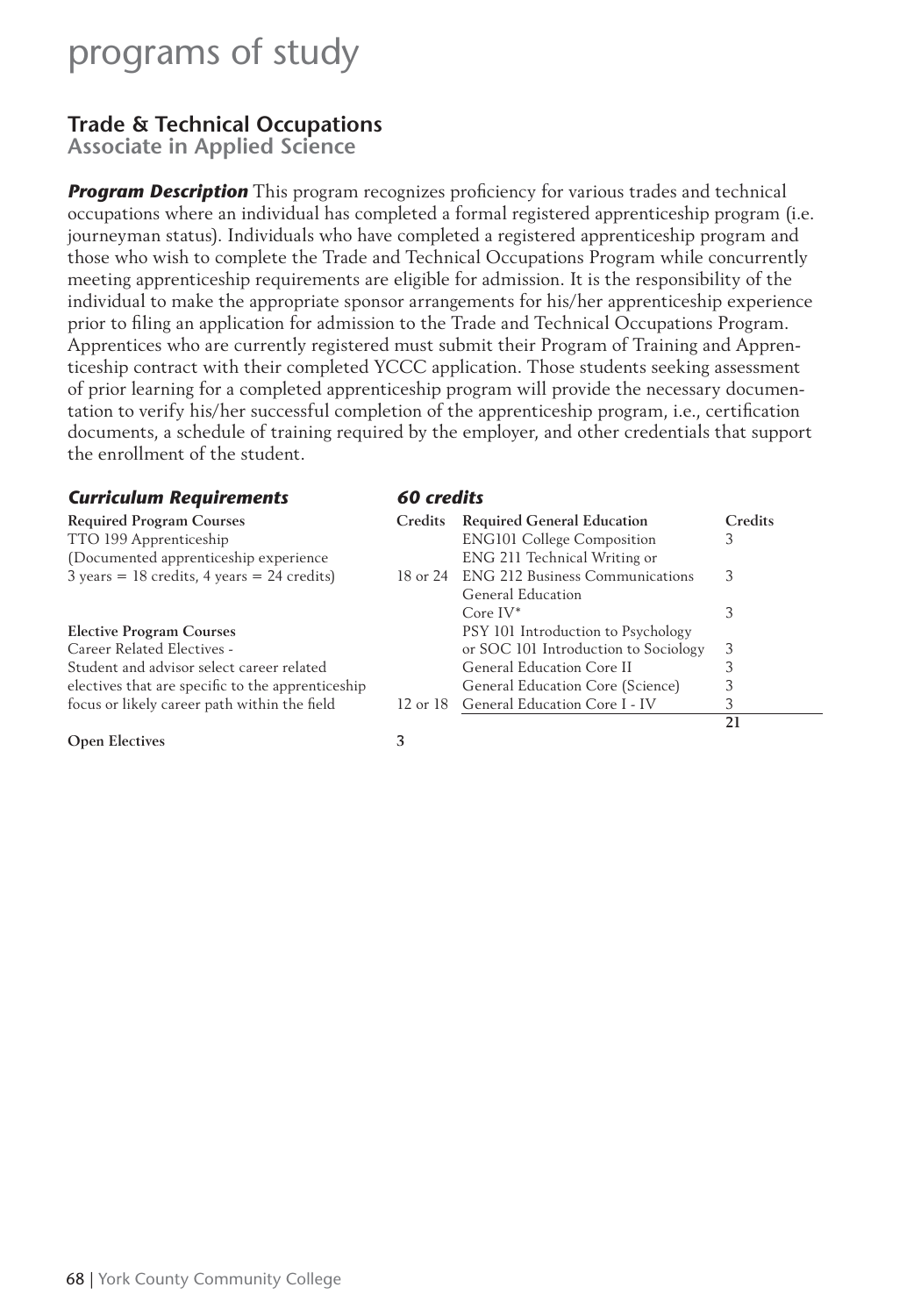# programs of study

## Trade & Technical Occupations

### Associate in Applied Science

***Program Description*** This program recognizes proficiency for various trades and technical occupations where an individual has completed a formal registered apprenticeship program (i.e. journeyman status). Individuals who have completed a registered apprenticeship program and those who wish to complete the Trade and Technical Occupations Program while concurrently meeting apprenticeship requirements are eligible for admission. It is the responsibility of the individual to make the appropriate sponsor arrangements for his/her apprenticeship experience prior to filing an application for admission to the Trade and Technical Occupations Program. Apprentices who are currently registered must submit their Program of Training and Apprenticeship contract with their completed YCCC application. Those students seeking assessment of prior learning for a completed apprenticeship program will provide the necessary documentation to verify his/her successful completion of the apprenticeship program, i.e., certification documents, a schedule of training required by the employer, and other credentials that support the enrollment of the student.

***Curriculum Requirements*** ***60 credits***

| Required Program Courses | Credits |
|---|---|
| TTO 199 Apprenticeship (Documented apprenticeship experience 3 years = 18 credits, 4 years = 24 credits) | 18 or 24 |
| **Elective Program Courses** | |
| Career Related Electives - Student and advisor select career related electives that are specific to the apprenticeship focus or likely career path within the field | 12 or 18 |
| **Open Electives** | 3 |

| Required General Education | Credits |
|---|---|
| ENG101 College Composition | 3 |
| ENG 211 Technical Writing or ENG 212 Business Communications | 3 |
| General Education Core IV* | 3 |
| PSY 101 Introduction to Psychology or SOC 101 Introduction to Sociology | 3 |
| General Education Core II | 3 |
| General Education Core (Science) | 3 |
| General Education Core I - IV | 3 |
| | **21** |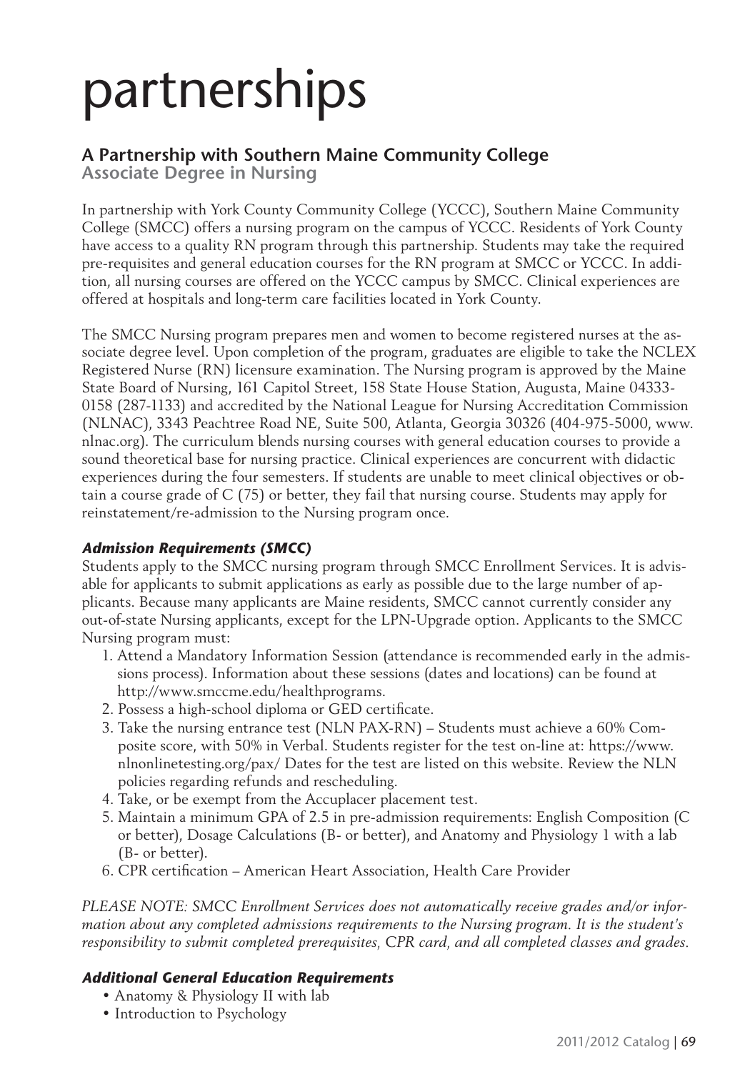# partnerships

## A Partnership with Southern Maine Community College

### Associate Degree in Nursing

In partnership with York County Community College (YCCC), Southern Maine Community College (SMCC) offers a nursing program on the campus of YCCC. Residents of York County have access to a quality RN program through this partnership. Students may take the required pre-requisites and general education courses for the RN program at SMCC or YCCC. In addition, all nursing courses are offered on the YCCC campus by SMCC. Clinical experiences are offered at hospitals and long-term care facilities located in York County.

The SMCC Nursing program prepares men and women to become registered nurses at the associate degree level. Upon completion of the program, graduates are eligible to take the NCLEX Registered Nurse (RN) licensure examination. The Nursing program is approved by the Maine State Board of Nursing, 161 Capitol Street, 158 State House Station, Augusta, Maine 04333-0158 (287-1133) and accredited by the National League for Nursing Accreditation Commission (NLNAC), 3343 Peachtree Road NE, Suite 500, Atlanta, Georgia 30326 (404-975-5000, www.nlnac.org). The curriculum blends nursing courses with general education courses to provide a sound theoretical base for nursing practice. Clinical experiences are concurrent with didactic experiences during the four semesters. If students are unable to meet clinical objectives or obtain a course grade of C (75) or better, they fail that nursing course. Students may apply for reinstatement/re-admission to the Nursing program once.

#### *Admission Requirements (SMCC)*

Students apply to the SMCC nursing program through SMCC Enrollment Services. It is advisable for applicants to submit applications as early as possible due to the large number of applicants. Because many applicants are Maine residents, SMCC cannot currently consider any out-of-state Nursing applicants, except for the LPN-Upgrade option. Applicants to the SMCC Nursing program must:

1. Attend a Mandatory Information Session (attendance is recommended early in the admissions process). Information about these sessions (dates and locations) can be found at http://www.smccme.edu/healthprograms.
2. Possess a high-school diploma or GED certificate.
3. Take the nursing entrance test (NLN PAX-RN) – Students must achieve a 60% Composite score, with 50% in Verbal. Students register for the test on-line at: https://www.nlnonlinetesting.org/pax/ Dates for the test are listed on this website. Review the NLN policies regarding refunds and rescheduling.
4. Take, or be exempt from the Accuplacer placement test.
5. Maintain a minimum GPA of 2.5 in pre-admission requirements: English Composition (C or better), Dosage Calculations (B- or better), and Anatomy and Physiology 1 with a lab (B- or better).
6. CPR certification – American Heart Association, Health Care Provider

*PLEASE NOTE: SMCC Enrollment Services does not automatically receive grades and/or information about any completed admissions requirements to the Nursing program. It is the student's responsibility to submit completed prerequisites, CPR card, and all completed classes and grades.*

#### *Additional General Education Requirements*

- Anatomy & Physiology II with lab
- Introduction to Psychology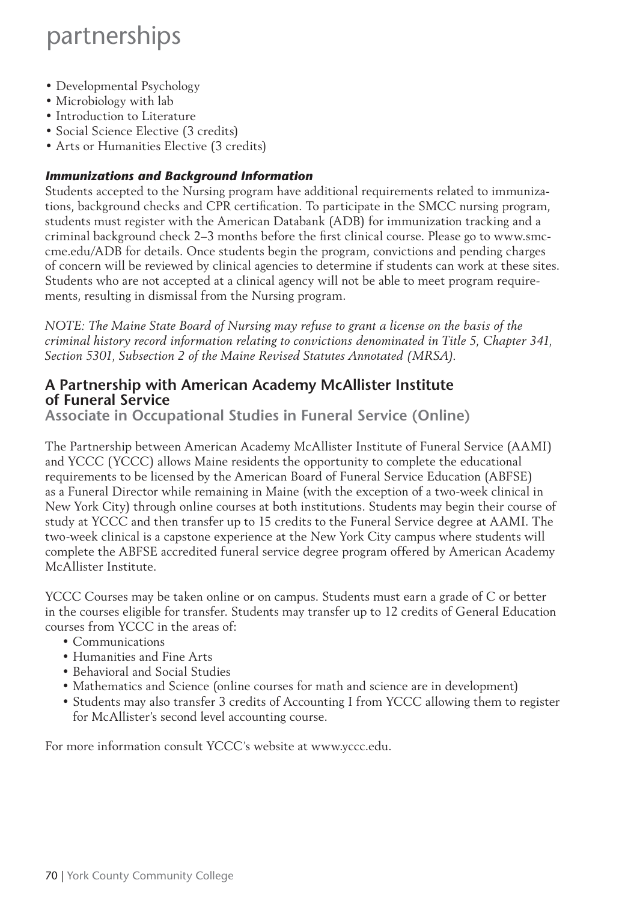# partnerships

- Developmental Psychology
- Microbiology with lab
- Introduction to Literature
- Social Science Elective (3 credits)
- Arts or Humanities Elective (3 credits)

***Immunizations and Background Information***

Students accepted to the Nursing program have additional requirements related to immunizations, background checks and CPR certification. To participate in the SMCC nursing program, students must register with the American Databank (ADB) for immunization tracking and a criminal background check 2–3 months before the first clinical course. Please go to www.smccme.edu/ADB for details. Once students begin the program, convictions and pending charges of concern will be reviewed by clinical agencies to determine if students can work at these sites. Students who are not accepted at a clinical agency will not be able to meet program requirements, resulting in dismissal from the Nursing program.

*NOTE: The Maine State Board of Nursing may refuse to grant a license on the basis of the criminal history record information relating to convictions denominated in Title 5, Chapter 341, Section 5301, Subsection 2 of the Maine Revised Statutes Annotated (MRSA).*

## A Partnership with American Academy McAllister Institute of Funeral Service

### Associate in Occupational Studies in Funeral Service (Online)

The Partnership between American Academy McAllister Institute of Funeral Service (AAMI) and YCCC (YCCC) allows Maine residents the opportunity to complete the educational requirements to be licensed by the American Board of Funeral Service Education (ABFSE) as a Funeral Director while remaining in Maine (with the exception of a two-week clinical in New York City) through online courses at both institutions. Students may begin their course of study at YCCC and then transfer up to 15 credits to the Funeral Service degree at AAMI. The two-week clinical is a capstone experience at the New York City campus where students will complete the ABFSE accredited funeral service degree program offered by American Academy McAllister Institute.

YCCC Courses may be taken online or on campus. Students must earn a grade of C or better in the courses eligible for transfer. Students may transfer up to 12 credits of General Education courses from YCCC in the areas of:

- Communications
- Humanities and Fine Arts
- Behavioral and Social Studies
- Mathematics and Science (online courses for math and science are in development)
- Students may also transfer 3 credits of Accounting I from YCCC allowing them to register for McAllister's second level accounting course.

For more information consult YCCC's website at www.yccc.edu.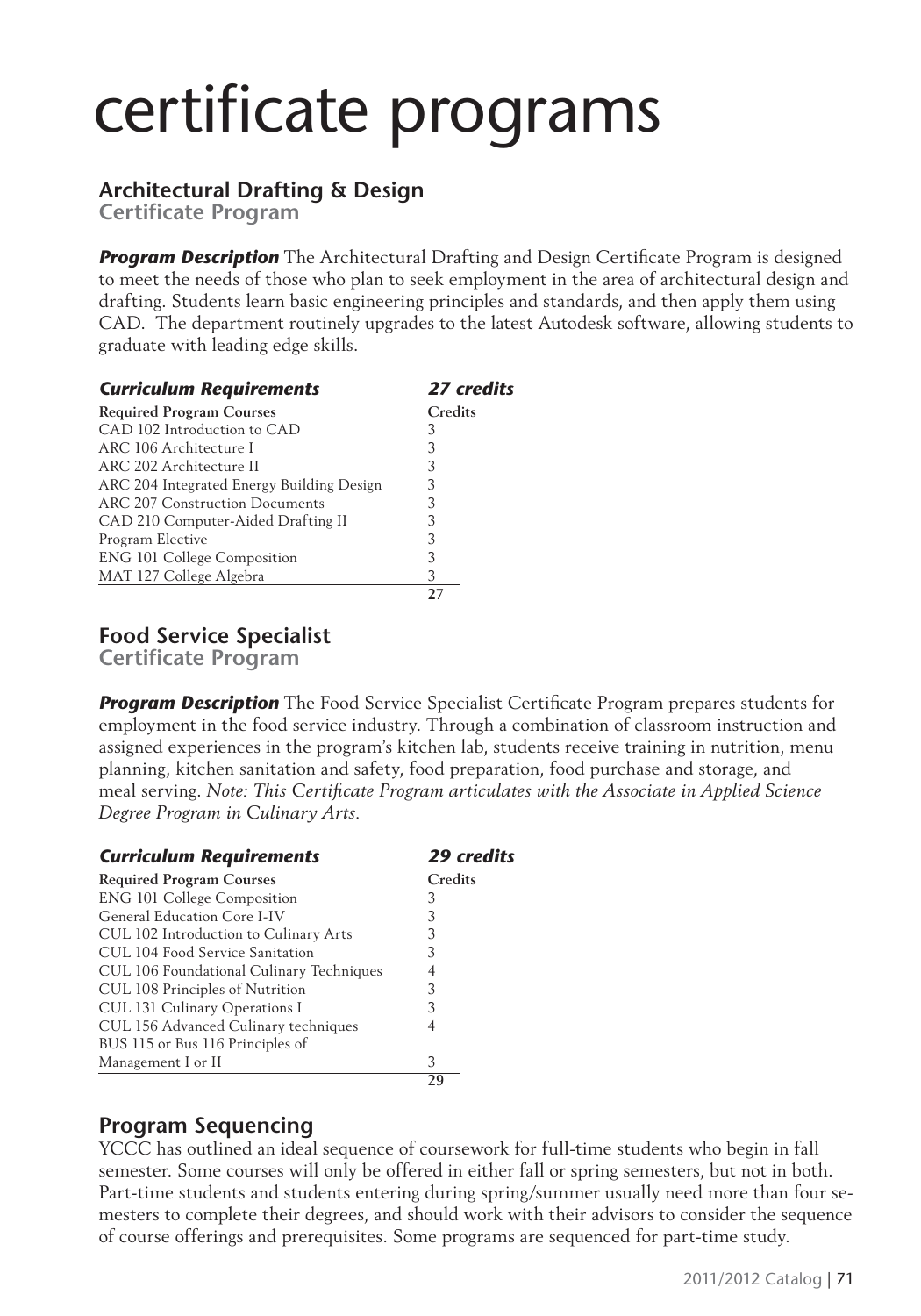# certificate programs

## Architectural Drafting & Design

### Certificate Program

***Program Description*** The Architectural Drafting and Design Certificate Program is designed to meet the needs of those who plan to seek employment in the area of architectural design and drafting. Students learn basic engineering principles and standards, and then apply them using CAD. The department routinely upgrades to the latest Autodesk software, allowing students to graduate with leading edge skills.

| ***Curriculum Requirements*** | ***27 credits*** |
|---|---|
| **Required Program Courses** | **Credits** |
| CAD 102 Introduction to CAD | 3 |
| ARC 106 Architecture I | 3 |
| ARC 202 Architecture II | 3 |
| ARC 204 Integrated Energy Building Design | 3 |
| ARC 207 Construction Documents | 3 |
| CAD 210 Computer-Aided Drafting II | 3 |
| Program Elective | 3 |
| ENG 101 College Composition | 3 |
| MAT 127 College Algebra | 3 |
| | **27** |

## Food Service Specialist

### Certificate Program

***Program Description*** The Food Service Specialist Certificate Program prepares students for employment in the food service industry. Through a combination of classroom instruction and assigned experiences in the program's kitchen lab, students receive training in nutrition, menu planning, kitchen sanitation and safety, food preparation, food purchase and storage, and meal serving. *Note: This Certificate Program articulates with the Associate in Applied Science Degree Program in Culinary Arts.*

| ***Curriculum Requirements*** | ***29 credits*** |
|---|---|
| **Required Program Courses** | **Credits** |
| ENG 101 College Composition | 3 |
| General Education Core I-IV | 3 |
| CUL 102 Introduction to Culinary Arts | 3 |
| CUL 104 Food Service Sanitation | 3 |
| CUL 106 Foundational Culinary Techniques | 4 |
| CUL 108 Principles of Nutrition | 3 |
| CUL 131 Culinary Operations I | 3 |
| CUL 156 Advanced Culinary techniques | 4 |
| BUS 115 or Bus 116 Principles of Management I or II | 3 |
| | **29** |

## Program Sequencing

YCCC has outlined an ideal sequence of coursework for full-time students who begin in fall semester. Some courses will only be offered in either fall or spring semesters, but not in both. Part-time students and students entering during spring/summer usually need more than four semesters to complete their degrees, and should work with their advisors to consider the sequence of course offerings and prerequisites. Some programs are sequenced for part-time study.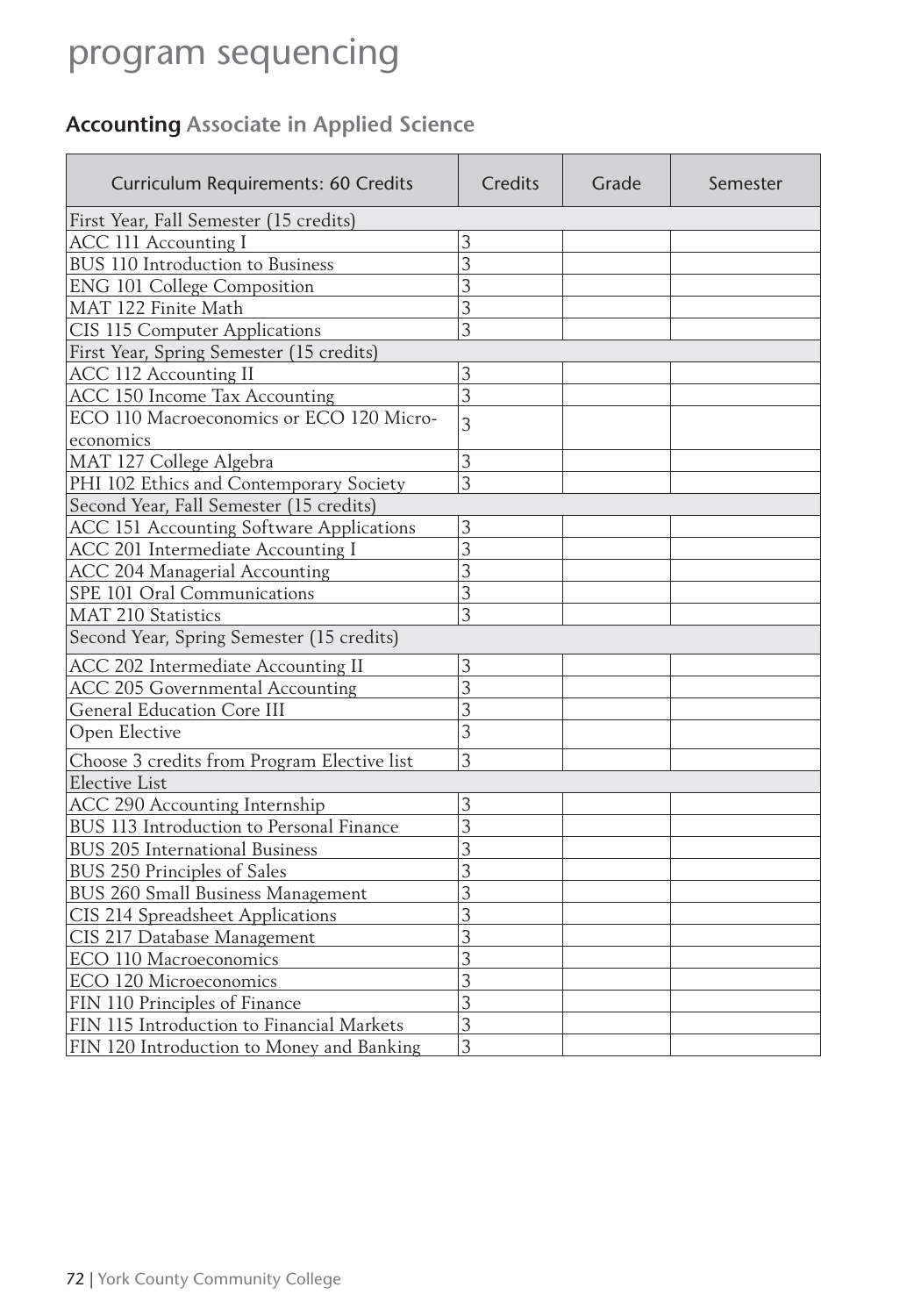# program sequencing

## Accounting Associate in Applied Science

| Curriculum Requirements: 60 Credits | Credits | Grade | Semester |
|---|---|---|---|
| First Year, Fall Semester (15 credits) | | | |
| ACC 111 Accounting I | 3 | | |
| BUS 110 Introduction to Business | 3 | | |
| ENG 101 College Composition | 3 | | |
| MAT 122 Finite Math | 3 | | |
| CIS 115 Computer Applications | 3 | | |
| First Year, Spring Semester (15 credits) | | | |
| ACC 112 Accounting II | 3 | | |
| ACC 150 Income Tax Accounting | 3 | | |
| ECO 110 Macroeconomics or ECO 120 Microeconomics | 3 | | |
| MAT 127 College Algebra | 3 | | |
| PHI 102 Ethics and Contemporary Society | 3 | | |
| Second Year, Fall Semester (15 credits) | | | |
| ACC 151 Accounting Software Applications | 3 | | |
| ACC 201 Intermediate Accounting I | 3 | | |
| ACC 204 Managerial Accounting | 3 | | |
| SPE 101 Oral Communications | 3 | | |
| MAT 210 Statistics | 3 | | |
| Second Year, Spring Semester (15 credits) | | | |
| ACC 202 Intermediate Accounting II | 3 | | |
| ACC 205 Governmental Accounting | 3 | | |
| General Education Core III | 3 | | |
| Open Elective | 3 | | |
| Choose 3 credits from Program Elective list | 3 | | |
| Elective List | | | |
| ACC 290 Accounting Internship | 3 | | |
| BUS 113 Introduction to Personal Finance | 3 | | |
| BUS 205 International Business | 3 | | |
| BUS 250 Principles of Sales | 3 | | |
| BUS 260 Small Business Management | 3 | | |
| CIS 214 Spreadsheet Applications | 3 | | |
| CIS 217 Database Management | 3 | | |
| ECO 110 Macroeconomics | 3 | | |
| ECO 120 Microeconomics | 3 | | |
| FIN 110 Principles of Finance | 3 | | |
| FIN 115 Introduction to Financial Markets | 3 | | |
| FIN 120 Introduction to Money and Banking | 3 | | |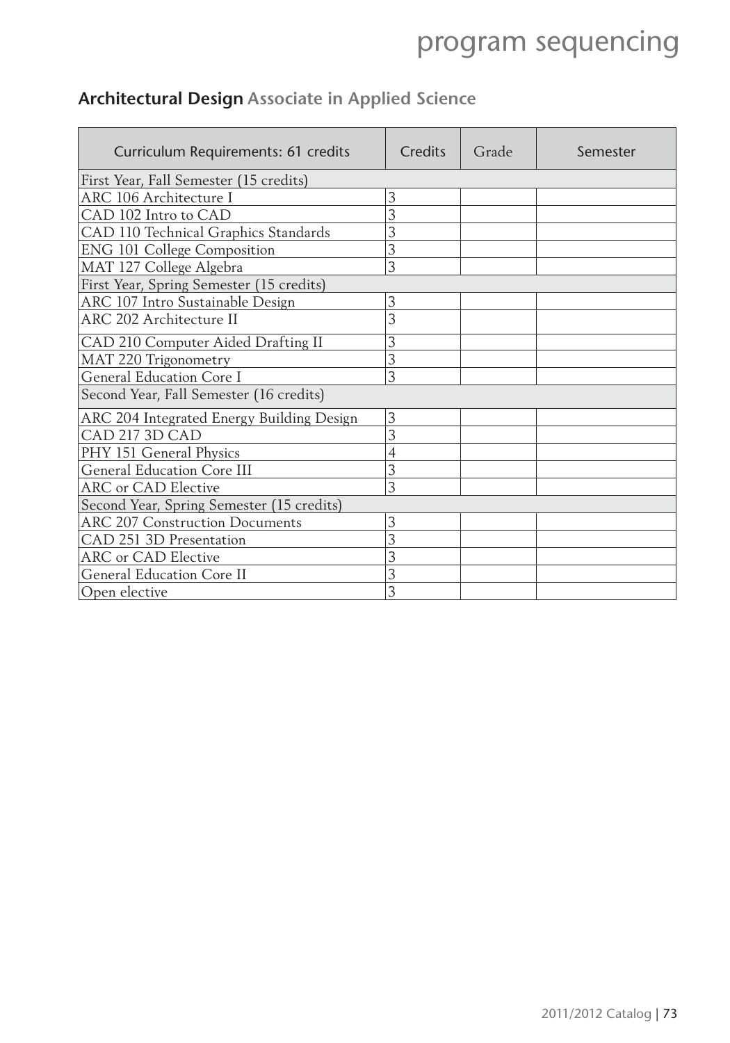## Architectural Design Associate in Applied Science

| Curriculum Requirements: 61 credits | Credits | Grade | Semester |
|---|---|---|---|
| First Year, Fall Semester (15 credits) | | | |
| ARC 106 Architecture I | 3 | | |
| CAD 102 Intro to CAD | 3 | | |
| CAD 110 Technical Graphics Standards | 3 | | |
| ENG 101 College Composition | 3 | | |
| MAT 127 College Algebra | 3 | | |
| First Year, Spring Semester (15 credits) | | | |
| ARC 107 Intro Sustainable Design | 3 | | |
| ARC 202 Architecture II | 3 | | |
| CAD 210 Computer Aided Drafting II | 3 | | |
| MAT 220 Trigonometry | 3 | | |
| General Education Core I | 3 | | |
| Second Year, Fall Semester (16 credits) | | | |
| ARC 204 Integrated Energy Building Design | 3 | | |
| CAD 217 3D CAD | 3 | | |
| PHY 151 General Physics | 4 | | |
| General Education Core III | 3 | | |
| ARC or CAD Elective | 3 | | |
| Second Year, Spring Semester (15 credits) | | | |
| ARC 207 Construction Documents | 3 | | |
| CAD 251 3D Presentation | 3 | | |
| ARC or CAD Elective | 3 | | |
| General Education Core II | 3 | | |
| Open elective | 3 | | |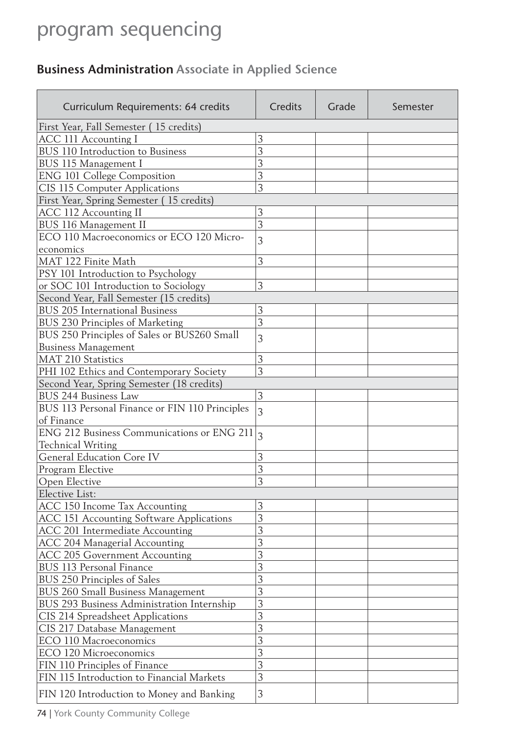# program sequencing

## **Business Administration** Associate in Applied Science

| Curriculum Requirements: 64 credits | Credits | Grade | Semester |
|---|---|---|---|
| First Year, Fall Semester ( 15 credits) | | | |
| ACC 111 Accounting I | 3 | | |
| BUS 110 Introduction to Business | 3 | | |
| BUS 115 Management I | 3 | | |
| ENG 101 College Composition | 3 | | |
| CIS 115 Computer Applications | 3 | | |
| First Year, Spring Semester ( 15 credits) | | | |
| ACC 112 Accounting II | 3 | | |
| BUS 116 Management II | 3 | | |
| ECO 110 Macroeconomics or ECO 120 Micro-economics | 3 | | |
| MAT 122 Finite Math | 3 | | |
| PSY 101 Introduction to Psychology | | | |
| or SOC 101 Introduction to Sociology | 3 | | |
| Second Year, Fall Semester (15 credits) | | | |
| BUS 205 International Business | 3 | | |
| BUS 230 Principles of Marketing | 3 | | |
| BUS 250 Principles of Sales or BUS260 Small Business Management | 3 | | |
| MAT 210 Statistics | 3 | | |
| PHI 102 Ethics and Contemporary Society | 3 | | |
| Second Year, Spring Semester (18 credits) | | | |
| BUS 244 Business Law | 3 | | |
| BUS 113 Personal Finance or FIN 110 Principles of Finance | 3 | | |
| ENG 212 Business Communications or ENG 211 Technical Writing | 3 | | |
| General Education Core IV | 3 | | |
| Program Elective | 3 | | |
| Open Elective | 3 | | |
| Elective List: | | | |
| ACC 150 Income Tax Accounting | 3 | | |
| ACC 151 Accounting Software Applications | 3 | | |
| ACC 201 Intermediate Accounting | 3 | | |
| ACC 204 Managerial Accounting | 3 | | |
| ACC 205 Government Accounting | 3 | | |
| BUS 113 Personal Finance | 3 | | |
| BUS 250 Principles of Sales | 3 | | |
| BUS 260 Small Business Management | 3 | | |
| BUS 293 Business Administration Internship | 3 | | |
| CIS 214 Spreadsheet Applications | 3 | | |
| CIS 217 Database Management | 3 | | |
| ECO 110 Macroeconomics | 3 | | |
| ECO 120 Microeconomics | 3 | | |
| FIN 110 Principles of Finance | 3 | | |
| FIN 115 Introduction to Financial Markets | 3 | | |
| FIN 120 Introduction to Money and Banking | 3 | | |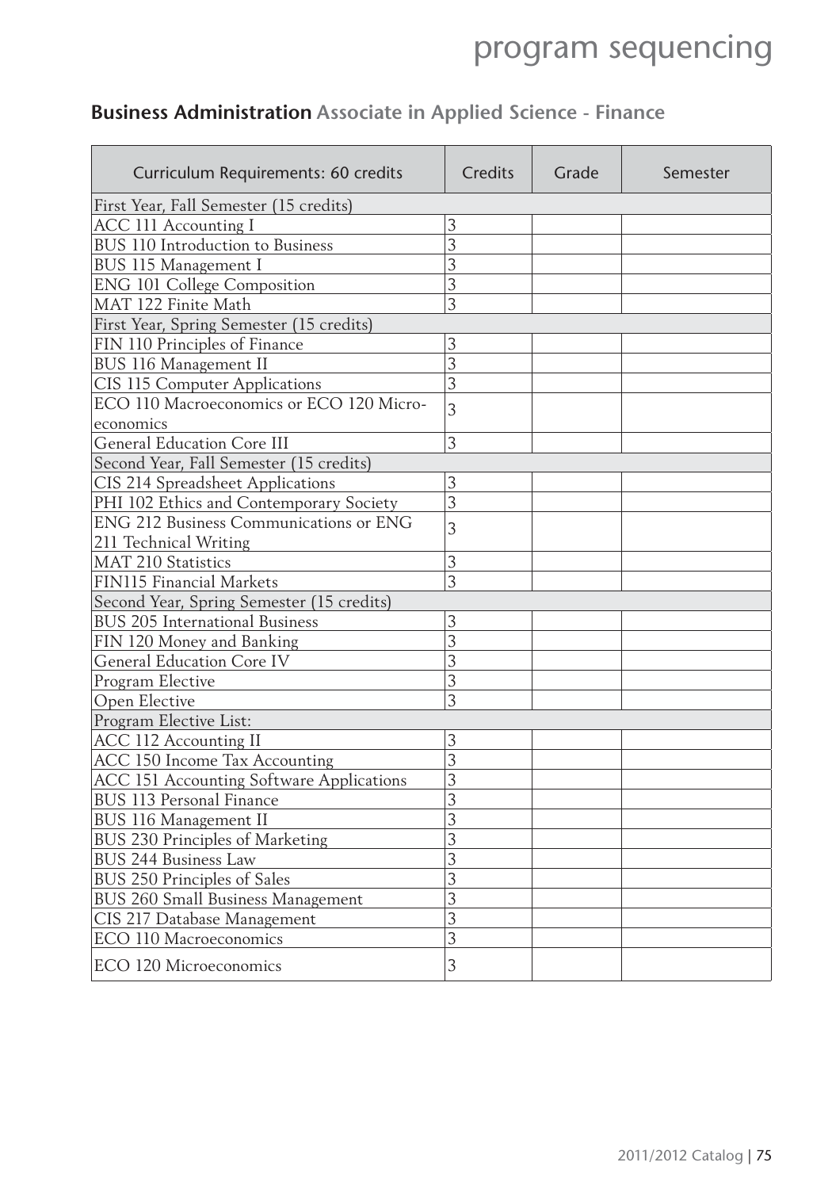## Business Administration Associate in Applied Science - Finance

| Curriculum Requirements: 60 credits | Credits | Grade | Semester |
|---|---|---|---|
| First Year, Fall Semester (15 credits) | | | |
| ACC 111 Accounting I | 3 | | |
| BUS 110 Introduction to Business | 3 | | |
| BUS 115 Management I | 3 | | |
| ENG 101 College Composition | 3 | | |
| MAT 122 Finite Math | 3 | | |
| First Year, Spring Semester (15 credits) | | | |
| FIN 110 Principles of Finance | 3 | | |
| BUS 116 Management II | 3 | | |
| CIS 115 Computer Applications | 3 | | |
| ECO 110 Macroeconomics or ECO 120 Micro-economics | 3 | | |
| General Education Core III | 3 | | |
| Second Year, Fall Semester (15 credits) | | | |
| CIS 214 Spreadsheet Applications | 3 | | |
| PHI 102 Ethics and Contemporary Society | 3 | | |
| ENG 212 Business Communications or ENG 211 Technical Writing | 3 | | |
| MAT 210 Statistics | 3 | | |
| FIN115 Financial Markets | 3 | | |
| Second Year, Spring Semester (15 credits) | | | |
| BUS 205 International Business | 3 | | |
| FIN 120 Money and Banking | 3 | | |
| General Education Core IV | 3 | | |
| Program Elective | 3 | | |
| Open Elective | 3 | | |
| Program Elective List: | | | |
| ACC 112 Accounting II | 3 | | |
| ACC 150 Income Tax Accounting | 3 | | |
| ACC 151 Accounting Software Applications | 3 | | |
| BUS 113 Personal Finance | 3 | | |
| BUS 116 Management II | 3 | | |
| BUS 230 Principles of Marketing | 3 | | |
| BUS 244 Business Law | 3 | | |
| BUS 250 Principles of Sales | 3 | | |
| BUS 260 Small Business Management | 3 | | |
| CIS 217 Database Management | 3 | | |
| ECO 110 Macroeconomics | 3 | | |
| ECO 120 Microeconomics | 3 | | |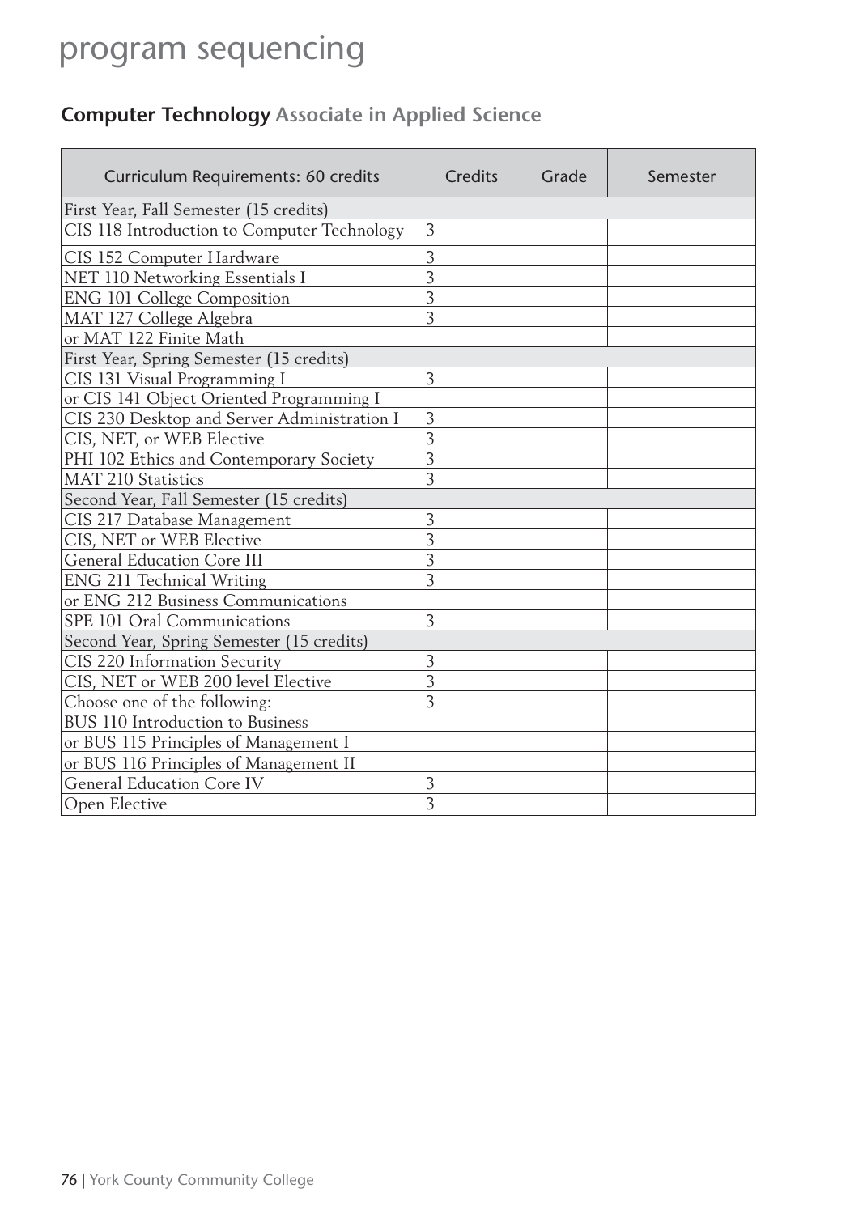# program sequencing

## **Computer Technology** Associate in Applied Science

| Curriculum Requirements: 60 credits | Credits | Grade | Semester |
|---|---|---|---|
| First Year, Fall Semester (15 credits) | | | |
| CIS 118 Introduction to Computer Technology | 3 | | |
| CIS 152 Computer Hardware | 3 | | |
| NET 110 Networking Essentials I | 3 | | |
| ENG 101 College Composition | 3 | | |
| MAT 127 College Algebra | 3 | | |
| or MAT 122 Finite Math | | | |
| First Year, Spring Semester (15 credits) | | | |
| CIS 131 Visual Programming I | 3 | | |
| or CIS 141 Object Oriented Programming I | | | |
| CIS 230 Desktop and Server Administration I | 3 | | |
| CIS, NET, or WEB Elective | 3 | | |
| PHI 102 Ethics and Contemporary Society | 3 | | |
| MAT 210 Statistics | 3 | | |
| Second Year, Fall Semester (15 credits) | | | |
| CIS 217 Database Management | 3 | | |
| CIS, NET or WEB Elective | 3 | | |
| General Education Core III | 3 | | |
| ENG 211 Technical Writing | 3 | | |
| or ENG 212 Business Communications | | | |
| SPE 101 Oral Communications | 3 | | |
| Second Year, Spring Semester (15 credits) | | | |
| CIS 220 Information Security | 3 | | |
| CIS, NET or WEB 200 level Elective | 3 | | |
| Choose one of the following: | 3 | | |
| BUS 110 Introduction to Business | | | |
| or BUS 115 Principles of Management I | | | |
| or BUS 116 Principles of Management II | | | |
| General Education Core IV | 3 | | |
| Open Elective | 3 | | |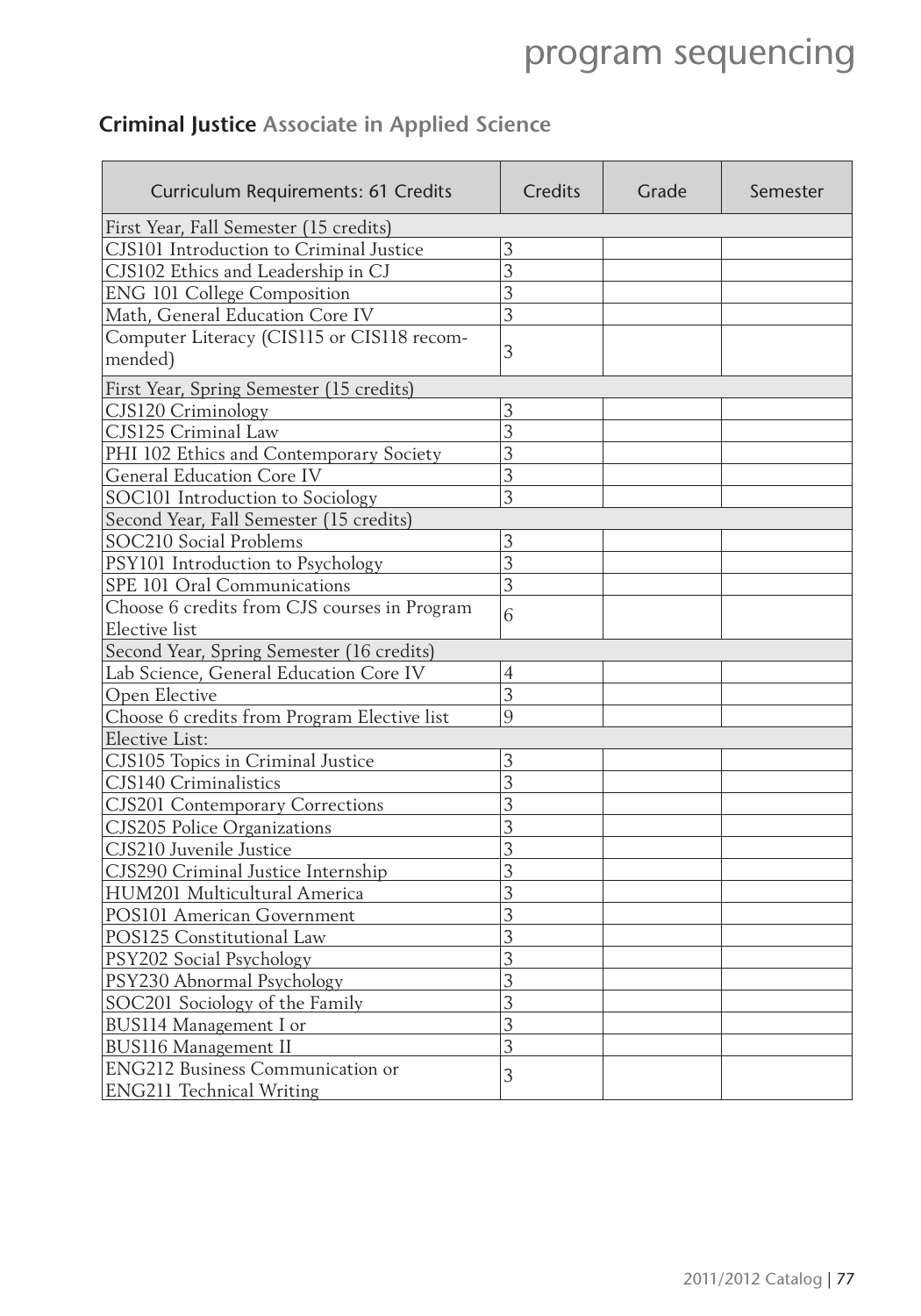# program sequencing

## **Criminal Justice** Associate in Applied Science

| Curriculum Requirements: 61 Credits | Credits | Grade | Semester |
|---|---|---|---|
| First Year, Fall Semester (15 credits) | | | |
| CJS101 Introduction to Criminal Justice | 3 | | |
| CJS102 Ethics and Leadership in CJ | 3 | | |
| ENG 101 College Composition | 3 | | |
| Math, General Education Core IV | 3 | | |
| Computer Literacy (CIS115 or CIS118 recommended) | 3 | | |
| First Year, Spring Semester (15 credits) | | | |
| CJS120 Criminology | 3 | | |
| CJS125 Criminal Law | 3 | | |
| PHI 102 Ethics and Contemporary Society | 3 | | |
| General Education Core IV | 3 | | |
| SOC101 Introduction to Sociology | 3 | | |
| Second Year, Fall Semester (15 credits) | | | |
| SOC210 Social Problems | 3 | | |
| PSY101 Introduction to Psychology | 3 | | |
| SPE 101 Oral Communications | 3 | | |
| Choose 6 credits from CJS courses in Program Elective list | 6 | | |
| Second Year, Spring Semester (16 credits) | | | |
| Lab Science, General Education Core IV | 4 | | |
| Open Elective | 3 | | |
| Choose 6 credits from Program Elective list | 9 | | |
| Elective List: | | | |
| CJS105 Topics in Criminal Justice | 3 | | |
| CJS140 Criminalistics | 3 | | |
| CJS201 Contemporary Corrections | 3 | | |
| CJS205 Police Organizations | 3 | | |
| CJS210 Juvenile Justice | 3 | | |
| CJS290 Criminal Justice Internship | 3 | | |
| HUM201 Multicultural America | 3 | | |
| POS101 American Government | 3 | | |
| POS125 Constitutional Law | 3 | | |
| PSY202 Social Psychology | 3 | | |
| PSY230 Abnormal Psychology | 3 | | |
| SOC201 Sociology of the Family | 3 | | |
| BUS114 Management I or | 3 | | |
| BUS116 Management II | 3 | | |
| ENG212 Business Communication or ENG211 Technical Writing | 3 | | |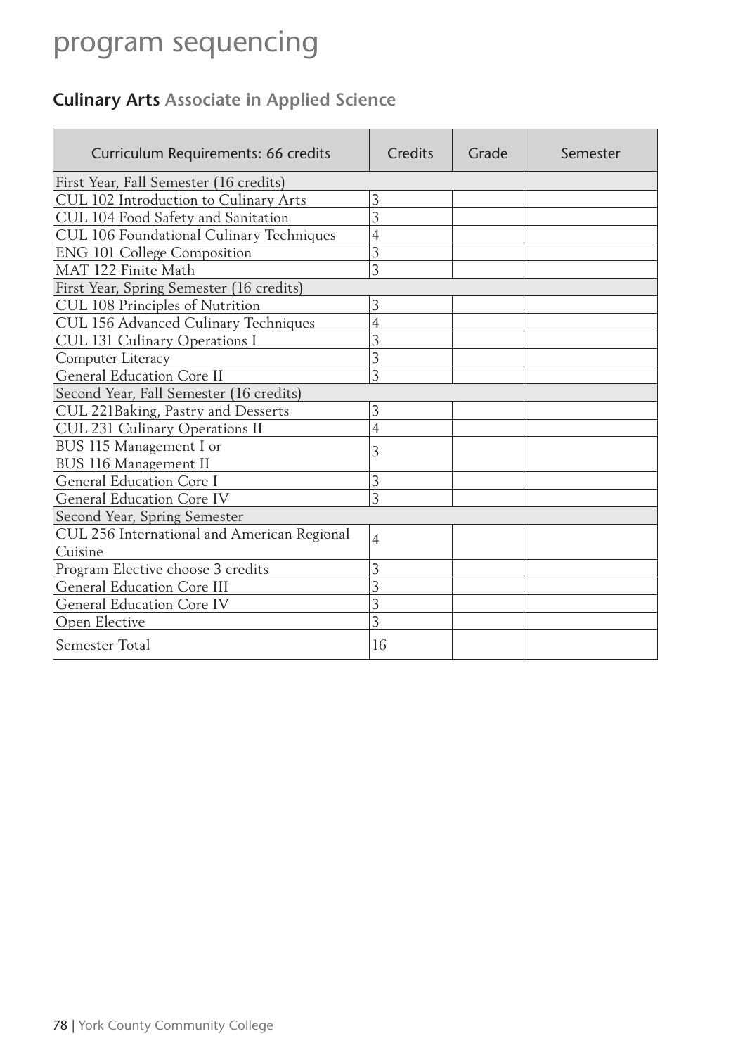# program sequencing

## **Culinary Arts** Associate in Applied Science

| Curriculum Requirements: 66 credits | Credits | Grade | Semester |
|---|---|---|---|
| First Year, Fall Semester (16 credits) | | | |
| CUL 102 Introduction to Culinary Arts | 3 | | |
| CUL 104 Food Safety and Sanitation | 3 | | |
| CUL 106 Foundational Culinary Techniques | 4 | | |
| ENG 101 College Composition | 3 | | |
| MAT 122 Finite Math | 3 | | |
| First Year, Spring Semester (16 credits) | | | |
| CUL 108 Principles of Nutrition | 3 | | |
| CUL 156 Advanced Culinary Techniques | 4 | | |
| CUL 131 Culinary Operations I | 3 | | |
| Computer Literacy | 3 | | |
| General Education Core II | 3 | | |
| Second Year, Fall Semester (16 credits) | | | |
| CUL 221Baking, Pastry and Desserts | 3 | | |
| CUL 231 Culinary Operations II | 4 | | |
| BUS 115 Management I or BUS 116 Management II | 3 | | |
| General Education Core I | 3 | | |
| General Education Core IV | 3 | | |
| Second Year, Spring Semester | | | |
| CUL 256 International and American Regional Cuisine | 4 | | |
| Program Elective choose 3 credits | 3 | | |
| General Education Core III | 3 | | |
| General Education Core IV | 3 | | |
| Open Elective | 3 | | |
| Semester Total | 16 | | |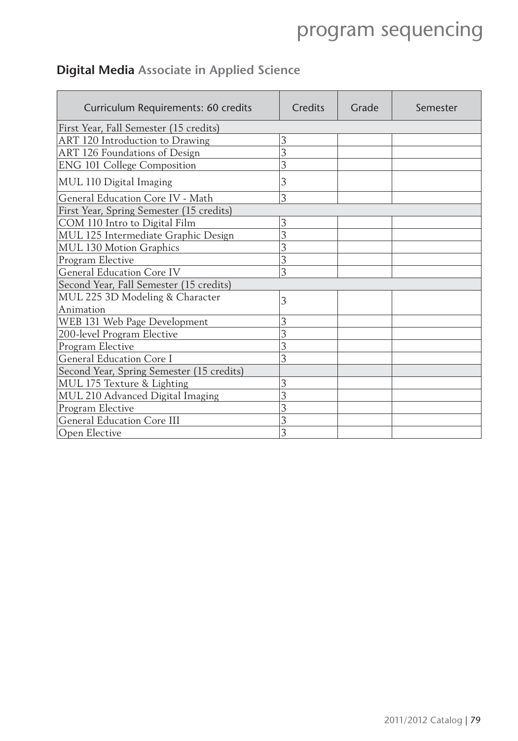## **Digital Media** Associate in Applied Science

| Curriculum Requirements: 60 credits | Credits | Grade | Semester |
|---|---|---|---|
| First Year, Fall Semester (15 credits) | | | |
| ART 120 Introduction to Drawing | 3 | | |
| ART 126 Foundations of Design | 3 | | |
| ENG 101 College Composition | 3 | | |
| MUL 110 Digital Imaging | 3 | | |
| General Education Core IV - Math | 3 | | |
| First Year, Spring Semester (15 credits) | | | |
| COM 110 Intro to Digital Film | 3 | | |
| MUL 125 Intermediate Graphic Design | 3 | | |
| MUL 130 Motion Graphics | 3 | | |
| Program Elective | 3 | | |
| General Education Core IV | 3 | | |
| Second Year, Fall Semester (15 credits) | | | |
| MUL 225 3D Modeling & Character Animation | 3 | | |
| WEB 131 Web Page Development | 3 | | |
| 200-level Program Elective | 3 | | |
| Program Elective | 3 | | |
| General Education Core I | 3 | | |
| Second Year, Spring Semester (15 credits) | | | |
| MUL 175 Texture & Lighting | 3 | | |
| MUL 210 Advanced Digital Imaging | 3 | | |
| Program Elective | 3 | | |
| General Education Core III | 3 | | |
| Open Elective | 3 | | |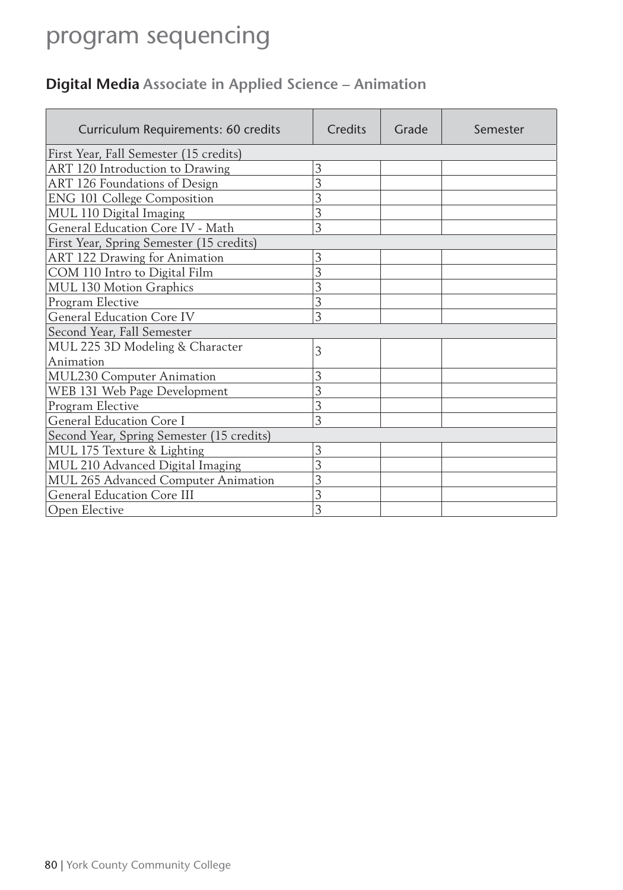# program sequencing

## **Digital Media** Associate in Applied Science – Animation

| Curriculum Requirements: 60 credits | Credits | Grade | Semester |
|---|---|---|---|
| First Year, Fall Semester (15 credits) | | | |
| ART 120 Introduction to Drawing | 3 | | |
| ART 126 Foundations of Design | 3 | | |
| ENG 101 College Composition | 3 | | |
| MUL 110 Digital Imaging | 3 | | |
| General Education Core IV - Math | 3 | | |
| First Year, Spring Semester (15 credits) | | | |
| ART 122 Drawing for Animation | 3 | | |
| COM 110 Intro to Digital Film | 3 | | |
| MUL 130 Motion Graphics | 3 | | |
| Program Elective | 3 | | |
| General Education Core IV | 3 | | |
| Second Year, Fall Semester | | | |
| MUL 225 3D Modeling & Character Animation | 3 | | |
| MUL230 Computer Animation | 3 | | |
| WEB 131 Web Page Development | 3 | | |
| Program Elective | 3 | | |
| General Education Core I | 3 | | |
| Second Year, Spring Semester (15 credits) | | | |
| MUL 175 Texture & Lighting | 3 | | |
| MUL 210 Advanced Digital Imaging | 3 | | |
| MUL 265 Advanced Computer Animation | 3 | | |
| General Education Core III | 3 | | |
| Open Elective | 3 | | |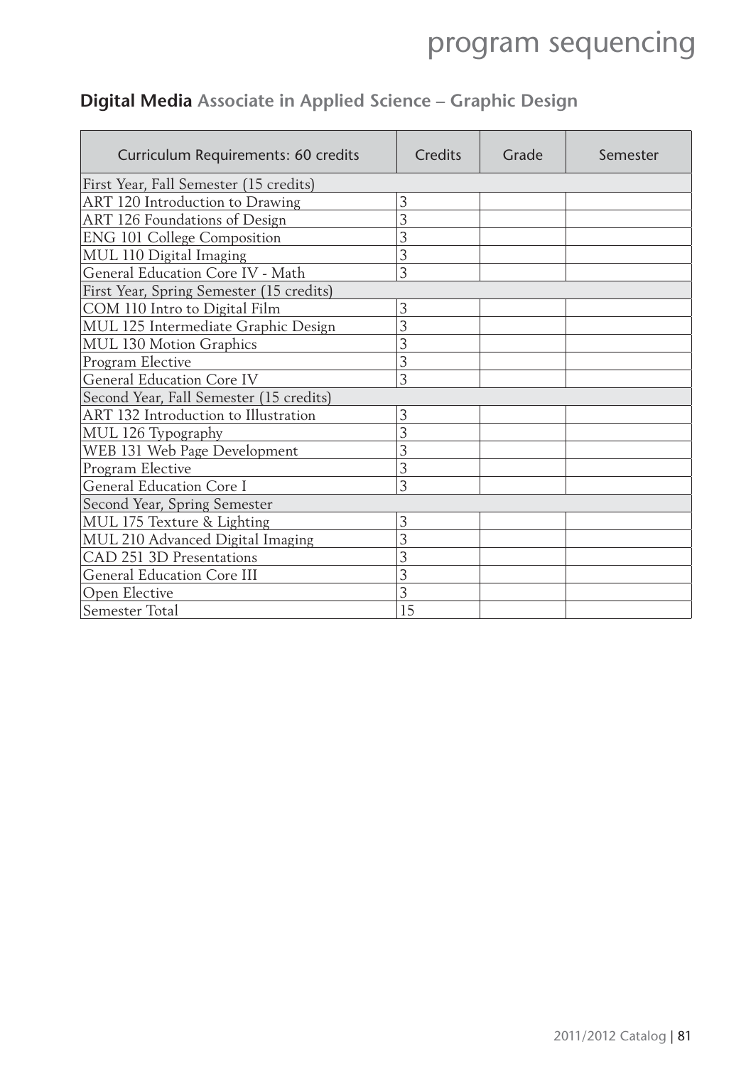## **Digital Media** Associate in Applied Science – Graphic Design

| Curriculum Requirements: 60 credits | Credits | Grade | Semester |
|---|---|---|---|
| First Year, Fall Semester (15 credits) | | | |
| ART 120 Introduction to Drawing | 3 | | |
| ART 126 Foundations of Design | 3 | | |
| ENG 101 College Composition | 3 | | |
| MUL 110 Digital Imaging | 3 | | |
| General Education Core IV - Math | 3 | | |
| First Year, Spring Semester (15 credits) | | | |
| COM 110 Intro to Digital Film | 3 | | |
| MUL 125 Intermediate Graphic Design | 3 | | |
| MUL 130 Motion Graphics | 3 | | |
| Program Elective | 3 | | |
| General Education Core IV | 3 | | |
| Second Year, Fall Semester (15 credits) | | | |
| ART 132 Introduction to Illustration | 3 | | |
| MUL 126 Typography | 3 | | |
| WEB 131 Web Page Development | 3 | | |
| Program Elective | 3 | | |
| General Education Core I | 3 | | |
| Second Year, Spring Semester | | | |
| MUL 175 Texture & Lighting | 3 | | |
| MUL 210 Advanced Digital Imaging | 3 | | |
| CAD 251 3D Presentations | 3 | | |
| General Education Core III | 3 | | |
| Open Elective | 3 | | |
| Semester Total | 15 | | |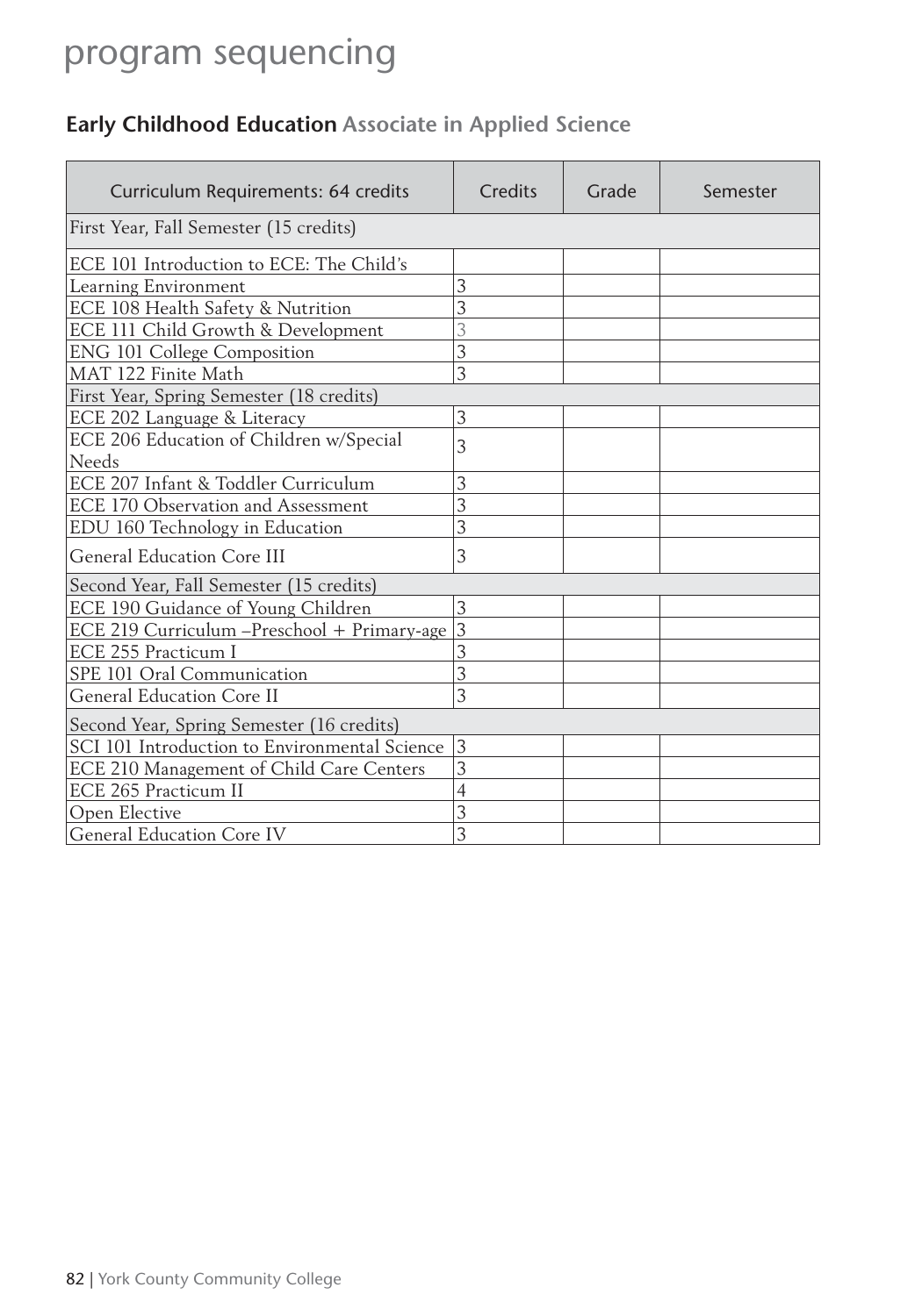# program sequencing

## **Early Childhood Education** Associate in Applied Science

| Curriculum Requirements: 64 credits | Credits | Grade | Semester |
|---|---|---|---|
| First Year, Fall Semester (15 credits) | | | |
| ECE 101 Introduction to ECE: The Child's Learning Environment | 3 | | |
| ECE 108 Health Safety & Nutrition | 3 | | |
| ECE 111 Child Growth & Development | 3 | | |
| ENG 101 College Composition | 3 | | |
| MAT 122 Finite Math | 3 | | |
| First Year, Spring Semester (18 credits) | | | |
| ECE 202 Language & Literacy | 3 | | |
| ECE 206 Education of Children w/Special Needs | 3 | | |
| ECE 207 Infant & Toddler Curriculum | 3 | | |
| ECE 170 Observation and Assessment | 3 | | |
| EDU 160 Technology in Education | 3 | | |
| General Education Core III | 3 | | |
| Second Year, Fall Semester (15 credits) | | | |
| ECE 190 Guidance of Young Children | 3 | | |
| ECE 219 Curriculum –Preschool + Primary-age | 3 | | |
| ECE 255 Practicum I | 3 | | |
| SPE 101 Oral Communication | 3 | | |
| General Education Core II | 3 | | |
| Second Year, Spring Semester (16 credits) | | | |
| SCI 101 Introduction to Environmental Science | 3 | | |
| ECE 210 Management of Child Care Centers | 3 | | |
| ECE 265 Practicum II | 4 | | |
| Open Elective | 3 | | |
| General Education Core IV | 3 | | |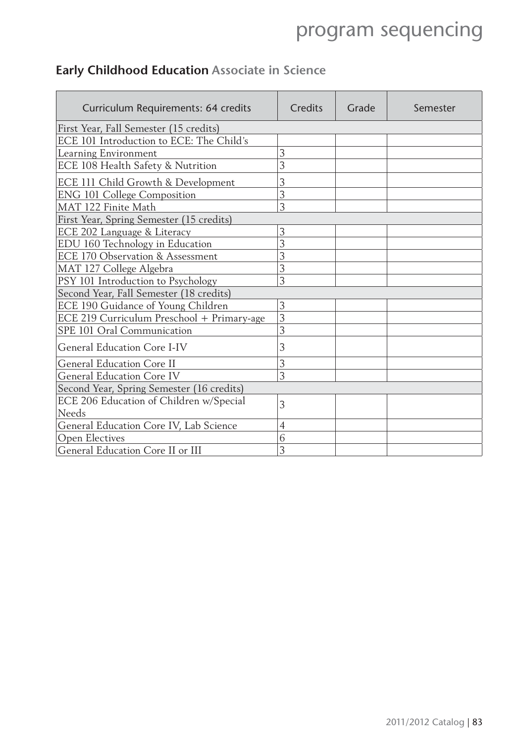## Early Childhood Education Associate in Science

| Curriculum Requirements: 64 credits | Credits | Grade | Semester |
|---|---|---|---|
| First Year, Fall Semester (15 credits) | | | |
| ECE 101 Introduction to ECE: The Child's | | | |
| Learning Environment | 3 | | |
| ECE 108 Health Safety & Nutrition | 3 | | |
| ECE 111 Child Growth & Development | 3 | | |
| ENG 101 College Composition | 3 | | |
| MAT 122 Finite Math | 3 | | |
| First Year, Spring Semester (15 credits) | | | |
| ECE 202 Language & Literacy | 3 | | |
| EDU 160 Technology in Education | 3 | | |
| ECE 170 Observation & Assessment | 3 | | |
| MAT 127 College Algebra | 3 | | |
| PSY 101 Introduction to Psychology | 3 | | |
| Second Year, Fall Semester (18 credits) | | | |
| ECE 190 Guidance of Young Children | 3 | | |
| ECE 219 Curriculum Preschool + Primary-age | 3 | | |
| SPE 101 Oral Communication | 3 | | |
| General Education Core I-IV | 3 | | |
| General Education Core II | 3 | | |
| General Education Core IV | 3 | | |
| Second Year, Spring Semester (16 credits) | | | |
| ECE 206 Education of Children w/Special Needs | 3 | | |
| General Education Core IV, Lab Science | 4 | | |
| Open Electives | 6 | | |
| General Education Core II or III | 3 | | |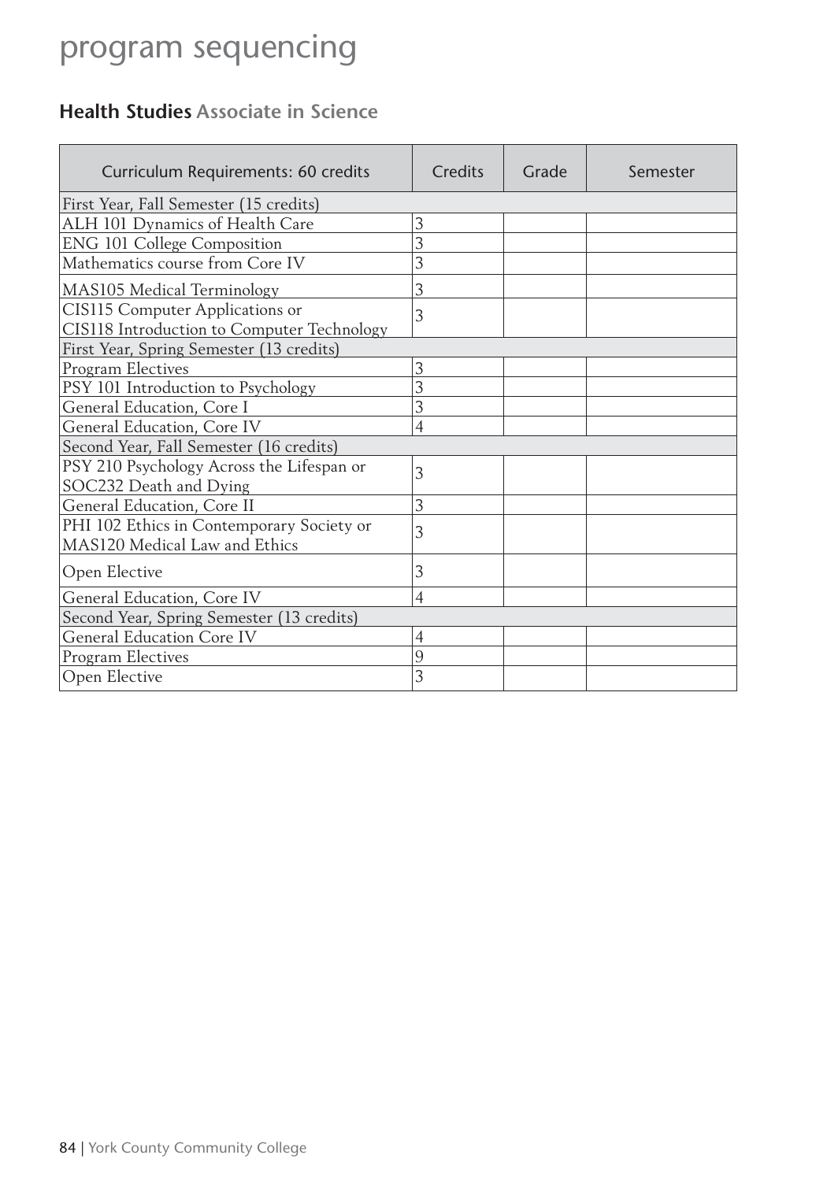# program sequencing

## **Health Studies** Associate in Science

| Curriculum Requirements: 60 credits | Credits | Grade | Semester |
|---|---|---|---|
| First Year, Fall Semester (15 credits) | | | |
| ALH 101 Dynamics of Health Care | 3 | | |
| ENG 101 College Composition | 3 | | |
| Mathematics course from Core IV | 3 | | |
| MAS105 Medical Terminology | 3 | | |
| CIS115 Computer Applications or CIS118 Introduction to Computer Technology | 3 | | |
| First Year, Spring Semester (13 credits) | | | |
| Program Electives | 3 | | |
| PSY 101 Introduction to Psychology | 3 | | |
| General Education, Core I | 3 | | |
| General Education, Core IV | 4 | | |
| Second Year, Fall Semester (16 credits) | | | |
| PSY 210 Psychology Across the Lifespan or SOC232 Death and Dying | 3 | | |
| General Education, Core II | 3 | | |
| PHI 102 Ethics in Contemporary Society or MAS120 Medical Law and Ethics | 3 | | |
| Open Elective | 3 | | |
| General Education, Core IV | 4 | | |
| Second Year, Spring Semester (13 credits) | | | |
| General Education Core IV | 4 | | |
| Program Electives | 9 | | |
| Open Elective | 3 | | |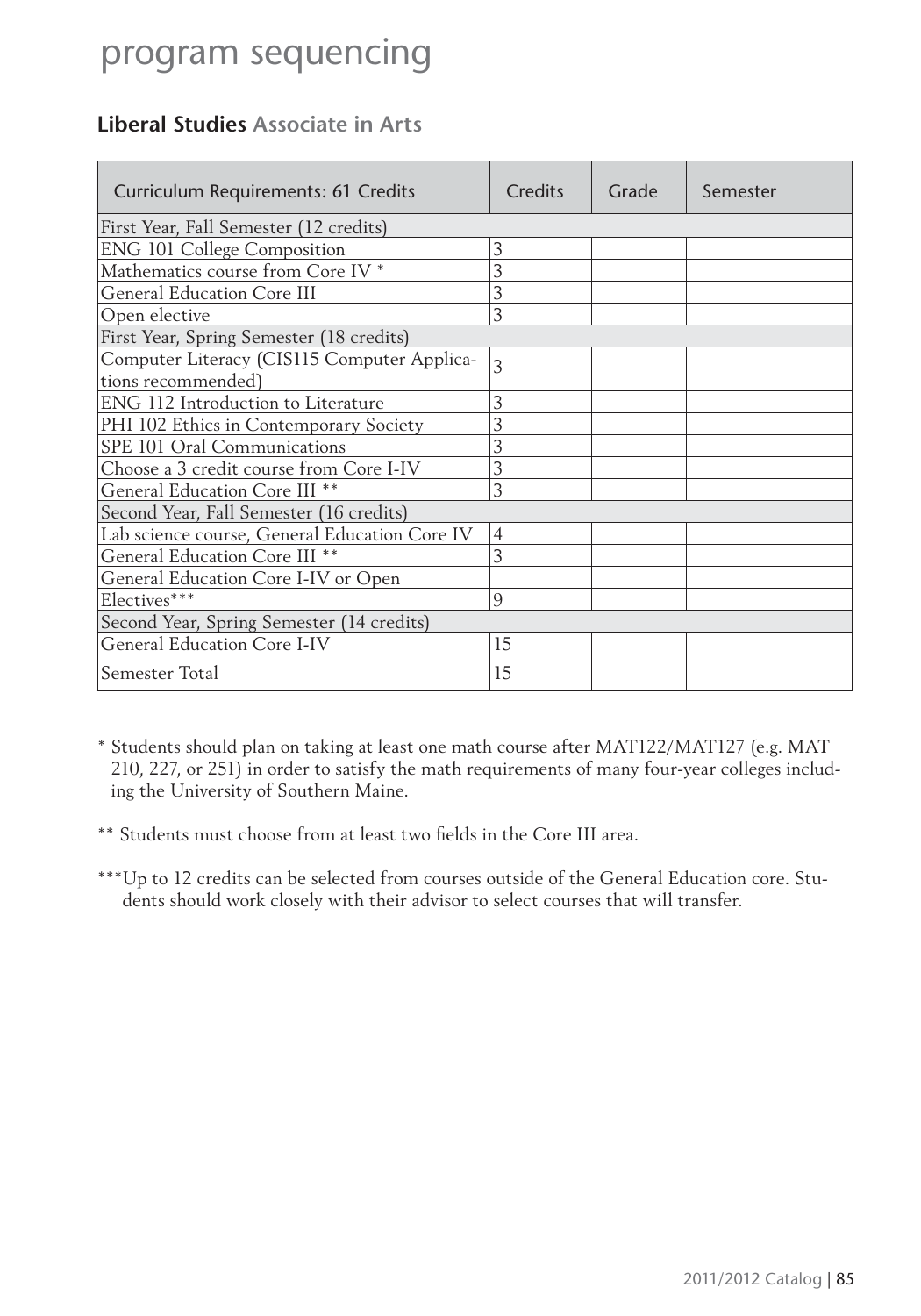# program sequencing

## **Liberal Studies** Associate in Arts

| Curriculum Requirements: 61 Credits | Credits | Grade | Semester |
|---|---|---|---|
| First Year, Fall Semester (12 credits) | | | |
| ENG 101 College Composition | 3 | | |
| Mathematics course from Core IV * | 3 | | |
| General Education Core III | 3 | | |
| Open elective | 3 | | |
| First Year, Spring Semester (18 credits) | | | |
| Computer Literacy (CIS115 Computer Applications recommended) | 3 | | |
| ENG 112 Introduction to Literature | 3 | | |
| PHI 102 Ethics in Contemporary Society | 3 | | |
| SPE 101 Oral Communications | 3 | | |
| Choose a 3 credit course from Core I-IV | 3 | | |
| General Education Core III ** | 3 | | |
| Second Year, Fall Semester (16 credits) | | | |
| Lab science course, General Education Core IV | 4 | | |
| General Education Core III ** | 3 | | |
| General Education Core I-IV or Open | | | |
| Electives*** | 9 | | |
| Second Year, Spring Semester (14 credits) | | | |
| General Education Core I-IV | 15 | | |
| Semester Total | 15 | | |

\* Students should plan on taking at least one math course after MAT122/MAT127 (e.g. MAT 210, 227, or 251) in order to satisfy the math requirements of many four-year colleges including the University of Southern Maine.

** Students must choose from at least two fields in the Core III area.

***Up to 12 credits can be selected from courses outside of the General Education core. Students should work closely with their advisor to select courses that will transfer.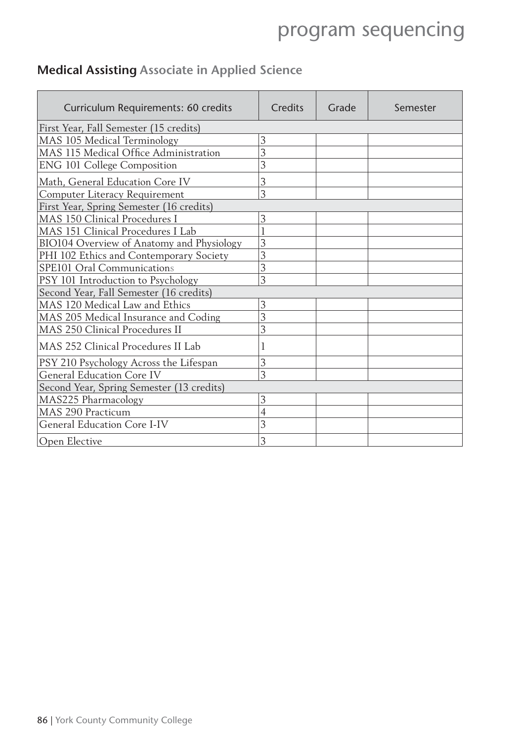## **Medical Assisting** Associate in Applied Science

| Curriculum Requirements: 60 credits | Credits | Grade | Semester |
|---|---|---|---|
| First Year, Fall Semester (15 credits) | | | |
| MAS 105 Medical Terminology | 3 | | |
| MAS 115 Medical Office Administration | 3 | | |
| ENG 101 College Composition | 3 | | |
| Math, General Education Core IV | 3 | | |
| Computer Literacy Requirement | 3 | | |
| First Year, Spring Semester (16 credits) | | | |
| MAS 150 Clinical Procedures I | 3 | | |
| MAS 151 Clinical Procedures I Lab | 1 | | |
| BIO104 Overview of Anatomy and Physiology | 3 | | |
| PHI 102 Ethics and Contemporary Society | 3 | | |
| SPE101 Oral Communications | 3 | | |
| PSY 101 Introduction to Psychology | 3 | | |
| Second Year, Fall Semester (16 credits) | | | |
| MAS 120 Medical Law and Ethics | 3 | | |
| MAS 205 Medical Insurance and Coding | 3 | | |
| MAS 250 Clinical Procedures II | 3 | | |
| MAS 252 Clinical Procedures II Lab | 1 | | |
| PSY 210 Psychology Across the Lifespan | 3 | | |
| General Education Core IV | 3 | | |
| Second Year, Spring Semester (13 credits) | | | |
| MAS225 Pharmacology | 3 | | |
| MAS 290 Practicum | 4 | | |
| General Education Core I-IV | 3 | | |
| Open Elective | 3 | | |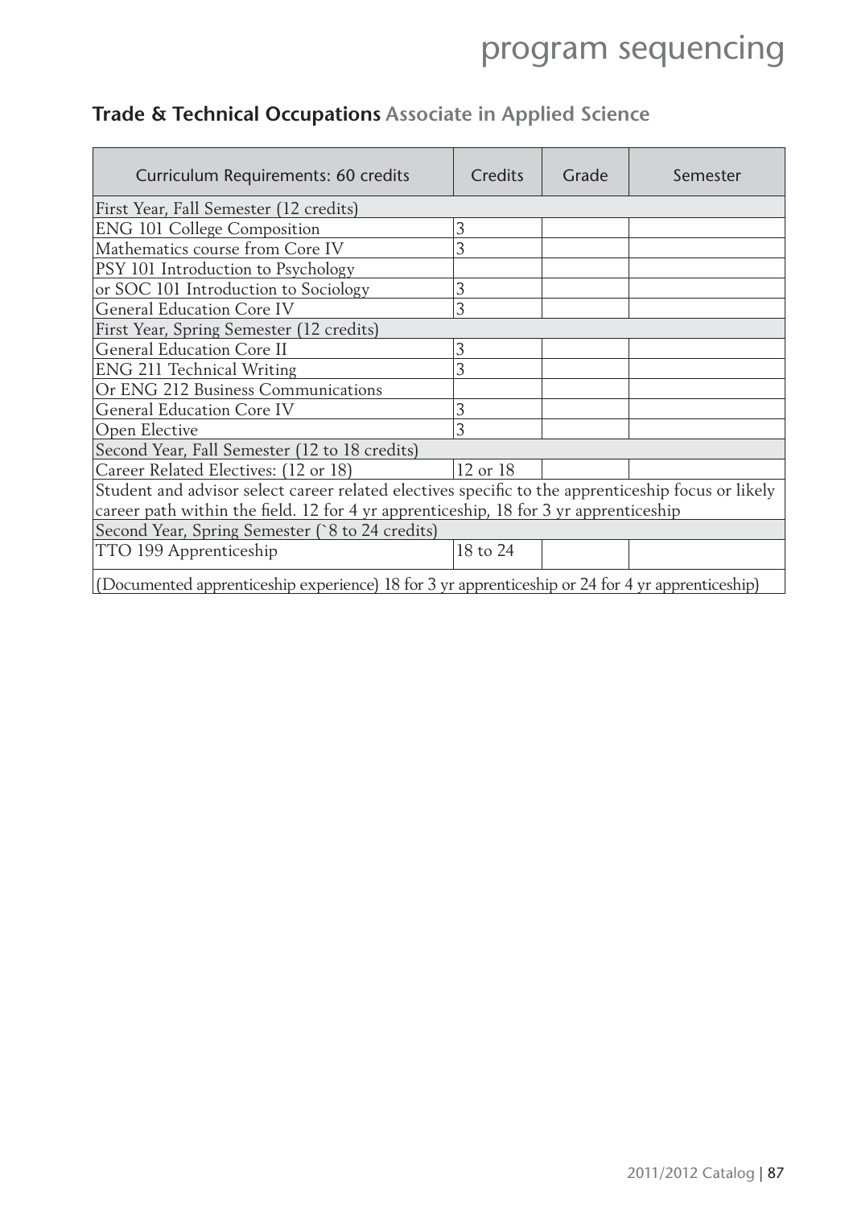## **Trade & Technical Occupations** Associate in Applied Science

| Curriculum Requirements: 60 credits | Credits | Grade | Semester |
|---|---|---|---|
| First Year, Fall Semester (12 credits) | | | |
| ENG 101 College Composition | 3 | | |
| Mathematics course from Core IV | 3 | | |
| PSY 101 Introduction to Psychology | | | |
| or SOC 101 Introduction to Sociology | 3 | | |
| General Education Core IV | 3 | | |
| First Year, Spring Semester (12 credits) | | | |
| General Education Core II | 3 | | |
| ENG 211 Technical Writing | 3 | | |
| Or ENG 212 Business Communications | | | |
| General Education Core IV | 3 | | |
| Open Elective | 3 | | |
| Second Year, Fall Semester (12 to 18 credits) | | | |
| Career Related Electives: (12 or 18) | 12 or 18 | | |
| Student and advisor select career related electives specific to the apprenticeship focus or likely career path within the field. 12 for 4 yr apprenticeship, 18 for 3 yr apprenticeship | | | |
| Second Year, Spring Semester (`8 to 24 credits) | | | |
| TTO 199 Apprenticeship | 18 to 24 | | |
| (Documented apprenticeship experience) 18 for 3 yr apprenticeship or 24 for 4 yr apprenticeship) | | | |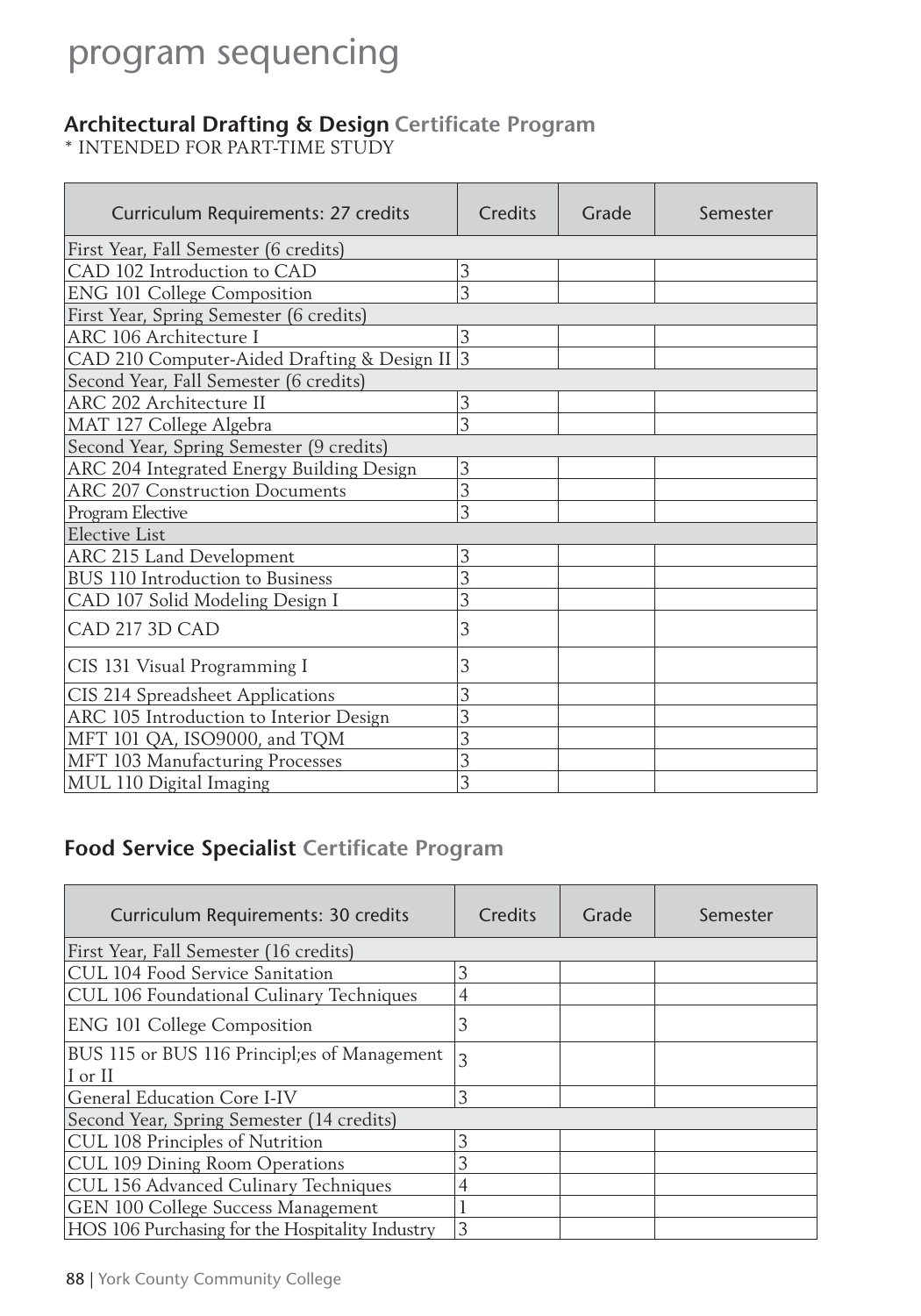# program sequencing

## **Architectural Drafting & Design** Certificate Program

* INTENDED FOR PART-TIME STUDY

| Curriculum Requirements: 27 credits | Credits | Grade | Semester |
|---|---|---|---|
| First Year, Fall Semester (6 credits) | | | |
| CAD 102 Introduction to CAD | 3 | | |
| ENG 101 College Composition | 3 | | |
| First Year, Spring Semester (6 credits) | | | |
| ARC 106 Architecture I | 3 | | |
| CAD 210 Computer-Aided Drafting & Design II | 3 | | |
| Second Year, Fall Semester (6 credits) | | | |
| ARC 202 Architecture II | 3 | | |
| MAT 127 College Algebra | 3 | | |
| Second Year, Spring Semester (9 credits) | | | |
| ARC 204 Integrated Energy Building Design | 3 | | |
| ARC 207 Construction Documents | 3 | | |
| Program Elective | 3 | | |
| Elective List | | | |
| ARC 215 Land Development | 3 | | |
| BUS 110 Introduction to Business | 3 | | |
| CAD 107 Solid Modeling Design I | 3 | | |
| CAD 217 3D CAD | 3 | | |
| CIS 131 Visual Programming I | 3 | | |
| CIS 214 Spreadsheet Applications | 3 | | |
| ARC 105 Introduction to Interior Design | 3 | | |
| MFT 101 QA, ISO9000, and TQM | 3 | | |
| MFT 103 Manufacturing Processes | 3 | | |
| MUL 110 Digital Imaging | 3 | | |

## **Food Service Specialist** Certificate Program

| Curriculum Requirements: 30 credits | Credits | Grade | Semester |
|---|---|---|---|
| First Year, Fall Semester (16 credits) | | | |
| CUL 104 Food Service Sanitation | 3 | | |
| CUL 106 Foundational Culinary Techniques | 4 | | |
| ENG 101 College Composition | 3 | | |
| BUS 115 or BUS 116 Principl;es of Management I or II | 3 | | |
| General Education Core I-IV | 3 | | |
| Second Year, Spring Semester (14 credits) | | | |
| CUL 108 Principles of Nutrition | 3 | | |
| CUL 109 Dining Room Operations | 3 | | |
| CUL 156 Advanced Culinary Techniques | 4 | | |
| GEN 100 College Success Management | 1 | | |
| HOS 106 Purchasing for the Hospitality Industry | 3 | | |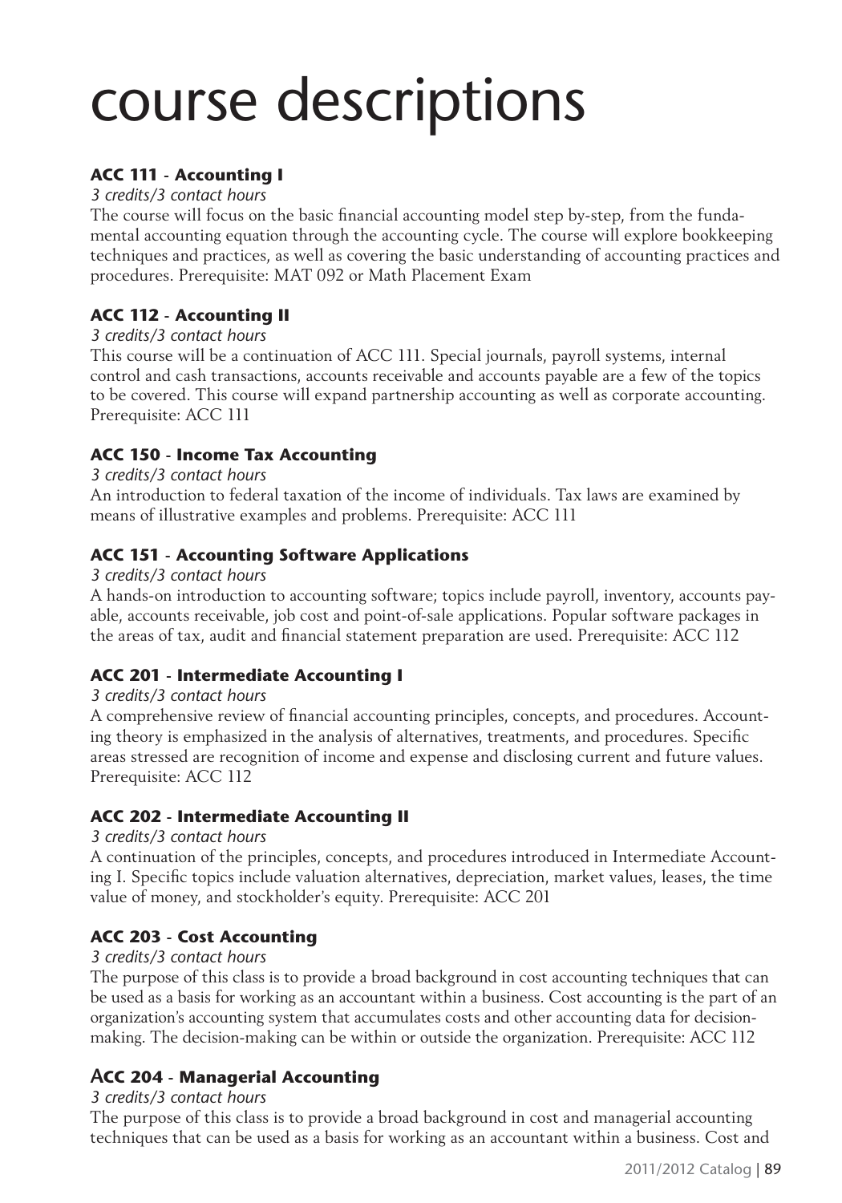# course descriptions

### ACC 111 - Accounting I

*3 credits/3 contact hours*

The course will focus on the basic financial accounting model step by-step, from the fundamental accounting equation through the accounting cycle. The course will explore bookkeeping techniques and practices, as well as covering the basic understanding of accounting practices and procedures. Prerequisite: MAT 092 or Math Placement Exam

### ACC 112 - Accounting II

*3 credits/3 contact hours*

This course will be a continuation of ACC 111. Special journals, payroll systems, internal control and cash transactions, accounts receivable and accounts payable are a few of the topics to be covered. This course will expand partnership accounting as well as corporate accounting. Prerequisite: ACC 111

### ACC 150 - Income Tax Accounting

*3 credits/3 contact hours*

An introduction to federal taxation of the income of individuals. Tax laws are examined by means of illustrative examples and problems. Prerequisite: ACC 111

### ACC 151 - Accounting Software Applications

*3 credits/3 contact hours*

A hands-on introduction to accounting software; topics include payroll, inventory, accounts payable, accounts receivable, job cost and point-of-sale applications. Popular software packages in the areas of tax, audit and financial statement preparation are used. Prerequisite: ACC 112

### ACC 201 - Intermediate Accounting I

*3 credits/3 contact hours*

A comprehensive review of financial accounting principles, concepts, and procedures. Accounting theory is emphasized in the analysis of alternatives, treatments, and procedures. Specific areas stressed are recognition of income and expense and disclosing current and future values. Prerequisite: ACC 112

### ACC 202 - Intermediate Accounting II

*3 credits/3 contact hours*

A continuation of the principles, concepts, and procedures introduced in Intermediate Accounting I. Specific topics include valuation alternatives, depreciation, market values, leases, the time value of money, and stockholder's equity. Prerequisite: ACC 201

### ACC 203 - Cost Accounting

*3 credits/3 contact hours*

The purpose of this class is to provide a broad background in cost accounting techniques that can be used as a basis for working as an accountant within a business. Cost accounting is the part of an organization's accounting system that accumulates costs and other accounting data for decision-making. The decision-making can be within or outside the organization. Prerequisite: ACC 112

### ACC 204 - Managerial Accounting

*3 credits/3 contact hours*

The purpose of this class is to provide a broad background in cost and managerial accounting techniques that can be used as a basis for working as an accountant within a business. Cost and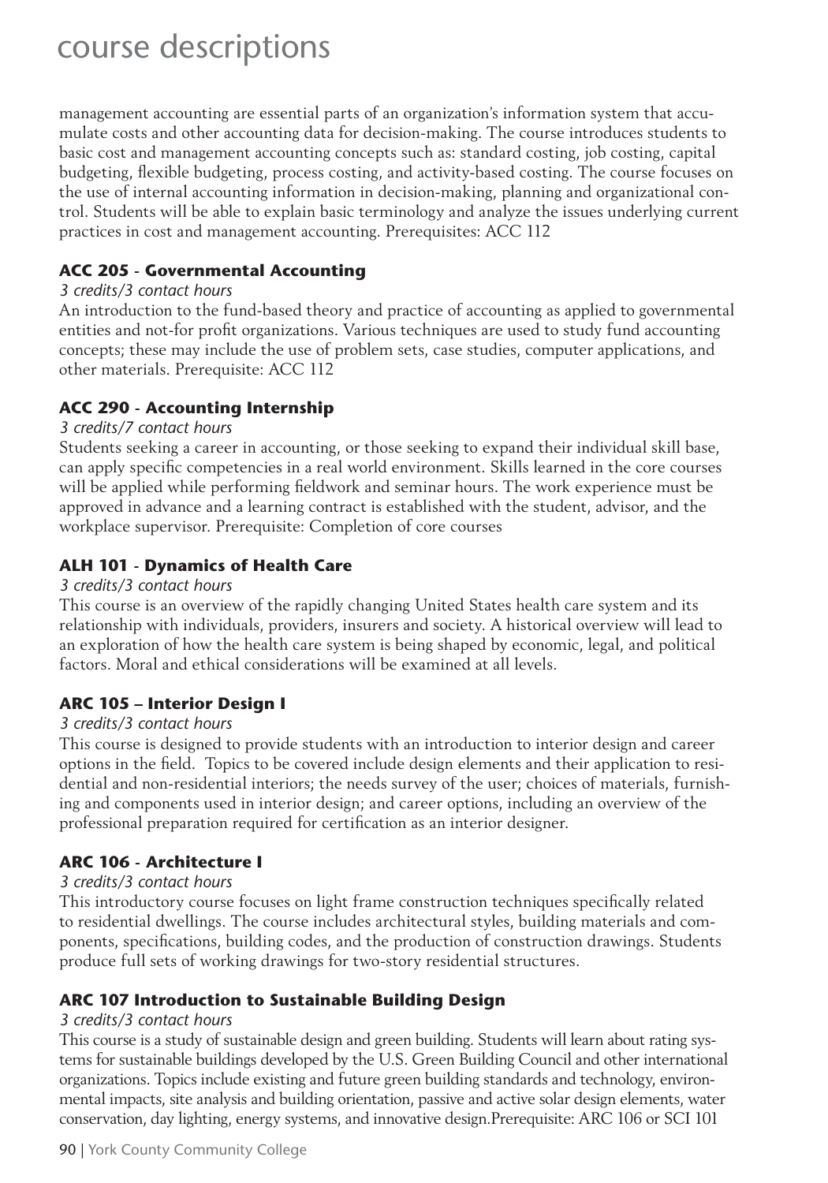management accounting are essential parts of an organization's information system that accumulate costs and other accounting data for decision-making. The course introduces students to basic cost and management accounting concepts such as: standard costing, job costing, capital budgeting, flexible budgeting, process costing, and activity-based costing. The course focuses on the use of internal accounting information in decision-making, planning and organizational control. Students will be able to explain basic terminology and analyze the issues underlying current practices in cost and management accounting. Prerequisites: ACC 112

### ACC 205 - Governmental Accounting

*3 credits/3 contact hours*

An introduction to the fund-based theory and practice of accounting as applied to governmental entities and not-for profit organizations. Various techniques are used to study fund accounting concepts; these may include the use of problem sets, case studies, computer applications, and other materials. Prerequisite: ACC 112

### ACC 290 - Accounting Internship

*3 credits/7 contact hours*

Students seeking a career in accounting, or those seeking to expand their individual skill base, can apply specific competencies in a real world environment. Skills learned in the core courses will be applied while performing fieldwork and seminar hours. The work experience must be approved in advance and a learning contract is established with the student, advisor, and the workplace supervisor. Prerequisite: Completion of core courses

### ALH 101 - Dynamics of Health Care

*3 credits/3 contact hours*

This course is an overview of the rapidly changing United States health care system and its relationship with individuals, providers, insurers and society. A historical overview will lead to an exploration of how the health care system is being shaped by economic, legal, and political factors. Moral and ethical considerations will be examined at all levels.

### ARC 105 – Interior Design I

*3 credits/3 contact hours*

This course is designed to provide students with an introduction to interior design and career options in the field. Topics to be covered include design elements and their application to residential and non-residential interiors; the needs survey of the user; choices of materials, furnishing and components used in interior design; and career options, including an overview of the professional preparation required for certification as an interior designer.

### ARC 106 - Architecture I

*3 credits/3 contact hours*

This introductory course focuses on light frame construction techniques specifically related to residential dwellings. The course includes architectural styles, building materials and components, specifications, building codes, and the production of construction drawings. Students produce full sets of working drawings for two-story residential structures.

### ARC 107 Introduction to Sustainable Building Design

*3 credits/3 contact hours*

This course is a study of sustainable design and green building. Students will learn about rating systems for sustainable buildings developed by the U.S. Green Building Council and other international organizations. Topics include existing and future green building standards and technology, environmental impacts, site analysis and building orientation, passive and active solar design elements, water conservation, day lighting, energy systems, and innovative design.Prerequisite: ARC 106 or SCI 101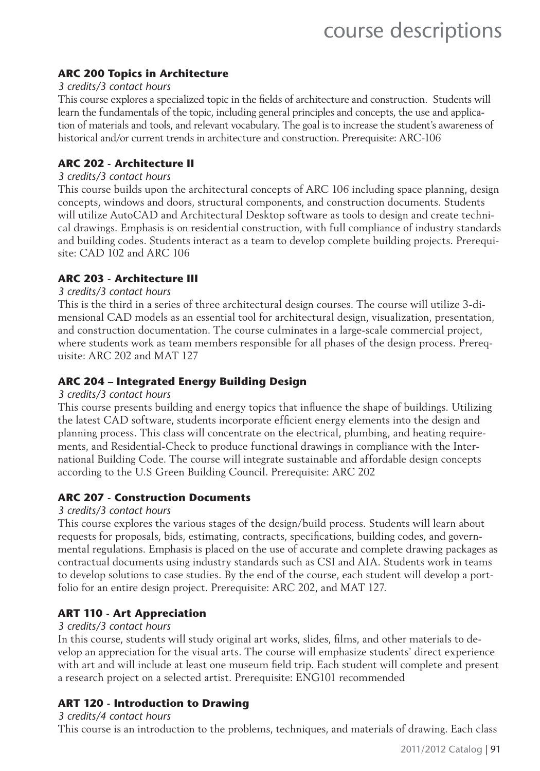### ARC 200 Topics in Architecture

*3 credits/3 contact hours*

This course explores a specialized topic in the fields of architecture and construction. Students will learn the fundamentals of the topic, including general principles and concepts, the use and application of materials and tools, and relevant vocabulary. The goal is to increase the student's awareness of historical and/or current trends in architecture and construction. Prerequisite: ARC-106

### ARC 202 - Architecture II

*3 credits/3 contact hours*

This course builds upon the architectural concepts of ARC 106 including space planning, design concepts, windows and doors, structural components, and construction documents. Students will utilize AutoCAD and Architectural Desktop software as tools to design and create technical drawings. Emphasis is on residential construction, with full compliance of industry standards and building codes. Students interact as a team to develop complete building projects. Prerequisite: CAD 102 and ARC 106

### ARC 203 - Architecture III

*3 credits/3 contact hours*

This is the third in a series of three architectural design courses. The course will utilize 3-dimensional CAD models as an essential tool for architectural design, visualization, presentation, and construction documentation. The course culminates in a large-scale commercial project, where students work as team members responsible for all phases of the design process. Prerequisite: ARC 202 and MAT 127

### ARC 204 – Integrated Energy Building Design

*3 credits/3 contact hours*

This course presents building and energy topics that influence the shape of buildings. Utilizing the latest CAD software, students incorporate efficient energy elements into the design and planning process. This class will concentrate on the electrical, plumbing, and heating requirements, and Residential-Check to produce functional drawings in compliance with the International Building Code. The course will integrate sustainable and affordable design concepts according to the U.S Green Building Council. Prerequisite: ARC 202

### ARC 207 - Construction Documents

*3 credits/3 contact hours*

This course explores the various stages of the design/build process. Students will learn about requests for proposals, bids, estimating, contracts, specifications, building codes, and governmental regulations. Emphasis is placed on the use of accurate and complete drawing packages as contractual documents using industry standards such as CSI and AIA. Students work in teams to develop solutions to case studies. By the end of the course, each student will develop a portfolio for an entire design project. Prerequisite: ARC 202, and MAT 127.

### ART 110 - Art Appreciation

*3 credits/3 contact hours*

In this course, students will study original art works, slides, films, and other materials to develop an appreciation for the visual arts. The course will emphasize students' direct experience with art and will include at least one museum field trip. Each student will complete and present a research project on a selected artist. Prerequisite: ENG101 recommended

### ART 120 - Introduction to Drawing

*3 credits/4 contact hours*

This course is an introduction to the problems, techniques, and materials of drawing. Each class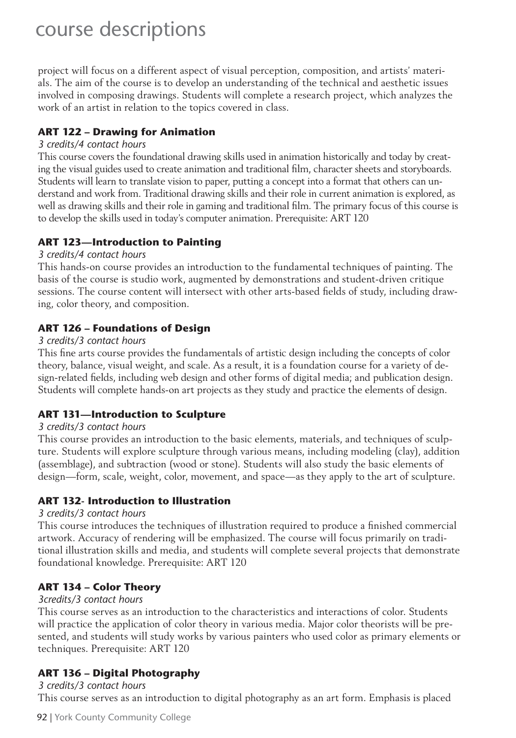project will focus on a different aspect of visual perception, composition, and artists' materials. The aim of the course is to develop an understanding of the technical and aesthetic issues involved in composing drawings. Students will complete a research project, which analyzes the work of an artist in relation to the topics covered in class.

### ART 122 – Drawing for Animation

*3 credits/4 contact hours*

This course covers the foundational drawing skills used in animation historically and today by creating the visual guides used to create animation and traditional film, character sheets and storyboards. Students will learn to translate vision to paper, putting a concept into a format that others can understand and work from. Traditional drawing skills and their role in current animation is explored, as well as drawing skills and their role in gaming and traditional film. The primary focus of this course is to develop the skills used in today's computer animation. Prerequisite: ART 120

### ART 123—Introduction to Painting

*3 credits/4 contact hours*

This hands-on course provides an introduction to the fundamental techniques of painting. The basis of the course is studio work, augmented by demonstrations and student-driven critique sessions. The course content will intersect with other arts-based fields of study, including drawing, color theory, and composition.

### ART 126 – Foundations of Design

*3 credits/3 contact hours*

This fine arts course provides the fundamentals of artistic design including the concepts of color theory, balance, visual weight, and scale. As a result, it is a foundation course for a variety of design-related fields, including web design and other forms of digital media; and publication design. Students will complete hands-on art projects as they study and practice the elements of design.

### ART 131—Introduction to Sculpture

*3 credits/3 contact hours*

This course provides an introduction to the basic elements, materials, and techniques of sculpture. Students will explore sculpture through various means, including modeling (clay), addition (assemblage), and subtraction (wood or stone). Students will also study the basic elements of design—form, scale, weight, color, movement, and space—as they apply to the art of sculpture.

### ART 132- Introduction to Illustration

*3 credits/3 contact hours*

This course introduces the techniques of illustration required to produce a finished commercial artwork. Accuracy of rendering will be emphasized. The course will focus primarily on traditional illustration skills and media, and students will complete several projects that demonstrate foundational knowledge. Prerequisite: ART 120

### ART 134 – Color Theory

*3credits/3 contact hours*

This course serves as an introduction to the characteristics and interactions of color. Students will practice the application of color theory in various media. Major color theorists will be presented, and students will study works by various painters who used color as primary elements or techniques. Prerequisite: ART 120

### ART 136 – Digital Photography

*3 credits/3 contact hours*

This course serves as an introduction to digital photography as an art form. Emphasis is placed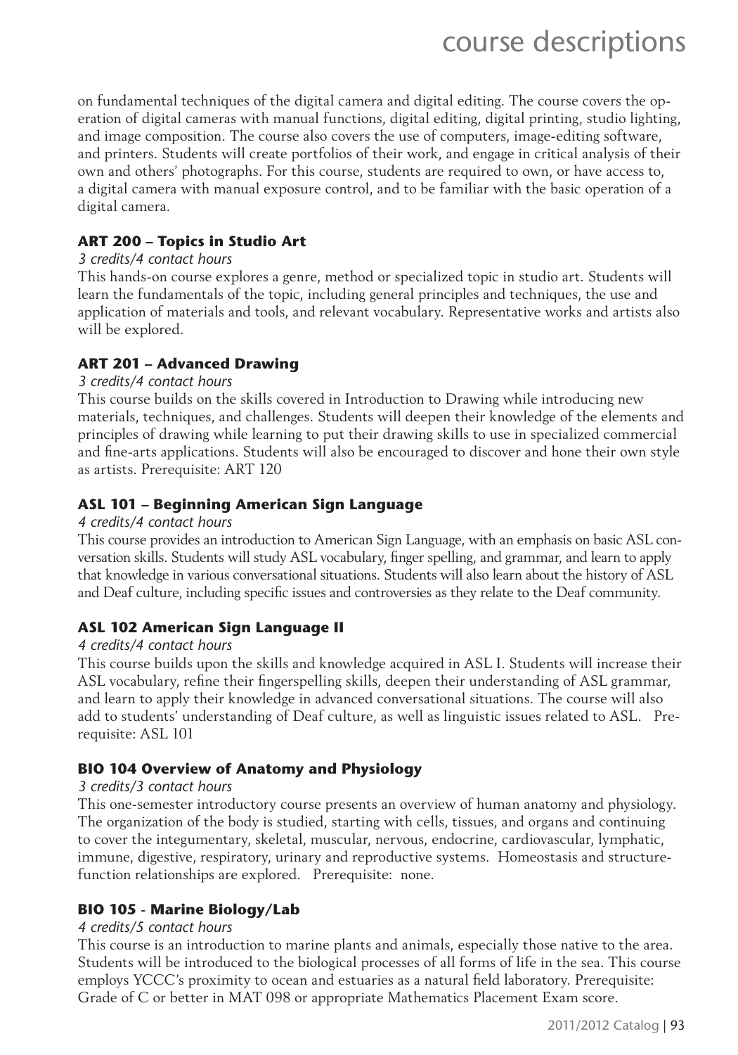on fundamental techniques of the digital camera and digital editing. The course covers the operation of digital cameras with manual functions, digital editing, digital printing, studio lighting, and image composition. The course also covers the use of computers, image-editing software, and printers. Students will create portfolios of their work, and engage in critical analysis of their own and others' photographs. For this course, students are required to own, or have access to, a digital camera with manual exposure control, and to be familiar with the basic operation of a digital camera.

### ART 200 – Topics in Studio Art

*3 credits/4 contact hours*

This hands-on course explores a genre, method or specialized topic in studio art. Students will learn the fundamentals of the topic, including general principles and techniques, the use and application of materials and tools, and relevant vocabulary. Representative works and artists also will be explored.

### ART 201 – Advanced Drawing

*3 credits/4 contact hours*

This course builds on the skills covered in Introduction to Drawing while introducing new materials, techniques, and challenges. Students will deepen their knowledge of the elements and principles of drawing while learning to put their drawing skills to use in specialized commercial and fine-arts applications. Students will also be encouraged to discover and hone their own style as artists. Prerequisite: ART 120

### ASL 101 – Beginning American Sign Language

*4 credits/4 contact hours*

This course provides an introduction to American Sign Language, with an emphasis on basic ASL conversation skills. Students will study ASL vocabulary, finger spelling, and grammar, and learn to apply that knowledge in various conversational situations. Students will also learn about the history of ASL and Deaf culture, including specific issues and controversies as they relate to the Deaf community.

### ASL 102 American Sign Language II

*4 credits/4 contact hours*

This course builds upon the skills and knowledge acquired in ASL I. Students will increase their ASL vocabulary, refine their fingerspelling skills, deepen their understanding of ASL grammar, and learn to apply their knowledge in advanced conversational situations. The course will also add to students' understanding of Deaf culture, as well as linguistic issues related to ASL. Prerequisite: ASL 101

### BIO 104 Overview of Anatomy and Physiology

*3 credits/3 contact hours*

This one-semester introductory course presents an overview of human anatomy and physiology. The organization of the body is studied, starting with cells, tissues, and organs and continuing to cover the integumentary, skeletal, muscular, nervous, endocrine, cardiovascular, lymphatic, immune, digestive, respiratory, urinary and reproductive systems. Homeostasis and structure-function relationships are explored. Prerequisite: none.

### BIO 105 - Marine Biology/Lab

*4 credits/5 contact hours*

This course is an introduction to marine plants and animals, especially those native to the area. Students will be introduced to the biological processes of all forms of life in the sea. This course employs YCCC's proximity to ocean and estuaries as a natural field laboratory. Prerequisite: Grade of C or better in MAT 098 or appropriate Mathematics Placement Exam score.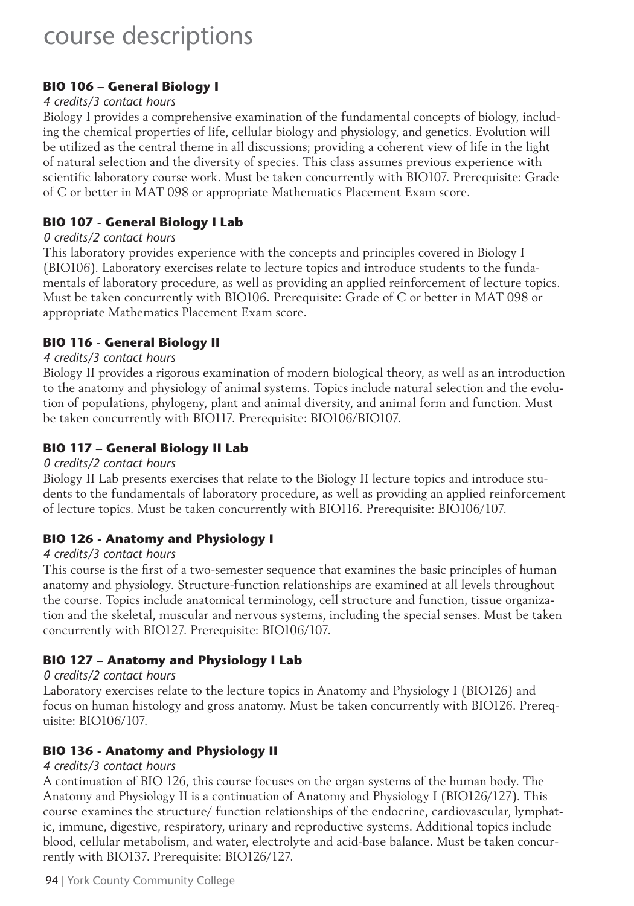# course descriptions

### BIO 106 – General Biology I

*4 credits/3 contact hours*

Biology I provides a comprehensive examination of the fundamental concepts of biology, including the chemical properties of life, cellular biology and physiology, and genetics. Evolution will be utilized as the central theme in all discussions; providing a coherent view of life in the light of natural selection and the diversity of species. This class assumes previous experience with scientific laboratory course work. Must be taken concurrently with BIO107. Prerequisite: Grade of C or better in MAT 098 or appropriate Mathematics Placement Exam score.

### BIO 107 - General Biology I Lab

*0 credits/2 contact hours*

This laboratory provides experience with the concepts and principles covered in Biology I (BIO106). Laboratory exercises relate to lecture topics and introduce students to the fundamentals of laboratory procedure, as well as providing an applied reinforcement of lecture topics. Must be taken concurrently with BIO106. Prerequisite: Grade of C or better in MAT 098 or appropriate Mathematics Placement Exam score.

### BIO 116 - General Biology II

*4 credits/3 contact hours*

Biology II provides a rigorous examination of modern biological theory, as well as an introduction to the anatomy and physiology of animal systems. Topics include natural selection and the evolution of populations, phylogeny, plant and animal diversity, and animal form and function. Must be taken concurrently with BIO117. Prerequisite: BIO106/BIO107.

### BIO 117 – General Biology II Lab

*0 credits/2 contact hours*

Biology II Lab presents exercises that relate to the Biology II lecture topics and introduce students to the fundamentals of laboratory procedure, as well as providing an applied reinforcement of lecture topics. Must be taken concurrently with BIO116. Prerequisite: BIO106/107.

### BIO 126 - Anatomy and Physiology I

*4 credits/3 contact hours*

This course is the first of a two-semester sequence that examines the basic principles of human anatomy and physiology. Structure-function relationships are examined at all levels throughout the course. Topics include anatomical terminology, cell structure and function, tissue organization and the skeletal, muscular and nervous systems, including the special senses. Must be taken concurrently with BIO127. Prerequisite: BIO106/107.

### BIO 127 – Anatomy and Physiology I Lab

*0 credits/2 contact hours*

Laboratory exercises relate to the lecture topics in Anatomy and Physiology I (BIO126) and focus on human histology and gross anatomy. Must be taken concurrently with BIO126. Prerequisite: BIO106/107.

### BIO 136 - Anatomy and Physiology II

*4 credits/3 contact hours*

A continuation of BIO 126, this course focuses on the organ systems of the human body. The Anatomy and Physiology II is a continuation of Anatomy and Physiology I (BIO126/127). This course examines the structure/ function relationships of the endocrine, cardiovascular, lymphatic, immune, digestive, respiratory, urinary and reproductive systems. Additional topics include blood, cellular metabolism, and water, electrolyte and acid-base balance. Must be taken concurrently with BIO137. Prerequisite: BIO126/127.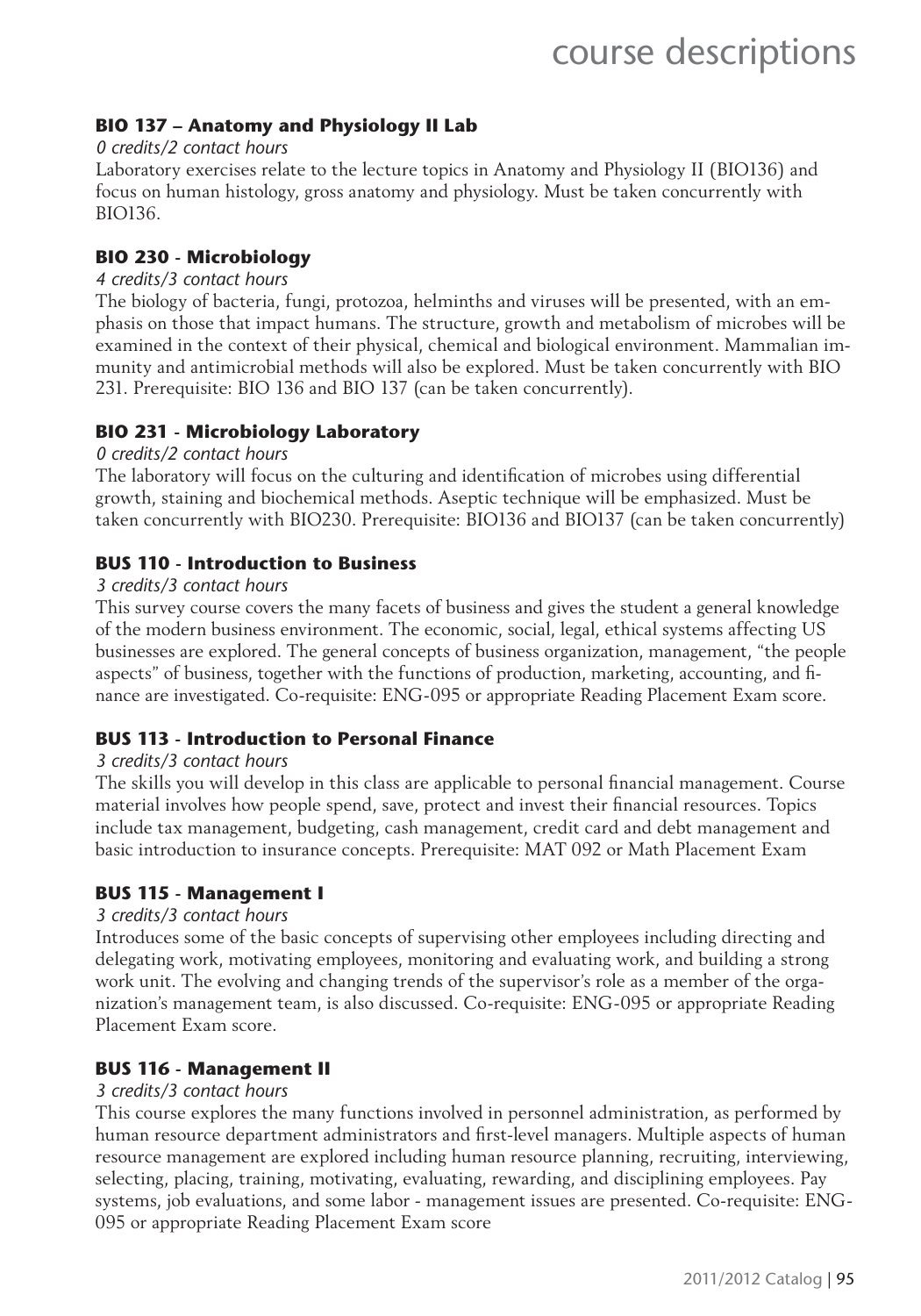### BIO 137 – Anatomy and Physiology II Lab

*0 credits/2 contact hours*

Laboratory exercises relate to the lecture topics in Anatomy and Physiology II (BIO136) and focus on human histology, gross anatomy and physiology. Must be taken concurrently with BIO136.

### BIO 230 - Microbiology

*4 credits/3 contact hours*

The biology of bacteria, fungi, protozoa, helminths and viruses will be presented, with an emphasis on those that impact humans. The structure, growth and metabolism of microbes will be examined in the context of their physical, chemical and biological environment. Mammalian immunity and antimicrobial methods will also be explored. Must be taken concurrently with BIO 231. Prerequisite: BIO 136 and BIO 137 (can be taken concurrently).

### BIO 231 - Microbiology Laboratory

*0 credits/2 contact hours*

The laboratory will focus on the culturing and identification of microbes using differential growth, staining and biochemical methods. Aseptic technique will be emphasized. Must be taken concurrently with BIO230. Prerequisite: BIO136 and BIO137 (can be taken concurrently)

### BUS 110 - Introduction to Business

*3 credits/3 contact hours*

This survey course covers the many facets of business and gives the student a general knowledge of the modern business environment. The economic, social, legal, ethical systems affecting US businesses are explored. The general concepts of business organization, management, "the people aspects" of business, together with the functions of production, marketing, accounting, and finance are investigated. Co-requisite: ENG-095 or appropriate Reading Placement Exam score.

### BUS 113 - Introduction to Personal Finance

*3 credits/3 contact hours*

The skills you will develop in this class are applicable to personal financial management. Course material involves how people spend, save, protect and invest their financial resources. Topics include tax management, budgeting, cash management, credit card and debt management and basic introduction to insurance concepts. Prerequisite: MAT 092 or Math Placement Exam

### BUS 115 - Management I

*3 credits/3 contact hours*

Introduces some of the basic concepts of supervising other employees including directing and delegating work, motivating employees, monitoring and evaluating work, and building a strong work unit. The evolving and changing trends of the supervisor's role as a member of the organization's management team, is also discussed. Co-requisite: ENG-095 or appropriate Reading Placement Exam score.

### BUS 116 - Management II

*3 credits/3 contact hours*

This course explores the many functions involved in personnel administration, as performed by human resource department administrators and first-level managers. Multiple aspects of human resource management are explored including human resource planning, recruiting, interviewing, selecting, placing, training, motivating, evaluating, rewarding, and disciplining employees. Pay systems, job evaluations, and some labor - management issues are presented. Co-requisite: ENG-095 or appropriate Reading Placement Exam score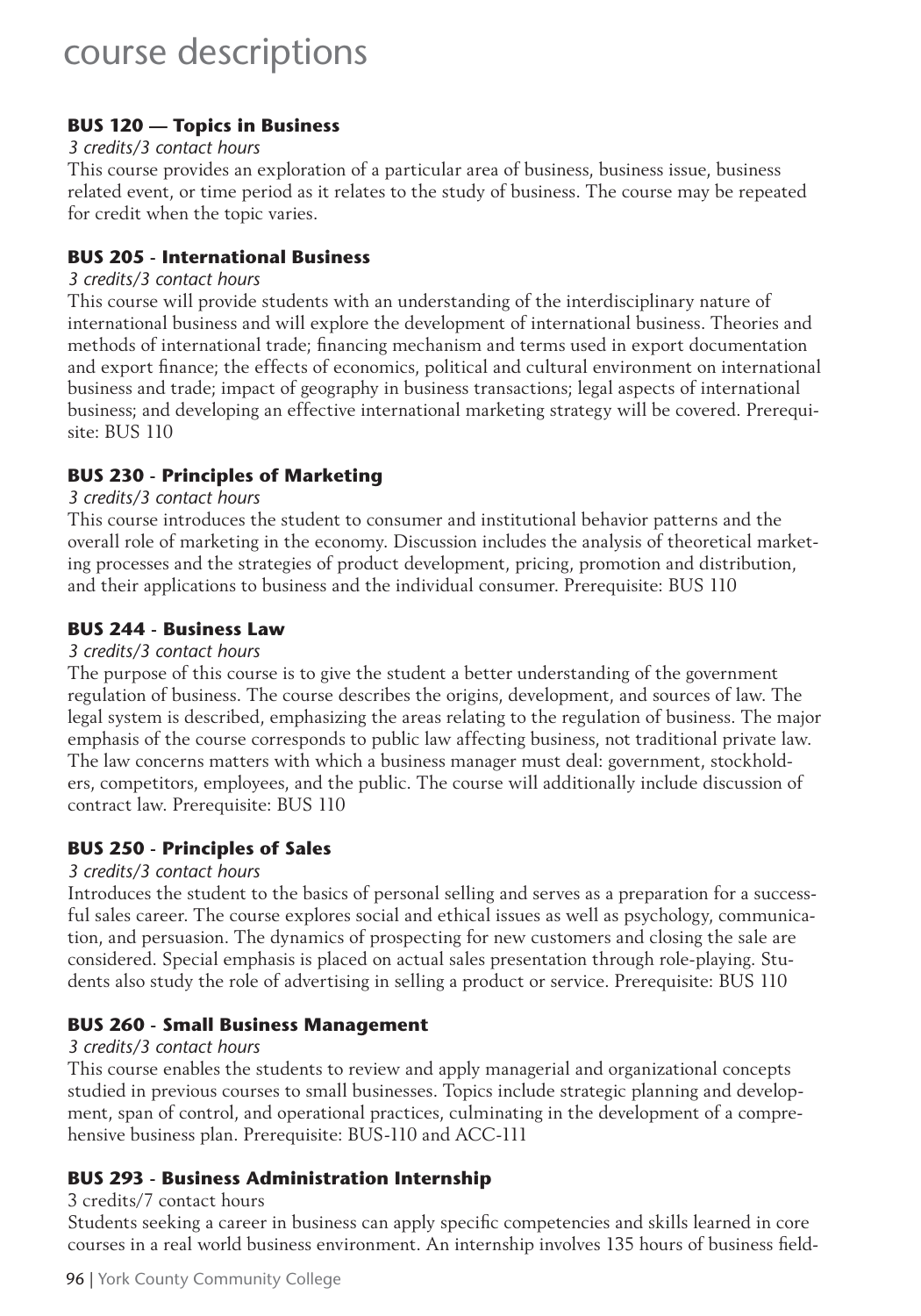# course descriptions

### BUS 120 — Topics in Business

*3 credits/3 contact hours*

This course provides an exploration of a particular area of business, business issue, business related event, or time period as it relates to the study of business. The course may be repeated for credit when the topic varies.

### BUS 205 - International Business

*3 credits/3 contact hours*

This course will provide students with an understanding of the interdisciplinary nature of international business and will explore the development of international business. Theories and methods of international trade; financing mechanism and terms used in export documentation and export finance; the effects of economics, political and cultural environment on international business and trade; impact of geography in business transactions; legal aspects of international business; and developing an effective international marketing strategy will be covered. Prerequisite: BUS 110

### BUS 230 - Principles of Marketing

*3 credits/3 contact hours*

This course introduces the student to consumer and institutional behavior patterns and the overall role of marketing in the economy. Discussion includes the analysis of theoretical marketing processes and the strategies of product development, pricing, promotion and distribution, and their applications to business and the individual consumer. Prerequisite: BUS 110

### BUS 244 - Business Law

*3 credits/3 contact hours*

The purpose of this course is to give the student a better understanding of the government regulation of business. The course describes the origins, development, and sources of law. The legal system is described, emphasizing the areas relating to the regulation of business. The major emphasis of the course corresponds to public law affecting business, not traditional private law. The law concerns matters with which a business manager must deal: government, stockholders, competitors, employees, and the public. The course will additionally include discussion of contract law. Prerequisite: BUS 110

### BUS 250 - Principles of Sales

*3 credits/3 contact hours*

Introduces the student to the basics of personal selling and serves as a preparation for a successful sales career. The course explores social and ethical issues as well as psychology, communication, and persuasion. The dynamics of prospecting for new customers and closing the sale are considered. Special emphasis is placed on actual sales presentation through role-playing. Students also study the role of advertising in selling a product or service. Prerequisite: BUS 110

### BUS 260 - Small Business Management

*3 credits/3 contact hours*

This course enables the students to review and apply managerial and organizational concepts studied in previous courses to small businesses. Topics include strategic planning and development, span of control, and operational practices, culminating in the development of a comprehensive business plan. Prerequisite: BUS-110 and ACC-111

### BUS 293 - Business Administration Internship

3 credits/7 contact hours

Students seeking a career in business can apply specific competencies and skills learned in core courses in a real world business environment. An internship involves 135 hours of business field-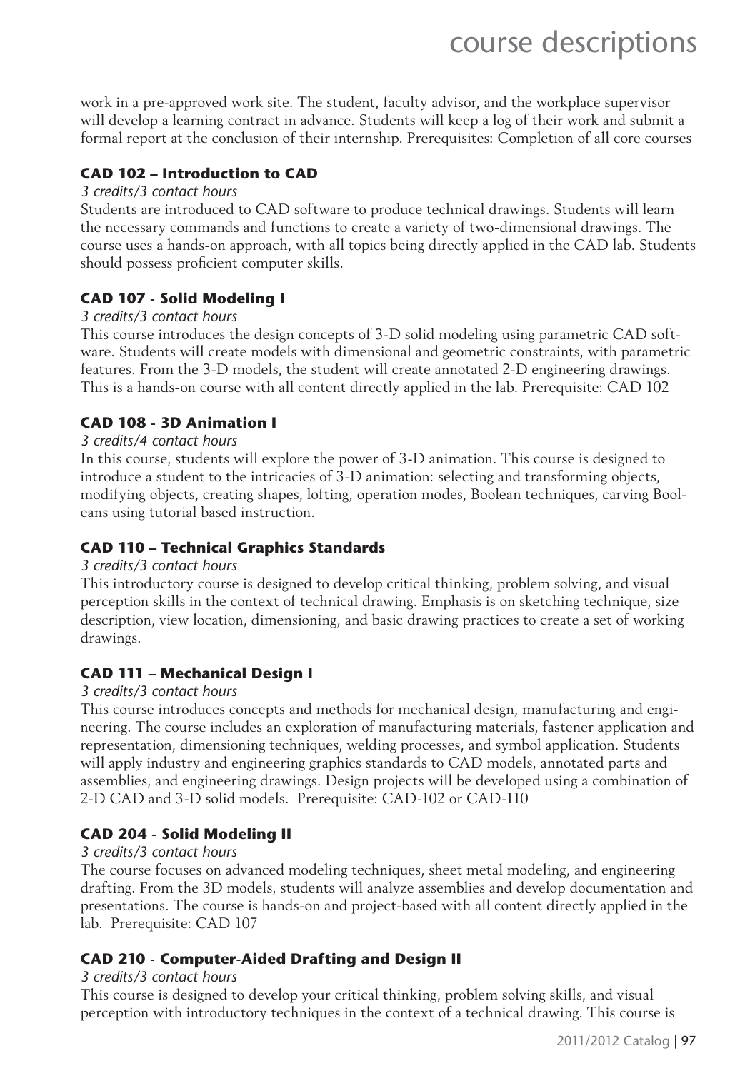work in a pre-approved work site. The student, faculty advisor, and the workplace supervisor will develop a learning contract in advance. Students will keep a log of their work and submit a formal report at the conclusion of their internship. Prerequisites: Completion of all core courses

### CAD 102 – Introduction to CAD

*3 credits/3 contact hours*

Students are introduced to CAD software to produce technical drawings. Students will learn the necessary commands and functions to create a variety of two-dimensional drawings. The course uses a hands-on approach, with all topics being directly applied in the CAD lab. Students should possess proficient computer skills.

### CAD 107 - Solid Modeling I

*3 credits/3 contact hours*

This course introduces the design concepts of 3-D solid modeling using parametric CAD software. Students will create models with dimensional and geometric constraints, with parametric features. From the 3-D models, the student will create annotated 2-D engineering drawings. This is a hands-on course with all content directly applied in the lab. Prerequisite: CAD 102

### CAD 108 - 3D Animation I

*3 credits/4 contact hours*

In this course, students will explore the power of 3-D animation. This course is designed to introduce a student to the intricacies of 3-D animation: selecting and transforming objects, modifying objects, creating shapes, lofting, operation modes, Boolean techniques, carving Booleans using tutorial based instruction.

### CAD 110 – Technical Graphics Standards

*3 credits/3 contact hours*

This introductory course is designed to develop critical thinking, problem solving, and visual perception skills in the context of technical drawing. Emphasis is on sketching technique, size description, view location, dimensioning, and basic drawing practices to create a set of working drawings.

### CAD 111 – Mechanical Design I

*3 credits/3 contact hours*

This course introduces concepts and methods for mechanical design, manufacturing and engineering. The course includes an exploration of manufacturing materials, fastener application and representation, dimensioning techniques, welding processes, and symbol application. Students will apply industry and engineering graphics standards to CAD models, annotated parts and assemblies, and engineering drawings. Design projects will be developed using a combination of 2-D CAD and 3-D solid models. Prerequisite: CAD-102 or CAD-110

### CAD 204 - Solid Modeling II

*3 credits/3 contact hours*

The course focuses on advanced modeling techniques, sheet metal modeling, and engineering drafting. From the 3D models, students will analyze assemblies and develop documentation and presentations. The course is hands-on and project-based with all content directly applied in the lab. Prerequisite: CAD 107

### CAD 210 - Computer-Aided Drafting and Design II

*3 credits/3 contact hours*

This course is designed to develop your critical thinking, problem solving skills, and visual perception with introductory techniques in the context of a technical drawing. This course is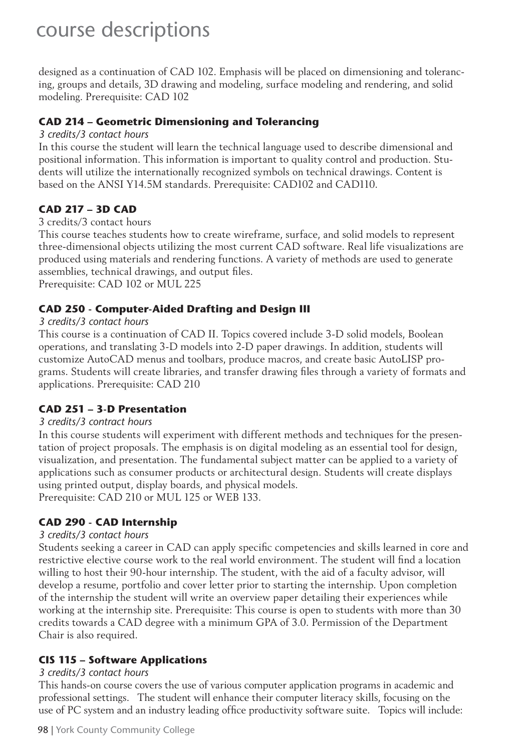designed as a continuation of CAD 102. Emphasis will be placed on dimensioning and tolerancing, groups and details, 3D drawing and modeling, surface modeling and rendering, and solid modeling. Prerequisite: CAD 102

### CAD 214 – Geometric Dimensioning and Tolerancing

*3 credits/3 contact hours*

In this course the student will learn the technical language used to describe dimensional and positional information. This information is important to quality control and production. Students will utilize the internationally recognized symbols on technical drawings. Content is based on the ANSI Y14.5M standards. Prerequisite: CAD102 and CAD110.

### CAD 217 – 3D CAD

3 credits/3 contact hours

This course teaches students how to create wireframe, surface, and solid models to represent three-dimensional objects utilizing the most current CAD software. Real life visualizations are produced using materials and rendering functions. A variety of methods are used to generate assemblies, technical drawings, and output files.
Prerequisite: CAD 102 or MUL 225

### CAD 250 - Computer-Aided Drafting and Design III

*3 credits/3 contact hours*

This course is a continuation of CAD II. Topics covered include 3-D solid models, Boolean operations, and translating 3-D models into 2-D paper drawings. In addition, students will customize AutoCAD menus and toolbars, produce macros, and create basic AutoLISP programs. Students will create libraries, and transfer drawing files through a variety of formats and applications. Prerequisite: CAD 210

### CAD 251 – 3-D Presentation

*3 credits/3 contract hours*

In this course students will experiment with different methods and techniques for the presentation of project proposals. The emphasis is on digital modeling as an essential tool for design, visualization, and presentation. The fundamental subject matter can be applied to a variety of applications such as consumer products or architectural design. Students will create displays using printed output, display boards, and physical models.
Prerequisite: CAD 210 or MUL 125 or WEB 133.

### CAD 290 - CAD Internship

*3 credits/3 contact hours*

Students seeking a career in CAD can apply specific competencies and skills learned in core and restrictive elective course work to the real world environment. The student will find a location willing to host their 90-hour internship. The student, with the aid of a faculty advisor, will develop a resume, portfolio and cover letter prior to starting the internship. Upon completion of the internship the student will write an overview paper detailing their experiences while working at the internship site. Prerequisite: This course is open to students with more than 30 credits towards a CAD degree with a minimum GPA of 3.0. Permission of the Department Chair is also required.

### CIS 115 – Software Applications

*3 credits/3 contact hours*

This hands-on course covers the use of various computer application programs in academic and professional settings. The student will enhance their computer literacy skills, focusing on the use of PC system and an industry leading office productivity software suite. Topics will include: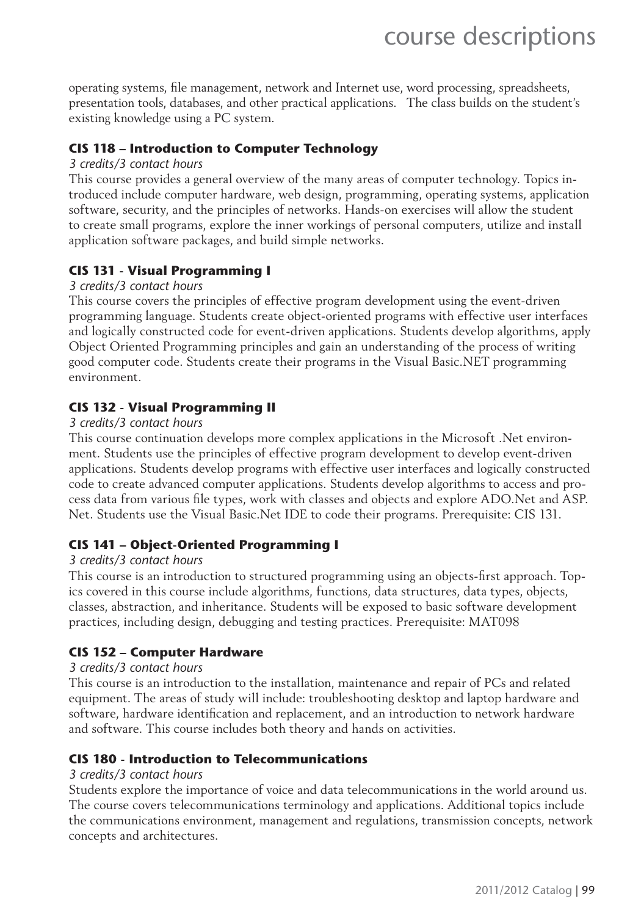operating systems, file management, network and Internet use, word processing, spreadsheets, presentation tools, databases, and other practical applications.   The class builds on the student's existing knowledge using a PC system.

### CIS 118 – Introduction to Computer Technology

*3 credits/3 contact hours*

This course provides a general overview of the many areas of computer technology. Topics introduced include computer hardware, web design, programming, operating systems, application software, security, and the principles of networks. Hands-on exercises will allow the student to create small programs, explore the inner workings of personal computers, utilize and install application software packages, and build simple networks.

### CIS 131 - Visual Programming I

*3 credits/3 contact hours*

This course covers the principles of effective program development using the event-driven programming language. Students create object-oriented programs with effective user interfaces and logically constructed code for event-driven applications. Students develop algorithms, apply Object Oriented Programming principles and gain an understanding of the process of writing good computer code. Students create their programs in the Visual Basic.NET programming environment.

### CIS 132 - Visual Programming II

*3 credits/3 contact hours*

This course continuation develops more complex applications in the Microsoft .Net environment. Students use the principles of effective program development to develop event-driven applications. Students develop programs with effective user interfaces and logically constructed code to create advanced computer applications. Students develop algorithms to access and process data from various file types, work with classes and objects and explore ADO.Net and ASP. Net. Students use the Visual Basic.Net IDE to code their programs. Prerequisite: CIS 131.

### CIS 141 – Object-Oriented Programming I

*3 credits/3 contact hours*

This course is an introduction to structured programming using an objects-first approach. Topics covered in this course include algorithms, functions, data structures, data types, objects, classes, abstraction, and inheritance. Students will be exposed to basic software development practices, including design, debugging and testing practices. Prerequisite: MAT098

### CIS 152 – Computer Hardware

*3 credits/3 contact hours*

This course is an introduction to the installation, maintenance and repair of PCs and related equipment. The areas of study will include: troubleshooting desktop and laptop hardware and software, hardware identification and replacement, and an introduction to network hardware and software. This course includes both theory and hands on activities.

### CIS 180 - Introduction to Telecommunications

*3 credits/3 contact hours*

Students explore the importance of voice and data telecommunications in the world around us. The course covers telecommunications terminology and applications. Additional topics include the communications environment, management and regulations, transmission concepts, network concepts and architectures.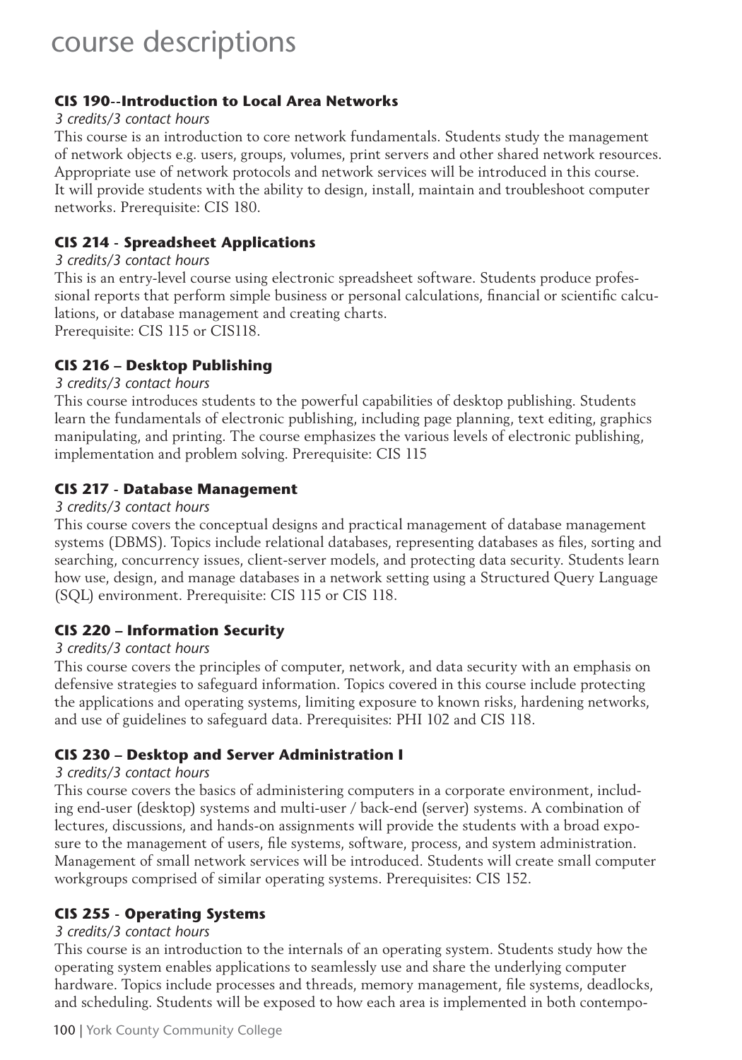# course descriptions

### CIS 190--Introduction to Local Area Networks

*3 credits/3 contact hours*

This course is an introduction to core network fundamentals. Students study the management of network objects e.g. users, groups, volumes, print servers and other shared network resources. Appropriate use of network protocols and network services will be introduced in this course. It will provide students with the ability to design, install, maintain and troubleshoot computer networks. Prerequisite: CIS 180.

### CIS 214 - Spreadsheet Applications

*3 credits/3 contact hours*

This is an entry-level course using electronic spreadsheet software. Students produce professional reports that perform simple business or personal calculations, financial or scientific calculations, or database management and creating charts.
Prerequisite: CIS 115 or CIS118.

### CIS 216 – Desktop Publishing

*3 credits/3 contact hours*

This course introduces students to the powerful capabilities of desktop publishing. Students learn the fundamentals of electronic publishing, including page planning, text editing, graphics manipulating, and printing. The course emphasizes the various levels of electronic publishing, implementation and problem solving. Prerequisite: CIS 115

### CIS 217 - Database Management

*3 credits/3 contact hours*

This course covers the conceptual designs and practical management of database management systems (DBMS). Topics include relational databases, representing databases as files, sorting and searching, concurrency issues, client-server models, and protecting data security. Students learn how use, design, and manage databases in a network setting using a Structured Query Language (SQL) environment. Prerequisite: CIS 115 or CIS 118.

### CIS 220 – Information Security

*3 credits/3 contact hours*

This course covers the principles of computer, network, and data security with an emphasis on defensive strategies to safeguard information. Topics covered in this course include protecting the applications and operating systems, limiting exposure to known risks, hardening networks, and use of guidelines to safeguard data. Prerequisites: PHI 102 and CIS 118.

### CIS 230 – Desktop and Server Administration I

*3 credits/3 contact hours*

This course covers the basics of administering computers in a corporate environment, including end-user (desktop) systems and multi-user / back-end (server) systems. A combination of lectures, discussions, and hands-on assignments will provide the students with a broad exposure to the management of users, file systems, software, process, and system administration. Management of small network services will be introduced. Students will create small computer workgroups comprised of similar operating systems. Prerequisites: CIS 152.

### CIS 255 - Operating Systems

*3 credits/3 contact hours*

This course is an introduction to the internals of an operating system. Students study how the operating system enables applications to seamlessly use and share the underlying computer hardware. Topics include processes and threads, memory management, file systems, deadlocks, and scheduling. Students will be exposed to how each area is implemented in both contempo-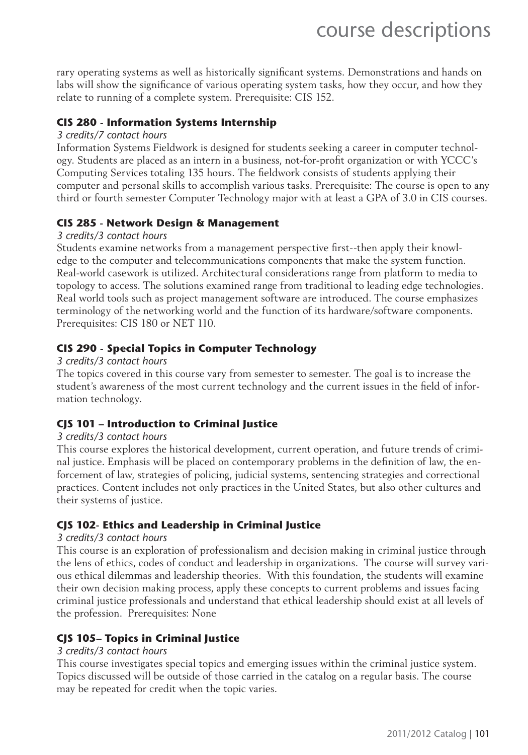rary operating systems as well as historically significant systems. Demonstrations and hands on labs will show the significance of various operating system tasks, how they occur, and how they relate to running of a complete system. Prerequisite: CIS 152.

### CIS 280 - Information Systems Internship

*3 credits/7 contact hours*

Information Systems Fieldwork is designed for students seeking a career in computer technology. Students are placed as an intern in a business, not-for-profit organization or with YCCC's Computing Services totaling 135 hours. The fieldwork consists of students applying their computer and personal skills to accomplish various tasks. Prerequisite: The course is open to any third or fourth semester Computer Technology major with at least a GPA of 3.0 in CIS courses.

### CIS 285 - Network Design & Management

*3 credits/3 contact hours*

Students examine networks from a management perspective first--then apply their knowledge to the computer and telecommunications components that make the system function. Real-world casework is utilized. Architectural considerations range from platform to media to topology to access. The solutions examined range from traditional to leading edge technologies. Real world tools such as project management software are introduced. The course emphasizes terminology of the networking world and the function of its hardware/software components. Prerequisites: CIS 180 or NET 110.

### CIS 290 - Special Topics in Computer Technology

*3 credits/3 contact hours*

The topics covered in this course vary from semester to semester. The goal is to increase the student's awareness of the most current technology and the current issues in the field of information technology.

### CJS 101 – Introduction to Criminal Justice

*3 credits/3 contact hours*

This course explores the historical development, current operation, and future trends of criminal justice. Emphasis will be placed on contemporary problems in the definition of law, the enforcement of law, strategies of policing, judicial systems, sentencing strategies and correctional practices. Content includes not only practices in the United States, but also other cultures and their systems of justice.

### CJS 102- Ethics and Leadership in Criminal Justice

*3 credits/3 contact hours*

This course is an exploration of professionalism and decision making in criminal justice through the lens of ethics, codes of conduct and leadership in organizations. The course will survey various ethical dilemmas and leadership theories. With this foundation, the students will examine their own decision making process, apply these concepts to current problems and issues facing criminal justice professionals and understand that ethical leadership should exist at all levels of the profession. Prerequisites: None

### CJS 105– Topics in Criminal Justice

*3 credits/3 contact hours*

This course investigates special topics and emerging issues within the criminal justice system. Topics discussed will be outside of those carried in the catalog on a regular basis. The course may be repeated for credit when the topic varies.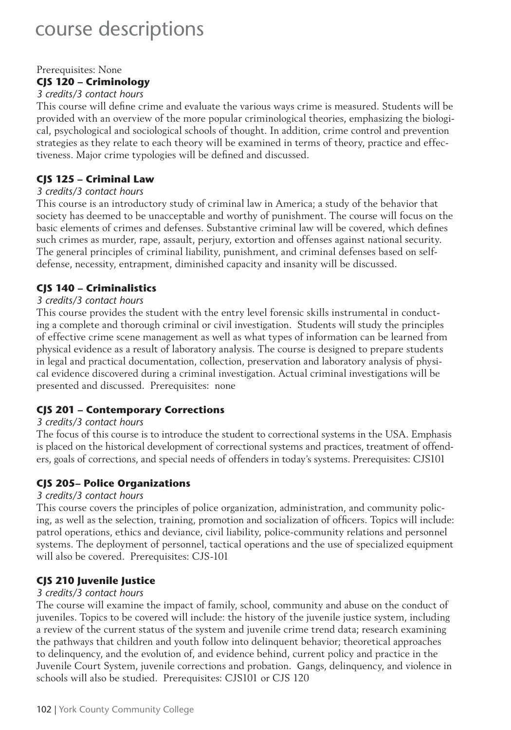Prerequisites: None

### CJS 120 – Criminology

*3 credits/3 contact hours*

This course will define crime and evaluate the various ways crime is measured. Students will be provided with an overview of the more popular criminological theories, emphasizing the biological, psychological and sociological schools of thought. In addition, crime control and prevention strategies as they relate to each theory will be examined in terms of theory, practice and effectiveness. Major crime typologies will be defined and discussed.

### CJS 125 – Criminal Law

*3 credits/3 contact hours*

This course is an introductory study of criminal law in America; a study of the behavior that society has deemed to be unacceptable and worthy of punishment. The course will focus on the basic elements of crimes and defenses. Substantive criminal law will be covered, which defines such crimes as murder, rape, assault, perjury, extortion and offenses against national security. The general principles of criminal liability, punishment, and criminal defenses based on self-defense, necessity, entrapment, diminished capacity and insanity will be discussed.

### CJS 140 – Criminalistics

*3 credits/3 contact hours*

This course provides the student with the entry level forensic skills instrumental in conducting a complete and thorough criminal or civil investigation. Students will study the principles of effective crime scene management as well as what types of information can be learned from physical evidence as a result of laboratory analysis. The course is designed to prepare students in legal and practical documentation, collection, preservation and laboratory analysis of physical evidence discovered during a criminal investigation. Actual criminal investigations will be presented and discussed. Prerequisites: none

### CJS 201 – Contemporary Corrections

*3 credits/3 contact hours*

The focus of this course is to introduce the student to correctional systems in the USA. Emphasis is placed on the historical development of correctional systems and practices, treatment of offenders, goals of corrections, and special needs of offenders in today's systems. Prerequisites: CJS101

### CJS 205– Police Organizations

*3 credits/3 contact hours*

This course covers the principles of police organization, administration, and community policing, as well as the selection, training, promotion and socialization of officers. Topics will include: patrol operations, ethics and deviance, civil liability, police-community relations and personnel systems. The deployment of personnel, tactical operations and the use of specialized equipment will also be covered. Prerequisites: CJS-101

### CJS 210 Juvenile Justice

*3 credits/3 contact hours*

The course will examine the impact of family, school, community and abuse on the conduct of juveniles. Topics to be covered will include: the history of the juvenile justice system, including a review of the current status of the system and juvenile crime trend data; research examining the pathways that children and youth follow into delinquent behavior; theoretical approaches to delinquency, and the evolution of, and evidence behind, current policy and practice in the Juvenile Court System, juvenile corrections and probation. Gangs, delinquency, and violence in schools will also be studied. Prerequisites: CJS101 or CJS 120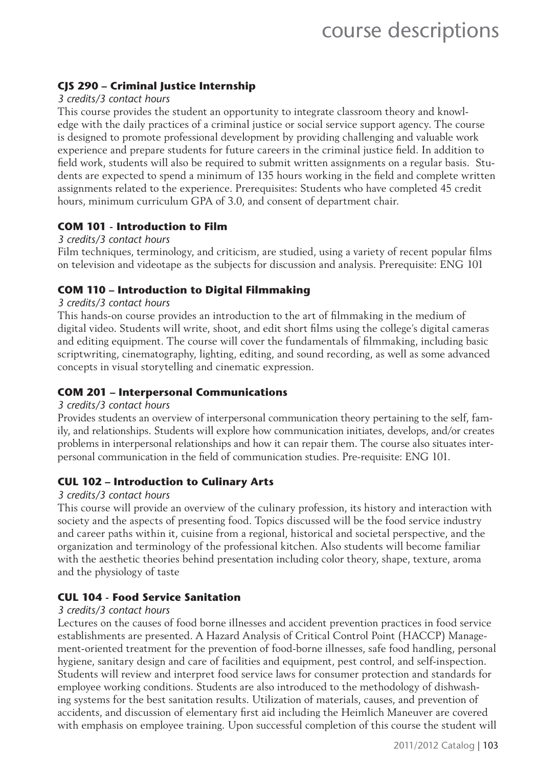### CJS 290 – Criminal Justice Internship

*3 credits/3 contact hours*

This course provides the student an opportunity to integrate classroom theory and knowledge with the daily practices of a criminal justice or social service support agency. The course is designed to promote professional development by providing challenging and valuable work experience and prepare students for future careers in the criminal justice field. In addition to field work, students will also be required to submit written assignments on a regular basis. Students are expected to spend a minimum of 135 hours working in the field and complete written assignments related to the experience. Prerequisites: Students who have completed 45 credit hours, minimum curriculum GPA of 3.0, and consent of department chair.

### COM 101 - Introduction to Film

*3 credits/3 contact hours*

Film techniques, terminology, and criticism, are studied, using a variety of recent popular films on television and videotape as the subjects for discussion and analysis. Prerequisite: ENG 101

### COM 110 – Introduction to Digital Filmmaking

*3 credits/3 contact hours*

This hands-on course provides an introduction to the art of filmmaking in the medium of digital video. Students will write, shoot, and edit short films using the college's digital cameras and editing equipment. The course will cover the fundamentals of filmmaking, including basic scriptwriting, cinematography, lighting, editing, and sound recording, as well as some advanced concepts in visual storytelling and cinematic expression.

### COM 201 – Interpersonal Communications

*3 credits/3 contact hours*

Provides students an overview of interpersonal communication theory pertaining to the self, family, and relationships. Students will explore how communication initiates, develops, and/or creates problems in interpersonal relationships and how it can repair them. The course also situates interpersonal communication in the field of communication studies. Pre-requisite: ENG 101.

### CUL 102 – Introduction to Culinary Arts

*3 credits/3 contact hours*

This course will provide an overview of the culinary profession, its history and interaction with society and the aspects of presenting food. Topics discussed will be the food service industry and career paths within it, cuisine from a regional, historical and societal perspective, and the organization and terminology of the professional kitchen. Also students will become familiar with the aesthetic theories behind presentation including color theory, shape, texture, aroma and the physiology of taste

### CUL 104 - Food Service Sanitation

*3 credits/3 contact hours*

Lectures on the causes of food borne illnesses and accident prevention practices in food service establishments are presented. A Hazard Analysis of Critical Control Point (HACCP) Management-oriented treatment for the prevention of food-borne illnesses, safe food handling, personal hygiene, sanitary design and care of facilities and equipment, pest control, and self-inspection. Students will review and interpret food service laws for consumer protection and standards for employee working conditions. Students are also introduced to the methodology of dishwashing systems for the best sanitation results. Utilization of materials, causes, and prevention of accidents, and discussion of elementary first aid including the Heimlich Maneuver are covered with emphasis on employee training. Upon successful completion of this course the student will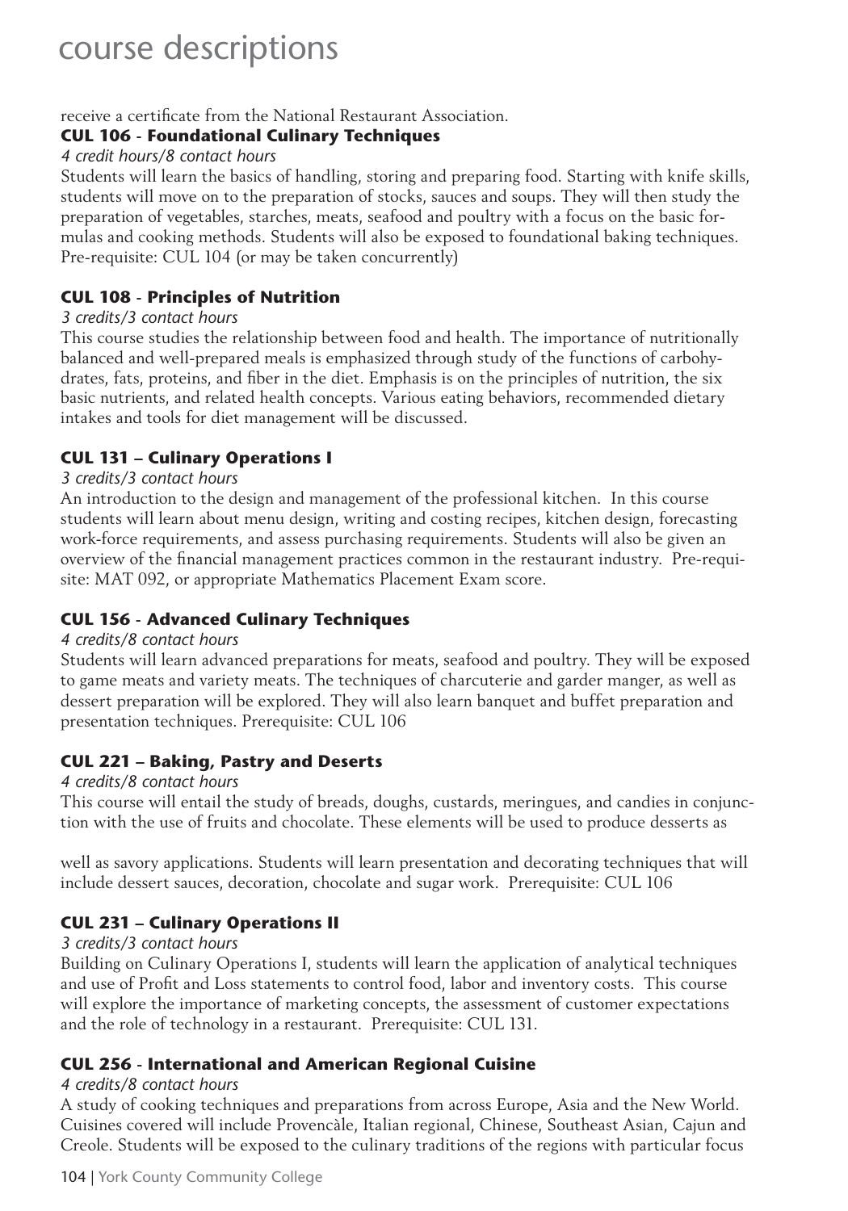receive a certificate from the National Restaurant Association.

### CUL 106 - Foundational Culinary Techniques

*4 credit hours/8 contact hours*

Students will learn the basics of handling, storing and preparing food. Starting with knife skills, students will move on to the preparation of stocks, sauces and soups. They will then study the preparation of vegetables, starches, meats, seafood and poultry with a focus on the basic formulas and cooking methods. Students will also be exposed to foundational baking techniques. Pre-requisite: CUL 104 (or may be taken concurrently)

### CUL 108 - Principles of Nutrition

*3 credits/3 contact hours*

This course studies the relationship between food and health. The importance of nutritionally balanced and well-prepared meals is emphasized through study of the functions of carbohydrates, fats, proteins, and fiber in the diet. Emphasis is on the principles of nutrition, the six basic nutrients, and related health concepts. Various eating behaviors, recommended dietary intakes and tools for diet management will be discussed.

### CUL 131 – Culinary Operations I

*3 credits/3 contact hours*

An introduction to the design and management of the professional kitchen. In this course students will learn about menu design, writing and costing recipes, kitchen design, forecasting work-force requirements, and assess purchasing requirements. Students will also be given an overview of the financial management practices common in the restaurant industry. Pre-requisite: MAT 092, or appropriate Mathematics Placement Exam score.

### CUL 156 - Advanced Culinary Techniques

*4 credits/8 contact hours*

Students will learn advanced preparations for meats, seafood and poultry. They will be exposed to game meats and variety meats. The techniques of charcuterie and garder manger, as well as dessert preparation will be explored. They will also learn banquet and buffet preparation and presentation techniques. Prerequisite: CUL 106

### CUL 221 – Baking, Pastry and Deserts

*4 credits/8 contact hours*

This course will entail the study of breads, doughs, custards, meringues, and candies in conjunction with the use of fruits and chocolate. These elements will be used to produce desserts as well as savory applications. Students will learn presentation and decorating techniques that will include dessert sauces, decoration, chocolate and sugar work. Prerequisite: CUL 106

### CUL 231 – Culinary Operations II

*3 credits/3 contact hours*

Building on Culinary Operations I, students will learn the application of analytical techniques and use of Profit and Loss statements to control food, labor and inventory costs. This course will explore the importance of marketing concepts, the assessment of customer expectations and the role of technology in a restaurant. Prerequisite: CUL 131.

### CUL 256 - International and American Regional Cuisine

*4 credits/8 contact hours*

A study of cooking techniques and preparations from across Europe, Asia and the New World. Cuisines covered will include Provencàle, Italian regional, Chinese, Southeast Asian, Cajun and Creole. Students will be exposed to the culinary traditions of the regions with particular focus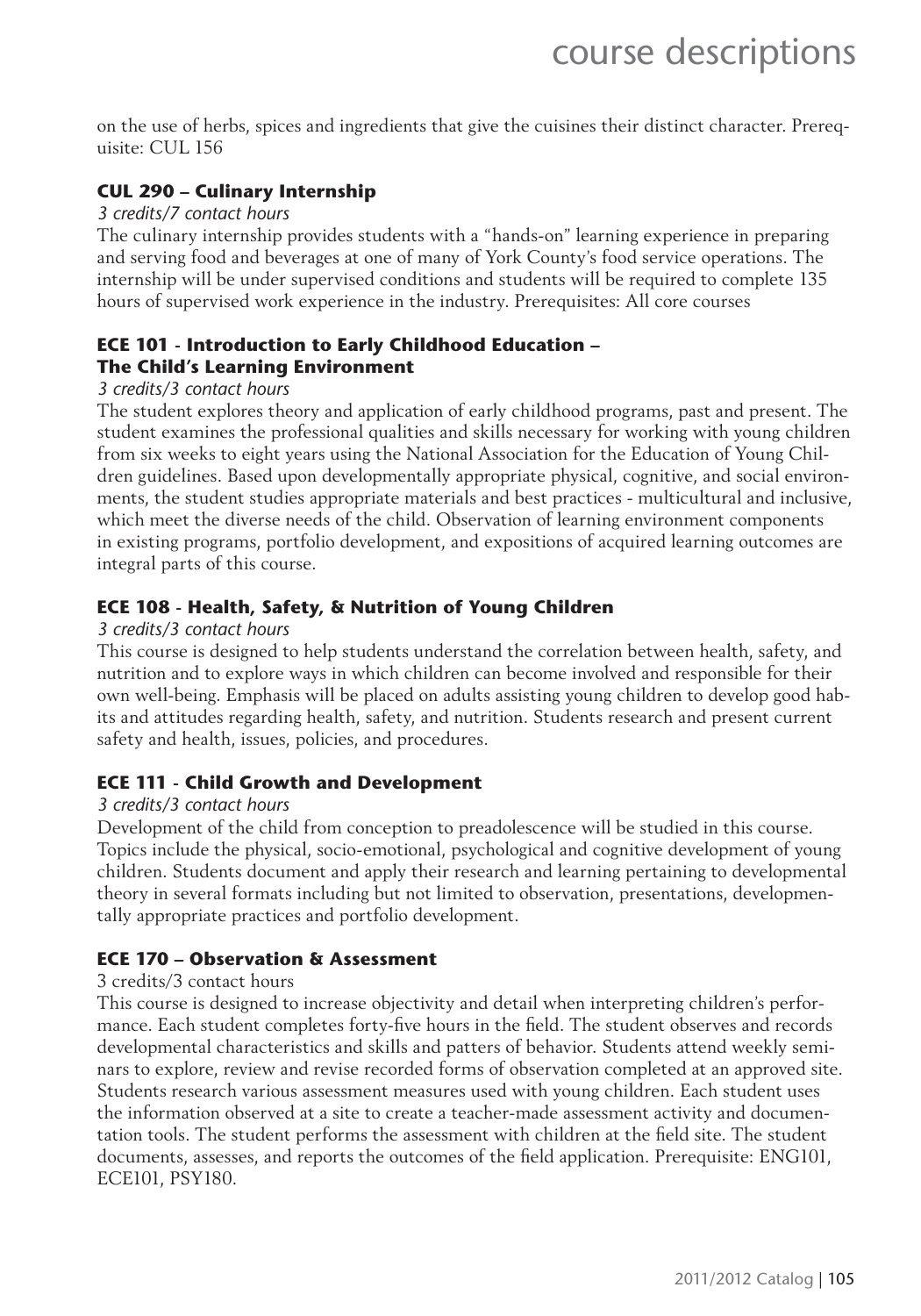on the use of herbs, spices and ingredients that give the cuisines their distinct character. Prerequisite: CUL 156

### CUL 290 – Culinary Internship

*3 credits/7 contact hours*

The culinary internship provides students with a "hands-on" learning experience in preparing and serving food and beverages at one of many of York County's food service operations. The internship will be under supervised conditions and students will be required to complete 135 hours of supervised work experience in the industry. Prerequisites: All core courses

### ECE 101 - Introduction to Early Childhood Education – The Child's Learning Environment

*3 credits/3 contact hours*

The student explores theory and application of early childhood programs, past and present. The student examines the professional qualities and skills necessary for working with young children from six weeks to eight years using the National Association for the Education of Young Children guidelines. Based upon developmentally appropriate physical, cognitive, and social environments, the student studies appropriate materials and best practices - multicultural and inclusive, which meet the diverse needs of the child. Observation of learning environment components in existing programs, portfolio development, and expositions of acquired learning outcomes are integral parts of this course.

### ECE 108 - Health, Safety, & Nutrition of Young Children

*3 credits/3 contact hours*

This course is designed to help students understand the correlation between health, safety, and nutrition and to explore ways in which children can become involved and responsible for their own well-being. Emphasis will be placed on adults assisting young children to develop good habits and attitudes regarding health, safety, and nutrition. Students research and present current safety and health, issues, policies, and procedures.

### ECE 111 - Child Growth and Development

*3 credits/3 contact hours*

Development of the child from conception to preadolescence will be studied in this course. Topics include the physical, socio-emotional, psychological and cognitive development of young children. Students document and apply their research and learning pertaining to developmental theory in several formats including but not limited to observation, presentations, developmentally appropriate practices and portfolio development.

### ECE 170 – Observation & Assessment

3 credits/3 contact hours

This course is designed to increase objectivity and detail when interpreting children's performance. Each student completes forty-five hours in the field. The student observes and records developmental characteristics and skills and patters of behavior. Students attend weekly seminars to explore, review and revise recorded forms of observation completed at an approved site. Students research various assessment measures used with young children. Each student uses the information observed at a site to create a teacher-made assessment activity and documentation tools. The student performs the assessment with children at the field site. The student documents, assesses, and reports the outcomes of the field application. Prerequisite: ENG101, ECE101, PSY180.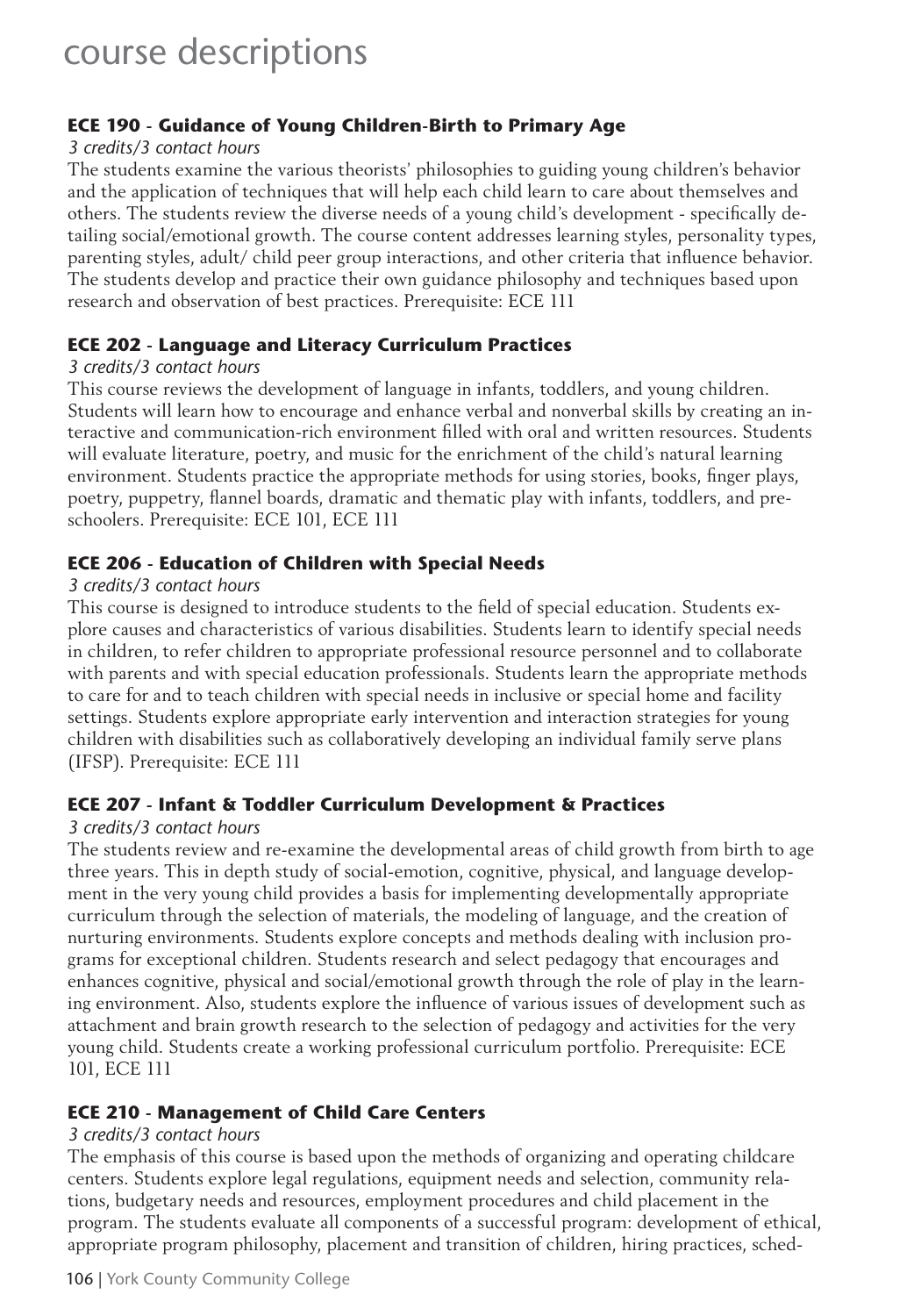# course descriptions

### ECE 190 - Guidance of Young Children-Birth to Primary Age

*3 credits/3 contact hours*

The students examine the various theorists' philosophies to guiding young children's behavior and the application of techniques that will help each child learn to care about themselves and others. The students review the diverse needs of a young child's development - specifically detailing social/emotional growth. The course content addresses learning styles, personality types, parenting styles, adult/ child peer group interactions, and other criteria that influence behavior. The students develop and practice their own guidance philosophy and techniques based upon research and observation of best practices. Prerequisite: ECE 111

### ECE 202 - Language and Literacy Curriculum Practices

*3 credits/3 contact hours*

This course reviews the development of language in infants, toddlers, and young children. Students will learn how to encourage and enhance verbal and nonverbal skills by creating an interactive and communication-rich environment filled with oral and written resources. Students will evaluate literature, poetry, and music for the enrichment of the child's natural learning environment. Students practice the appropriate methods for using stories, books, finger plays, poetry, puppetry, flannel boards, dramatic and thematic play with infants, toddlers, and preschoolers. Prerequisite: ECE 101, ECE 111

### ECE 206 - Education of Children with Special Needs

*3 credits/3 contact hours*

This course is designed to introduce students to the field of special education. Students explore causes and characteristics of various disabilities. Students learn to identify special needs in children, to refer children to appropriate professional resource personnel and to collaborate with parents and with special education professionals. Students learn the appropriate methods to care for and to teach children with special needs in inclusive or special home and facility settings. Students explore appropriate early intervention and interaction strategies for young children with disabilities such as collaboratively developing an individual family serve plans (IFSP). Prerequisite: ECE 111

### ECE 207 - Infant & Toddler Curriculum Development & Practices

*3 credits/3 contact hours*

The students review and re-examine the developmental areas of child growth from birth to age three years. This in depth study of social-emotion, cognitive, physical, and language development in the very young child provides a basis for implementing developmentally appropriate curriculum through the selection of materials, the modeling of language, and the creation of nurturing environments. Students explore concepts and methods dealing with inclusion programs for exceptional children. Students research and select pedagogy that encourages and enhances cognitive, physical and social/emotional growth through the role of play in the learning environment. Also, students explore the influence of various issues of development such as attachment and brain growth research to the selection of pedagogy and activities for the very young child. Students create a working professional curriculum portfolio. Prerequisite: ECE 101, ECE 111

### ECE 210 - Management of Child Care Centers

*3 credits/3 contact hours*

The emphasis of this course is based upon the methods of organizing and operating childcare centers. Students explore legal regulations, equipment needs and selection, community relations, budgetary needs and resources, employment procedures and child placement in the program. The students evaluate all components of a successful program: development of ethical, appropriate program philosophy, placement and transition of children, hiring practices, sched-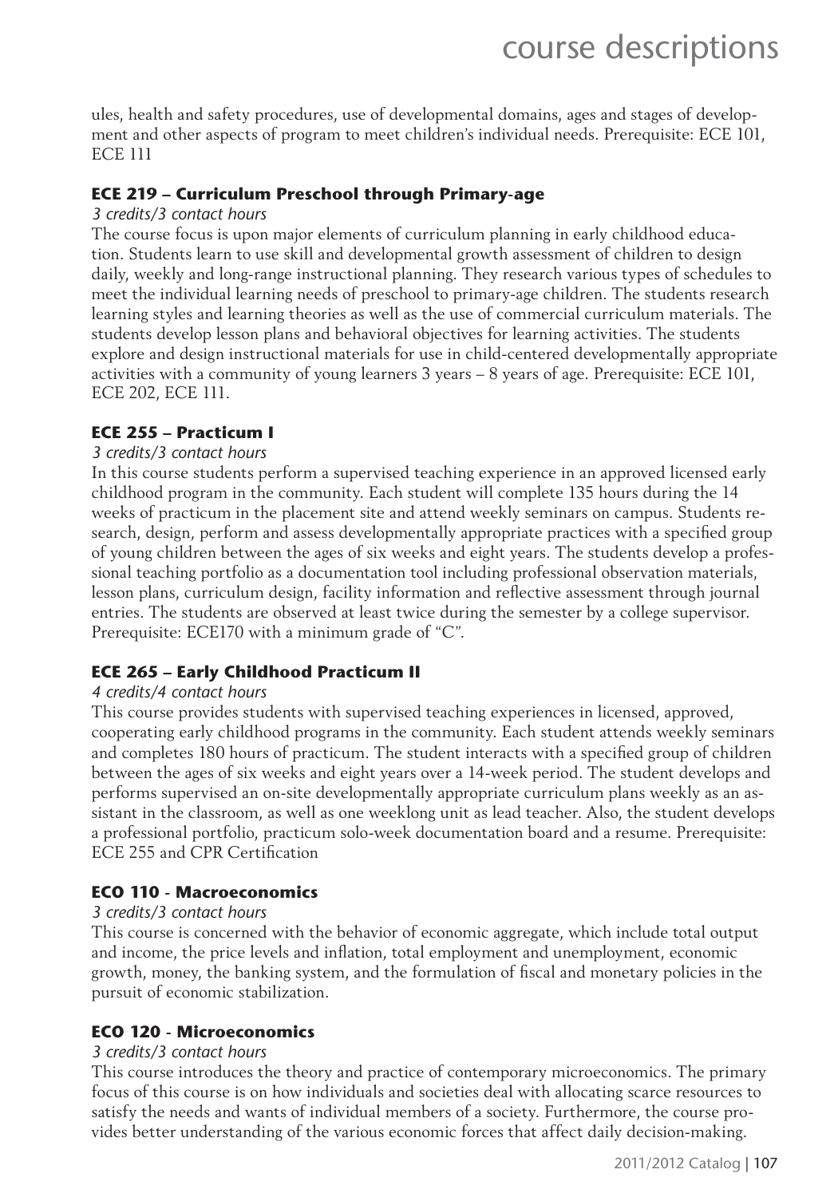ules, health and safety procedures, use of developmental domains, ages and stages of development and other aspects of program to meet children's individual needs. Prerequisite: ECE 101, ECE 111

### ECE 219 – Curriculum Preschool through Primary-age

*3 credits/3 contact hours*

The course focus is upon major elements of curriculum planning in early childhood education. Students learn to use skill and developmental growth assessment of children to design daily, weekly and long-range instructional planning. They research various types of schedules to meet the individual learning needs of preschool to primary-age children. The students research learning styles and learning theories as well as the use of commercial curriculum materials. The students develop lesson plans and behavioral objectives for learning activities. The students explore and design instructional materials for use in child-centered developmentally appropriate activities with a community of young learners 3 years – 8 years of age. Prerequisite: ECE 101, ECE 202, ECE 111.

### ECE 255 – Practicum I

*3 credits/3 contact hours*

In this course students perform a supervised teaching experience in an approved licensed early childhood program in the community. Each student will complete 135 hours during the 14 weeks of practicum in the placement site and attend weekly seminars on campus. Students research, design, perform and assess developmentally appropriate practices with a specified group of young children between the ages of six weeks and eight years. The students develop a professional teaching portfolio as a documentation tool including professional observation materials, lesson plans, curriculum design, facility information and reflective assessment through journal entries. The students are observed at least twice during the semester by a college supervisor. Prerequisite: ECE170 with a minimum grade of "C".

### ECE 265 – Early Childhood Practicum II

*4 credits/4 contact hours*

This course provides students with supervised teaching experiences in licensed, approved, cooperating early childhood programs in the community. Each student attends weekly seminars and completes 180 hours of practicum. The student interacts with a specified group of children between the ages of six weeks and eight years over a 14-week period. The student develops and performs supervised an on-site developmentally appropriate curriculum plans weekly as an assistant in the classroom, as well as one weeklong unit as lead teacher. Also, the student develops a professional portfolio, practicum solo-week documentation board and a resume. Prerequisite: ECE 255 and CPR Certification

### ECO 110 - Macroeconomics

*3 credits/3 contact hours*

This course is concerned with the behavior of economic aggregate, which include total output and income, the price levels and inflation, total employment and unemployment, economic growth, money, the banking system, and the formulation of fiscal and monetary policies in the pursuit of economic stabilization.

### ECO 120 - Microeconomics

*3 credits/3 contact hours*

This course introduces the theory and practice of contemporary microeconomics. The primary focus of this course is on how individuals and societies deal with allocating scarce resources to satisfy the needs and wants of individual members of a society. Furthermore, the course provides better understanding of the various economic forces that affect daily decision-making.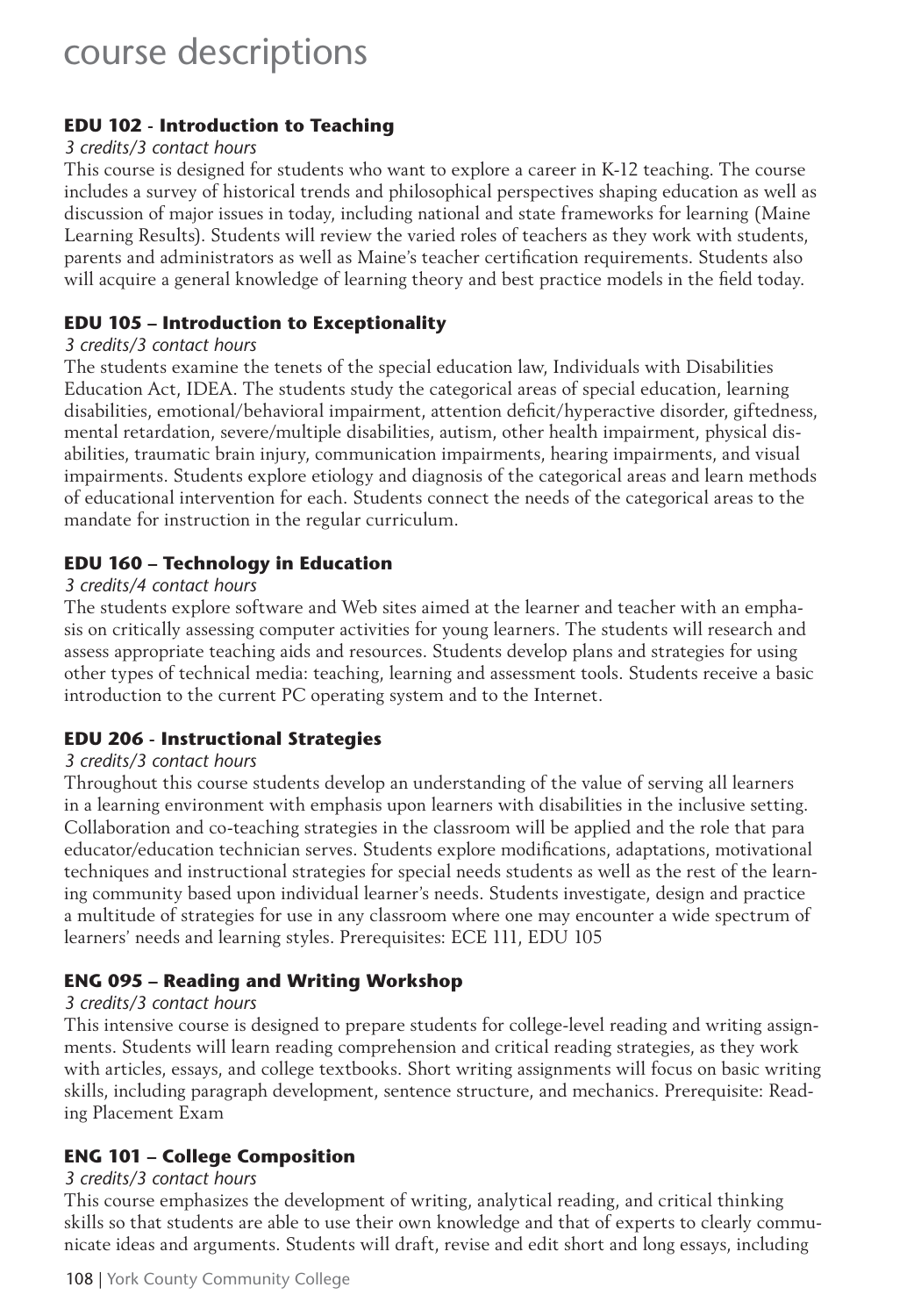# course descriptions

### EDU 102 - Introduction to Teaching

*3 credits/3 contact hours*

This course is designed for students who want to explore a career in K-12 teaching. The course includes a survey of historical trends and philosophical perspectives shaping education as well as discussion of major issues in today, including national and state frameworks for learning (Maine Learning Results). Students will review the varied roles of teachers as they work with students, parents and administrators as well as Maine's teacher certification requirements. Students also will acquire a general knowledge of learning theory and best practice models in the field today.

### EDU 105 – Introduction to Exceptionality

*3 credits/3 contact hours*

The students examine the tenets of the special education law, Individuals with Disabilities Education Act, IDEA. The students study the categorical areas of special education, learning disabilities, emotional/behavioral impairment, attention deficit/hyperactive disorder, giftedness, mental retardation, severe/multiple disabilities, autism, other health impairment, physical disabilities, traumatic brain injury, communication impairments, hearing impairments, and visual impairments. Students explore etiology and diagnosis of the categorical areas and learn methods of educational intervention for each. Students connect the needs of the categorical areas to the mandate for instruction in the regular curriculum.

### EDU 160 – Technology in Education

*3 credits/4 contact hours*

The students explore software and Web sites aimed at the learner and teacher with an emphasis on critically assessing computer activities for young learners. The students will research and assess appropriate teaching aids and resources. Students develop plans and strategies for using other types of technical media: teaching, learning and assessment tools. Students receive a basic introduction to the current PC operating system and to the Internet.

### EDU 206 - Instructional Strategies

*3 credits/3 contact hours*

Throughout this course students develop an understanding of the value of serving all learners in a learning environment with emphasis upon learners with disabilities in the inclusive setting. Collaboration and co-teaching strategies in the classroom will be applied and the role that para educator/education technician serves. Students explore modifications, adaptations, motivational techniques and instructional strategies for special needs students as well as the rest of the learning community based upon individual learner's needs. Students investigate, design and practice a multitude of strategies for use in any classroom where one may encounter a wide spectrum of learners' needs and learning styles. Prerequisites: ECE 111, EDU 105

### ENG 095 – Reading and Writing Workshop

*3 credits/3 contact hours*

This intensive course is designed to prepare students for college-level reading and writing assignments. Students will learn reading comprehension and critical reading strategies, as they work with articles, essays, and college textbooks. Short writing assignments will focus on basic writing skills, including paragraph development, sentence structure, and mechanics. Prerequisite: Reading Placement Exam

### ENG 101 – College Composition

*3 credits/3 contact hours*

This course emphasizes the development of writing, analytical reading, and critical thinking skills so that students are able to use their own knowledge and that of experts to clearly communicate ideas and arguments. Students will draft, revise and edit short and long essays, including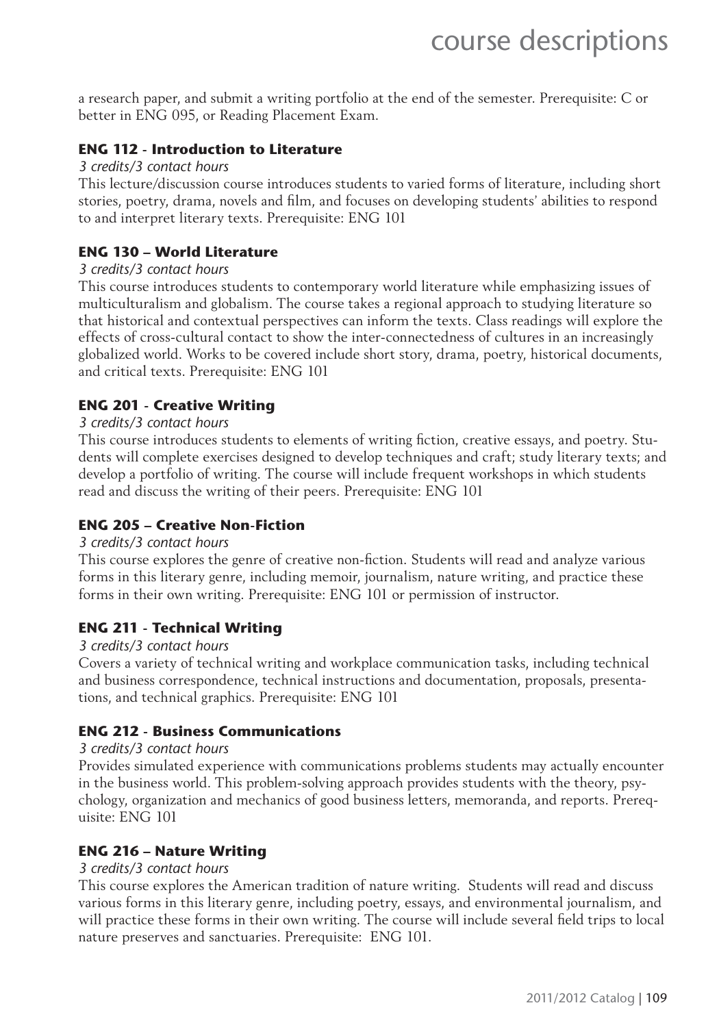a research paper, and submit a writing portfolio at the end of the semester. Prerequisite: C or better in ENG 095, or Reading Placement Exam.

### ENG 112 - Introduction to Literature

*3 credits/3 contact hours*

This lecture/discussion course introduces students to varied forms of literature, including short stories, poetry, drama, novels and film, and focuses on developing students' abilities to respond to and interpret literary texts. Prerequisite: ENG 101

### ENG 130 – World Literature

*3 credits/3 contact hours*

This course introduces students to contemporary world literature while emphasizing issues of multiculturalism and globalism. The course takes a regional approach to studying literature so that historical and contextual perspectives can inform the texts. Class readings will explore the effects of cross-cultural contact to show the inter-connectedness of cultures in an increasingly globalized world. Works to be covered include short story, drama, poetry, historical documents, and critical texts. Prerequisite: ENG 101

### ENG 201 - Creative Writing

*3 credits/3 contact hours*

This course introduces students to elements of writing fiction, creative essays, and poetry. Students will complete exercises designed to develop techniques and craft; study literary texts; and develop a portfolio of writing. The course will include frequent workshops in which students read and discuss the writing of their peers. Prerequisite: ENG 101

### ENG 205 – Creative Non-Fiction

*3 credits/3 contact hours*

This course explores the genre of creative non-fiction. Students will read and analyze various forms in this literary genre, including memoir, journalism, nature writing, and practice these forms in their own writing. Prerequisite: ENG 101 or permission of instructor.

### ENG 211 - Technical Writing

*3 credits/3 contact hours*

Covers a variety of technical writing and workplace communication tasks, including technical and business correspondence, technical instructions and documentation, proposals, presentations, and technical graphics. Prerequisite: ENG 101

### ENG 212 - Business Communications

*3 credits/3 contact hours*

Provides simulated experience with communications problems students may actually encounter in the business world. This problem-solving approach provides students with the theory, psychology, organization and mechanics of good business letters, memoranda, and reports. Prerequisite: ENG 101

### ENG 216 – Nature Writing

*3 credits/3 contact hours*

This course explores the American tradition of nature writing. Students will read and discuss various forms in this literary genre, including poetry, essays, and environmental journalism, and will practice these forms in their own writing. The course will include several field trips to local nature preserves and sanctuaries. Prerequisite: ENG 101.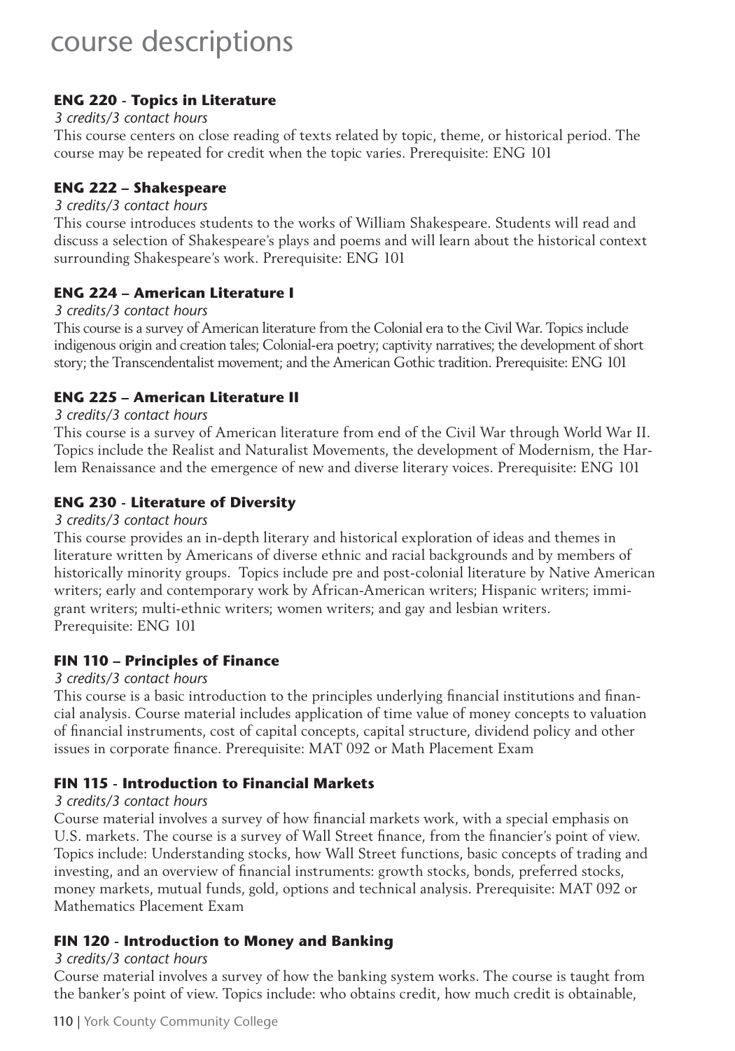# course descriptions

### ENG 220 - Topics in Literature

*3 credits/3 contact hours*

This course centers on close reading of texts related by topic, theme, or historical period. The course may be repeated for credit when the topic varies. Prerequisite: ENG 101

### ENG 222 – Shakespeare

*3 credits/3 contact hours*

This course introduces students to the works of William Shakespeare. Students will read and discuss a selection of Shakespeare's plays and poems and will learn about the historical context surrounding Shakespeare's work. Prerequisite: ENG 101

### ENG 224 – American Literature I

*3 credits/3 contact hours*

This course is a survey of American literature from the Colonial era to the Civil War. Topics include indigenous origin and creation tales; Colonial-era poetry; captivity narratives; the development of short story; the Transcendentalist movement; and the American Gothic tradition. Prerequisite: ENG 101

### ENG 225 – American Literature II

*3 credits/3 contact hours*

This course is a survey of American literature from end of the Civil War through World War II. Topics include the Realist and Naturalist Movements, the development of Modernism, the Harlem Renaissance and the emergence of new and diverse literary voices. Prerequisite: ENG 101

### ENG 230 - Literature of Diversity

*3 credits/3 contact hours*

This course provides an in-depth literary and historical exploration of ideas and themes in literature written by Americans of diverse ethnic and racial backgrounds and by members of historically minority groups. Topics include pre and post-colonial literature by Native American writers; early and contemporary work by African-American writers; Hispanic writers; immigrant writers; multi-ethnic writers; women writers; and gay and lesbian writers.
Prerequisite: ENG 101

### FIN 110 – Principles of Finance

*3 credits/3 contact hours*

This course is a basic introduction to the principles underlying financial institutions and financial analysis. Course material includes application of time value of money concepts to valuation of financial instruments, cost of capital concepts, capital structure, dividend policy and other issues in corporate finance. Prerequisite: MAT 092 or Math Placement Exam

### FIN 115 - Introduction to Financial Markets

*3 credits/3 contact hours*

Course material involves a survey of how financial markets work, with a special emphasis on U.S. markets. The course is a survey of Wall Street finance, from the financier's point of view. Topics include: Understanding stocks, how Wall Street functions, basic concepts of trading and investing, and an overview of financial instruments: growth stocks, bonds, preferred stocks, money markets, mutual funds, gold, options and technical analysis. Prerequisite: MAT 092 or Mathematics Placement Exam

### FIN 120 - Introduction to Money and Banking

*3 credits/3 contact hours*

Course material involves a survey of how the banking system works. The course is taught from the banker's point of view. Topics include: who obtains credit, how much credit is obtainable,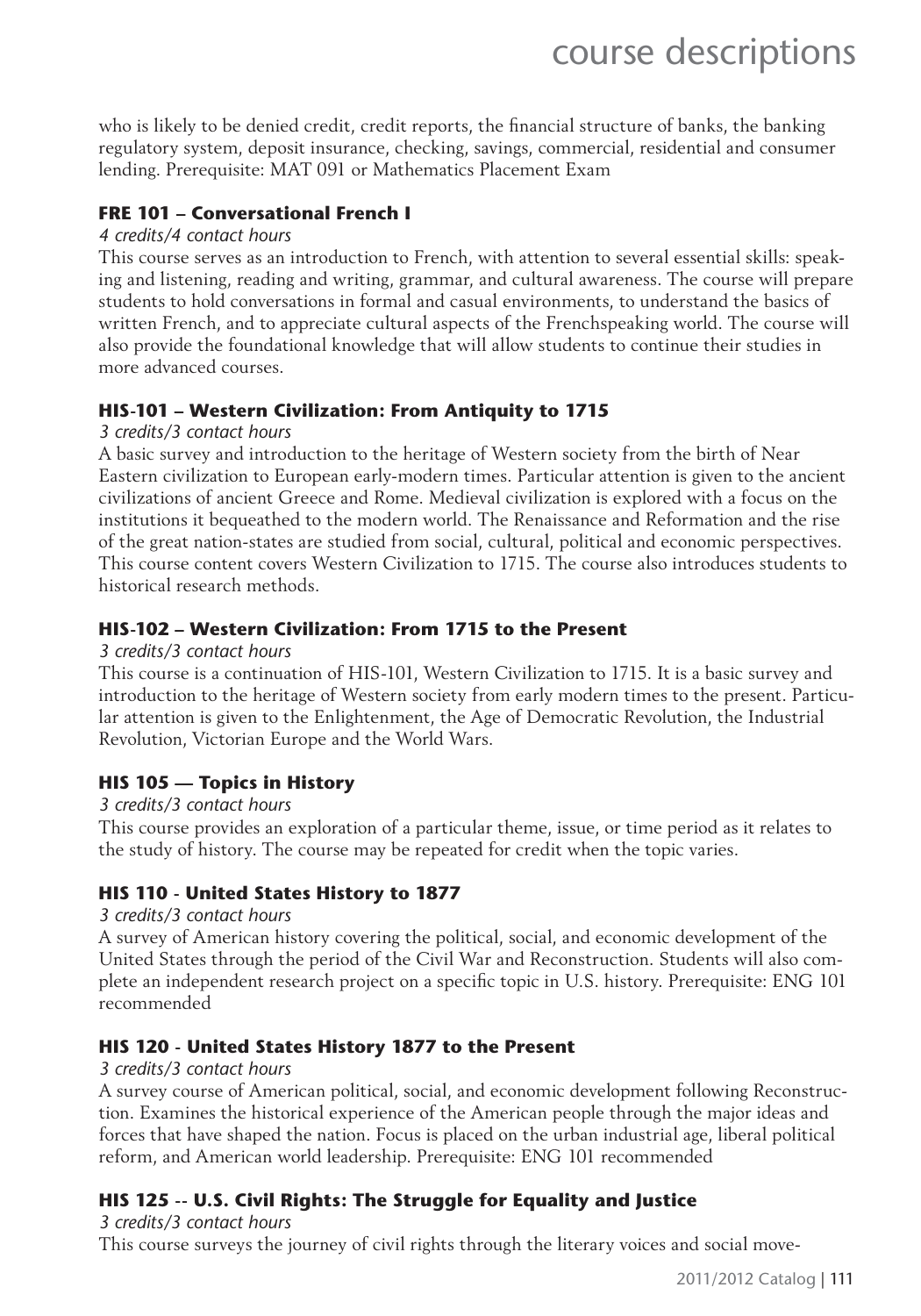who is likely to be denied credit, credit reports, the financial structure of banks, the banking regulatory system, deposit insurance, checking, savings, commercial, residential and consumer lending. Prerequisite: MAT 091 or Mathematics Placement Exam

### FRE 101 – Conversational French I

*4 credits/4 contact hours*

This course serves as an introduction to French, with attention to several essential skills: speaking and listening, reading and writing, grammar, and cultural awareness. The course will prepare students to hold conversations in formal and casual environments, to understand the basics of written French, and to appreciate cultural aspects of the Frenchspeaking world. The course will also provide the foundational knowledge that will allow students to continue their studies in more advanced courses.

### HIS-101 – Western Civilization: From Antiquity to 1715

*3 credits/3 contact hours*

A basic survey and introduction to the heritage of Western society from the birth of Near Eastern civilization to European early-modern times. Particular attention is given to the ancient civilizations of ancient Greece and Rome. Medieval civilization is explored with a focus on the institutions it bequeathed to the modern world. The Renaissance and Reformation and the rise of the great nation-states are studied from social, cultural, political and economic perspectives. This course content covers Western Civilization to 1715. The course also introduces students to historical research methods.

### HIS-102 – Western Civilization: From 1715 to the Present

*3 credits/3 contact hours*

This course is a continuation of HIS-101, Western Civilization to 1715. It is a basic survey and introduction to the heritage of Western society from early modern times to the present. Particular attention is given to the Enlightenment, the Age of Democratic Revolution, the Industrial Revolution, Victorian Europe and the World Wars.

### HIS 105 — Topics in History

*3 credits/3 contact hours*

This course provides an exploration of a particular theme, issue, or time period as it relates to the study of history. The course may be repeated for credit when the topic varies.

### HIS 110 - United States History to 1877

*3 credits/3 contact hours*

A survey of American history covering the political, social, and economic development of the United States through the period of the Civil War and Reconstruction. Students will also complete an independent research project on a specific topic in U.S. history. Prerequisite: ENG 101 recommended

### HIS 120 - United States History 1877 to the Present

*3 credits/3 contact hours*

A survey course of American political, social, and economic development following Reconstruction. Examines the historical experience of the American people through the major ideas and forces that have shaped the nation. Focus is placed on the urban industrial age, liberal political reform, and American world leadership. Prerequisite: ENG 101 recommended

### HIS 125 -- U.S. Civil Rights: The Struggle for Equality and Justice

*3 credits/3 contact hours*

This course surveys the journey of civil rights through the literary voices and social move-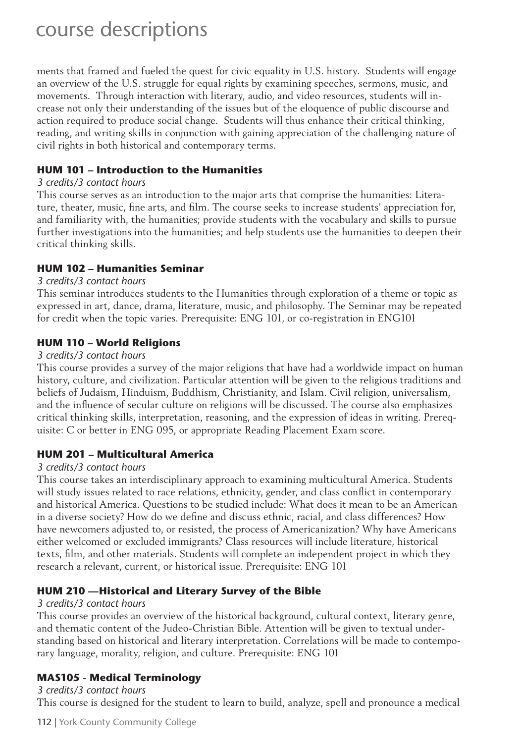ments that framed and fueled the quest for civic equality in U.S. history. Students will engage an overview of the U.S. struggle for equal rights by examining speeches, sermons, music, and movements. Through interaction with literary, audio, and video resources, students will increase not only their understanding of the issues but of the eloquence of public discourse and action required to produce social change. Students will thus enhance their critical thinking, reading, and writing skills in conjunction with gaining appreciation of the challenging nature of civil rights in both historical and contemporary terms.

### HUM 101 – Introduction to the Humanities

*3 credits/3 contact hours*

This course serves as an introduction to the major arts that comprise the humanities: Literature, theater, music, fine arts, and film. The course seeks to increase students' appreciation for, and familiarity with, the humanities; provide students with the vocabulary and skills to pursue further investigations into the humanities; and help students use the humanities to deepen their critical thinking skills.

### HUM 102 – Humanities Seminar

*3 credits/3 contact hours*

This seminar introduces students to the Humanities through exploration of a theme or topic as expressed in art, dance, drama, literature, music, and philosophy. The Seminar may be repeated for credit when the topic varies. Prerequisite: ENG 101, or co-registration in ENG101

### HUM 110 – World Religions

*3 credits/3 contact hours*

This course provides a survey of the major religions that have had a worldwide impact on human history, culture, and civilization. Particular attention will be given to the religious traditions and beliefs of Judaism, Hinduism, Buddhism, Christianity, and Islam. Civil religion, universalism, and the influence of secular culture on religions will be discussed. The course also emphasizes critical thinking skills, interpretation, reasoning, and the expression of ideas in writing. Prerequisite: C or better in ENG 095, or appropriate Reading Placement Exam score.

### HUM 201 – Multicultural America

*3 credits/3 contact hours*

This course takes an interdisciplinary approach to examining multicultural America. Students will study issues related to race relations, ethnicity, gender, and class conflict in contemporary and historical America. Questions to be studied include: What does it mean to be an American in a diverse society? How do we define and discuss ethnic, racial, and class differences? How have newcomers adjusted to, or resisted, the process of Americanization? Why have Americans either welcomed or excluded immigrants? Class resources will include literature, historical texts, film, and other materials. Students will complete an independent project in which they research a relevant, current, or historical issue. Prerequisite: ENG 101

### HUM 210 —Historical and Literary Survey of the Bible

*3 credits/3 contact hours*

This course provides an overview of the historical background, cultural context, literary genre, and thematic content of the Judeo-Christian Bible. Attention will be given to textual understanding based on historical and literary interpretation. Correlations will be made to contemporary language, morality, religion, and culture. Prerequisite: ENG 101

### MAS105 - Medical Terminology

*3 credits/3 contact hours*

This course is designed for the student to learn to build, analyze, spell and pronounce a medical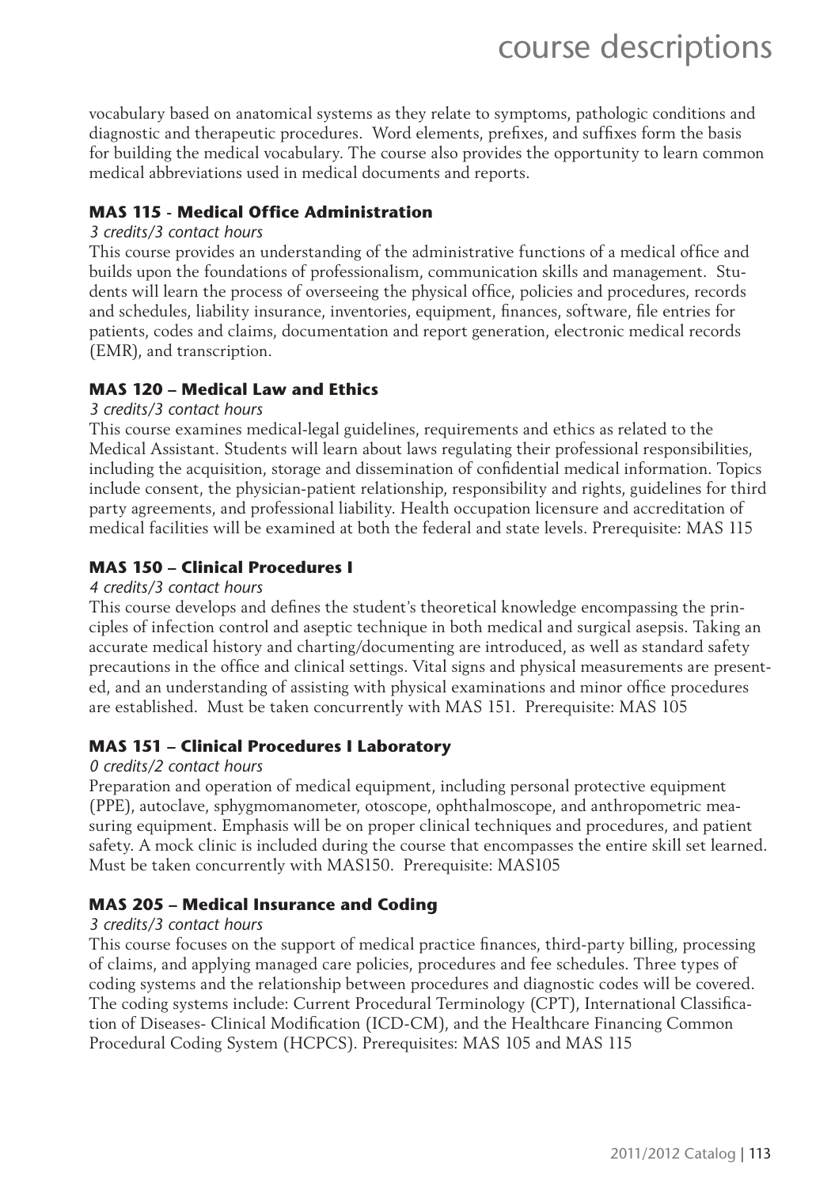vocabulary based on anatomical systems as they relate to symptoms, pathologic conditions and diagnostic and therapeutic procedures. Word elements, prefixes, and suffixes form the basis for building the medical vocabulary. The course also provides the opportunity to learn common medical abbreviations used in medical documents and reports.

### MAS 115 - Medical Office Administration

*3 credits/3 contact hours*

This course provides an understanding of the administrative functions of a medical office and builds upon the foundations of professionalism, communication skills and management. Students will learn the process of overseeing the physical office, policies and procedures, records and schedules, liability insurance, inventories, equipment, finances, software, file entries for patients, codes and claims, documentation and report generation, electronic medical records (EMR), and transcription.

### MAS 120 – Medical Law and Ethics

*3 credits/3 contact hours*

This course examines medical-legal guidelines, requirements and ethics as related to the Medical Assistant. Students will learn about laws regulating their professional responsibilities, including the acquisition, storage and dissemination of confidential medical information. Topics include consent, the physician-patient relationship, responsibility and rights, guidelines for third party agreements, and professional liability. Health occupation licensure and accreditation of medical facilities will be examined at both the federal and state levels. Prerequisite: MAS 115

### MAS 150 – Clinical Procedures I

*4 credits/3 contact hours*

This course develops and defines the student's theoretical knowledge encompassing the principles of infection control and aseptic technique in both medical and surgical asepsis. Taking an accurate medical history and charting/documenting are introduced, as well as standard safety precautions in the office and clinical settings. Vital signs and physical measurements are presented, and an understanding of assisting with physical examinations and minor office procedures are established. Must be taken concurrently with MAS 151. Prerequisite: MAS 105

### MAS 151 – Clinical Procedures I Laboratory

*0 credits/2 contact hours*

Preparation and operation of medical equipment, including personal protective equipment (PPE), autoclave, sphygmomanometer, otoscope, ophthalmoscope, and anthropometric measuring equipment. Emphasis will be on proper clinical techniques and procedures, and patient safety. A mock clinic is included during the course that encompasses the entire skill set learned. Must be taken concurrently with MAS150. Prerequisite: MAS105

### MAS 205 – Medical Insurance and Coding

*3 credits/3 contact hours*

This course focuses on the support of medical practice finances, third-party billing, processing of claims, and applying managed care policies, procedures and fee schedules. Three types of coding systems and the relationship between procedures and diagnostic codes will be covered. The coding systems include: Current Procedural Terminology (CPT), International Classification of Diseases- Clinical Modification (ICD-CM), and the Healthcare Financing Common Procedural Coding System (HCPCS). Prerequisites: MAS 105 and MAS 115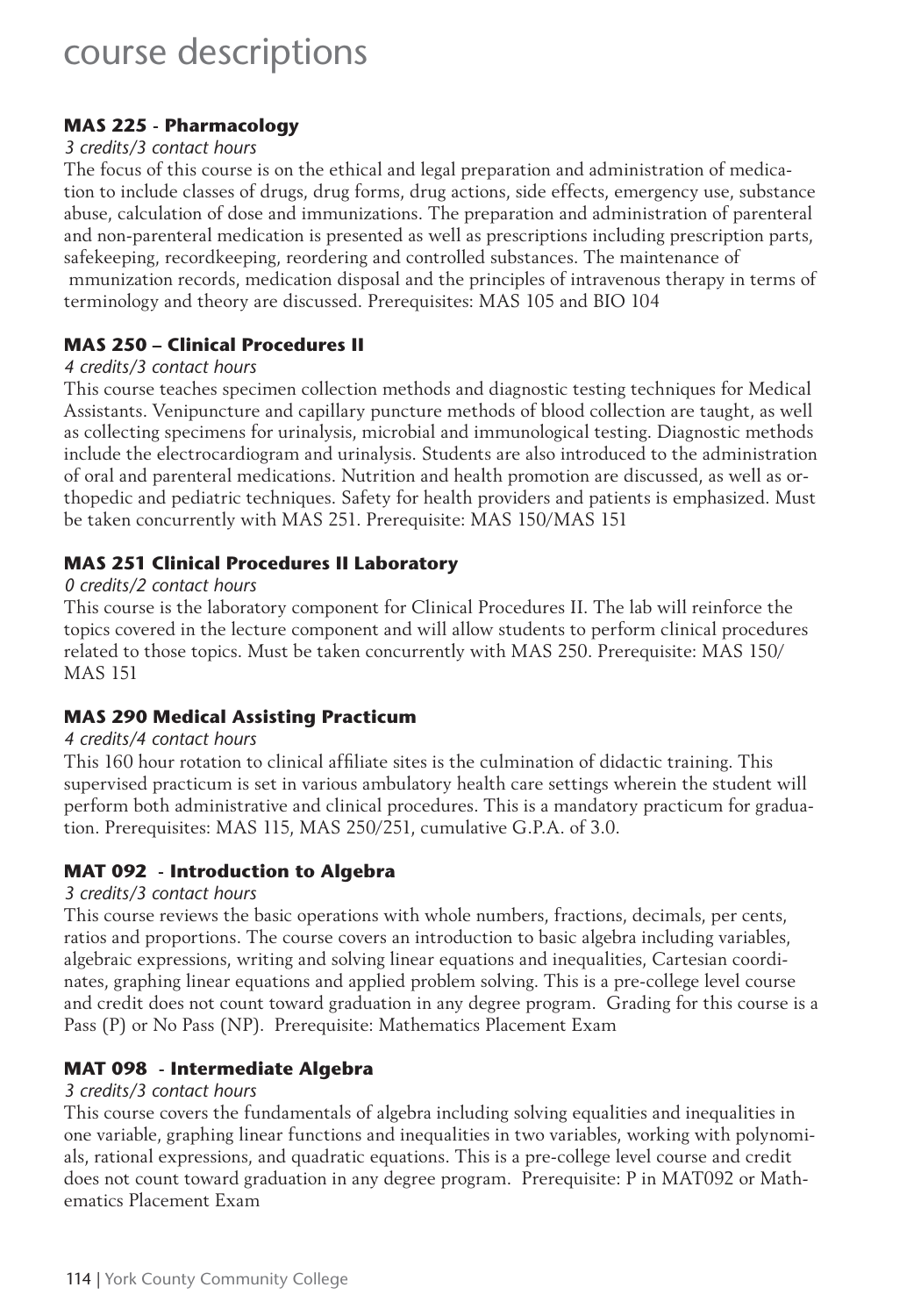# course descriptions

### MAS 225 - Pharmacology

*3 credits/3 contact hours*

The focus of this course is on the ethical and legal preparation and administration of medication to include classes of drugs, drug forms, drug actions, side effects, emergency use, substance abuse, calculation of dose and immunizations. The preparation and administration of parenteral and non-parenteral medication is presented as well as prescriptions including prescription parts, safekeeping, recordkeeping, reordering and controlled substances. The maintenance of mmunization records, medication disposal and the principles of intravenous therapy in terms of terminology and theory are discussed. Prerequisites: MAS 105 and BIO 104

### MAS 250 – Clinical Procedures II

*4 credits/3 contact hours*

This course teaches specimen collection methods and diagnostic testing techniques for Medical Assistants. Venipuncture and capillary puncture methods of blood collection are taught, as well as collecting specimens for urinalysis, microbial and immunological testing. Diagnostic methods include the electrocardiogram and urinalysis. Students are also introduced to the administration of oral and parenteral medications. Nutrition and health promotion are discussed, as well as orthopedic and pediatric techniques. Safety for health providers and patients is emphasized. Must be taken concurrently with MAS 251. Prerequisite: MAS 150/MAS 151

### MAS 251 Clinical Procedures II Laboratory

*0 credits/2 contact hours*

This course is the laboratory component for Clinical Procedures II. The lab will reinforce the topics covered in the lecture component and will allow students to perform clinical procedures related to those topics. Must be taken concurrently with MAS 250. Prerequisite: MAS 150/ MAS 151

### MAS 290 Medical Assisting Practicum

*4 credits/4 contact hours*

This 160 hour rotation to clinical affiliate sites is the culmination of didactic training. This supervised practicum is set in various ambulatory health care settings wherein the student will perform both administrative and clinical procedures. This is a mandatory practicum for graduation. Prerequisites: MAS 115, MAS 250/251, cumulative G.P.A. of 3.0.

### MAT 092 - Introduction to Algebra

*3 credits/3 contact hours*

This course reviews the basic operations with whole numbers, fractions, decimals, per cents, ratios and proportions. The course covers an introduction to basic algebra including variables, algebraic expressions, writing and solving linear equations and inequalities, Cartesian coordinates, graphing linear equations and applied problem solving. This is a pre-college level course and credit does not count toward graduation in any degree program. Grading for this course is a Pass (P) or No Pass (NP). Prerequisite: Mathematics Placement Exam

### MAT 098 - Intermediate Algebra

*3 credits/3 contact hours*

This course covers the fundamentals of algebra including solving equalities and inequalities in one variable, graphing linear functions and inequalities in two variables, working with polynomials, rational expressions, and quadratic equations. This is a pre-college level course and credit does not count toward graduation in any degree program. Prerequisite: P in MAT092 or Mathematics Placement Exam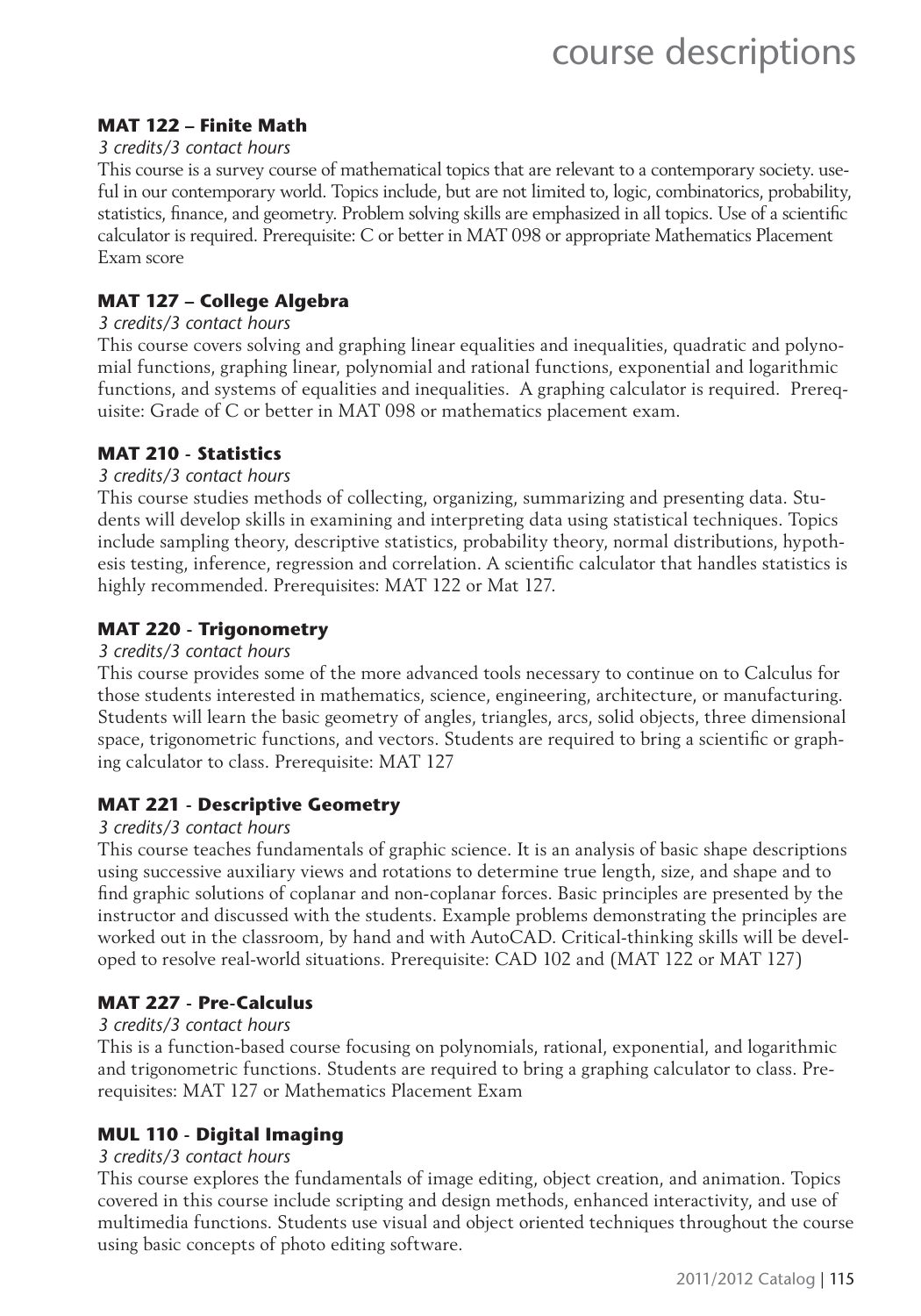### MAT 122 – Finite Math

*3 credits/3 contact hours*

This course is a survey course of mathematical topics that are relevant to a contemporary society. useful in our contemporary world. Topics include, but are not limited to, logic, combinatorics, probability, statistics, finance, and geometry. Problem solving skills are emphasized in all topics. Use of a scientific calculator is required. Prerequisite: C or better in MAT 098 or appropriate Mathematics Placement Exam score

### MAT 127 – College Algebra

*3 credits/3 contact hours*

This course covers solving and graphing linear equalities and inequalities, quadratic and polynomial functions, graphing linear, polynomial and rational functions, exponential and logarithmic functions, and systems of equalities and inequalities. A graphing calculator is required. Prerequisite: Grade of C or better in MAT 098 or mathematics placement exam.

### MAT 210 - Statistics

*3 credits/3 contact hours*

This course studies methods of collecting, organizing, summarizing and presenting data. Students will develop skills in examining and interpreting data using statistical techniques. Topics include sampling theory, descriptive statistics, probability theory, normal distributions, hypothesis testing, inference, regression and correlation. A scientific calculator that handles statistics is highly recommended. Prerequisites: MAT 122 or Mat 127.

### MAT 220 - Trigonometry

*3 credits/3 contact hours*

This course provides some of the more advanced tools necessary to continue on to Calculus for those students interested in mathematics, science, engineering, architecture, or manufacturing. Students will learn the basic geometry of angles, triangles, arcs, solid objects, three dimensional space, trigonometric functions, and vectors. Students are required to bring a scientific or graphing calculator to class. Prerequisite: MAT 127

### MAT 221 - Descriptive Geometry

*3 credits/3 contact hours*

This course teaches fundamentals of graphic science. It is an analysis of basic shape descriptions using successive auxiliary views and rotations to determine true length, size, and shape and to find graphic solutions of coplanar and non-coplanar forces. Basic principles are presented by the instructor and discussed with the students. Example problems demonstrating the principles are worked out in the classroom, by hand and with AutoCAD. Critical-thinking skills will be developed to resolve real-world situations. Prerequisite: CAD 102 and (MAT 122 or MAT 127)

### MAT 227 - Pre-Calculus

*3 credits/3 contact hours*

This is a function-based course focusing on polynomials, rational, exponential, and logarithmic and trigonometric functions. Students are required to bring a graphing calculator to class. Prerequisites: MAT 127 or Mathematics Placement Exam

### MUL 110 - Digital Imaging

*3 credits/3 contact hours*

This course explores the fundamentals of image editing, object creation, and animation. Topics covered in this course include scripting and design methods, enhanced interactivity, and use of multimedia functions. Students use visual and object oriented techniques throughout the course using basic concepts of photo editing software.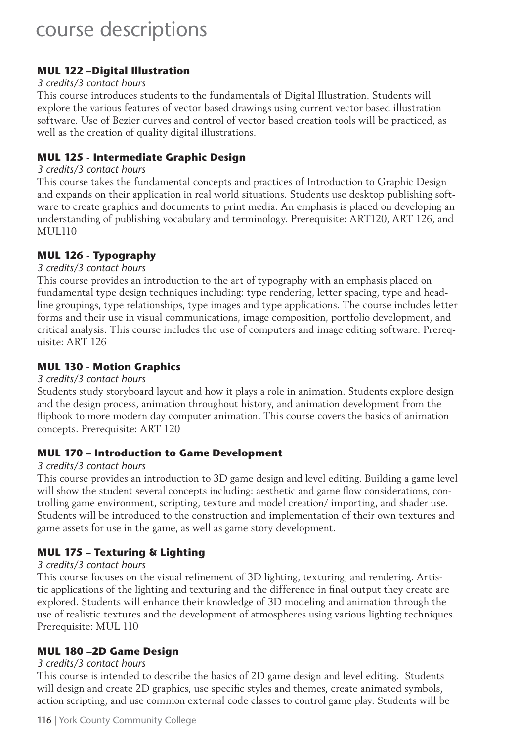# course descriptions

### MUL 122 –Digital Illustration

*3 credits/3 contact hours*

This course introduces students to the fundamentals of Digital Illustration. Students will explore the various features of vector based drawings using current vector based illustration software. Use of Bezier curves and control of vector based creation tools will be practiced, as well as the creation of quality digital illustrations.

### MUL 125 - Intermediate Graphic Design

*3 credits/3 contact hours*

This course takes the fundamental concepts and practices of Introduction to Graphic Design and expands on their application in real world situations. Students use desktop publishing software to create graphics and documents to print media. An emphasis is placed on developing an understanding of publishing vocabulary and terminology. Prerequisite: ART120, ART 126, and MUL110

### MUL 126 - Typography

*3 credits/3 contact hours*

This course provides an introduction to the art of typography with an emphasis placed on fundamental type design techniques including: type rendering, letter spacing, type and headline groupings, type relationships, type images and type applications. The course includes letter forms and their use in visual communications, image composition, portfolio development, and critical analysis. This course includes the use of computers and image editing software. Prerequisite: ART 126

### MUL 130 - Motion Graphics

*3 credits/3 contact hours*

Students study storyboard layout and how it plays a role in animation. Students explore design and the design process, animation throughout history, and animation development from the flipbook to more modern day computer animation. This course covers the basics of animation concepts. Prerequisite: ART 120

### MUL 170 – Introduction to Game Development

*3 credits/3 contact hours*

This course provides an introduction to 3D game design and level editing. Building a game level will show the student several concepts including: aesthetic and game flow considerations, controlling game environment, scripting, texture and model creation/ importing, and shader use. Students will be introduced to the construction and implementation of their own textures and game assets for use in the game, as well as game story development.

### MUL 175 – Texturing & Lighting

*3 credits/3 contact hours*

This course focuses on the visual refinement of 3D lighting, texturing, and rendering. Artistic applications of the lighting and texturing and the difference in final output they create are explored. Students will enhance their knowledge of 3D modeling and animation through the use of realistic textures and the development of atmospheres using various lighting techniques. Prerequisite: MUL 110

### MUL 180 –2D Game Design

*3 credits/3 contact hours*

This course is intended to describe the basics of 2D game design and level editing. Students will design and create 2D graphics, use specific styles and themes, create animated symbols, action scripting, and use common external code classes to control game play. Students will be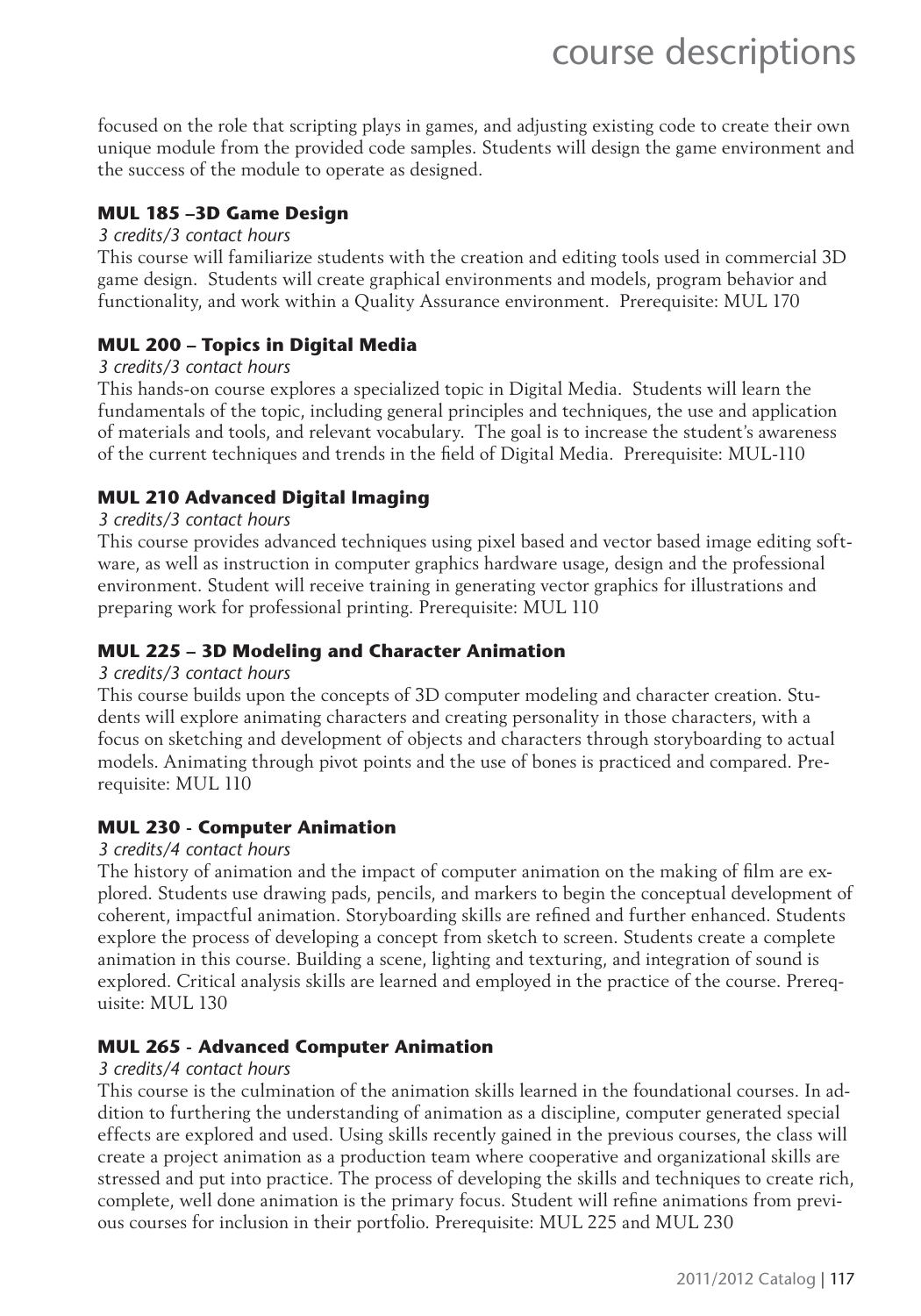focused on the role that scripting plays in games, and adjusting existing code to create their own unique module from the provided code samples. Students will design the game environment and the success of the module to operate as designed.

### MUL 185 –3D Game Design

*3 credits/3 contact hours*

This course will familiarize students with the creation and editing tools used in commercial 3D game design. Students will create graphical environments and models, program behavior and functionality, and work within a Quality Assurance environment. Prerequisite: MUL 170

### MUL 200 – Topics in Digital Media

*3 credits/3 contact hours*

This hands-on course explores a specialized topic in Digital Media. Students will learn the fundamentals of the topic, including general principles and techniques, the use and application of materials and tools, and relevant vocabulary. The goal is to increase the student's awareness of the current techniques and trends in the field of Digital Media. Prerequisite: MUL-110

### MUL 210 Advanced Digital Imaging

*3 credits/3 contact hours*

This course provides advanced techniques using pixel based and vector based image editing software, as well as instruction in computer graphics hardware usage, design and the professional environment. Student will receive training in generating vector graphics for illustrations and preparing work for professional printing. Prerequisite: MUL 110

### MUL 225 – 3D Modeling and Character Animation

*3 credits/3 contact hours*

This course builds upon the concepts of 3D computer modeling and character creation. Students will explore animating characters and creating personality in those characters, with a focus on sketching and development of objects and characters through storyboarding to actual models. Animating through pivot points and the use of bones is practiced and compared. Prerequisite: MUL 110

### MUL 230 - Computer Animation

*3 credits/4 contact hours*

The history of animation and the impact of computer animation on the making of film are explored. Students use drawing pads, pencils, and markers to begin the conceptual development of coherent, impactful animation. Storyboarding skills are refined and further enhanced. Students explore the process of developing a concept from sketch to screen. Students create a complete animation in this course. Building a scene, lighting and texturing, and integration of sound is explored. Critical analysis skills are learned and employed in the practice of the course. Prerequisite: MUL 130

### MUL 265 - Advanced Computer Animation

*3 credits/4 contact hours*

This course is the culmination of the animation skills learned in the foundational courses. In addition to furthering the understanding of animation as a discipline, computer generated special effects are explored and used. Using skills recently gained in the previous courses, the class will create a project animation as a production team where cooperative and organizational skills are stressed and put into practice. The process of developing the skills and techniques to create rich, complete, well done animation is the primary focus. Student will refine animations from previous courses for inclusion in their portfolio. Prerequisite: MUL 225 and MUL 230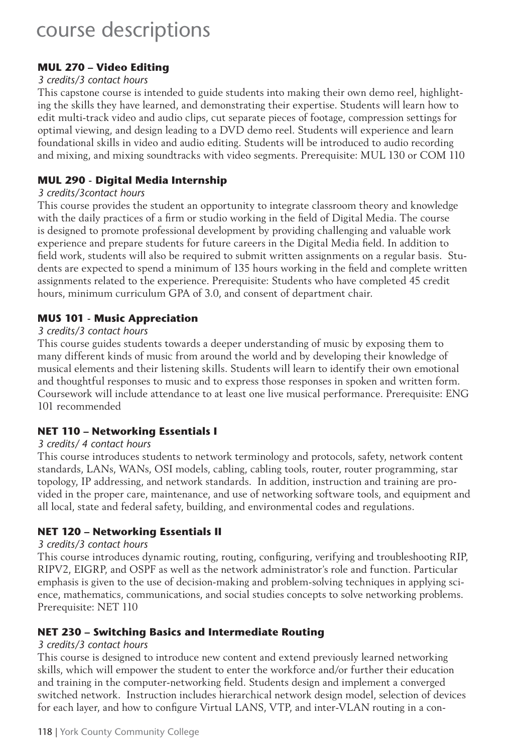# course descriptions

### MUL 270 – Video Editing

*3 credits/3 contact hours*

This capstone course is intended to guide students into making their own demo reel, highlighting the skills they have learned, and demonstrating their expertise. Students will learn how to edit multi-track video and audio clips, cut separate pieces of footage, compression settings for optimal viewing, and design leading to a DVD demo reel. Students will experience and learn foundational skills in video and audio editing. Students will be introduced to audio recording and mixing, and mixing soundtracks with video segments. Prerequisite: MUL 130 or COM 110

### MUL 290 - Digital Media Internship

*3 credits/3contact hours*

This course provides the student an opportunity to integrate classroom theory and knowledge with the daily practices of a firm or studio working in the field of Digital Media. The course is designed to promote professional development by providing challenging and valuable work experience and prepare students for future careers in the Digital Media field. In addition to field work, students will also be required to submit written assignments on a regular basis. Students are expected to spend a minimum of 135 hours working in the field and complete written assignments related to the experience. Prerequisite: Students who have completed 45 credit hours, minimum curriculum GPA of 3.0, and consent of department chair.

### MUS 101 - Music Appreciation

*3 credits/3 contact hours*

This course guides students towards a deeper understanding of music by exposing them to many different kinds of music from around the world and by developing their knowledge of musical elements and their listening skills. Students will learn to identify their own emotional and thoughtful responses to music and to express those responses in spoken and written form. Coursework will include attendance to at least one live musical performance. Prerequisite: ENG 101 recommended

### NET 110 – Networking Essentials I

*3 credits/ 4 contact hours*

This course introduces students to network terminology and protocols, safety, network content standards, LANs, WANs, OSI models, cabling, cabling tools, router, router programming, star topology, IP addressing, and network standards. In addition, instruction and training are provided in the proper care, maintenance, and use of networking software tools, and equipment and all local, state and federal safety, building, and environmental codes and regulations.

### NET 120 – Networking Essentials II

*3 credits/3 contact hours*

This course introduces dynamic routing, routing, configuring, verifying and troubleshooting RIP, RIPV2, EIGRP, and OSPF as well as the network administrator's role and function. Particular emphasis is given to the use of decision-making and problem-solving techniques in applying science, mathematics, communications, and social studies concepts to solve networking problems. Prerequisite: NET 110

### NET 230 – Switching Basics and Intermediate Routing

*3 credits/3 contact hours*

This course is designed to introduce new content and extend previously learned networking skills, which will empower the student to enter the workforce and/or further their education and training in the computer-networking field. Students design and implement a converged switched network. Instruction includes hierarchical network design model, selection of devices for each layer, and how to configure Virtual LANS, VTP, and inter-VLAN routing in a con-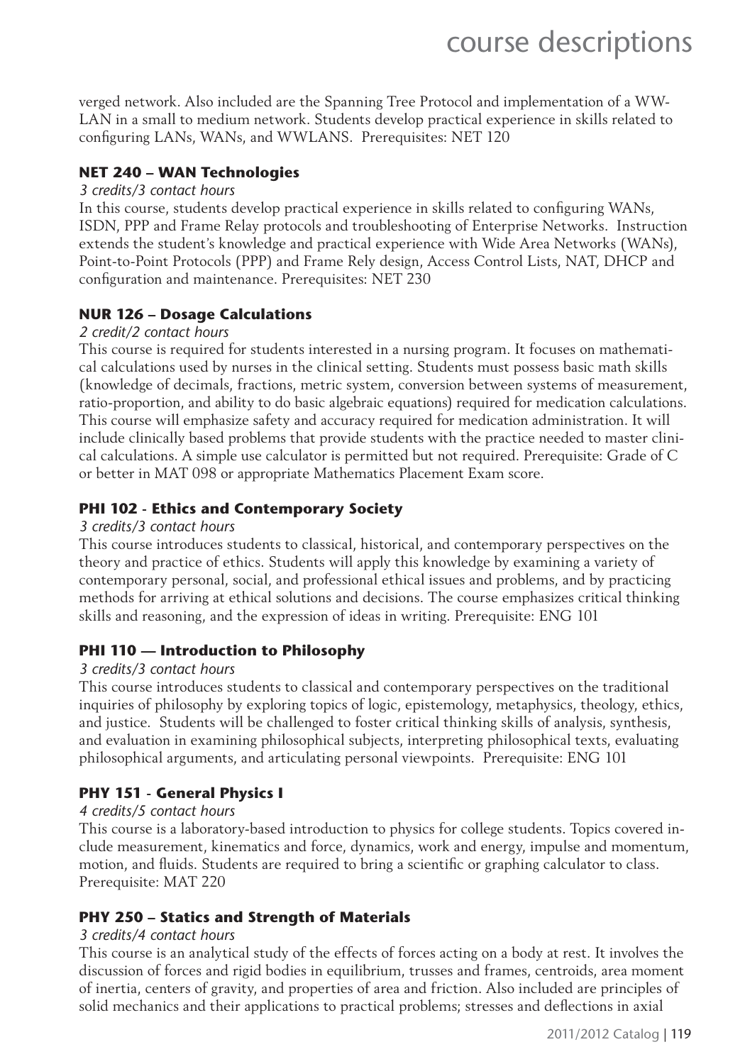verged network. Also included are the Spanning Tree Protocol and implementation of a WW-LAN in a small to medium network. Students develop practical experience in skills related to configuring LANs, WANs, and WWLANS. Prerequisites: NET 120

### NET 240 – WAN Technologies

*3 credits/3 contact hours*

In this course, students develop practical experience in skills related to configuring WANs, ISDN, PPP and Frame Relay protocols and troubleshooting of Enterprise Networks. Instruction extends the student's knowledge and practical experience with Wide Area Networks (WANs), Point-to-Point Protocols (PPP) and Frame Rely design, Access Control Lists, NAT, DHCP and configuration and maintenance. Prerequisites: NET 230

### NUR 126 – Dosage Calculations

*2 credit/2 contact hours*

This course is required for students interested in a nursing program. It focuses on mathematical calculations used by nurses in the clinical setting. Students must possess basic math skills (knowledge of decimals, fractions, metric system, conversion between systems of measurement, ratio-proportion, and ability to do basic algebraic equations) required for medication calculations. This course will emphasize safety and accuracy required for medication administration. It will include clinically based problems that provide students with the practice needed to master clinical calculations. A simple use calculator is permitted but not required. Prerequisite: Grade of C or better in MAT 098 or appropriate Mathematics Placement Exam score.

### PHI 102 - Ethics and Contemporary Society

*3 credits/3 contact hours*

This course introduces students to classical, historical, and contemporary perspectives on the theory and practice of ethics. Students will apply this knowledge by examining a variety of contemporary personal, social, and professional ethical issues and problems, and by practicing methods for arriving at ethical solutions and decisions. The course emphasizes critical thinking skills and reasoning, and the expression of ideas in writing. Prerequisite: ENG 101

### PHI 110 — Introduction to Philosophy

*3 credits/3 contact hours*

This course introduces students to classical and contemporary perspectives on the traditional inquiries of philosophy by exploring topics of logic, epistemology, metaphysics, theology, ethics, and justice. Students will be challenged to foster critical thinking skills of analysis, synthesis, and evaluation in examining philosophical subjects, interpreting philosophical texts, evaluating philosophical arguments, and articulating personal viewpoints. Prerequisite: ENG 101

### PHY 151 - General Physics I

*4 credits/5 contact hours*

This course is a laboratory-based introduction to physics for college students. Topics covered include measurement, kinematics and force, dynamics, work and energy, impulse and momentum, motion, and fluids. Students are required to bring a scientific or graphing calculator to class. Prerequisite: MAT 220

### PHY 250 – Statics and Strength of Materials

*3 credits/4 contact hours*

This course is an analytical study of the effects of forces acting on a body at rest. It involves the discussion of forces and rigid bodies in equilibrium, trusses and frames, centroids, area moment of inertia, centers of gravity, and properties of area and friction. Also included are principles of solid mechanics and their applications to practical problems; stresses and deflections in axial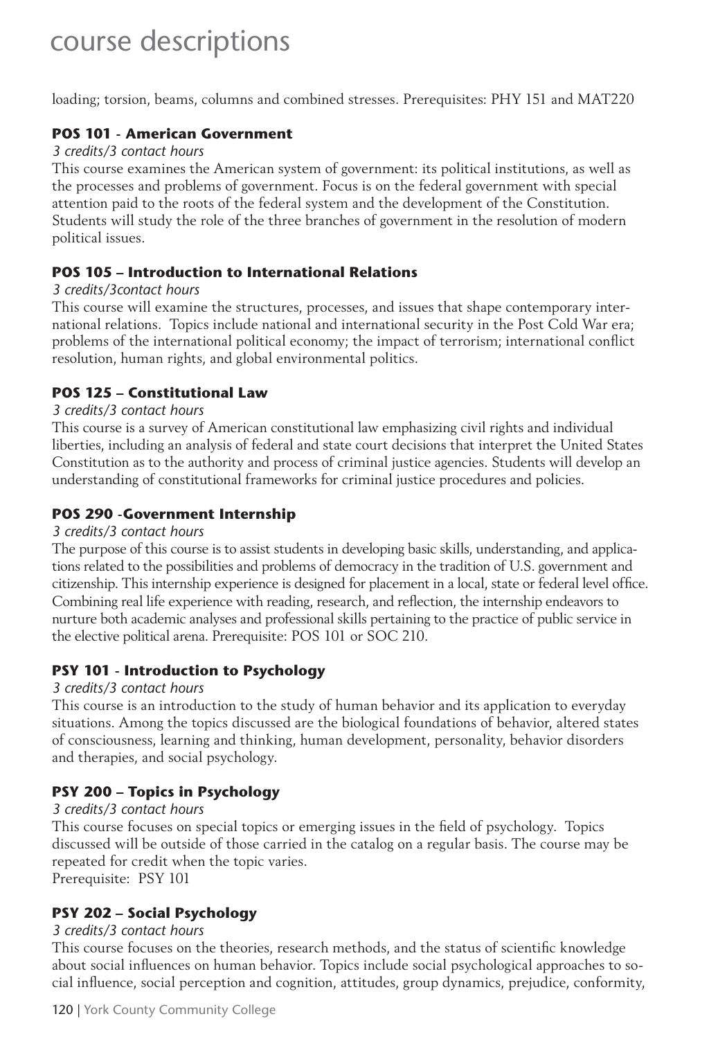loading; torsion, beams, columns and combined stresses. Prerequisites: PHY 151 and MAT220

### POS 101 - American Government

*3 credits/3 contact hours*

This course examines the American system of government: its political institutions, as well as the processes and problems of government. Focus is on the federal government with special attention paid to the roots of the federal system and the development of the Constitution. Students will study the role of the three branches of government in the resolution of modern political issues.

### POS 105 – Introduction to International Relations

*3 credits/3contact hours*

This course will examine the structures, processes, and issues that shape contemporary international relations. Topics include national and international security in the Post Cold War era; problems of the international political economy; the impact of terrorism; international conflict resolution, human rights, and global environmental politics.

### POS 125 – Constitutional Law

*3 credits/3 contact hours*

This course is a survey of American constitutional law emphasizing civil rights and individual liberties, including an analysis of federal and state court decisions that interpret the United States Constitution as to the authority and process of criminal justice agencies. Students will develop an understanding of constitutional frameworks for criminal justice procedures and policies.

### POS 290 -Government Internship

*3 credits/3 contact hours*

The purpose of this course is to assist students in developing basic skills, understanding, and applications related to the possibilities and problems of democracy in the tradition of U.S. government and citizenship. This internship experience is designed for placement in a local, state or federal level office. Combining real life experience with reading, research, and reflection, the internship endeavors to nurture both academic analyses and professional skills pertaining to the practice of public service in the elective political arena. Prerequisite: POS 101 or SOC 210.

### PSY 101 - Introduction to Psychology

*3 credits/3 contact hours*

This course is an introduction to the study of human behavior and its application to everyday situations. Among the topics discussed are the biological foundations of behavior, altered states of consciousness, learning and thinking, human development, personality, behavior disorders and therapies, and social psychology.

### PSY 200 – Topics in Psychology

*3 credits/3 contact hours*

This course focuses on special topics or emerging issues in the field of psychology. Topics discussed will be outside of those carried in the catalog on a regular basis. The course may be repeated for credit when the topic varies.
Prerequisite: PSY 101

### PSY 202 – Social Psychology

*3 credits/3 contact hours*

This course focuses on the theories, research methods, and the status of scientific knowledge about social influences on human behavior. Topics include social psychological approaches to social influence, social perception and cognition, attitudes, group dynamics, prejudice, conformity,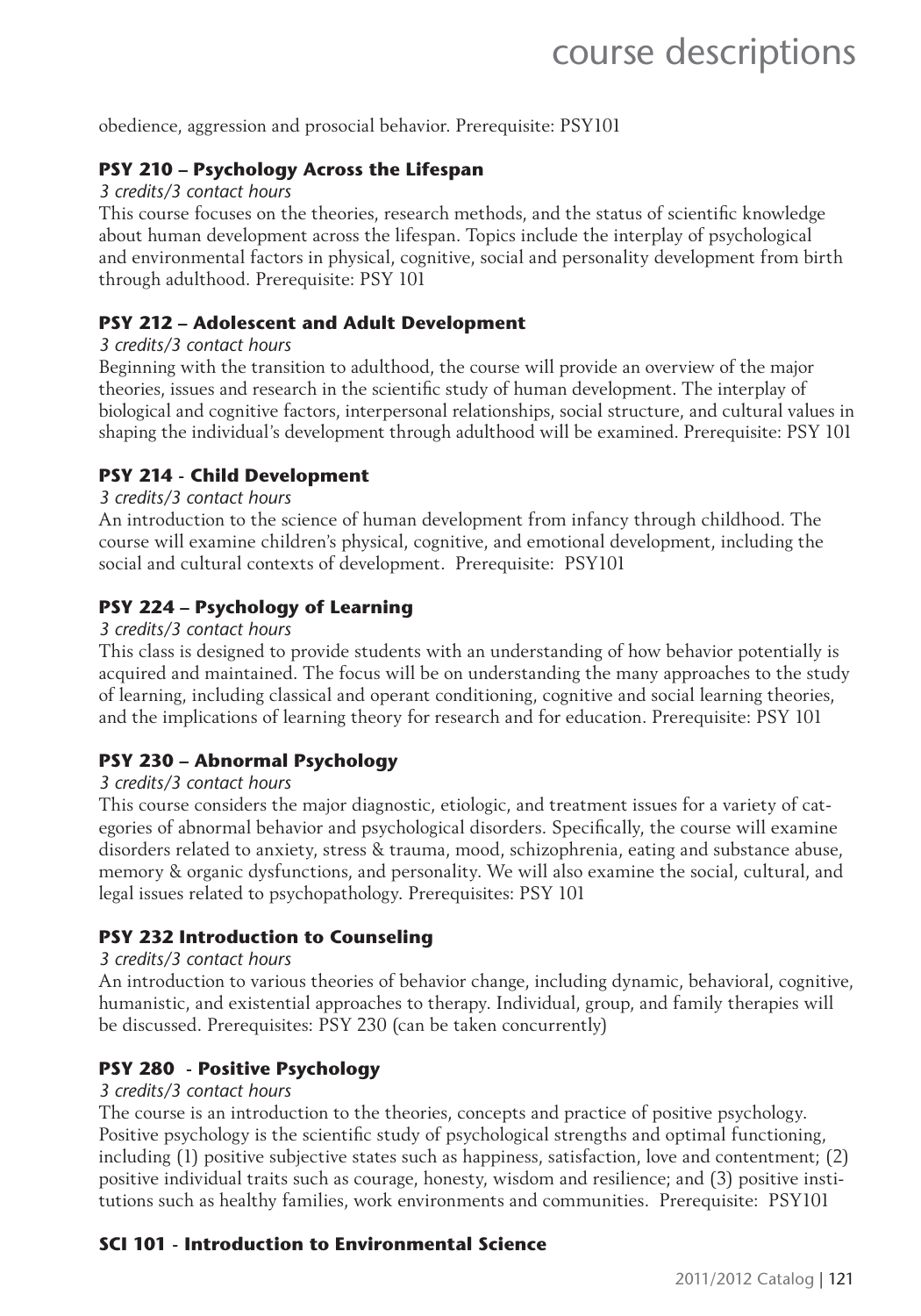obedience, aggression and prosocial behavior. Prerequisite: PSY101

### PSY 210 – Psychology Across the Lifespan

*3 credits/3 contact hours*

This course focuses on the theories, research methods, and the status of scientific knowledge about human development across the lifespan. Topics include the interplay of psychological and environmental factors in physical, cognitive, social and personality development from birth through adulthood. Prerequisite: PSY 101

### PSY 212 – Adolescent and Adult Development

*3 credits/3 contact hours*

Beginning with the transition to adulthood, the course will provide an overview of the major theories, issues and research in the scientific study of human development. The interplay of biological and cognitive factors, interpersonal relationships, social structure, and cultural values in shaping the individual's development through adulthood will be examined. Prerequisite: PSY 101

### PSY 214 - Child Development

*3 credits/3 contact hours*

An introduction to the science of human development from infancy through childhood. The course will examine children's physical, cognitive, and emotional development, including the social and cultural contexts of development. Prerequisite: PSY101

### PSY 224 – Psychology of Learning

*3 credits/3 contact hours*

This class is designed to provide students with an understanding of how behavior potentially is acquired and maintained. The focus will be on understanding the many approaches to the study of learning, including classical and operant conditioning, cognitive and social learning theories, and the implications of learning theory for research and for education. Prerequisite: PSY 101

### PSY 230 – Abnormal Psychology

*3 credits/3 contact hours*

This course considers the major diagnostic, etiologic, and treatment issues for a variety of categories of abnormal behavior and psychological disorders. Specifically, the course will examine disorders related to anxiety, stress & trauma, mood, schizophrenia, eating and substance abuse, memory & organic dysfunctions, and personality. We will also examine the social, cultural, and legal issues related to psychopathology. Prerequisites: PSY 101

### PSY 232 Introduction to Counseling

*3 credits/3 contact hours*

An introduction to various theories of behavior change, including dynamic, behavioral, cognitive, humanistic, and existential approaches to therapy. Individual, group, and family therapies will be discussed. Prerequisites: PSY 230 (can be taken concurrently)

### PSY 280 - Positive Psychology

*3 credits/3 contact hours*

The course is an introduction to the theories, concepts and practice of positive psychology. Positive psychology is the scientific study of psychological strengths and optimal functioning, including (1) positive subjective states such as happiness, satisfaction, love and contentment; (2) positive individual traits such as courage, honesty, wisdom and resilience; and (3) positive institutions such as healthy families, work environments and communities. Prerequisite: PSY101

### SCI 101 - Introduction to Environmental Science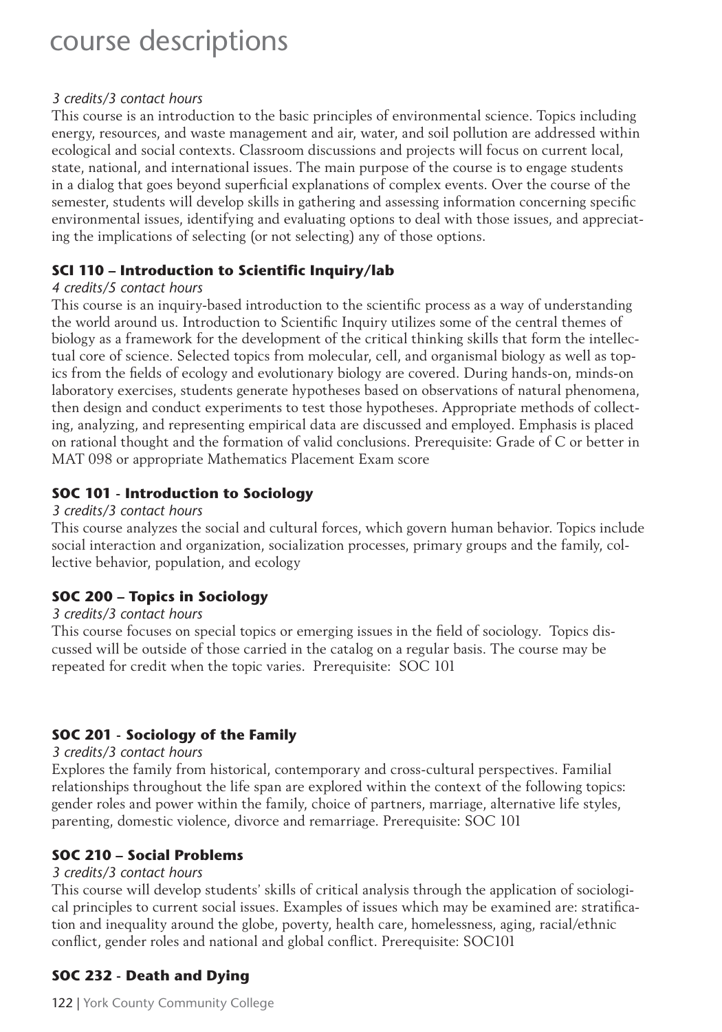*3 credits/3 contact hours*

This course is an introduction to the basic principles of environmental science. Topics including energy, resources, and waste management and air, water, and soil pollution are addressed within ecological and social contexts. Classroom discussions and projects will focus on current local, state, national, and international issues. The main purpose of the course is to engage students in a dialog that goes beyond superficial explanations of complex events. Over the course of the semester, students will develop skills in gathering and assessing information concerning specific environmental issues, identifying and evaluating options to deal with those issues, and appreciating the implications of selecting (or not selecting) any of those options.

### SCI 110 – Introduction to Scientific Inquiry/lab

*4 credits/5 contact hours*

This course is an inquiry-based introduction to the scientific process as a way of understanding the world around us. Introduction to Scientific Inquiry utilizes some of the central themes of biology as a framework for the development of the critical thinking skills that form the intellectual core of science. Selected topics from molecular, cell, and organismal biology as well as topics from the fields of ecology and evolutionary biology are covered. During hands-on, minds-on laboratory exercises, students generate hypotheses based on observations of natural phenomena, then design and conduct experiments to test those hypotheses. Appropriate methods of collecting, analyzing, and representing empirical data are discussed and employed. Emphasis is placed on rational thought and the formation of valid conclusions. Prerequisite: Grade of C or better in MAT 098 or appropriate Mathematics Placement Exam score

### SOC 101 - Introduction to Sociology

*3 credits/3 contact hours*

This course analyzes the social and cultural forces, which govern human behavior. Topics include social interaction and organization, socialization processes, primary groups and the family, collective behavior, population, and ecology

### SOC 200 – Topics in Sociology

*3 credits/3 contact hours*

This course focuses on special topics or emerging issues in the field of sociology. Topics discussed will be outside of those carried in the catalog on a regular basis. The course may be repeated for credit when the topic varies. Prerequisite: SOC 101

### SOC 201 - Sociology of the Family

*3 credits/3 contact hours*

Explores the family from historical, contemporary and cross-cultural perspectives. Familial relationships throughout the life span are explored within the context of the following topics: gender roles and power within the family, choice of partners, marriage, alternative life styles, parenting, domestic violence, divorce and remarriage. Prerequisite: SOC 101

### SOC 210 – Social Problems

*3 credits/3 contact hours*

This course will develop students' skills of critical analysis through the application of sociological principles to current social issues. Examples of issues which may be examined are: stratification and inequality around the globe, poverty, health care, homelessness, aging, racial/ethnic conflict, gender roles and national and global conflict. Prerequisite: SOC101

### SOC 232 - Death and Dying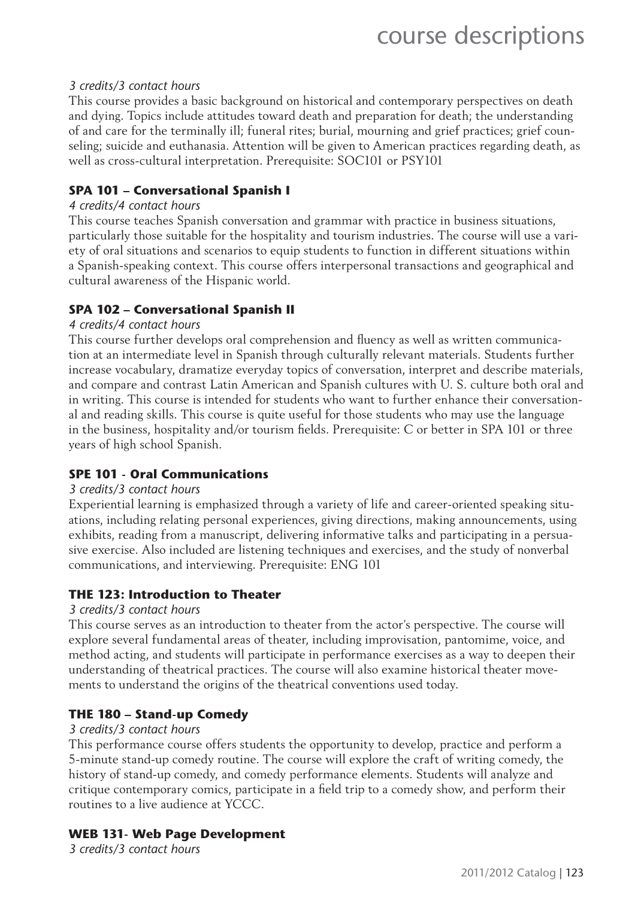*3 credits/3 contact hours*

This course provides a basic background on historical and contemporary perspectives on death and dying. Topics include attitudes toward death and preparation for death; the understanding of and care for the terminally ill; funeral rites; burial, mourning and grief practices; grief counseling; suicide and euthanasia. Attention will be given to American practices regarding death, as well as cross-cultural interpretation. Prerequisite: SOC101 or PSY101

### SPA 101 – Conversational Spanish I

*4 credits/4 contact hours*

This course teaches Spanish conversation and grammar with practice in business situations, particularly those suitable for the hospitality and tourism industries. The course will use a variety of oral situations and scenarios to equip students to function in different situations within a Spanish-speaking context. This course offers interpersonal transactions and geographical and cultural awareness of the Hispanic world.

### SPA 102 – Conversational Spanish II

*4 credits/4 contact hours*

This course further develops oral comprehension and fluency as well as written communication at an intermediate level in Spanish through culturally relevant materials. Students further increase vocabulary, dramatize everyday topics of conversation, interpret and describe materials, and compare and contrast Latin American and Spanish cultures with U. S. culture both oral and in writing. This course is intended for students who want to further enhance their conversational and reading skills. This course is quite useful for those students who may use the language in the business, hospitality and/or tourism fields. Prerequisite: C or better in SPA 101 or three years of high school Spanish.

### SPE 101 - Oral Communications

*3 credits/3 contact hours*

Experiential learning is emphasized through a variety of life and career-oriented speaking situations, including relating personal experiences, giving directions, making announcements, using exhibits, reading from a manuscript, delivering informative talks and participating in a persuasive exercise. Also included are listening techniques and exercises, and the study of nonverbal communications, and interviewing. Prerequisite: ENG 101

### THE 123: Introduction to Theater

*3 credits/3 contact hours*

This course serves as an introduction to theater from the actor's perspective. The course will explore several fundamental areas of theater, including improvisation, pantomime, voice, and method acting, and students will participate in performance exercises as a way to deepen their understanding of theatrical practices. The course will also examine historical theater movements to understand the origins of the theatrical conventions used today.

### THE 180 – Stand-up Comedy

*3 credits/3 contact hours*

This performance course offers students the opportunity to develop, practice and perform a 5-minute stand-up comedy routine. The course will explore the craft of writing comedy, the history of stand-up comedy, and comedy performance elements. Students will analyze and critique contemporary comics, participate in a field trip to a comedy show, and perform their routines to a live audience at YCCC.

### WEB 131- Web Page Development

*3 credits/3 contact hours*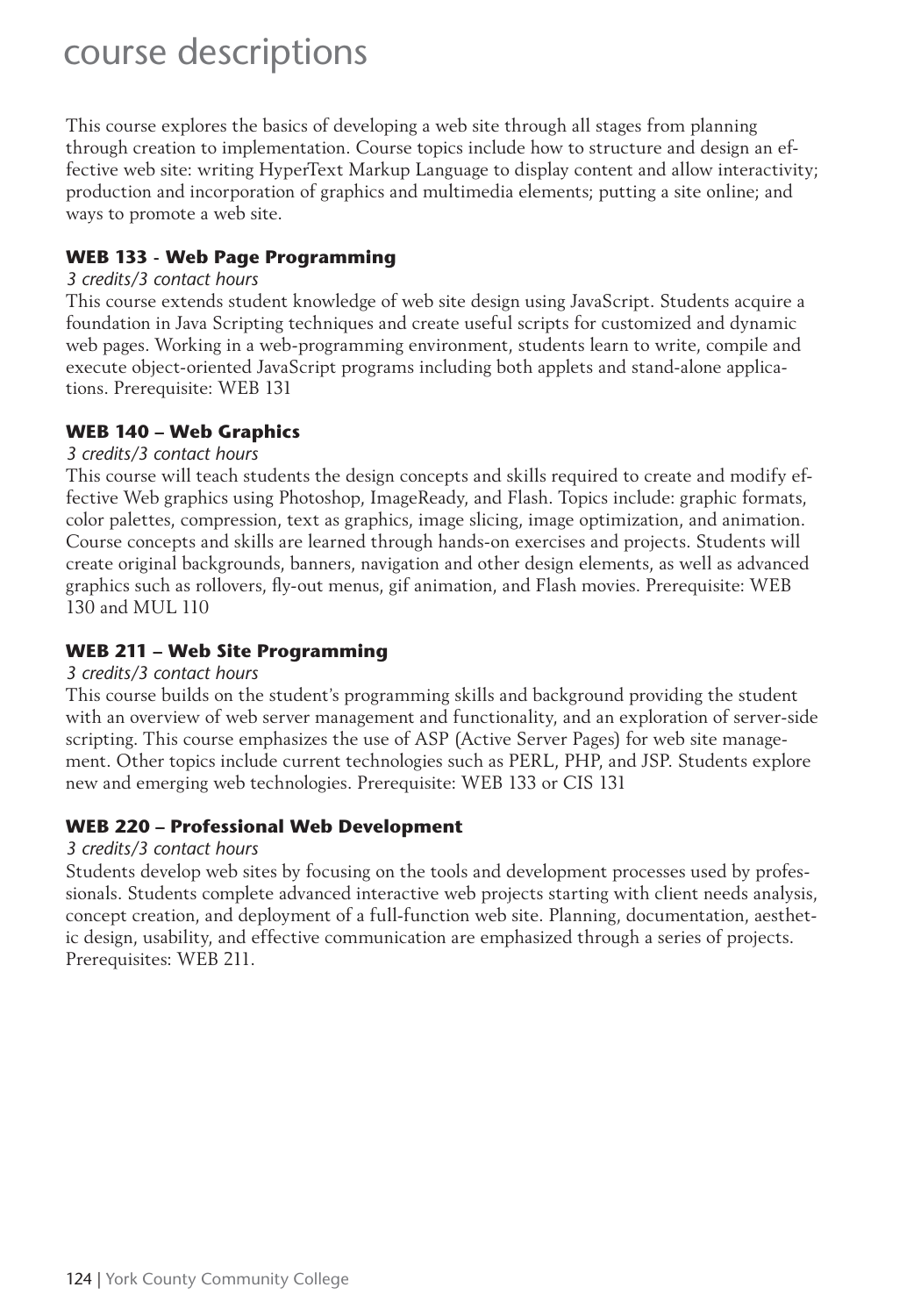# course descriptions

This course explores the basics of developing a web site through all stages from planning through creation to implementation. Course topics include how to structure and design an effective web site: writing HyperText Markup Language to display content and allow interactivity; production and incorporation of graphics and multimedia elements; putting a site online; and ways to promote a web site.

### WEB 133 - Web Page Programming

*3 credits/3 contact hours*

This course extends student knowledge of web site design using JavaScript. Students acquire a foundation in Java Scripting techniques and create useful scripts for customized and dynamic web pages. Working in a web-programming environment, students learn to write, compile and execute object-oriented JavaScript programs including both applets and stand-alone applications. Prerequisite: WEB 131

### WEB 140 – Web Graphics

*3 credits/3 contact hours*

This course will teach students the design concepts and skills required to create and modify effective Web graphics using Photoshop, ImageReady, and Flash. Topics include: graphic formats, color palettes, compression, text as graphics, image slicing, image optimization, and animation. Course concepts and skills are learned through hands-on exercises and projects. Students will create original backgrounds, banners, navigation and other design elements, as well as advanced graphics such as rollovers, fly-out menus, gif animation, and Flash movies. Prerequisite: WEB 130 and MUL 110

### WEB 211 – Web Site Programming

*3 credits/3 contact hours*

This course builds on the student's programming skills and background providing the student with an overview of web server management and functionality, and an exploration of server-side scripting. This course emphasizes the use of ASP (Active Server Pages) for web site management. Other topics include current technologies such as PERL, PHP, and JSP. Students explore new and emerging web technologies. Prerequisite: WEB 133 or CIS 131

### WEB 220 – Professional Web Development

*3 credits/3 contact hours*

Students develop web sites by focusing on the tools and development processes used by professionals. Students complete advanced interactive web projects starting with client needs analysis, concept creation, and deployment of a full-function web site. Planning, documentation, aesthetic design, usability, and effective communication are emphasized through a series of projects. Prerequisites: WEB 211.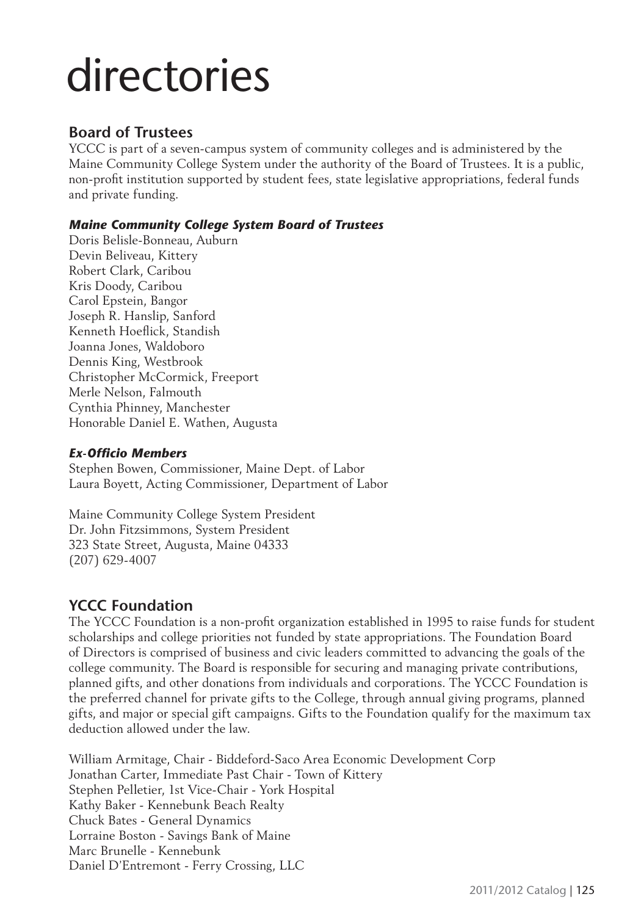# directories

## Board of Trustees

YCCC is part of a seven-campus system of community colleges and is administered by the Maine Community College System under the authority of the Board of Trustees. It is a public, non-profit institution supported by student fees, state legislative appropriations, federal funds and private funding.

### *Maine Community College System Board of Trustees*

Doris Belisle-Bonneau, Auburn
Devin Beliveau, Kittery
Robert Clark, Caribou
Kris Doody, Caribou
Carol Epstein, Bangor
Joseph R. Hanslip, Sanford
Kenneth Hoeflick, Standish
Joanna Jones, Waldoboro
Dennis King, Westbrook
Christopher McCormick, Freeport
Merle Nelson, Falmouth
Cynthia Phinney, Manchester
Honorable Daniel E. Wathen, Augusta

### *Ex-Officio Members*

Stephen Bowen, Commissioner, Maine Dept. of Labor
Laura Boyett, Acting Commissioner, Department of Labor

Maine Community College System President
Dr. John Fitzsimmons, System President
323 State Street, Augusta, Maine 04333
(207) 629-4007

## YCCC Foundation

The YCCC Foundation is a non-profit organization established in 1995 to raise funds for student scholarships and college priorities not funded by state appropriations. The Foundation Board of Directors is comprised of business and civic leaders committed to advancing the goals of the college community. The Board is responsible for securing and managing private contributions, planned gifts, and other donations from individuals and corporations. The YCCC Foundation is the preferred channel for private gifts to the College, through annual giving programs, planned gifts, and major or special gift campaigns. Gifts to the Foundation qualify for the maximum tax deduction allowed under the law.

William Armitage, Chair - Biddeford-Saco Area Economic Development Corp
Jonathan Carter, Immediate Past Chair - Town of Kittery
Stephen Pelletier, 1st Vice-Chair - York Hospital
Kathy Baker - Kennebunk Beach Realty
Chuck Bates - General Dynamics
Lorraine Boston - Savings Bank of Maine
Marc Brunelle - Kennebunk
Daniel D'Entremont - Ferry Crossing, LLC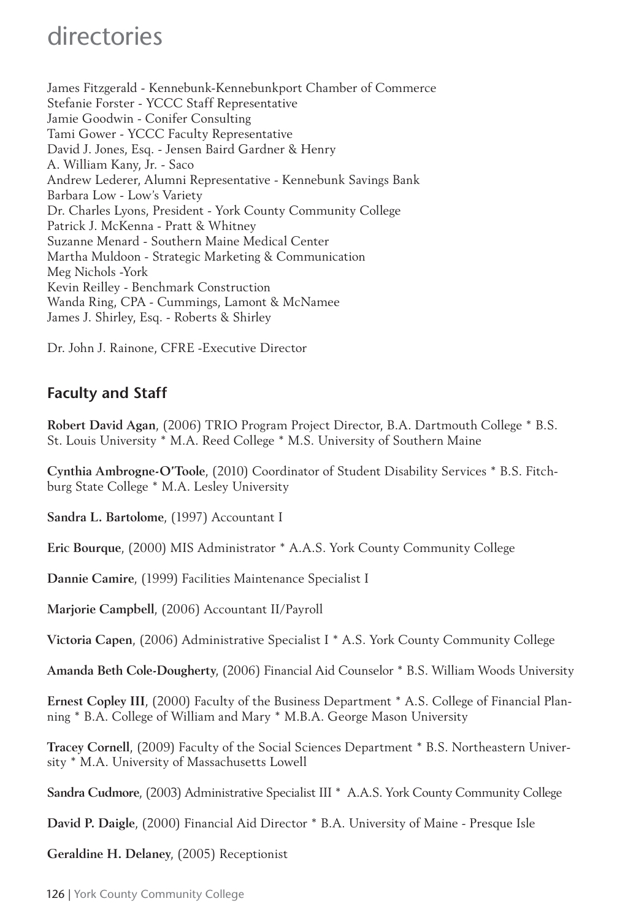# directories

James Fitzgerald - Kennebunk-Kennebunkport Chamber of Commerce
Stefanie Forster - YCCC Staff Representative
Jamie Goodwin - Conifer Consulting
Tami Gower - YCCC Faculty Representative
David J. Jones, Esq. - Jensen Baird Gardner & Henry
A. William Kany, Jr. - Saco
Andrew Lederer, Alumni Representative - Kennebunk Savings Bank
Barbara Low - Low's Variety
Dr. Charles Lyons, President - York County Community College
Patrick J. McKenna - Pratt & Whitney
Suzanne Menard - Southern Maine Medical Center
Martha Muldoon - Strategic Marketing & Communication
Meg Nichols -York
Kevin Reilley - Benchmark Construction
Wanda Ring, CPA - Cummings, Lamont & McNamee
James J. Shirley, Esq. - Roberts & Shirley

Dr. John J. Rainone, CFRE -Executive Director

## Faculty and Staff

**Robert David Agan**, (2006) TRIO Program Project Director, B.A. Dartmouth College * B.S. St. Louis University * M.A. Reed College * M.S. University of Southern Maine

**Cynthia Ambrogne-O'Toole**, (2010) Coordinator of Student Disability Services * B.S. Fitchburg State College * M.A. Lesley University

**Sandra L. Bartolome**, (1997) Accountant I

**Eric Bourque**, (2000) MIS Administrator * A.A.S. York County Community College

**Dannie Camire**, (1999) Facilities Maintenance Specialist I

**Marjorie Campbell**, (2006) Accountant II/Payroll

**Victoria Capen**, (2006) Administrative Specialist I * A.S. York County Community College

**Amanda Beth Cole-Dougherty**, (2006) Financial Aid Counselor * B.S. William Woods University

**Ernest Copley III**, (2000) Faculty of the Business Department * A.S. College of Financial Planning * B.A. College of William and Mary * M.B.A. George Mason University

**Tracey Cornell**, (2009) Faculty of the Social Sciences Department * B.S. Northeastern University * M.A. University of Massachusetts Lowell

**Sandra Cudmore**, (2003) Administrative Specialist III * A.A.S. York County Community College

**David P. Daigle**, (2000) Financial Aid Director * B.A. University of Maine - Presque Isle

**Geraldine H. Delaney**, (2005) Receptionist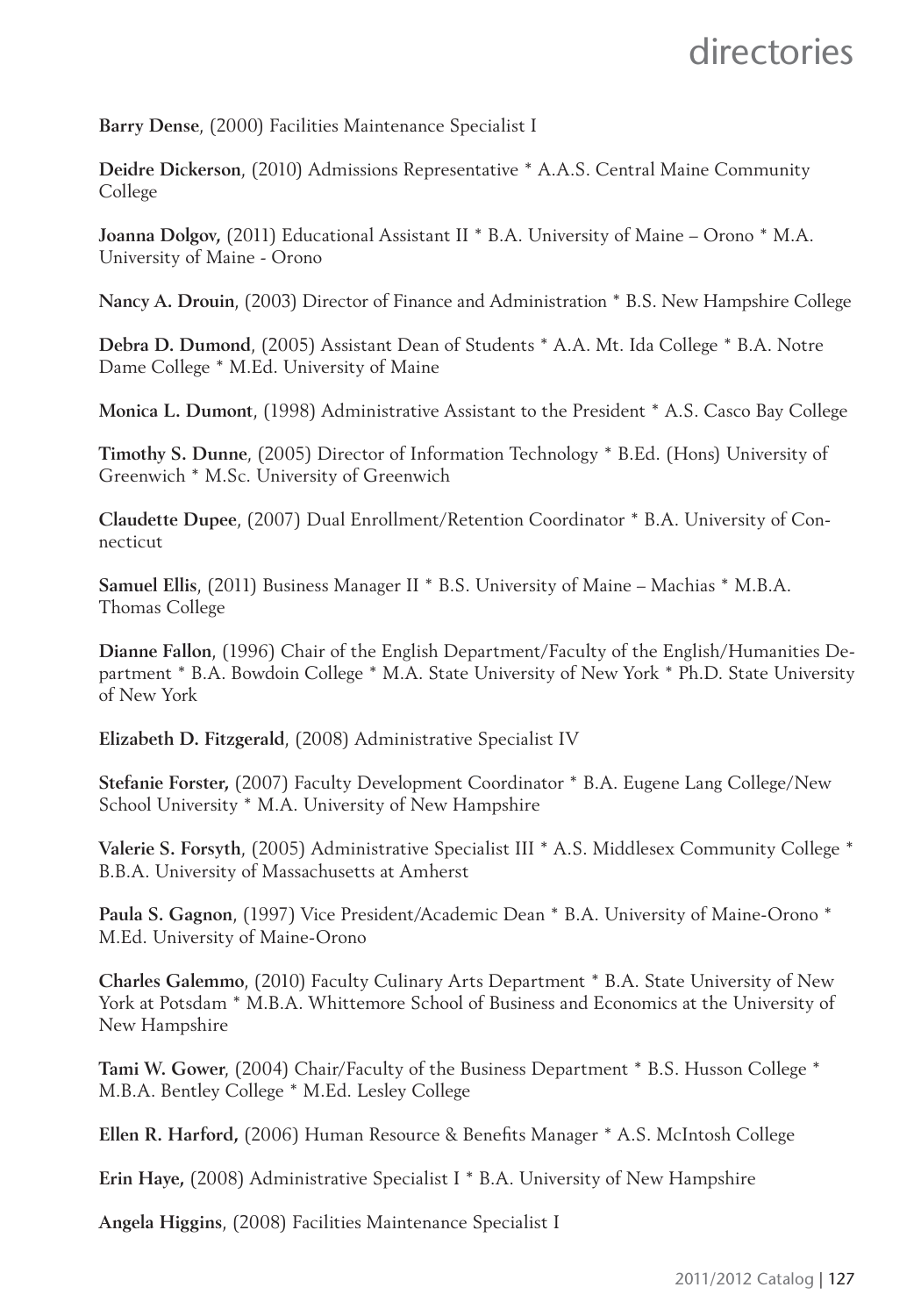**Barry Dense**, (2000) Facilities Maintenance Specialist I

**Deidre Dickerson**, (2010) Admissions Representative * A.A.S. Central Maine Community College

**Joanna Dolgov,** (2011) Educational Assistant II * B.A. University of Maine – Orono * M.A. University of Maine - Orono

**Nancy A. Drouin**, (2003) Director of Finance and Administration * B.S. New Hampshire College

**Debra D. Dumond**, (2005) Assistant Dean of Students * A.A. Mt. Ida College * B.A. Notre Dame College * M.Ed. University of Maine

**Monica L. Dumont**, (1998) Administrative Assistant to the President * A.S. Casco Bay College

**Timothy S. Dunne**, (2005) Director of Information Technology * B.Ed. (Hons) University of Greenwich * M.Sc. University of Greenwich

**Claudette Dupee**, (2007) Dual Enrollment/Retention Coordinator * B.A. University of Connecticut

**Samuel Ellis**, (2011) Business Manager II * B.S. University of Maine – Machias * M.B.A. Thomas College

**Dianne Fallon**, (1996) Chair of the English Department/Faculty of the English/Humanities Department * B.A. Bowdoin College * M.A. State University of New York * Ph.D. State University of New York

**Elizabeth D. Fitzgerald**, (2008) Administrative Specialist IV

**Stefanie Forster,** (2007) Faculty Development Coordinator * B.A. Eugene Lang College/New School University * M.A. University of New Hampshire

**Valerie S. Forsyth**, (2005) Administrative Specialist III * A.S. Middlesex Community College * B.B.A. University of Massachusetts at Amherst

**Paula S. Gagnon**, (1997) Vice President/Academic Dean * B.A. University of Maine-Orono * M.Ed. University of Maine-Orono

**Charles Galemmo**, (2010) Faculty Culinary Arts Department * B.A. State University of New York at Potsdam * M.B.A. Whittemore School of Business and Economics at the University of New Hampshire

**Tami W. Gower**, (2004) Chair/Faculty of the Business Department * B.S. Husson College * M.B.A. Bentley College * M.Ed. Lesley College

**Ellen R. Harford,** (2006) Human Resource & Benefits Manager * A.S. McIntosh College

**Erin Haye,** (2008) Administrative Specialist I * B.A. University of New Hampshire

**Angela Higgins**, (2008) Facilities Maintenance Specialist I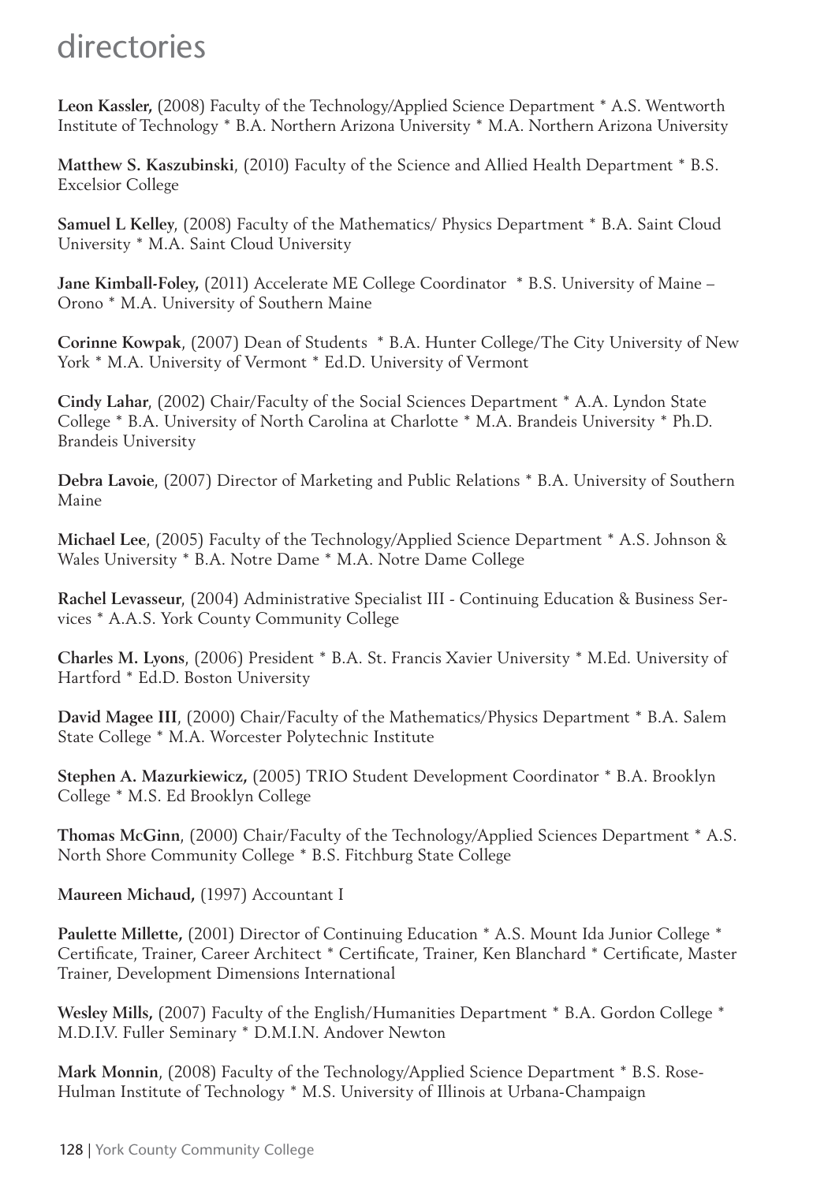# directories

**Leon Kassler,** (2008) Faculty of the Technology/Applied Science Department * A.S. Wentworth Institute of Technology * B.A. Northern Arizona University * M.A. Northern Arizona University

**Matthew S. Kaszubinski**, (2010) Faculty of the Science and Allied Health Department * B.S. Excelsior College

**Samuel L Kelley**, (2008) Faculty of the Mathematics/ Physics Department * B.A. Saint Cloud University * M.A. Saint Cloud University

**Jane Kimball-Foley,** (2011) Accelerate ME College Coordinator * B.S. University of Maine – Orono * M.A. University of Southern Maine

**Corinne Kowpak**, (2007) Dean of Students * B.A. Hunter College/The City University of New York * M.A. University of Vermont * Ed.D. University of Vermont

**Cindy Lahar**, (2002) Chair/Faculty of the Social Sciences Department * A.A. Lyndon State College * B.A. University of North Carolina at Charlotte * M.A. Brandeis University * Ph.D. Brandeis University

**Debra Lavoie**, (2007) Director of Marketing and Public Relations * B.A. University of Southern Maine

**Michael Lee**, (2005) Faculty of the Technology/Applied Science Department * A.S. Johnson & Wales University * B.A. Notre Dame * M.A. Notre Dame College

**Rachel Levasseur**, (2004) Administrative Specialist III - Continuing Education & Business Services * A.A.S. York County Community College

**Charles M. Lyons**, (2006) President * B.A. St. Francis Xavier University * M.Ed. University of Hartford * Ed.D. Boston University

**David Magee III**, (2000) Chair/Faculty of the Mathematics/Physics Department * B.A. Salem State College * M.A. Worcester Polytechnic Institute

**Stephen A. Mazurkiewicz,** (2005) TRIO Student Development Coordinator * B.A. Brooklyn College * M.S. Ed Brooklyn College

**Thomas McGinn**, (2000) Chair/Faculty of the Technology/Applied Sciences Department * A.S. North Shore Community College * B.S. Fitchburg State College

**Maureen Michaud,** (1997) Accountant I

**Paulette Millette,** (2001) Director of Continuing Education * A.S. Mount Ida Junior College * Certificate, Trainer, Career Architect * Certificate, Trainer, Ken Blanchard * Certificate, Master Trainer, Development Dimensions International

**Wesley Mills,** (2007) Faculty of the English/Humanities Department * B.A. Gordon College * M.D.I.V. Fuller Seminary * D.M.I.N. Andover Newton

**Mark Monnin**, (2008) Faculty of the Technology/Applied Science Department * B.S. Rose-Hulman Institute of Technology * M.S. University of Illinois at Urbana-Champaign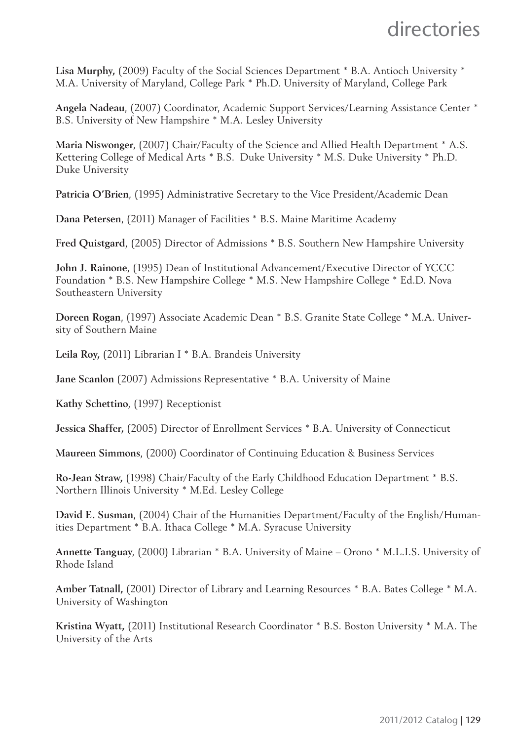**Lisa Murphy,** (2009) Faculty of the Social Sciences Department * B.A. Antioch University * M.A. University of Maryland, College Park * Ph.D. University of Maryland, College Park

**Angela Nadeau**, (2007) Coordinator, Academic Support Services/Learning Assistance Center * B.S. University of New Hampshire * M.A. Lesley University

**Maria Niswonger**, (2007) Chair/Faculty of the Science and Allied Health Department * A.S. Kettering College of Medical Arts * B.S. Duke University * M.S. Duke University * Ph.D. Duke University

**Patricia O'Brien**, (1995) Administrative Secretary to the Vice President/Academic Dean

**Dana Petersen**, (2011) Manager of Facilities * B.S. Maine Maritime Academy

**Fred Quistgard**, (2005) Director of Admissions * B.S. Southern New Hampshire University

**John J. Rainone**, (1995) Dean of Institutional Advancement/Executive Director of YCCC Foundation * B.S. New Hampshire College * M.S. New Hampshire College * Ed.D. Nova Southeastern University

**Doreen Rogan**, (1997) Associate Academic Dean * B.S. Granite State College * M.A. University of Southern Maine

**Leila Roy,** (2011) Librarian I * B.A. Brandeis University

**Jane Scanlon** (2007) Admissions Representative * B.A. University of Maine

**Kathy Schettino**, (1997) Receptionist

**Jessica Shaffer,** (2005) Director of Enrollment Services * B.A. University of Connecticut

**Maureen Simmons**, (2000) Coordinator of Continuing Education & Business Services

**Ro-Jean Straw,** (1998) Chair/Faculty of the Early Childhood Education Department * B.S. Northern Illinois University * M.Ed. Lesley College

**David E. Susman**, (2004) Chair of the Humanities Department/Faculty of the English/Humanities Department * B.A. Ithaca College * M.A. Syracuse University

**Annette Tanguay**, (2000) Librarian * B.A. University of Maine – Orono * M.L.I.S. University of Rhode Island

**Amber Tatnall,** (2001) Director of Library and Learning Resources * B.A. Bates College * M.A. University of Washington

**Kristina Wyatt,** (2011) Institutional Research Coordinator * B.S. Boston University * M.A. The University of the Arts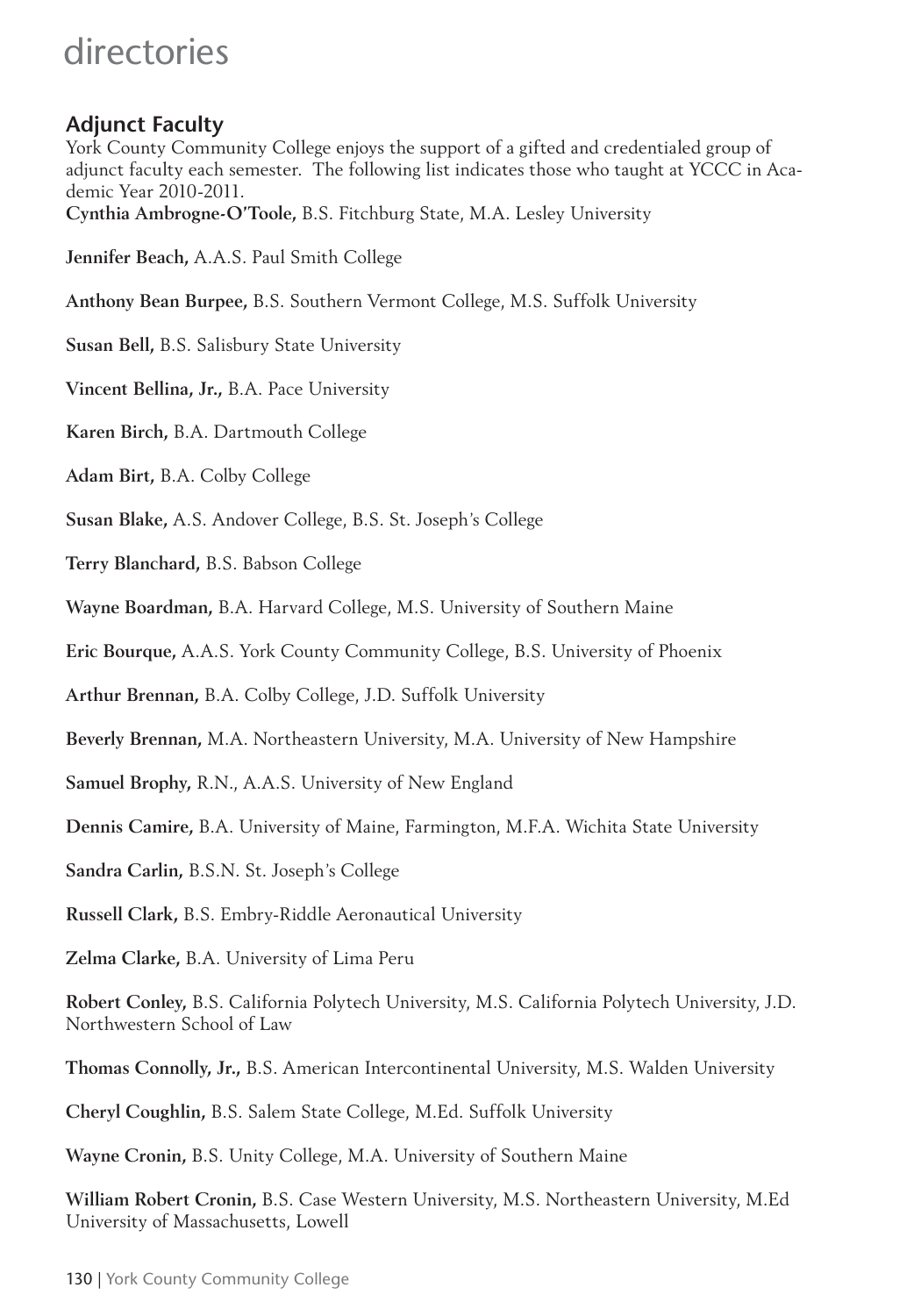# directories

## Adjunct Faculty

York County Community College enjoys the support of a gifted and credentialed group of adjunct faculty each semester. The following list indicates those who taught at YCCC in Academic Year 2010-2011.

**Cynthia Ambrogne-O'Toole,** B.S. Fitchburg State, M.A. Lesley University

**Jennifer Beach,** A.A.S. Paul Smith College

**Anthony Bean Burpee,** B.S. Southern Vermont College, M.S. Suffolk University

**Susan Bell,** B.S. Salisbury State University

**Vincent Bellina, Jr.,** B.A. Pace University

**Karen Birch,** B.A. Dartmouth College

**Adam Birt,** B.A. Colby College

**Susan Blake,** A.S. Andover College, B.S. St. Joseph's College

**Terry Blanchard,** B.S. Babson College

**Wayne Boardman,** B.A. Harvard College, M.S. University of Southern Maine

**Eric Bourque,** A.A.S. York County Community College, B.S. University of Phoenix

**Arthur Brennan,** B.A. Colby College, J.D. Suffolk University

**Beverly Brennan,** M.A. Northeastern University, M.A. University of New Hampshire

**Samuel Brophy,** R.N., A.A.S. University of New England

**Dennis Camire,** B.A. University of Maine, Farmington, M.F.A. Wichita State University

**Sandra Carlin,** B.S.N. St. Joseph's College

**Russell Clark,** B.S. Embry-Riddle Aeronautical University

**Zelma Clarke,** B.A. University of Lima Peru

**Robert Conley,** B.S. California Polytech University, M.S. California Polytech University, J.D. Northwestern School of Law

**Thomas Connolly, Jr.,** B.S. American Intercontinental University, M.S. Walden University

**Cheryl Coughlin,** B.S. Salem State College, M.Ed. Suffolk University

**Wayne Cronin,** B.S. Unity College, M.A. University of Southern Maine

**William Robert Cronin,** B.S. Case Western University, M.S. Northeastern University, M.Ed University of Massachusetts, Lowell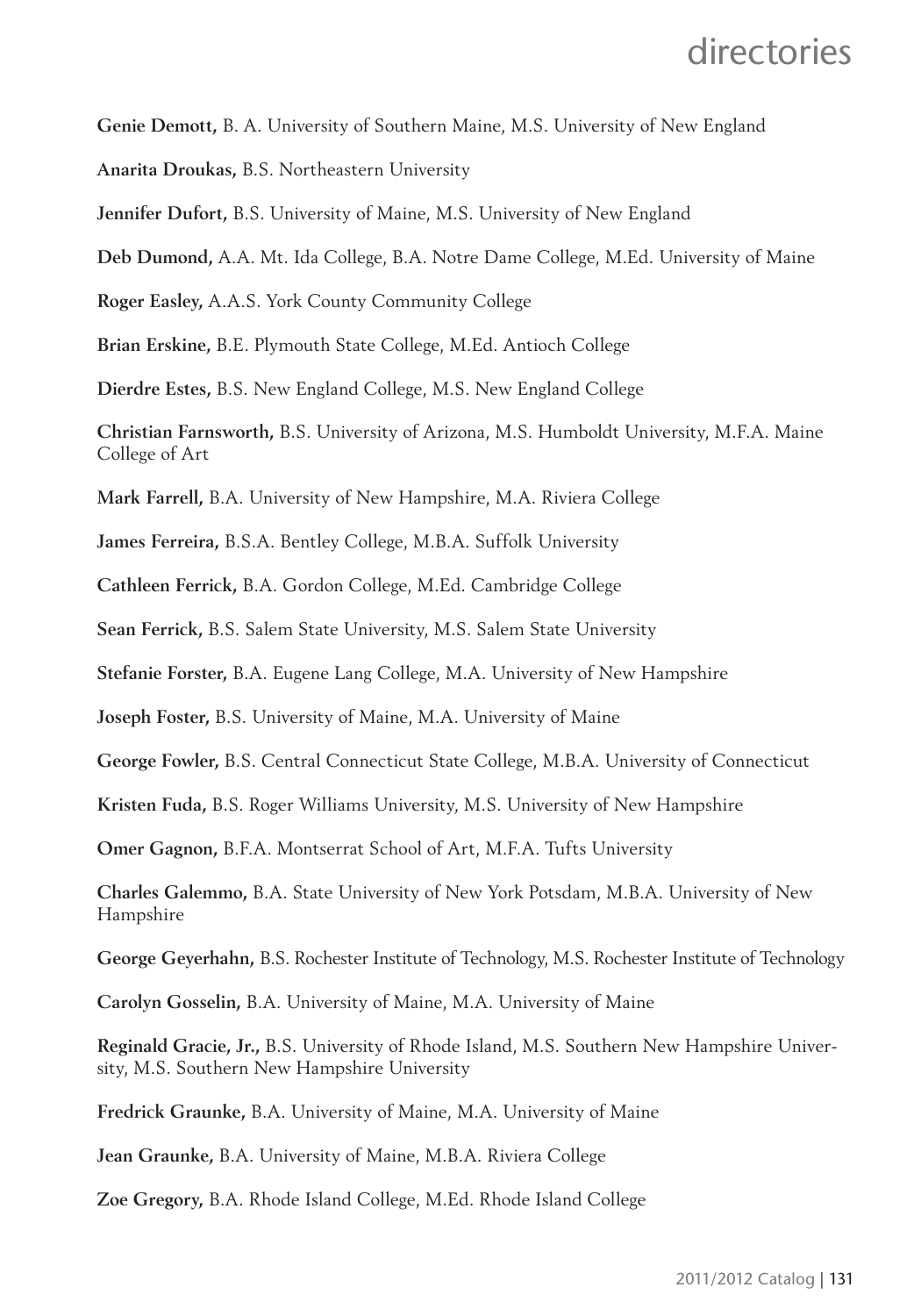**Genie Demott,** B. A. University of Southern Maine, M.S. University of New England

**Anarita Droukas,** B.S. Northeastern University

**Jennifer Dufort,** B.S. University of Maine, M.S. University of New England

**Deb Dumond,** A.A. Mt. Ida College, B.A. Notre Dame College, M.Ed. University of Maine

**Roger Easley,** A.A.S. York County Community College

**Brian Erskine,** B.E. Plymouth State College, M.Ed. Antioch College

**Dierdre Estes,** B.S. New England College, M.S. New England College

**Christian Farnsworth,** B.S. University of Arizona, M.S. Humboldt University, M.F.A. Maine College of Art

**Mark Farrell,** B.A. University of New Hampshire, M.A. Riviera College

**James Ferreira,** B.S.A. Bentley College, M.B.A. Suffolk University

**Cathleen Ferrick,** B.A. Gordon College, M.Ed. Cambridge College

**Sean Ferrick,** B.S. Salem State University, M.S. Salem State University

**Stefanie Forster,** B.A. Eugene Lang College, M.A. University of New Hampshire

**Joseph Foster,** B.S. University of Maine, M.A. University of Maine

**George Fowler,** B.S. Central Connecticut State College, M.B.A. University of Connecticut

**Kristen Fuda,** B.S. Roger Williams University, M.S. University of New Hampshire

**Omer Gagnon,** B.F.A. Montserrat School of Art, M.F.A. Tufts University

**Charles Galemmo,** B.A. State University of New York Potsdam, M.B.A. University of New Hampshire

**George Geyerhahn,** B.S. Rochester Institute of Technology, M.S. Rochester Institute of Technology

**Carolyn Gosselin,** B.A. University of Maine, M.A. University of Maine

**Reginald Gracie, Jr.,** B.S. University of Rhode Island, M.S. Southern New Hampshire University, M.S. Southern New Hampshire University

**Fredrick Graunke,** B.A. University of Maine, M.A. University of Maine

**Jean Graunke,** B.A. University of Maine, M.B.A. Riviera College

**Zoe Gregory,** B.A. Rhode Island College, M.Ed. Rhode Island College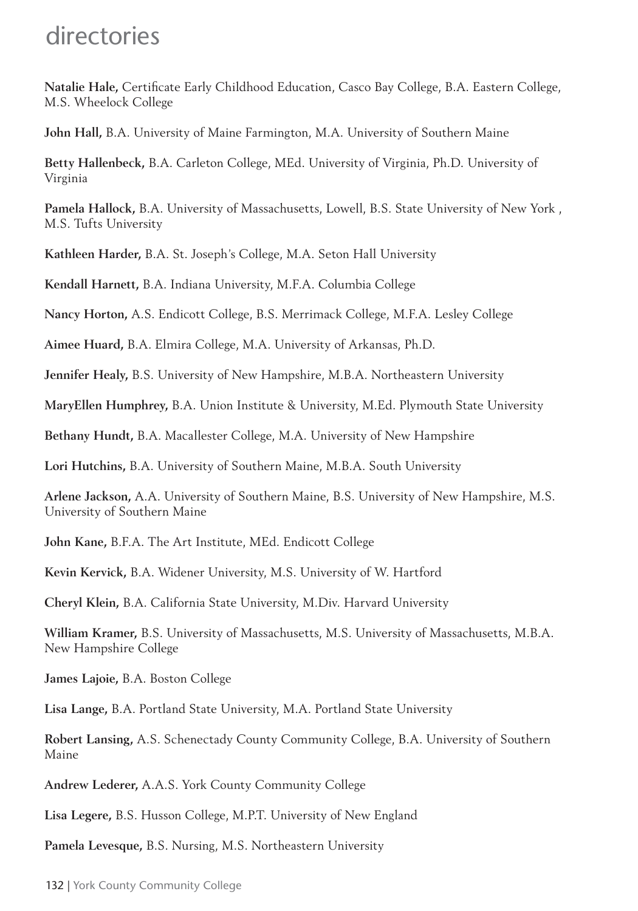# directories

**Natalie Hale,** Certificate Early Childhood Education, Casco Bay College, B.A. Eastern College, M.S. Wheelock College

**John Hall,** B.A. University of Maine Farmington, M.A. University of Southern Maine

**Betty Hallenbeck,** B.A. Carleton College, MEd. University of Virginia, Ph.D. University of Virginia

**Pamela Hallock,** B.A. University of Massachusetts, Lowell, B.S. State University of New York , M.S. Tufts University

**Kathleen Harder,** B.A. St. Joseph's College, M.A. Seton Hall University

**Kendall Harnett,** B.A. Indiana University, M.F.A. Columbia College

**Nancy Horton,** A.S. Endicott College, B.S. Merrimack College, M.F.A. Lesley College

**Aimee Huard,** B.A. Elmira College, M.A. University of Arkansas, Ph.D.

**Jennifer Healy,** B.S. University of New Hampshire, M.B.A. Northeastern University

**MaryEllen Humphrey,** B.A. Union Institute & University, M.Ed. Plymouth State University

**Bethany Hundt,** B.A. Macallester College, M.A. University of New Hampshire

**Lori Hutchins,** B.A. University of Southern Maine, M.B.A. South University

**Arlene Jackson,** A.A. University of Southern Maine, B.S. University of New Hampshire, M.S. University of Southern Maine

**John Kane,** B.F.A. The Art Institute, MEd. Endicott College

**Kevin Kervick,** B.A. Widener University, M.S. University of W. Hartford

**Cheryl Klein,** B.A. California State University, M.Div. Harvard University

**William Kramer,** B.S. University of Massachusetts, M.S. University of Massachusetts, M.B.A. New Hampshire College

**James Lajoie,** B.A. Boston College

**Lisa Lange,** B.A. Portland State University, M.A. Portland State University

**Robert Lansing,** A.S. Schenectady County Community College, B.A. University of Southern Maine

**Andrew Lederer,** A.A.S. York County Community College

**Lisa Legere,** B.S. Husson College, M.P.T. University of New England

**Pamela Levesque,** B.S. Nursing, M.S. Northeastern University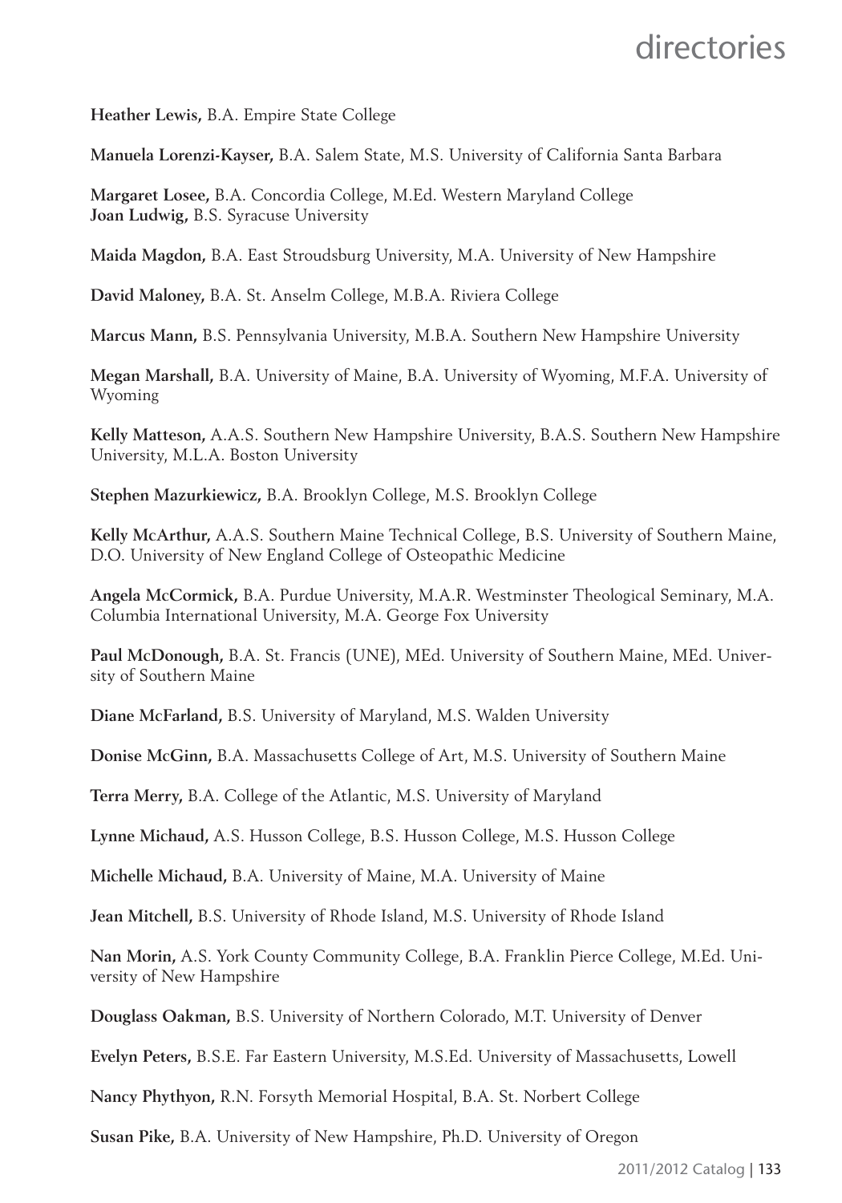**Heather Lewis,** B.A. Empire State College

**Manuela Lorenzi-Kayser,** B.A. Salem State, M.S. University of California Santa Barbara

**Margaret Losee,** B.A. Concordia College, M.Ed. Western Maryland College
**Joan Ludwig,** B.S. Syracuse University

**Maida Magdon,** B.A. East Stroudsburg University, M.A. University of New Hampshire

**David Maloney,** B.A. St. Anselm College, M.B.A. Riviera College

**Marcus Mann,** B.S. Pennsylvania University, M.B.A. Southern New Hampshire University

**Megan Marshall,** B.A. University of Maine, B.A. University of Wyoming, M.F.A. University of Wyoming

**Kelly Matteson,** A.A.S. Southern New Hampshire University, B.A.S. Southern New Hampshire University, M.L.A. Boston University

**Stephen Mazurkiewicz,** B.A. Brooklyn College, M.S. Brooklyn College

**Kelly McArthur,** A.A.S. Southern Maine Technical College, B.S. University of Southern Maine, D.O. University of New England College of Osteopathic Medicine

**Angela McCormick,** B.A. Purdue University, M.A.R. Westminster Theological Seminary, M.A. Columbia International University, M.A. George Fox University

**Paul McDonough,** B.A. St. Francis (UNE), MEd. University of Southern Maine, MEd. University of Southern Maine

**Diane McFarland,** B.S. University of Maryland, M.S. Walden University

**Donise McGinn,** B.A. Massachusetts College of Art, M.S. University of Southern Maine

**Terra Merry,** B.A. College of the Atlantic, M.S. University of Maryland

**Lynne Michaud,** A.S. Husson College, B.S. Husson College, M.S. Husson College

**Michelle Michaud,** B.A. University of Maine, M.A. University of Maine

**Jean Mitchell,** B.S. University of Rhode Island, M.S. University of Rhode Island

**Nan Morin,** A.S. York County Community College, B.A. Franklin Pierce College, M.Ed. University of New Hampshire

**Douglass Oakman,** B.S. University of Northern Colorado, M.T. University of Denver

**Evelyn Peters,** B.S.E. Far Eastern University, M.S.Ed. University of Massachusetts, Lowell

**Nancy Phythyon,** R.N. Forsyth Memorial Hospital, B.A. St. Norbert College

**Susan Pike,** B.A. University of New Hampshire, Ph.D. University of Oregon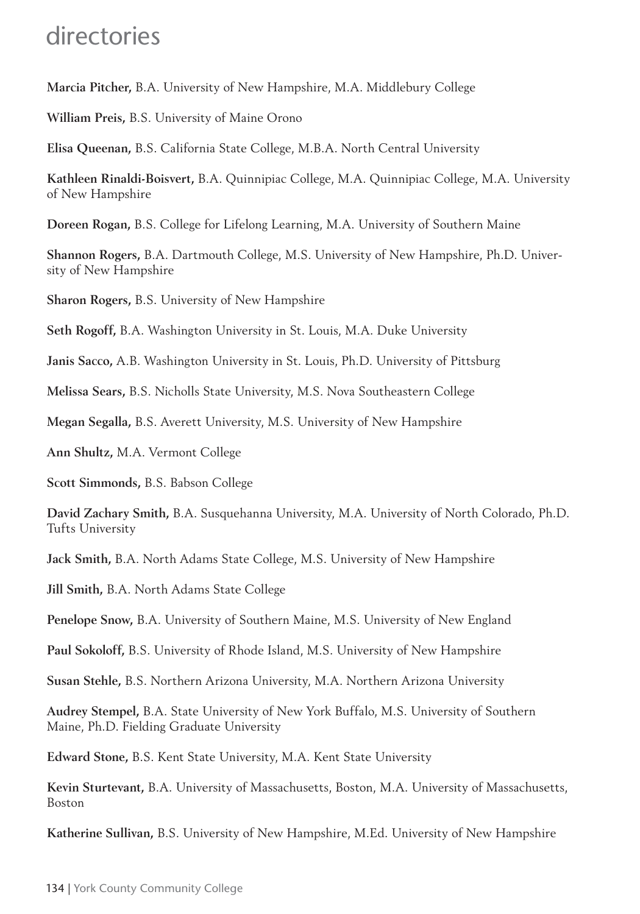# directories

**Marcia Pitcher,** B.A. University of New Hampshire, M.A. Middlebury College

**William Preis,** B.S. University of Maine Orono

**Elisa Queenan,** B.S. California State College, M.B.A. North Central University

**Kathleen Rinaldi-Boisvert,** B.A. Quinnipiac College, M.A. Quinnipiac College, M.A. University of New Hampshire

**Doreen Rogan,** B.S. College for Lifelong Learning, M.A. University of Southern Maine

**Shannon Rogers,** B.A. Dartmouth College, M.S. University of New Hampshire, Ph.D. University of New Hampshire

**Sharon Rogers,** B.S. University of New Hampshire

**Seth Rogoff,** B.A. Washington University in St. Louis, M.A. Duke University

**Janis Sacco,** A.B. Washington University in St. Louis, Ph.D. University of Pittsburg

**Melissa Sears,** B.S. Nicholls State University, M.S. Nova Southeastern College

**Megan Segalla,** B.S. Averett University, M.S. University of New Hampshire

**Ann Shultz,** M.A. Vermont College

**Scott Simmonds,** B.S. Babson College

**David Zachary Smith,** B.A. Susquehanna University, M.A. University of North Colorado, Ph.D. Tufts University

**Jack Smith,** B.A. North Adams State College, M.S. University of New Hampshire

**Jill Smith,** B.A. North Adams State College

**Penelope Snow,** B.A. University of Southern Maine, M.S. University of New England

**Paul Sokoloff,** B.S. University of Rhode Island, M.S. University of New Hampshire

**Susan Stehle,** B.S. Northern Arizona University, M.A. Northern Arizona University

**Audrey Stempel,** B.A. State University of New York Buffalo, M.S. University of Southern Maine, Ph.D. Fielding Graduate University

**Edward Stone,** B.S. Kent State University, M.A. Kent State University

**Kevin Sturtevant,** B.A. University of Massachusetts, Boston, M.A. University of Massachusetts, Boston

**Katherine Sullivan,** B.S. University of New Hampshire, M.Ed. University of New Hampshire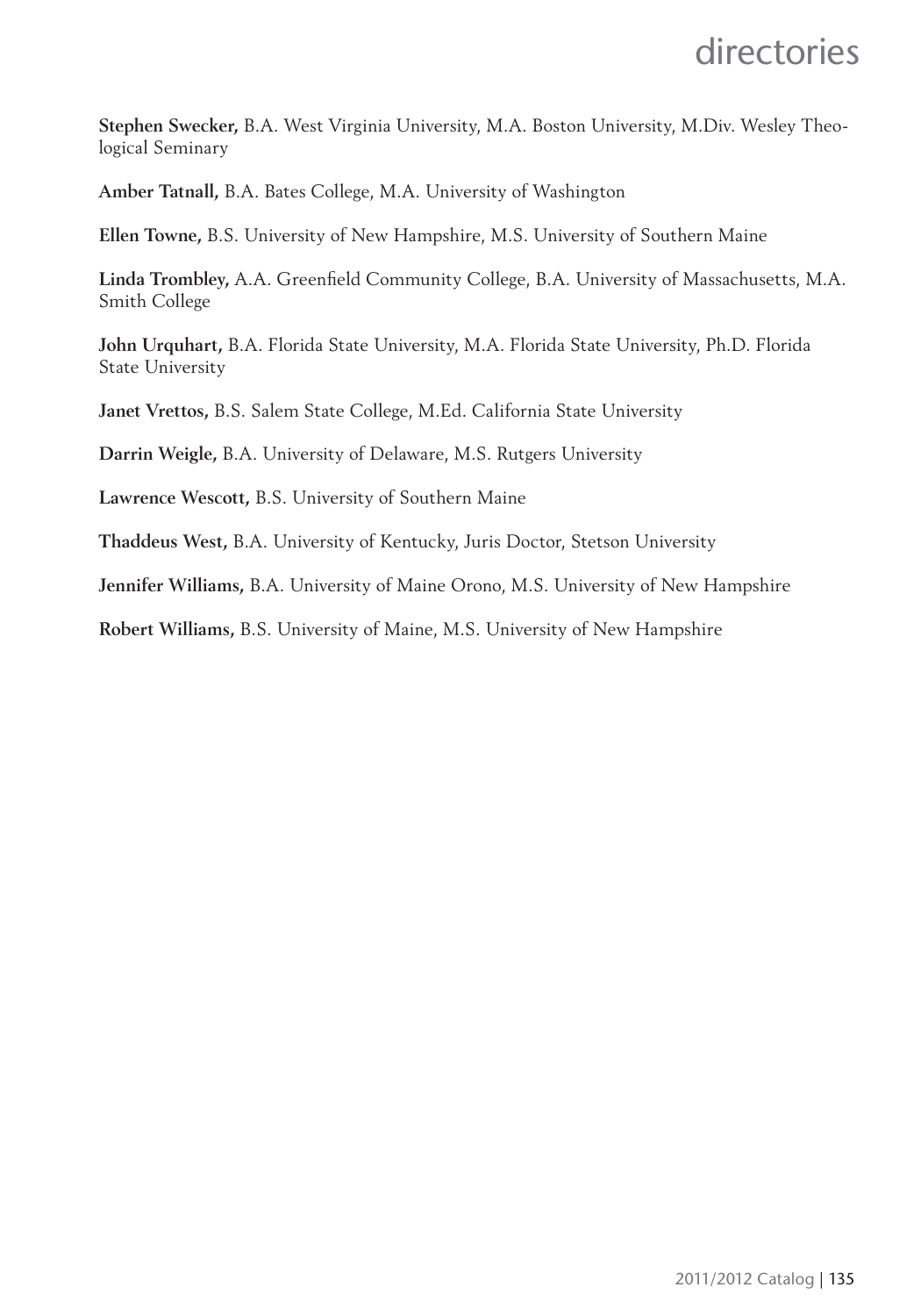**Stephen Swecker,** B.A. West Virginia University, M.A. Boston University, M.Div. Wesley Theological Seminary

**Amber Tatnall,** B.A. Bates College, M.A. University of Washington

**Ellen Towne,** B.S. University of New Hampshire, M.S. University of Southern Maine

**Linda Trombley,** A.A. Greenfield Community College, B.A. University of Massachusetts, M.A. Smith College

**John Urquhart,** B.A. Florida State University, M.A. Florida State University, Ph.D. Florida State University

**Janet Vrettos,** B.S. Salem State College, M.Ed. California State University

**Darrin Weigle,** B.A. University of Delaware, M.S. Rutgers University

**Lawrence Wescott,** B.S. University of Southern Maine

**Thaddeus West,** B.A. University of Kentucky, Juris Doctor, Stetson University

**Jennifer Williams,** B.A. University of Maine Orono, M.S. University of New Hampshire

**Robert Williams,** B.S. University of Maine, M.S. University of New Hampshire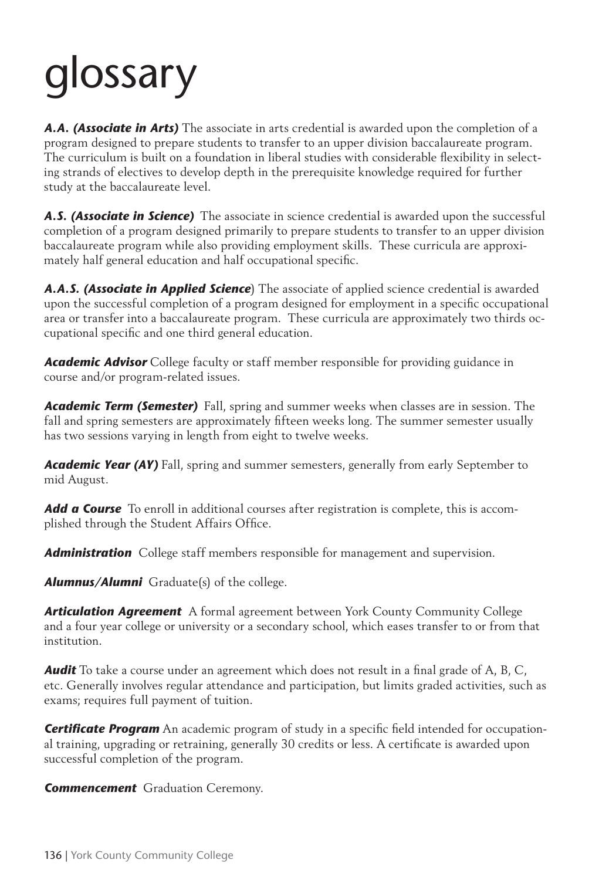# glossary

***A.A. (Associate in Arts)*** The associate in arts credential is awarded upon the completion of a program designed to prepare students to transfer to an upper division baccalaureate program. The curriculum is built on a foundation in liberal studies with considerable flexibility in selecting strands of electives to develop depth in the prerequisite knowledge required for further study at the baccalaureate level.

***A.S. (Associate in Science)*** The associate in science credential is awarded upon the successful completion of a program designed primarily to prepare students to transfer to an upper division baccalaureate program while also providing employment skills. These curricula are approximately half general education and half occupational specific.

***A.A.S. (Associate in Applied Science)*** The associate of applied science credential is awarded upon the successful completion of a program designed for employment in a specific occupational area or transfer into a baccalaureate program. These curricula are approximately two thirds occupational specific and one third general education.

***Academic Advisor*** College faculty or staff member responsible for providing guidance in course and/or program-related issues.

***Academic Term (Semester)*** Fall, spring and summer weeks when classes are in session. The fall and spring semesters are approximately fifteen weeks long. The summer semester usually has two sessions varying in length from eight to twelve weeks.

***Academic Year (AY)*** Fall, spring and summer semesters, generally from early September to mid August.

***Add a Course*** To enroll in additional courses after registration is complete, this is accomplished through the Student Affairs Office.

***Administration*** College staff members responsible for management and supervision.

***Alumnus/Alumni*** Graduate(s) of the college.

***Articulation Agreement*** A formal agreement between York County Community College and a four year college or university or a secondary school, which eases transfer to or from that institution.

***Audit*** To take a course under an agreement which does not result in a final grade of A, B, C, etc. Generally involves regular attendance and participation, but limits graded activities, such as exams; requires full payment of tuition.

***Certificate Program*** An academic program of study in a specific field intended for occupational training, upgrading or retraining, generally 30 credits or less. A certificate is awarded upon successful completion of the program.

***Commencement*** Graduation Ceremony.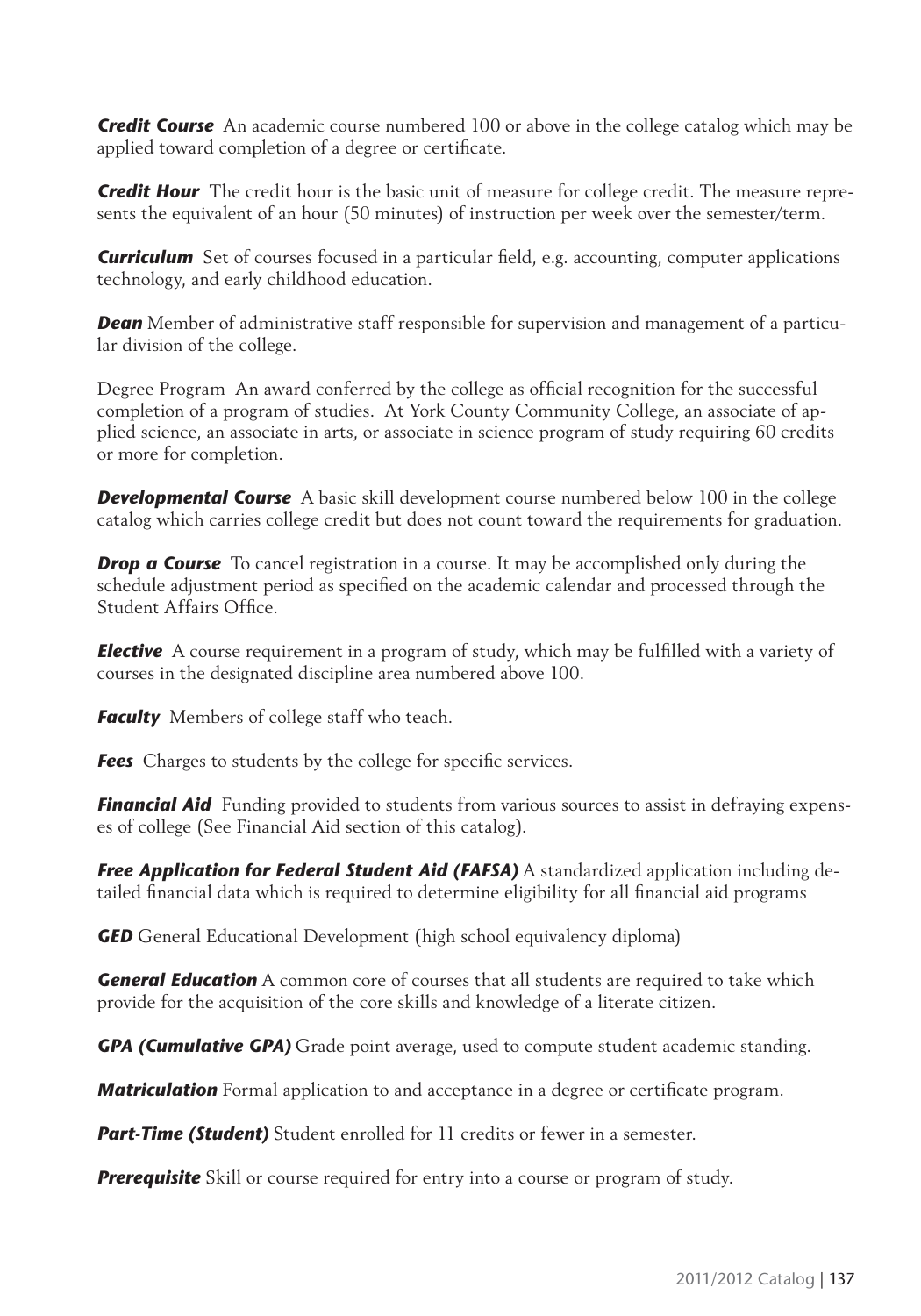***Credit Course*** An academic course numbered 100 or above in the college catalog which may be applied toward completion of a degree or certificate.

***Credit Hour*** The credit hour is the basic unit of measure for college credit. The measure represents the equivalent of an hour (50 minutes) of instruction per week over the semester/term.

***Curriculum*** Set of courses focused in a particular field, e.g. accounting, computer applications technology, and early childhood education.

***Dean*** Member of administrative staff responsible for supervision and management of a particular division of the college.

Degree Program An award conferred by the college as official recognition for the successful completion of a program of studies. At York County Community College, an associate of applied science, an associate in arts, or associate in science program of study requiring 60 credits or more for completion.

***Developmental Course*** A basic skill development course numbered below 100 in the college catalog which carries college credit but does not count toward the requirements for graduation.

***Drop a Course*** To cancel registration in a course. It may be accomplished only during the schedule adjustment period as specified on the academic calendar and processed through the Student Affairs Office.

***Elective*** A course requirement in a program of study, which may be fulfilled with a variety of courses in the designated discipline area numbered above 100.

***Faculty*** Members of college staff who teach.

***Fees*** Charges to students by the college for specific services.

***Financial Aid*** Funding provided to students from various sources to assist in defraying expenses of college (See Financial Aid section of this catalog).

***Free Application for Federal Student Aid (FAFSA)*** A standardized application including detailed financial data which is required to determine eligibility for all financial aid programs

***GED*** General Educational Development (high school equivalency diploma)

***General Education*** A common core of courses that all students are required to take which provide for the acquisition of the core skills and knowledge of a literate citizen.

***GPA (Cumulative GPA)*** Grade point average, used to compute student academic standing.

***Matriculation*** Formal application to and acceptance in a degree or certificate program.

***Part-Time (Student)*** Student enrolled for 11 credits or fewer in a semester.

***Prerequisite*** Skill or course required for entry into a course or program of study.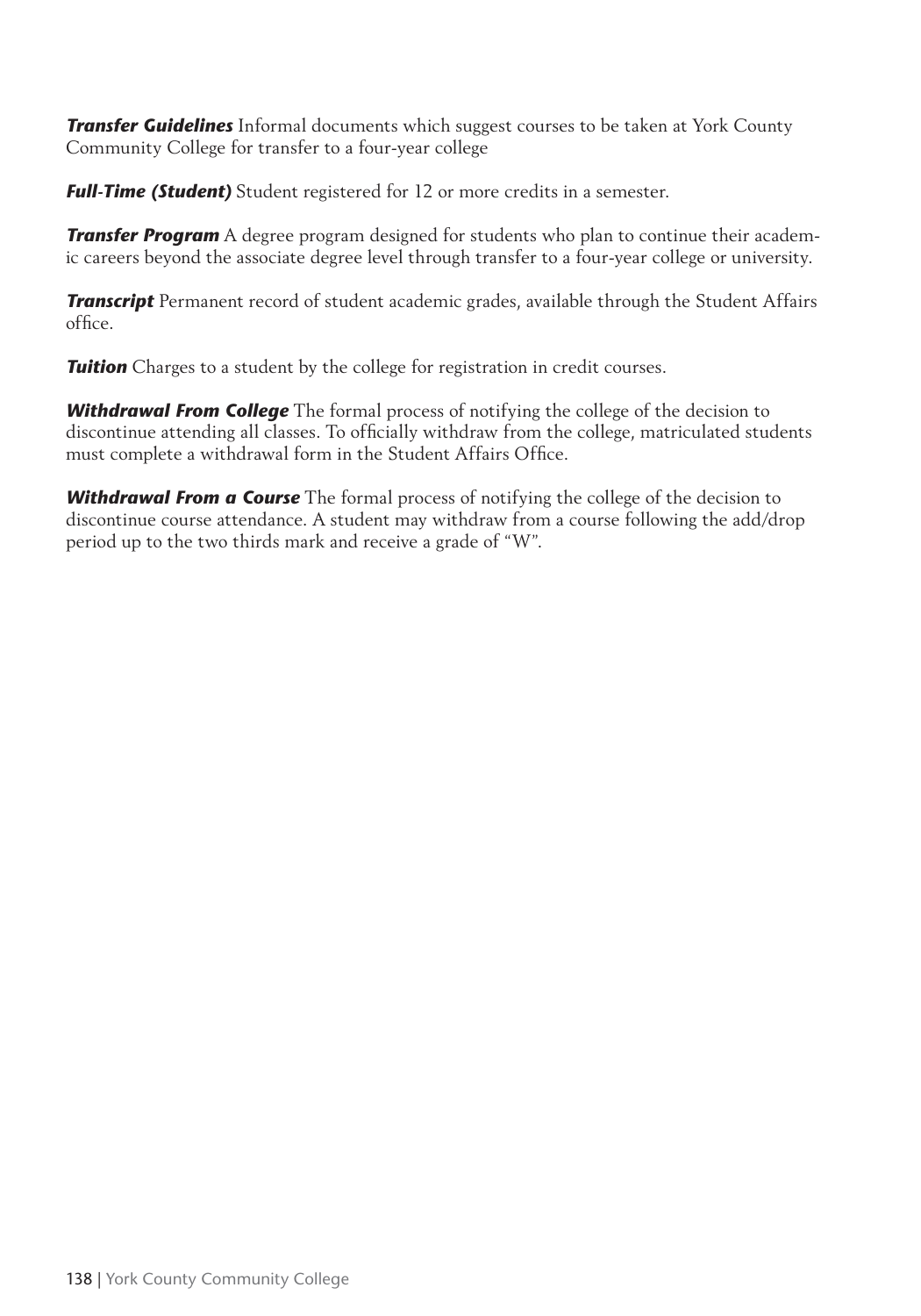***Transfer Guidelines*** Informal documents which suggest courses to be taken at York County Community College for transfer to a four-year college

***Full-Time (Student)*** Student registered for 12 or more credits in a semester.

***Transfer Program*** A degree program designed for students who plan to continue their academic careers beyond the associate degree level through transfer to a four-year college or university.

***Transcript*** Permanent record of student academic grades, available through the Student Affairs office.

***Tuition*** Charges to a student by the college for registration in credit courses.

***Withdrawal From College*** The formal process of notifying the college of the decision to discontinue attending all classes. To officially withdraw from the college, matriculated students must complete a withdrawal form in the Student Affairs Office.

***Withdrawal From a Course*** The formal process of notifying the college of the decision to discontinue course attendance. A student may withdraw from a course following the add/drop period up to the two thirds mark and receive a grade of "W".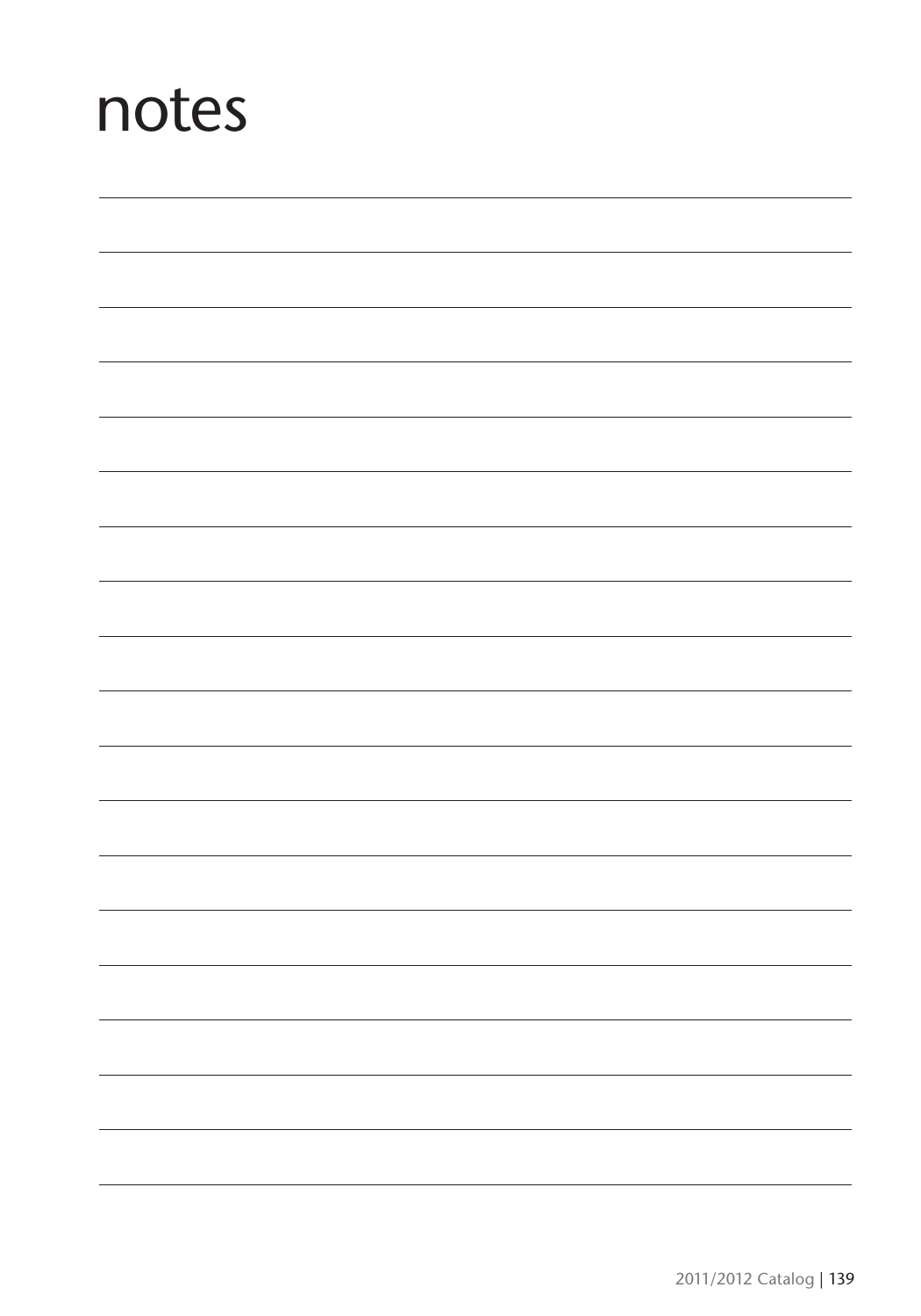# notes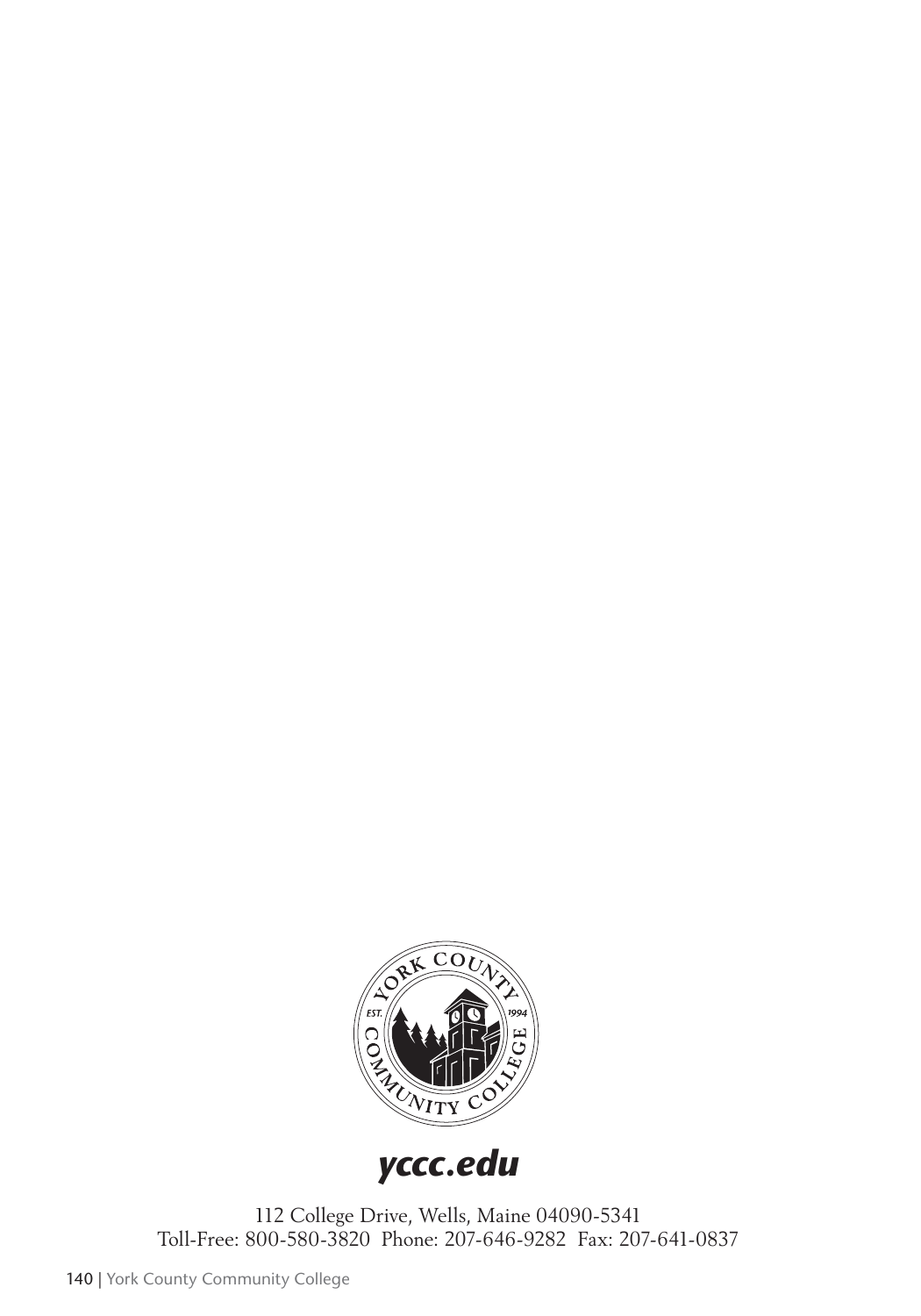**yccc.edu**

112 College Drive, Wells, Maine 04090-5341
Toll-Free: 800-580-3820 Phone: 207-646-9282 Fax: 207-641-0837